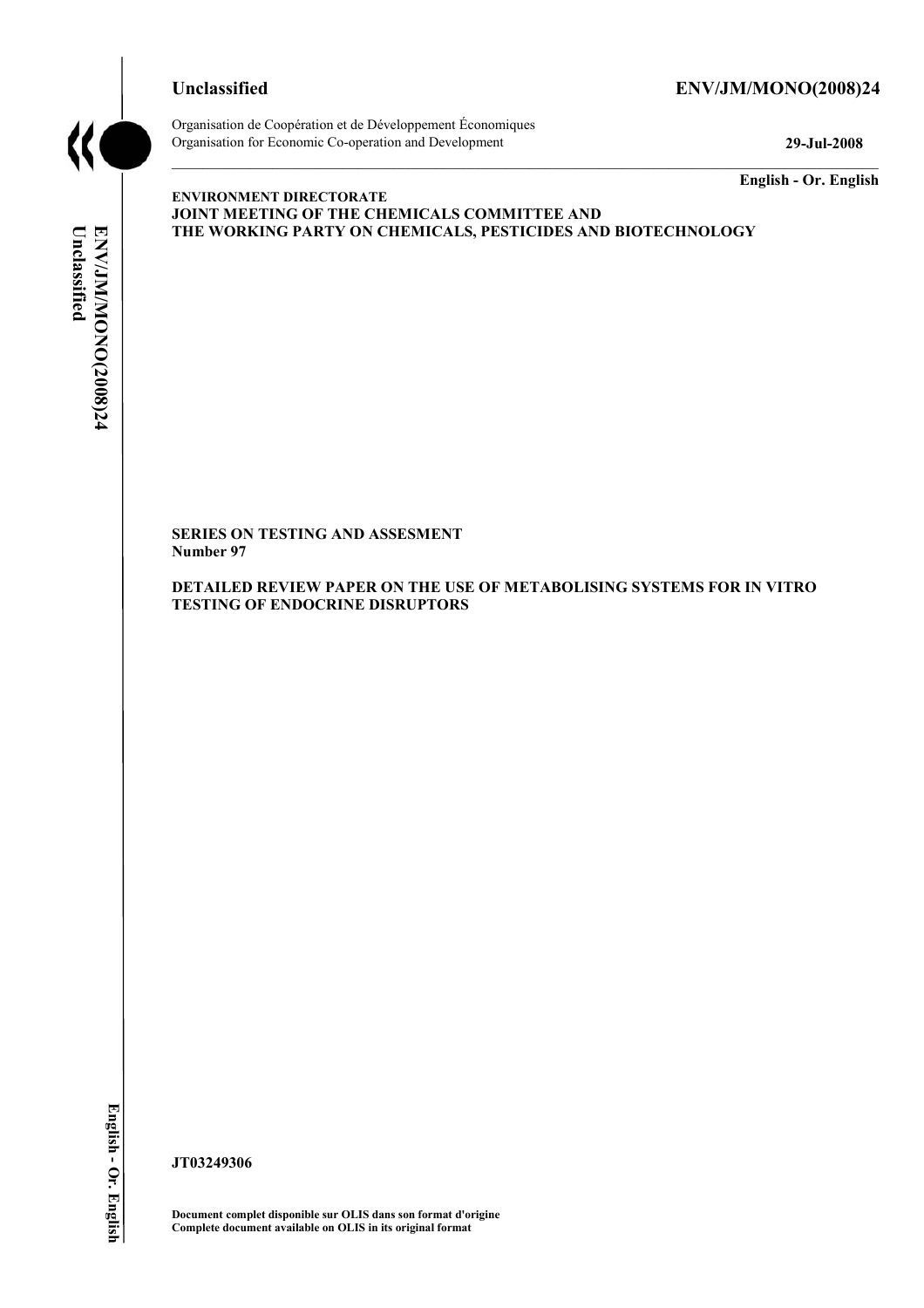**Unclassified** **ENV/JM/MONO(2008)24**

Organisation de Coopération et de Développement Économiques
Organisation for Economic Co-operation and Development **29-Jul-2008**

**English - Or. English**

**ENVIRONMENT DIRECTORATE**
**JOINT MEETING OF THE CHEMICALS COMMITTEE AND**
**THE WORKING PARTY ON CHEMICALS, PESTICIDES AND BIOTECHNOLOGY**

**SERIES ON TESTING AND ASSESMENT**
**Number 97**

**DETAILED REVIEW PAPER ON THE USE OF METABOLISING SYSTEMS FOR IN VITRO TESTING OF ENDOCRINE DISRUPTORS**

**JT03249306**

**Document complet disponible sur OLIS dans son format d'origine**
**Complete document available on OLIS in its original format**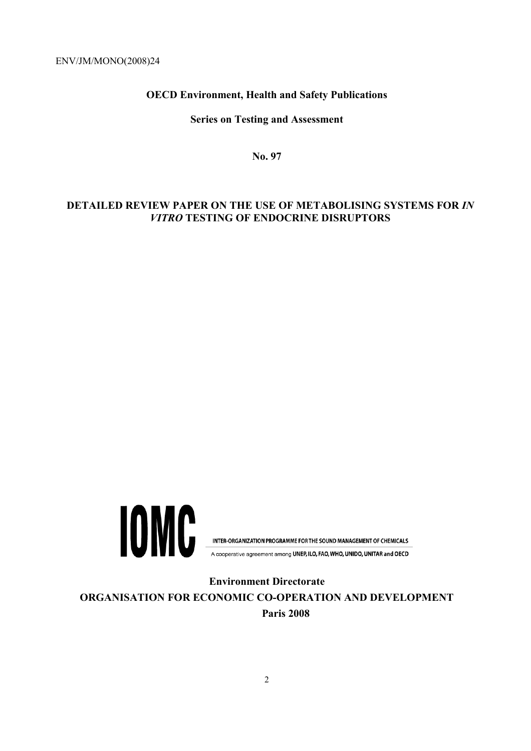ENV/JM/MONO(2008)24

**OECD Environment, Health and Safety Publications**

**Series on Testing and Assessment**

**No. 97**

# DETAILED REVIEW PAPER ON THE USE OF METABOLISING SYSTEMS FOR *IN VITRO* TESTING OF ENDOCRINE DISRUPTORS

**IOMC**

INTER-ORGANIZATION PROGRAMME FOR THE SOUND MANAGEMENT OF CHEMICALS

A cooperative agreement among UNEP, ILO, FAO, WHO, UNIDO, UNITAR and OECD

**Environment Directorate**

**ORGANISATION FOR ECONOMIC CO-OPERATION AND DEVELOPMENT**

**Paris 2008**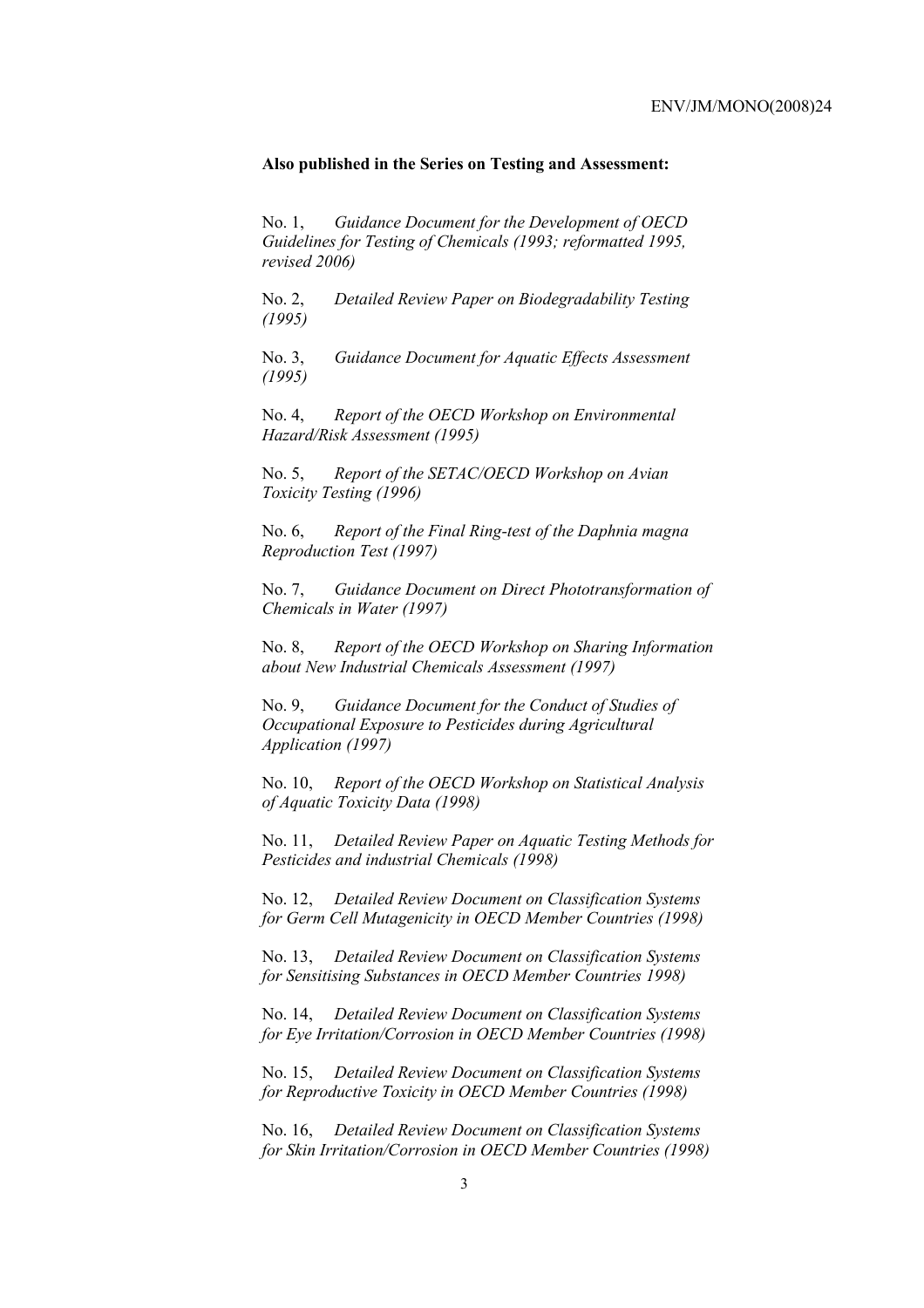**Also published in the Series on Testing and Assessment:**

No. 1, *Guidance Document for the Development of OECD Guidelines for Testing of Chemicals (1993; reformatted 1995, revised 2006)*

No. 2, *Detailed Review Paper on Biodegradability Testing (1995)*

No. 3, *Guidance Document for Aquatic Effects Assessment (1995)*

No. 4, *Report of the OECD Workshop on Environmental Hazard/Risk Assessment (1995)*

No. 5, *Report of the SETAC/OECD Workshop on Avian Toxicity Testing (1996)*

No. 6, *Report of the Final Ring-test of the Daphnia magna Reproduction Test (1997)*

No. 7, *Guidance Document on Direct Phototransformation of Chemicals in Water (1997)*

No. 8, *Report of the OECD Workshop on Sharing Information about New Industrial Chemicals Assessment (1997)*

No. 9, *Guidance Document for the Conduct of Studies of Occupational Exposure to Pesticides during Agricultural Application (1997)*

No. 10, *Report of the OECD Workshop on Statistical Analysis of Aquatic Toxicity Data (1998)*

No. 11, *Detailed Review Paper on Aquatic Testing Methods for Pesticides and industrial Chemicals (1998)*

No. 12, *Detailed Review Document on Classification Systems for Germ Cell Mutagenicity in OECD Member Countries (1998)*

No. 13, *Detailed Review Document on Classification Systems for Sensitising Substances in OECD Member Countries 1998)*

No. 14, *Detailed Review Document on Classification Systems for Eye Irritation/Corrosion in OECD Member Countries (1998)*

No. 15, *Detailed Review Document on Classification Systems for Reproductive Toxicity in OECD Member Countries (1998)*

No. 16, *Detailed Review Document on Classification Systems for Skin Irritation/Corrosion in OECD Member Countries (1998)*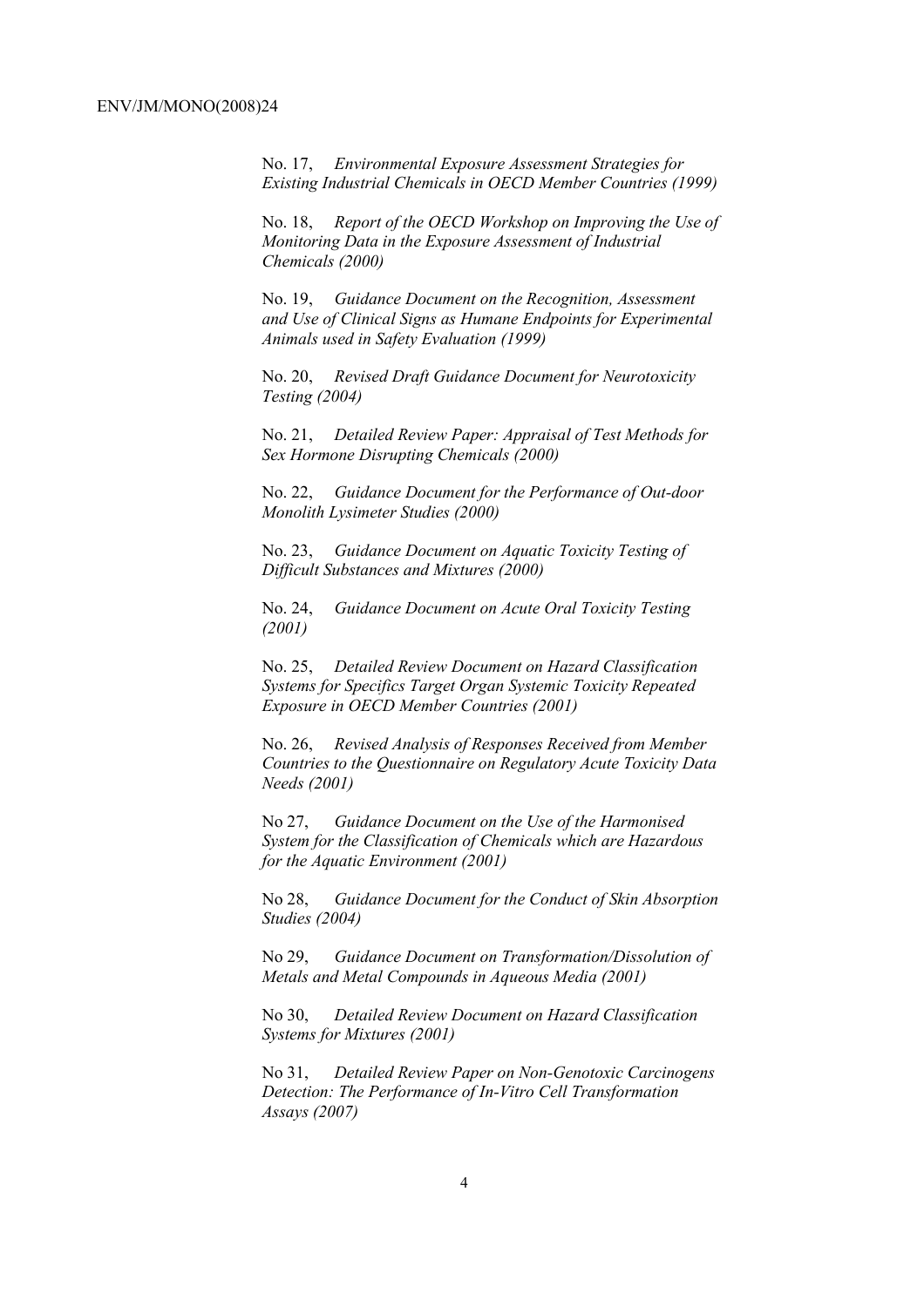No. 17, *Environmental Exposure Assessment Strategies for Existing Industrial Chemicals in OECD Member Countries (1999)*

No. 18, *Report of the OECD Workshop on Improving the Use of Monitoring Data in the Exposure Assessment of Industrial Chemicals (2000)*

No. 19, *Guidance Document on the Recognition, Assessment and Use of Clinical Signs as Humane Endpoints for Experimental Animals used in Safety Evaluation (1999)*

No. 20, *Revised Draft Guidance Document for Neurotoxicity Testing (2004)*

No. 21, *Detailed Review Paper: Appraisal of Test Methods for Sex Hormone Disrupting Chemicals (2000)*

No. 22, *Guidance Document for the Performance of Out-door Monolith Lysimeter Studies (2000)*

No. 23, *Guidance Document on Aquatic Toxicity Testing of Difficult Substances and Mixtures (2000)*

No. 24, *Guidance Document on Acute Oral Toxicity Testing (2001)*

No. 25, *Detailed Review Document on Hazard Classification Systems for Specifics Target Organ Systemic Toxicity Repeated Exposure in OECD Member Countries (2001)*

No. 26, *Revised Analysis of Responses Received from Member Countries to the Questionnaire on Regulatory Acute Toxicity Data Needs (2001)*

No 27, *Guidance Document on the Use of the Harmonised System for the Classification of Chemicals which are Hazardous for the Aquatic Environment (2001)*

No 28, *Guidance Document for the Conduct of Skin Absorption Studies (2004)*

No 29, *Guidance Document on Transformation/Dissolution of Metals and Metal Compounds in Aqueous Media (2001)*

No 30, *Detailed Review Document on Hazard Classification Systems for Mixtures (2001)*

No 31, *Detailed Review Paper on Non-Genotoxic Carcinogens Detection: The Performance of In-Vitro Cell Transformation Assays (2007)*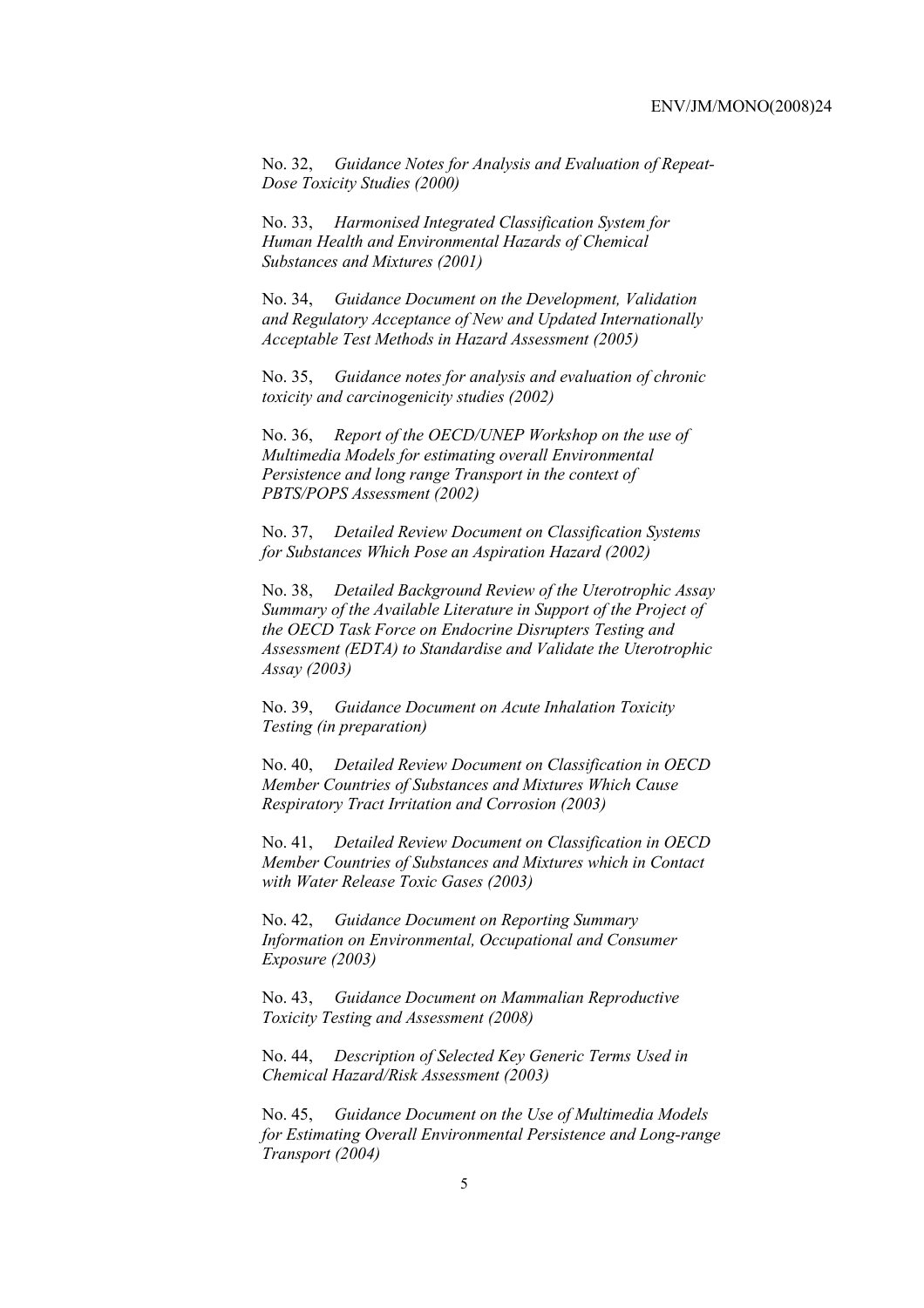No. 32, *Guidance Notes for Analysis and Evaluation of Repeat-Dose Toxicity Studies (2000)*

No. 33, *Harmonised Integrated Classification System for Human Health and Environmental Hazards of Chemical Substances and Mixtures (2001)*

No. 34, *Guidance Document on the Development, Validation and Regulatory Acceptance of New and Updated Internationally Acceptable Test Methods in Hazard Assessment (2005)*

No. 35, *Guidance notes for analysis and evaluation of chronic toxicity and carcinogenicity studies (2002)*

No. 36, *Report of the OECD/UNEP Workshop on the use of Multimedia Models for estimating overall Environmental Persistence and long range Transport in the context of PBTS/POPS Assessment (2002)*

No. 37, *Detailed Review Document on Classification Systems for Substances Which Pose an Aspiration Hazard (2002)*

No. 38, *Detailed Background Review of the Uterotrophic Assay Summary of the Available Literature in Support of the Project of the OECD Task Force on Endocrine Disrupters Testing and Assessment (EDTA) to Standardise and Validate the Uterotrophic Assay (2003)*

No. 39, *Guidance Document on Acute Inhalation Toxicity Testing (in preparation)*

No. 40, *Detailed Review Document on Classification in OECD Member Countries of Substances and Mixtures Which Cause Respiratory Tract Irritation and Corrosion (2003)*

No. 41, *Detailed Review Document on Classification in OECD Member Countries of Substances and Mixtures which in Contact with Water Release Toxic Gases (2003)*

No. 42, *Guidance Document on Reporting Summary Information on Environmental, Occupational and Consumer Exposure (2003)*

No. 43, *Guidance Document on Mammalian Reproductive Toxicity Testing and Assessment (2008)*

No. 44, *Description of Selected Key Generic Terms Used in Chemical Hazard/Risk Assessment (2003)*

No. 45, *Guidance Document on the Use of Multimedia Models for Estimating Overall Environmental Persistence and Long-range Transport (2004)*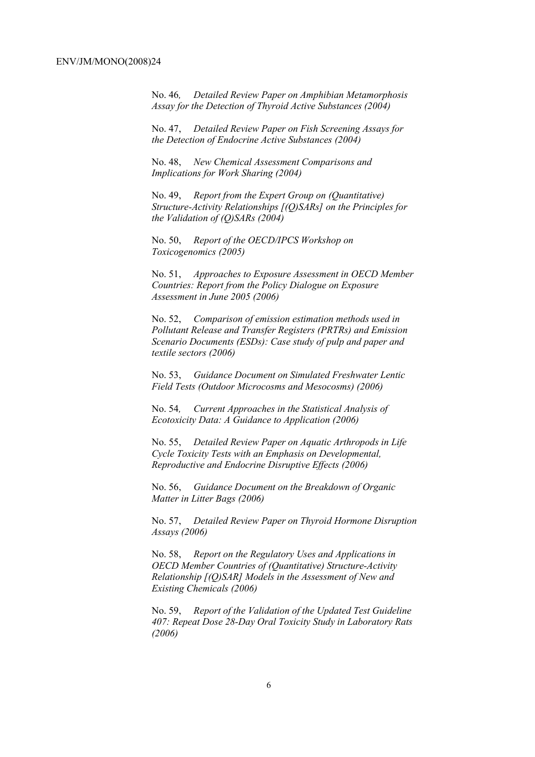No. 46, *Detailed Review Paper on Amphibian Metamorphosis Assay for the Detection of Thyroid Active Substances (2004)*

No. 47, *Detailed Review Paper on Fish Screening Assays for the Detection of Endocrine Active Substances (2004)*

No. 48, *New Chemical Assessment Comparisons and Implications for Work Sharing (2004)*

No. 49, *Report from the Expert Group on (Quantitative) Structure-Activity Relationships [(Q)SARs] on the Principles for the Validation of (Q)SARs (2004)*

No. 50, *Report of the OECD/IPCS Workshop on Toxicogenomics (2005)*

No. 51, *Approaches to Exposure Assessment in OECD Member Countries: Report from the Policy Dialogue on Exposure Assessment in June 2005 (2006)*

No. 52, *Comparison of emission estimation methods used in Pollutant Release and Transfer Registers (PRTRs) and Emission Scenario Documents (ESDs): Case study of pulp and paper and textile sectors (2006)*

No. 53, *Guidance Document on Simulated Freshwater Lentic Field Tests (Outdoor Microcosms and Mesocosms) (2006)*

No. 54, *Current Approaches in the Statistical Analysis of Ecotoxicity Data: A Guidance to Application (2006)*

No. 55, *Detailed Review Paper on Aquatic Arthropods in Life Cycle Toxicity Tests with an Emphasis on Developmental, Reproductive and Endocrine Disruptive Effects (2006)*

No. 56, *Guidance Document on the Breakdown of Organic Matter in Litter Bags (2006)*

No. 57, *Detailed Review Paper on Thyroid Hormone Disruption Assays (2006)*

No. 58, *Report on the Regulatory Uses and Applications in OECD Member Countries of (Quantitative) Structure-Activity Relationship [(Q)SAR] Models in the Assessment of New and Existing Chemicals (2006)*

No. 59, *Report of the Validation of the Updated Test Guideline 407: Repeat Dose 28-Day Oral Toxicity Study in Laboratory Rats (2006)*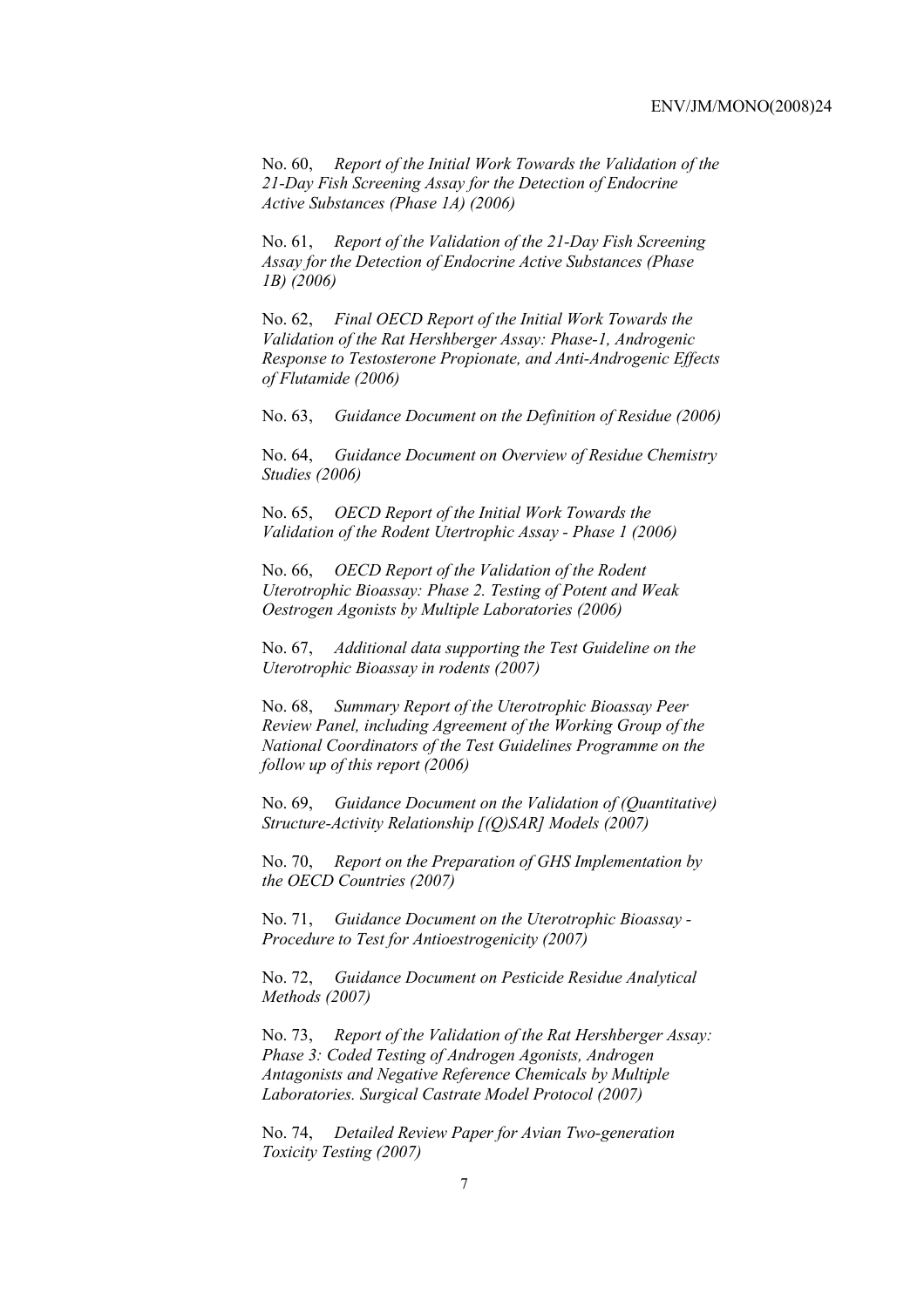No. 60, *Report of the Initial Work Towards the Validation of the 21-Day Fish Screening Assay for the Detection of Endocrine Active Substances (Phase 1A) (2006)*

No. 61, *Report of the Validation of the 21-Day Fish Screening Assay for the Detection of Endocrine Active Substances (Phase 1B) (2006)*

No. 62, *Final OECD Report of the Initial Work Towards the Validation of the Rat Hershberger Assay: Phase-1, Androgenic Response to Testosterone Propionate, and Anti-Androgenic Effects of Flutamide (2006)*

No. 63, *Guidance Document on the Definition of Residue (2006)*

No. 64, *Guidance Document on Overview of Residue Chemistry Studies (2006)*

No. 65, *OECD Report of the Initial Work Towards the Validation of the Rodent Utertrophic Assay - Phase 1 (2006)*

No. 66, *OECD Report of the Validation of the Rodent Uterotrophic Bioassay: Phase 2. Testing of Potent and Weak Oestrogen Agonists by Multiple Laboratories (2006)*

No. 67, *Additional data supporting the Test Guideline on the Uterotrophic Bioassay in rodents (2007)*

No. 68, *Summary Report of the Uterotrophic Bioassay Peer Review Panel, including Agreement of the Working Group of the National Coordinators of the Test Guidelines Programme on the follow up of this report (2006)*

No. 69, *Guidance Document on the Validation of (Quantitative) Structure-Activity Relationship [(Q)SAR] Models (2007)*

No. 70, *Report on the Preparation of GHS Implementation by the OECD Countries (2007)*

No. 71, *Guidance Document on the Uterotrophic Bioassay - Procedure to Test for Antioestrogenicity (2007)*

No. 72, *Guidance Document on Pesticide Residue Analytical Methods (2007)*

No. 73, *Report of the Validation of the Rat Hershberger Assay: Phase 3: Coded Testing of Androgen Agonists, Androgen Antagonists and Negative Reference Chemicals by Multiple Laboratories. Surgical Castrate Model Protocol (2007)*

No. 74, *Detailed Review Paper for Avian Two-generation Toxicity Testing (2007)*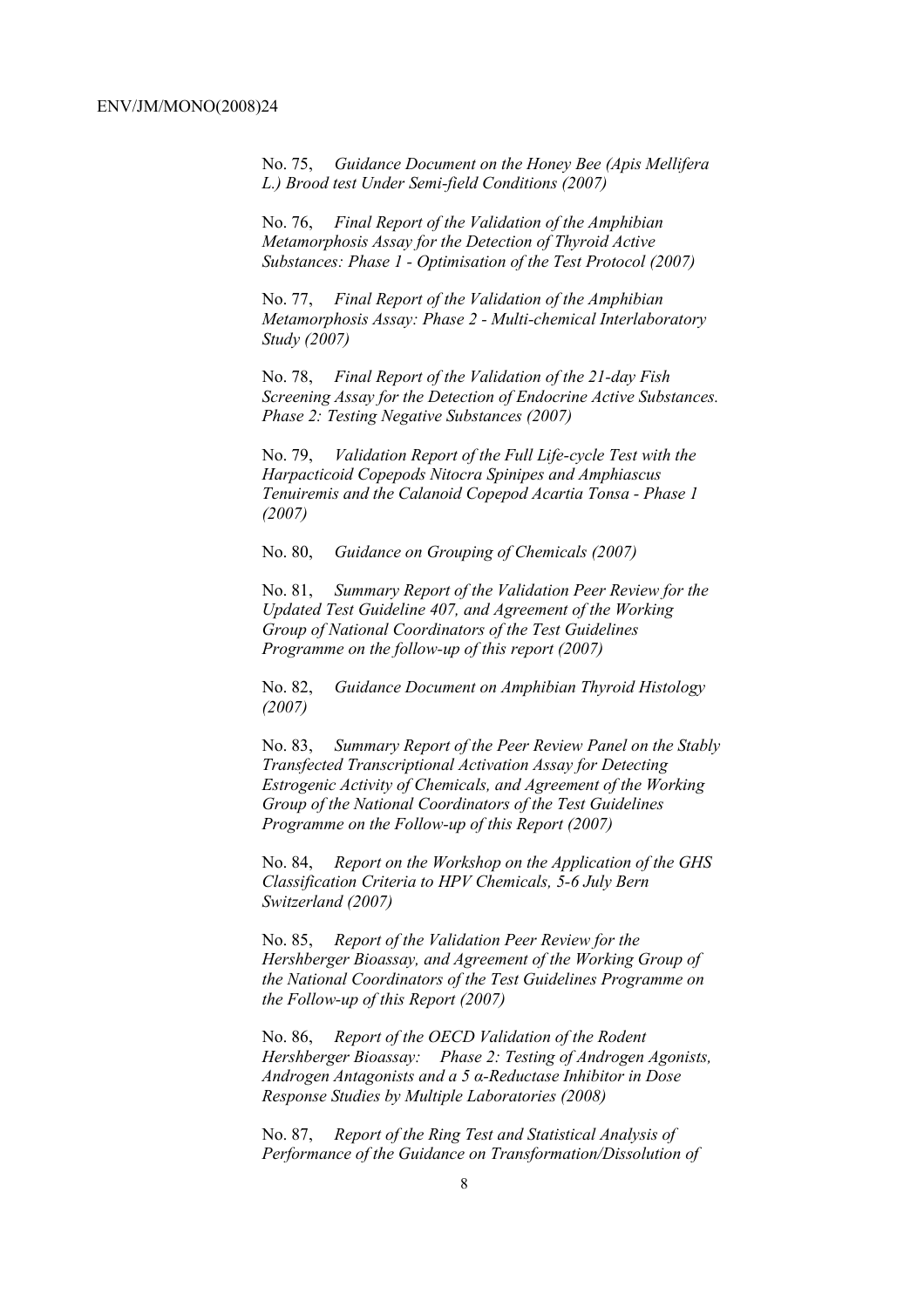No. 75, *Guidance Document on the Honey Bee (Apis Mellifera L.) Brood test Under Semi-field Conditions (2007)*

No. 76, *Final Report of the Validation of the Amphibian Metamorphosis Assay for the Detection of Thyroid Active Substances: Phase 1 - Optimisation of the Test Protocol (2007)*

No. 77, *Final Report of the Validation of the Amphibian Metamorphosis Assay: Phase 2 - Multi-chemical Interlaboratory Study (2007)*

No. 78, *Final Report of the Validation of the 21-day Fish Screening Assay for the Detection of Endocrine Active Substances. Phase 2: Testing Negative Substances (2007)*

No. 79, *Validation Report of the Full Life-cycle Test with the Harpacticoid Copepods Nitocra Spinipes and Amphiascus Tenuiremis and the Calanoid Copepod Acartia Tonsa - Phase 1 (2007)*

No. 80, *Guidance on Grouping of Chemicals (2007)*

No. 81, *Summary Report of the Validation Peer Review for the Updated Test Guideline 407, and Agreement of the Working Group of National Coordinators of the Test Guidelines Programme on the follow-up of this report (2007)*

No. 82, *Guidance Document on Amphibian Thyroid Histology (2007)*

No. 83, *Summary Report of the Peer Review Panel on the Stably Transfected Transcriptional Activation Assay for Detecting Estrogenic Activity of Chemicals, and Agreement of the Working Group of the National Coordinators of the Test Guidelines Programme on the Follow-up of this Report (2007)*

No. 84, *Report on the Workshop on the Application of the GHS Classification Criteria to HPV Chemicals, 5-6 July Bern Switzerland (2007)*

No. 85, *Report of the Validation Peer Review for the Hershberger Bioassay, and Agreement of the Working Group of the National Coordinators of the Test Guidelines Programme on the Follow-up of this Report (2007)*

No. 86, *Report of the OECD Validation of the Rodent Hershberger Bioassay: Phase 2: Testing of Androgen Agonists, Androgen Antagonists and a 5 α-Reductase Inhibitor in Dose Response Studies by Multiple Laboratories (2008)*

No. 87, *Report of the Ring Test and Statistical Analysis of Performance of the Guidance on Transformation/Dissolution of*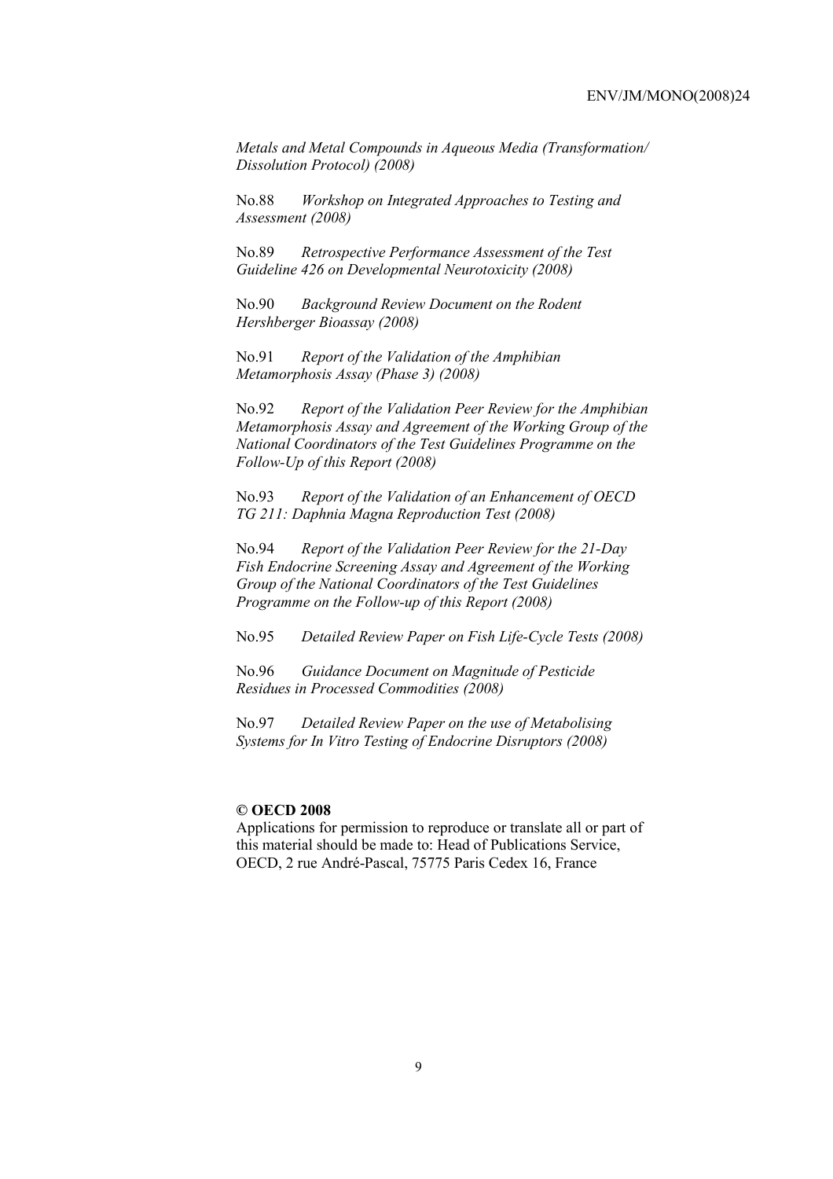*Metals and Metal Compounds in Aqueous Media (Transformation/ Dissolution Protocol) (2008)*

No.88 *Workshop on Integrated Approaches to Testing and Assessment (2008)*

No.89 *Retrospective Performance Assessment of the Test Guideline 426 on Developmental Neurotoxicity (2008)*

No.90 *Background Review Document on the Rodent Hershberger Bioassay (2008)*

No.91 *Report of the Validation of the Amphibian Metamorphosis Assay (Phase 3) (2008)*

No.92 *Report of the Validation Peer Review for the Amphibian Metamorphosis Assay and Agreement of the Working Group of the National Coordinators of the Test Guidelines Programme on the Follow-Up of this Report (2008)*

No.93 *Report of the Validation of an Enhancement of OECD TG 211: Daphnia Magna Reproduction Test (2008)*

No.94 *Report of the Validation Peer Review for the 21-Day Fish Endocrine Screening Assay and Agreement of the Working Group of the National Coordinators of the Test Guidelines Programme on the Follow-up of this Report (2008)*

No.95 *Detailed Review Paper on Fish Life-Cycle Tests (2008)*

No.96 *Guidance Document on Magnitude of Pesticide Residues in Processed Commodities (2008)*

No.97 *Detailed Review Paper on the use of Metabolising Systems for In Vitro Testing of Endocrine Disruptors (2008)*

**© OECD 2008**

Applications for permission to reproduce or translate all or part of this material should be made to: Head of Publications Service, OECD, 2 rue André-Pascal, 75775 Paris Cedex 16, France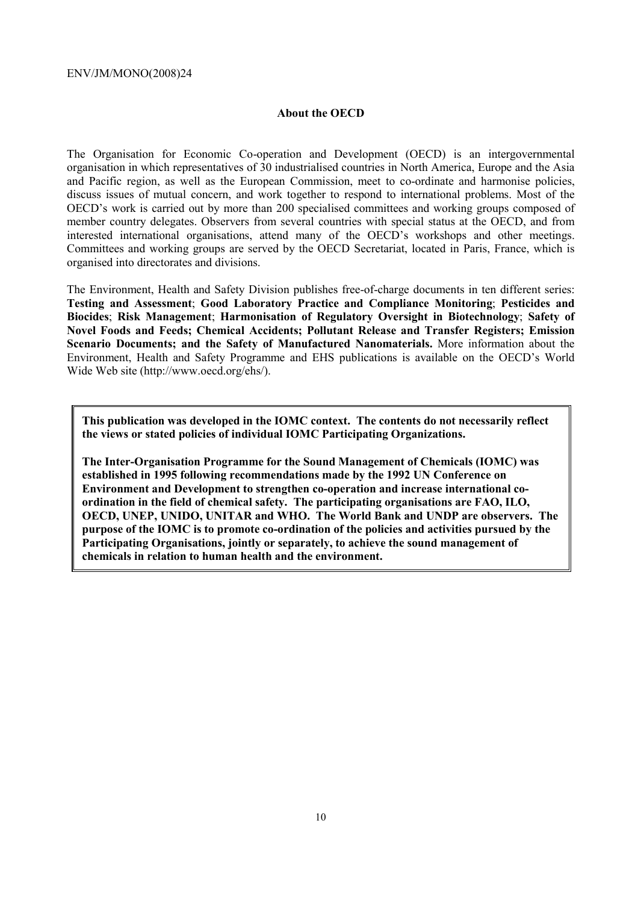## About the OECD

The Organisation for Economic Co-operation and Development (OECD) is an intergovernmental organisation in which representatives of 30 industrialised countries in North America, Europe and the Asia and Pacific region, as well as the European Commission, meet to co-ordinate and harmonise policies, discuss issues of mutual concern, and work together to respond to international problems. Most of the OECD's work is carried out by more than 200 specialised committees and working groups composed of member country delegates. Observers from several countries with special status at the OECD, and from interested international organisations, attend many of the OECD's workshops and other meetings. Committees and working groups are served by the OECD Secretariat, located in Paris, France, which is organised into directorates and divisions.

The Environment, Health and Safety Division publishes free-of-charge documents in ten different series: **Testing and Assessment**; **Good Laboratory Practice and Compliance Monitoring**; **Pesticides and Biocides**; **Risk Management**; **Harmonisation of Regulatory Oversight in Biotechnology**; **Safety of Novel Foods and Feeds; Chemical Accidents; Pollutant Release and Transfer Registers; Emission Scenario Documents; and the Safety of Manufactured Nanomaterials.** More information about the Environment, Health and Safety Programme and EHS publications is available on the OECD's World Wide Web site (http://www.oecd.org/ehs/).

**This publication was developed in the IOMC context. The contents do not necessarily reflect the views or stated policies of individual IOMC Participating Organizations.**

**The Inter-Organisation Programme for the Sound Management of Chemicals (IOMC) was established in 1995 following recommendations made by the 1992 UN Conference on Environment and Development to strengthen co-operation and increase international co-ordination in the field of chemical safety. The participating organisations are FAO, ILO, OECD, UNEP, UNIDO, UNITAR and WHO. The World Bank and UNDP are observers. The purpose of the IOMC is to promote co-ordination of the policies and activities pursued by the Participating Organisations, jointly or separately, to achieve the sound management of chemicals in relation to human health and the environment.**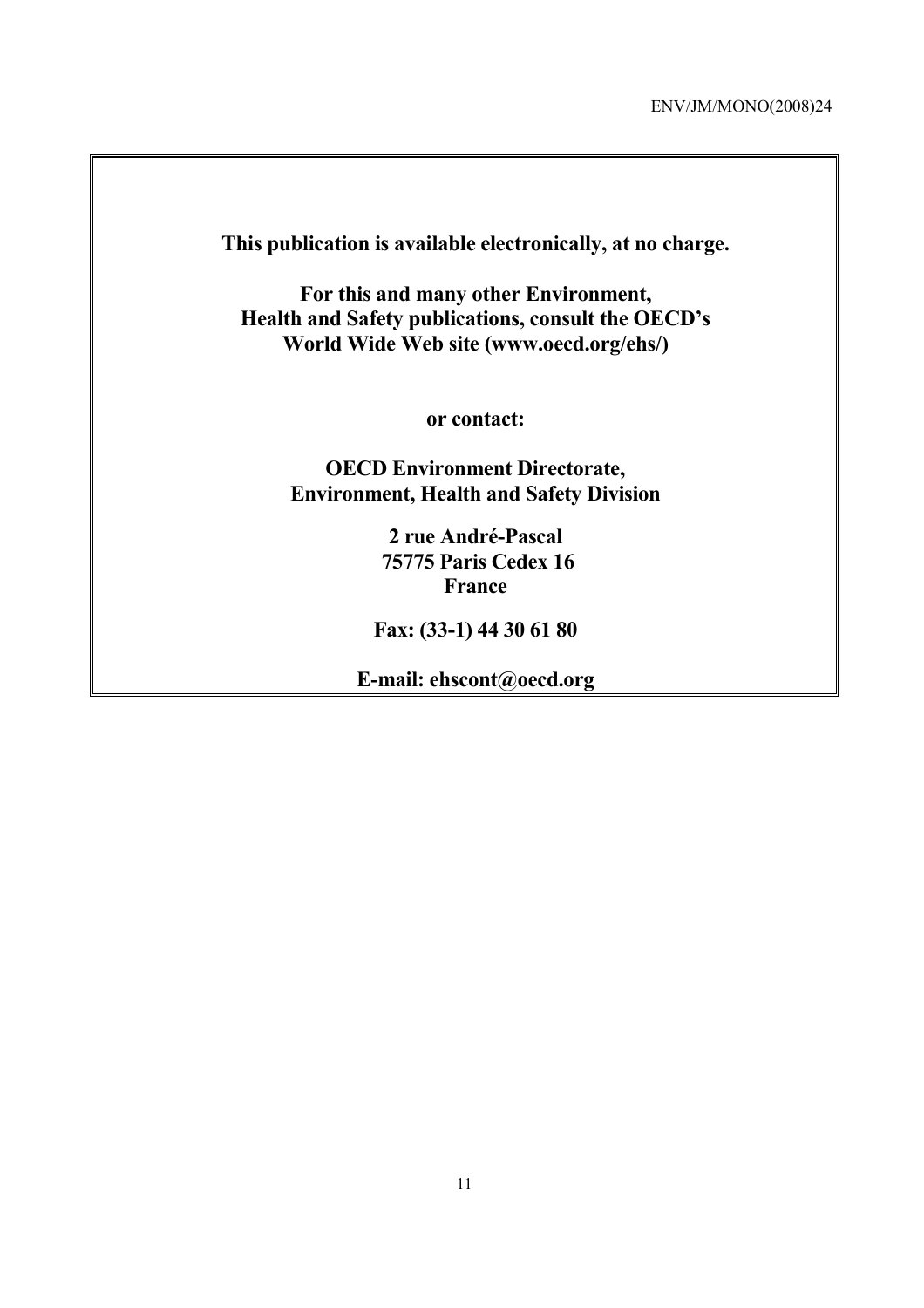**This publication is available electronically, at no charge.**

**For this and many other Environment, Health and Safety publications, consult the OECD's World Wide Web site (www.oecd.org/ehs/)**

**or contact:**

**OECD Environment Directorate, Environment, Health and Safety Division**

**2 rue André-Pascal**
**75775 Paris Cedex 16**
**France**

**Fax: (33-1) 44 30 61 80**

**E-mail: ehscont@oecd.org**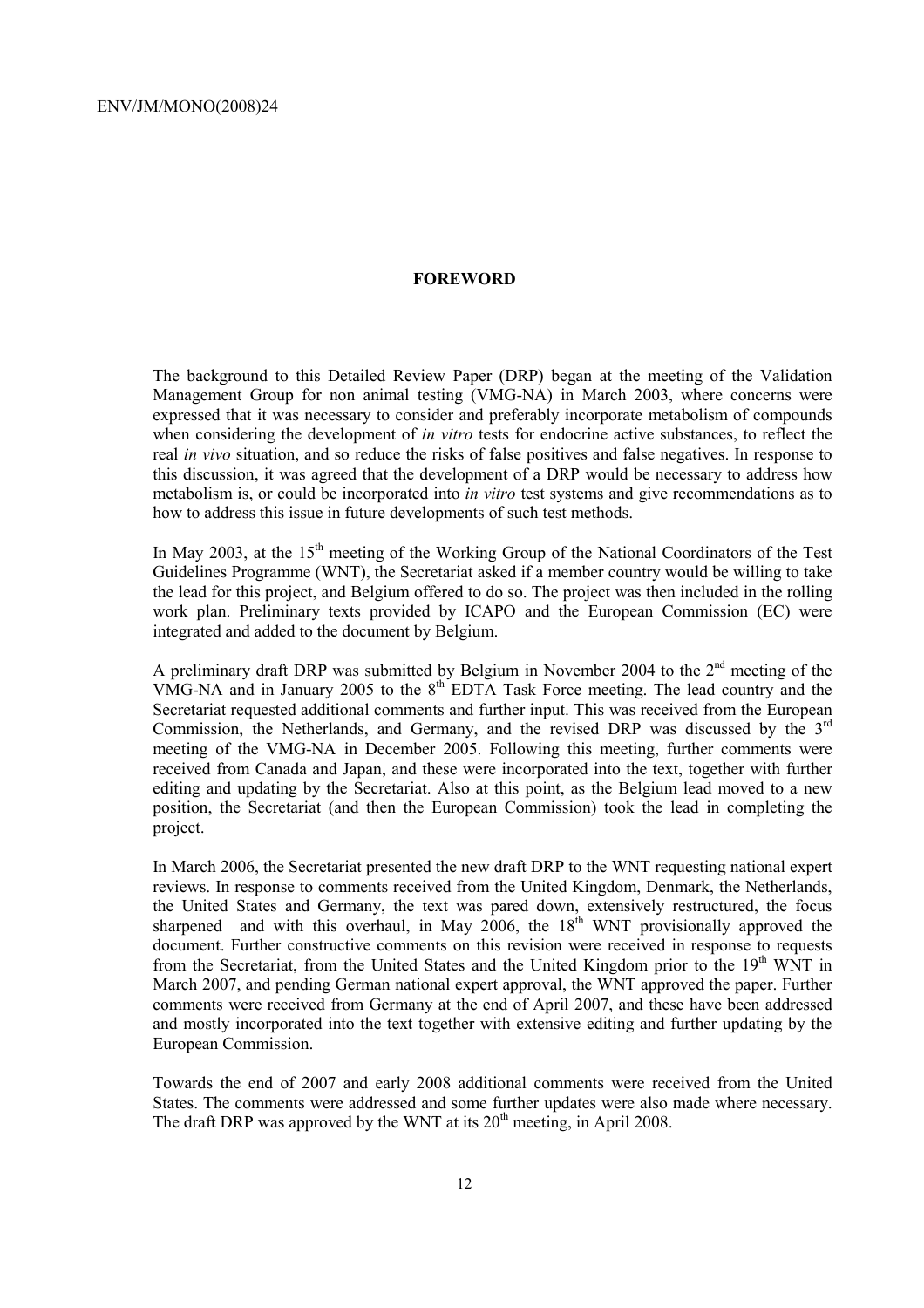# FOREWORD

The background to this Detailed Review Paper (DRP) began at the meeting of the Validation Management Group for non animal testing (VMG-NA) in March 2003, where concerns were expressed that it was necessary to consider and preferably incorporate metabolism of compounds when considering the development of *in vitro* tests for endocrine active substances, to reflect the real *in vivo* situation, and so reduce the risks of false positives and false negatives. In response to this discussion, it was agreed that the development of a DRP would be necessary to address how metabolism is, or could be incorporated into *in vitro* test systems and give recommendations as to how to address this issue in future developments of such test methods.

In May 2003, at the 15th meeting of the Working Group of the National Coordinators of the Test Guidelines Programme (WNT), the Secretariat asked if a member country would be willing to take the lead for this project, and Belgium offered to do so. The project was then included in the rolling work plan. Preliminary texts provided by ICAPO and the European Commission (EC) were integrated and added to the document by Belgium.

A preliminary draft DRP was submitted by Belgium in November 2004 to the 2nd meeting of the VMG-NA and in January 2005 to the 8th EDTA Task Force meeting. The lead country and the Secretariat requested additional comments and further input. This was received from the European Commission, the Netherlands, and Germany, and the revised DRP was discussed by the 3rd meeting of the VMG-NA in December 2005. Following this meeting, further comments were received from Canada and Japan, and these were incorporated into the text, together with further editing and updating by the Secretariat. Also at this point, as the Belgium lead moved to a new position, the Secretariat (and then the European Commission) took the lead in completing the project.

In March 2006, the Secretariat presented the new draft DRP to the WNT requesting national expert reviews. In response to comments received from the United Kingdom, Denmark, the Netherlands, the United States and Germany, the text was pared down, extensively restructured, the focus sharpened and with this overhaul, in May 2006, the 18th WNT provisionally approved the document. Further constructive comments on this revision were received in response to requests from the Secretariat, from the United States and the United Kingdom prior to the 19th WNT in March 2007, and pending German national expert approval, the WNT approved the paper. Further comments were received from Germany at the end of April 2007, and these have been addressed and mostly incorporated into the text together with extensive editing and further updating by the European Commission.

Towards the end of 2007 and early 2008 additional comments were received from the United States. The comments were addressed and some further updates were also made where necessary. The draft DRP was approved by the WNT at its 20th meeting, in April 2008.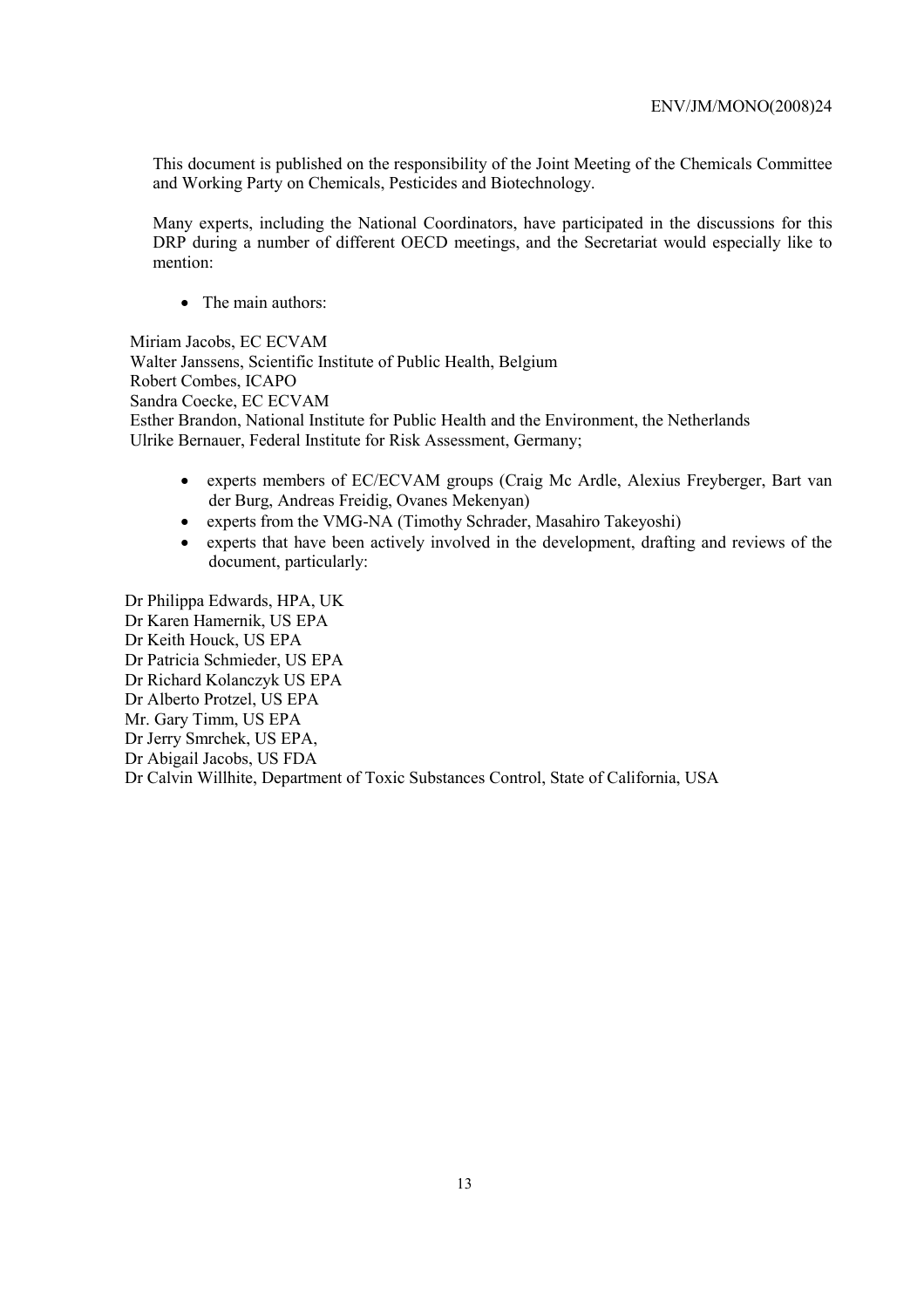This document is published on the responsibility of the Joint Meeting of the Chemicals Committee and Working Party on Chemicals, Pesticides and Biotechnology.

Many experts, including the National Coordinators, have participated in the discussions for this DRP during a number of different OECD meetings, and the Secretariat would especially like to mention:

- The main authors:

Miriam Jacobs, EC ECVAM
Walter Janssens, Scientific Institute of Public Health, Belgium
Robert Combes, ICAPO
Sandra Coecke, EC ECVAM
Esther Brandon, National Institute for Public Health and the Environment, the Netherlands
Ulrike Bernauer, Federal Institute for Risk Assessment, Germany;

- experts members of EC/ECVAM groups (Craig Mc Ardle, Alexius Freyberger, Bart van der Burg, Andreas Freidig, Ovanes Mekenyan)
- experts from the VMG-NA (Timothy Schrader, Masahiro Takeyoshi)
- experts that have been actively involved in the development, drafting and reviews of the document, particularly:

Dr Philippa Edwards, HPA, UK
Dr Karen Hamernik, US EPA
Dr Keith Houck, US EPA
Dr Patricia Schmieder, US EPA
Dr Richard Kolanczyk US EPA
Dr Alberto Protzel, US EPA
Mr. Gary Timm, US EPA
Dr Jerry Smrchek, US EPA,
Dr Abigail Jacobs, US FDA
Dr Calvin Willhite, Department of Toxic Substances Control, State of California, USA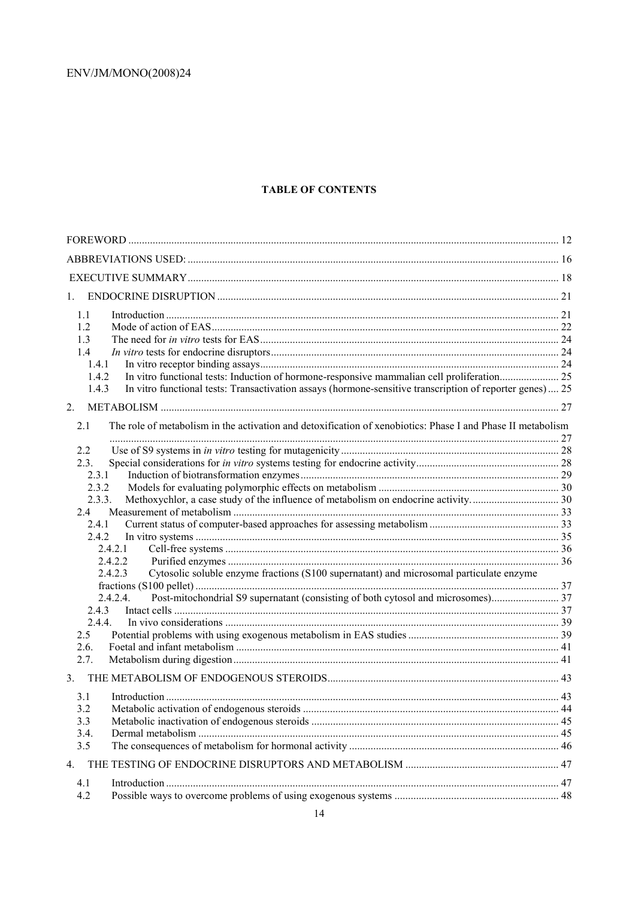**TABLE OF CONTENTS**

FOREWORD ..... 12

ABBREVIATIONS USED: ..... 16

EXECUTIVE SUMMARY ..... 18

1. ENDOCRINE DISRUPTION ..... 21
   - 1.1 Introduction ..... 21
   - 1.2 Mode of action of EAS ..... 22
   - 1.3 The need for *in vitro* tests for EAS ..... 24
   - 1.4 *In vitro* tests for endocrine disruptors ..... 24
     - 1.4.1 In vitro receptor binding assays ..... 24
     - 1.4.2 In vitro functional tests: Induction of hormone-responsive mammalian cell proliferation ..... 25
     - 1.4.3 In vitro functional tests: Transactivation assays (hormone-sensitive transcription of reporter genes) ..... 25

2. METABOLISM ..... 27
   - 2.1 The role of metabolism in the activation and detoxification of xenobiotics: Phase I and Phase II metabolism ..... 27
   - 2.2 Use of S9 systems in *in vitro* testing for mutagenicity ..... 28
   - 2.3. Special considerations for *in vitro* systems testing for endocrine activity ..... 28
     - 2.3.1 Induction of biotransformation enzymes ..... 29
     - 2.3.2 Models for evaluating polymorphic effects on metabolism ..... 30
     - 2.3.3. Methoxychlor, a case study of the influence of metabolism on endocrine activity. ..... 30
   - 2.4 Measurement of metabolism ..... 33
     - 2.4.1 Current status of computer-based approaches for assessing metabolism ..... 33
     - 2.4.2 In vitro systems ..... 35
       - 2.4.2.1 Cell-free systems ..... 36
       - 2.4.2.2 Purified enzymes ..... 36
       - 2.4.2.3 Cytosolic soluble enzyme fractions (S100 supernatant) and microsomal particulate enzyme fractions (S100 pellet) ..... 37
       - 2.4.2.4. Post-mitochondrial S9 supernatant (consisting of both cytosol and microsomes) ..... 37
     - 2.4.3 Intact cells ..... 37
     - 2.4.4. In vivo considerations ..... 39
   - 2.5 Potential problems with using exogenous metabolism in EAS studies ..... 39
   - 2.6. Foetal and infant metabolism ..... 41
   - 2.7. Metabolism during digestion ..... 41

3. THE METABOLISM OF ENDOGENOUS STEROIDS ..... 43
   - 3.1 Introduction ..... 43
   - 3.2 Metabolic activation of endogenous steroids ..... 44
   - 3.3 Metabolic inactivation of endogenous steroids ..... 45
   - 3.4. Dermal metabolism ..... 45
   - 3.5 The consequences of metabolism for hormonal activity ..... 46

4. THE TESTING OF ENDOCRINE DISRUPTORS AND METABOLISM ..... 47
   - 4.1 Introduction ..... 47
   - 4.2 Possible ways to overcome problems of using exogenous systems ..... 48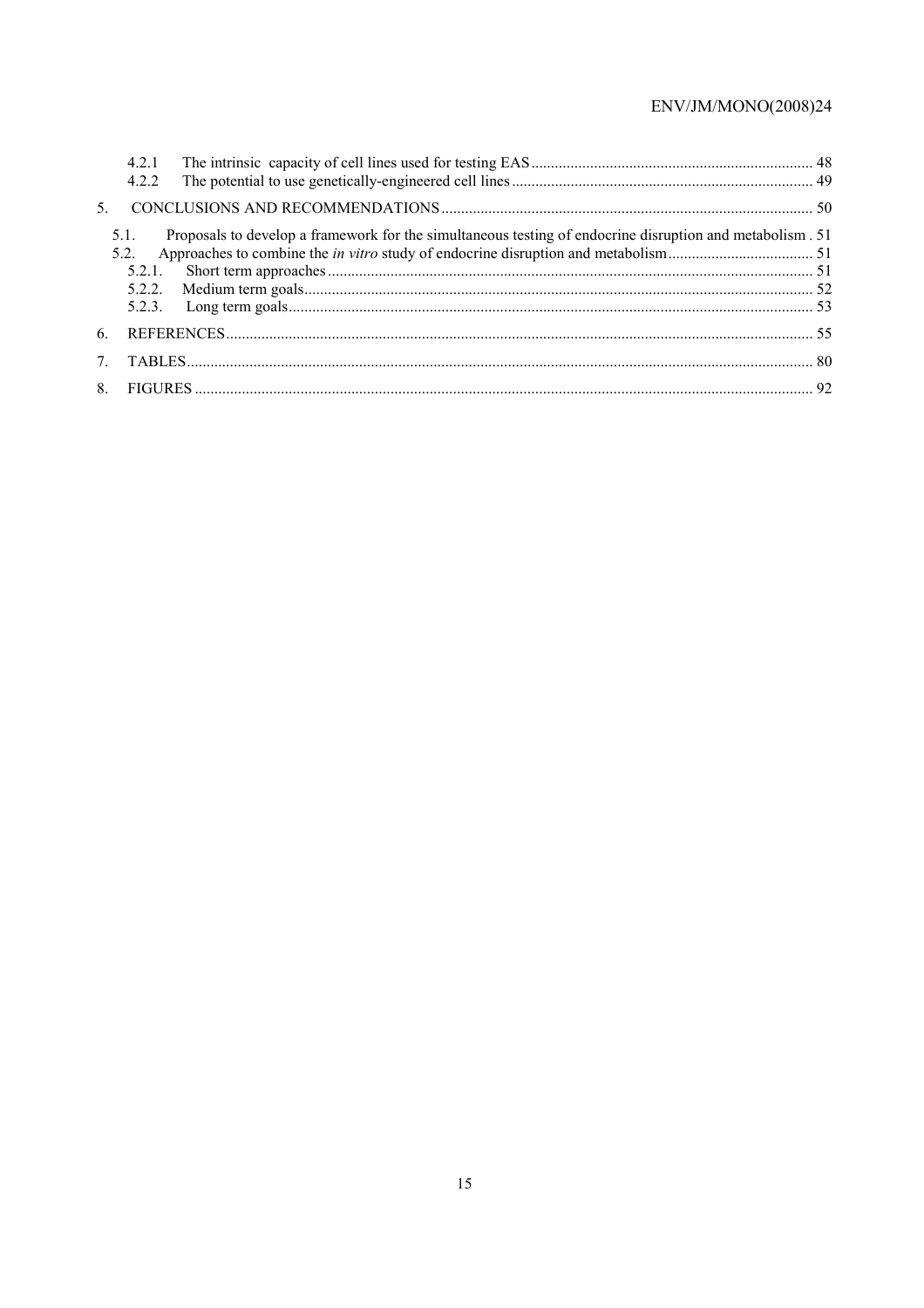4.2.1 The intrinsic capacity of cell lines used for testing EAS ........ 48
4.2.2 The potential to use genetically-engineered cell lines ........ 49

5. CONCLUSIONS AND RECOMMENDATIONS ........ 50

5.1. Proposals to develop a framework for the simultaneous testing of endocrine disruption and metabolism . 51
5.2. Approaches to combine the *in vitro* study of endocrine disruption and metabolism ........ 51
5.2.1. Short term approaches ........ 51
5.2.2. Medium term goals ........ 52
5.2.3. Long term goals ........ 53

6. REFERENCES ........ 55

7. TABLES ........ 80

8. FIGURES ........ 92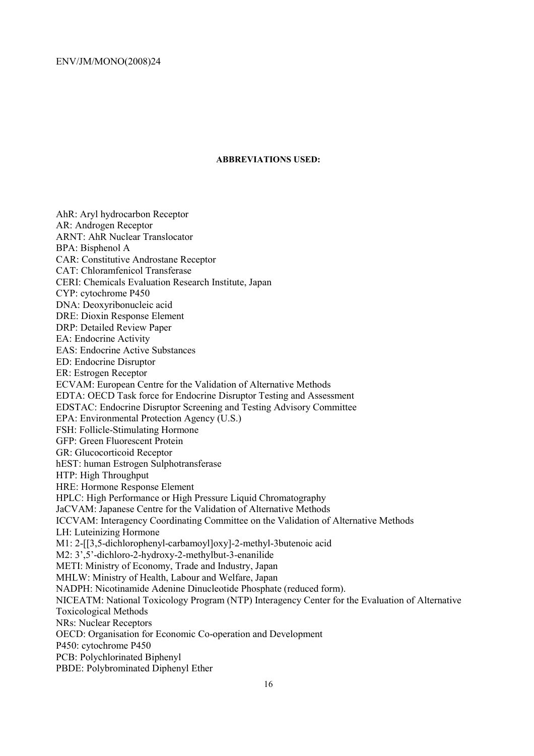**ABBREVIATIONS USED:**

AhR: Aryl hydrocarbon Receptor
AR: Androgen Receptor
ARNT: AhR Nuclear Translocator
BPA: Bisphenol A
CAR: Constitutive Androstane Receptor
CAT: Chloramfenicol Transferase
CERI: Chemicals Evaluation Research Institute, Japan
CYP: cytochrome P450
DNA: Deoxyribonucleic acid
DRE: Dioxin Response Element
DRP: Detailed Review Paper
EA: Endocrine Activity
EAS: Endocrine Active Substances
ED: Endocrine Disruptor
ER: Estrogen Receptor
ECVAM: European Centre for the Validation of Alternative Methods
EDTA: OECD Task force for Endocrine Disruptor Testing and Assessment
EDSTAC: Endocrine Disruptor Screening and Testing Advisory Committee
EPA: Environmental Protection Agency (U.S.)
FSH: Follicle-Stimulating Hormone
GFP: Green Fluorescent Protein
GR: Glucocorticoid Receptor
hEST: human Estrogen Sulphotransferase
HTP: High Throughput
HRE: Hormone Response Element
HPLC: High Performance or High Pressure Liquid Chromatography
JaCVAM: Japanese Centre for the Validation of Alternative Methods
ICCVAM: Interagency Coordinating Committee on the Validation of Alternative Methods
LH: Luteinizing Hormone
M1: 2-[[3,5-dichlorophenyl-carbamoyl]oxy]-2-methyl-3butenoic acid
M2: 3',5'-dichloro-2-hydroxy-2-methylbut-3-enanilide
METI: Ministry of Economy, Trade and Industry, Japan
MHLW: Ministry of Health, Labour and Welfare, Japan
NADPH: Nicotinamide Adenine Dinucleotide Phosphate (reduced form).
NICEATM: National Toxicology Program (NTP) Interagency Center for the Evaluation of Alternative Toxicological Methods
NRs: Nuclear Receptors
OECD: Organisation for Economic Co-operation and Development
P450: cytochrome P450
PCB: Polychlorinated Biphenyl
PBDE: Polybrominated Diphenyl Ether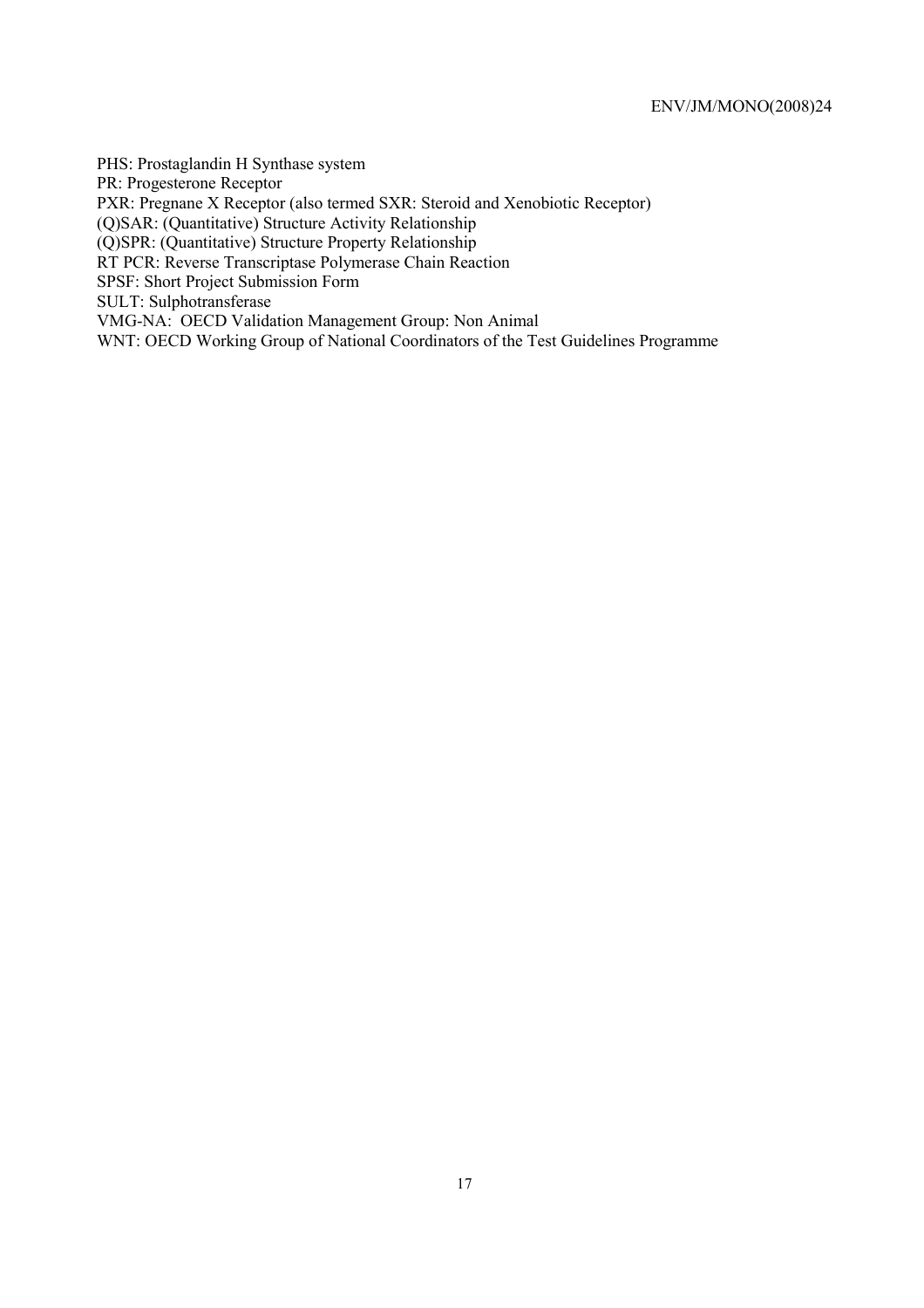PHS: Prostaglandin H Synthase system
PR: Progesterone Receptor
PXR: Pregnane X Receptor (also termed SXR: Steroid and Xenobiotic Receptor)
(Q)SAR: (Quantitative) Structure Activity Relationship
(Q)SPR: (Quantitative) Structure Property Relationship
RT PCR: Reverse Transcriptase Polymerase Chain Reaction
SPSF: Short Project Submission Form
SULT: Sulphotransferase
VMG-NA: OECD Validation Management Group: Non Animal
WNT: OECD Working Group of National Coordinators of the Test Guidelines Programme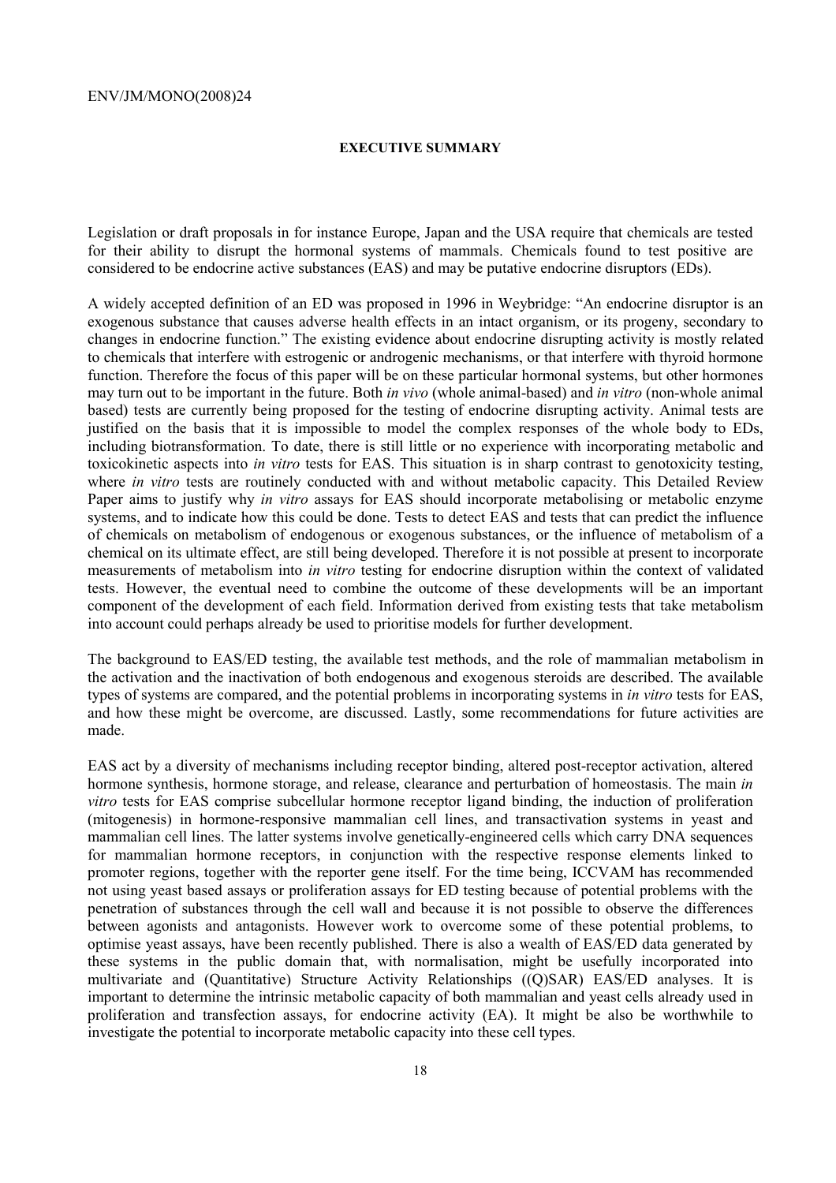## EXECUTIVE SUMMARY

Legislation or draft proposals in for instance Europe, Japan and the USA require that chemicals are tested for their ability to disrupt the hormonal systems of mammals. Chemicals found to test positive are considered to be endocrine active substances (EAS) and may be putative endocrine disruptors (EDs).

A widely accepted definition of an ED was proposed in 1996 in Weybridge: "An endocrine disruptor is an exogenous substance that causes adverse health effects in an intact organism, or its progeny, secondary to changes in endocrine function." The existing evidence about endocrine disrupting activity is mostly related to chemicals that interfere with estrogenic or androgenic mechanisms, or that interfere with thyroid hormone function. Therefore the focus of this paper will be on these particular hormonal systems, but other hormones may turn out to be important in the future. Both *in vivo* (whole animal-based) and *in vitro* (non-whole animal based) tests are currently being proposed for the testing of endocrine disrupting activity. Animal tests are justified on the basis that it is impossible to model the complex responses of the whole body to EDs, including biotransformation. To date, there is still little or no experience with incorporating metabolic and toxicokinetic aspects into *in vitro* tests for EAS. This situation is in sharp contrast to genotoxicity testing, where *in vitro* tests are routinely conducted with and without metabolic capacity. This Detailed Review Paper aims to justify why *in vitro* assays for EAS should incorporate metabolising or metabolic enzyme systems, and to indicate how this could be done. Tests to detect EAS and tests that can predict the influence of chemicals on metabolism of endogenous or exogenous substances, or the influence of metabolism of a chemical on its ultimate effect, are still being developed. Therefore it is not possible at present to incorporate measurements of metabolism into *in vitro* testing for endocrine disruption within the context of validated tests. However, the eventual need to combine the outcome of these developments will be an important component of the development of each field. Information derived from existing tests that take metabolism into account could perhaps already be used to prioritise models for further development.

The background to EAS/ED testing, the available test methods, and the role of mammalian metabolism in the activation and the inactivation of both endogenous and exogenous steroids are described. The available types of systems are compared, and the potential problems in incorporating systems in *in vitro* tests for EAS, and how these might be overcome, are discussed. Lastly, some recommendations for future activities are made.

EAS act by a diversity of mechanisms including receptor binding, altered post-receptor activation, altered hormone synthesis, hormone storage, and release, clearance and perturbation of homeostasis. The main *in vitro* tests for EAS comprise subcellular hormone receptor ligand binding, the induction of proliferation (mitogenesis) in hormone-responsive mammalian cell lines, and transactivation systems in yeast and mammalian cell lines. The latter systems involve genetically-engineered cells which carry DNA sequences for mammalian hormone receptors, in conjunction with the respective response elements linked to promoter regions, together with the reporter gene itself. For the time being, ICCVAM has recommended not using yeast based assays or proliferation assays for ED testing because of potential problems with the penetration of substances through the cell wall and because it is not possible to observe the differences between agonists and antagonists. However work to overcome some of these potential problems, to optimise yeast assays, have been recently published. There is also a wealth of EAS/ED data generated by these systems in the public domain that, with normalisation, might be usefully incorporated into multivariate and (Quantitative) Structure Activity Relationships ((Q)SAR) EAS/ED analyses. It is important to determine the intrinsic metabolic capacity of both mammalian and yeast cells already used in proliferation and transfection assays, for endocrine activity (EA). It might be also be worthwhile to investigate the potential to incorporate metabolic capacity into these cell types.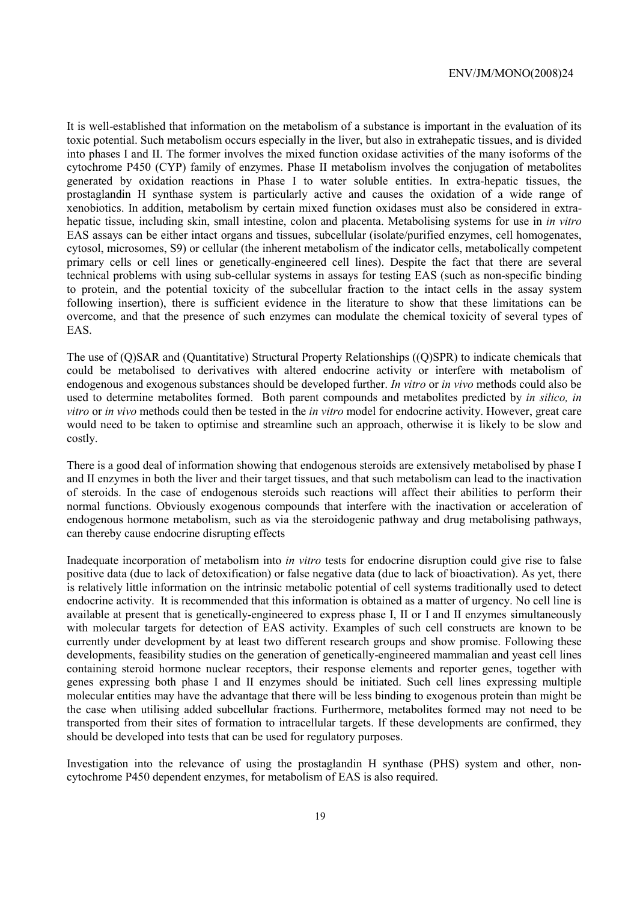It is well-established that information on the metabolism of a substance is important in the evaluation of its toxic potential. Such metabolism occurs especially in the liver, but also in extrahepatic tissues, and is divided into phases I and II. The former involves the mixed function oxidase activities of the many isoforms of the cytochrome P450 (CYP) family of enzymes. Phase II metabolism involves the conjugation of metabolites generated by oxidation reactions in Phase I to water soluble entities. In extra-hepatic tissues, the prostaglandin H synthase system is particularly active and causes the oxidation of a wide range of xenobiotics. In addition, metabolism by certain mixed function oxidases must also be considered in extra-hepatic tissue, including skin, small intestine, colon and placenta. Metabolising systems for use in *in vitro* EAS assays can be either intact organs and tissues, subcellular (isolate/purified enzymes, cell homogenates, cytosol, microsomes, S9) or cellular (the inherent metabolism of the indicator cells, metabolically competent primary cells or cell lines or genetically-engineered cell lines). Despite the fact that there are several technical problems with using sub-cellular systems in assays for testing EAS (such as non-specific binding to protein, and the potential toxicity of the subcellular fraction to the intact cells in the assay system following insertion), there is sufficient evidence in the literature to show that these limitations can be overcome, and that the presence of such enzymes can modulate the chemical toxicity of several types of EAS.

The use of (Q)SAR and (Quantitative) Structural Property Relationships ((Q)SPR) to indicate chemicals that could be metabolised to derivatives with altered endocrine activity or interfere with metabolism of endogenous and exogenous substances should be developed further. *In vitro* or *in vivo* methods could also be used to determine metabolites formed. Both parent compounds and metabolites predicted by *in silico, in vitro* or *in vivo* methods could then be tested in the *in vitro* model for endocrine activity. However, great care would need to be taken to optimise and streamline such an approach, otherwise it is likely to be slow and costly.

There is a good deal of information showing that endogenous steroids are extensively metabolised by phase I and II enzymes in both the liver and their target tissues, and that such metabolism can lead to the inactivation of steroids. In the case of endogenous steroids such reactions will affect their abilities to perform their normal functions. Obviously exogenous compounds that interfere with the inactivation or acceleration of endogenous hormone metabolism, such as via the steroidogenic pathway and drug metabolising pathways, can thereby cause endocrine disrupting effects

Inadequate incorporation of metabolism into *in vitro* tests for endocrine disruption could give rise to false positive data (due to lack of detoxification) or false negative data (due to lack of bioactivation). As yet, there is relatively little information on the intrinsic metabolic potential of cell systems traditionally used to detect endocrine activity. It is recommended that this information is obtained as a matter of urgency. No cell line is available at present that is genetically-engineered to express phase I, II or I and II enzymes simultaneously with molecular targets for detection of EAS activity. Examples of such cell constructs are known to be currently under development by at least two different research groups and show promise. Following these developments, feasibility studies on the generation of genetically-engineered mammalian and yeast cell lines containing steroid hormone nuclear receptors, their response elements and reporter genes, together with genes expressing both phase I and II enzymes should be initiated. Such cell lines expressing multiple molecular entities may have the advantage that there will be less binding to exogenous protein than might be the case when utilising added subcellular fractions. Furthermore, metabolites formed may not need to be transported from their sites of formation to intracellular targets. If these developments are confirmed, they should be developed into tests that can be used for regulatory purposes.

Investigation into the relevance of using the prostaglandin H synthase (PHS) system and other, non-cytochrome P450 dependent enzymes, for metabolism of EAS is also required.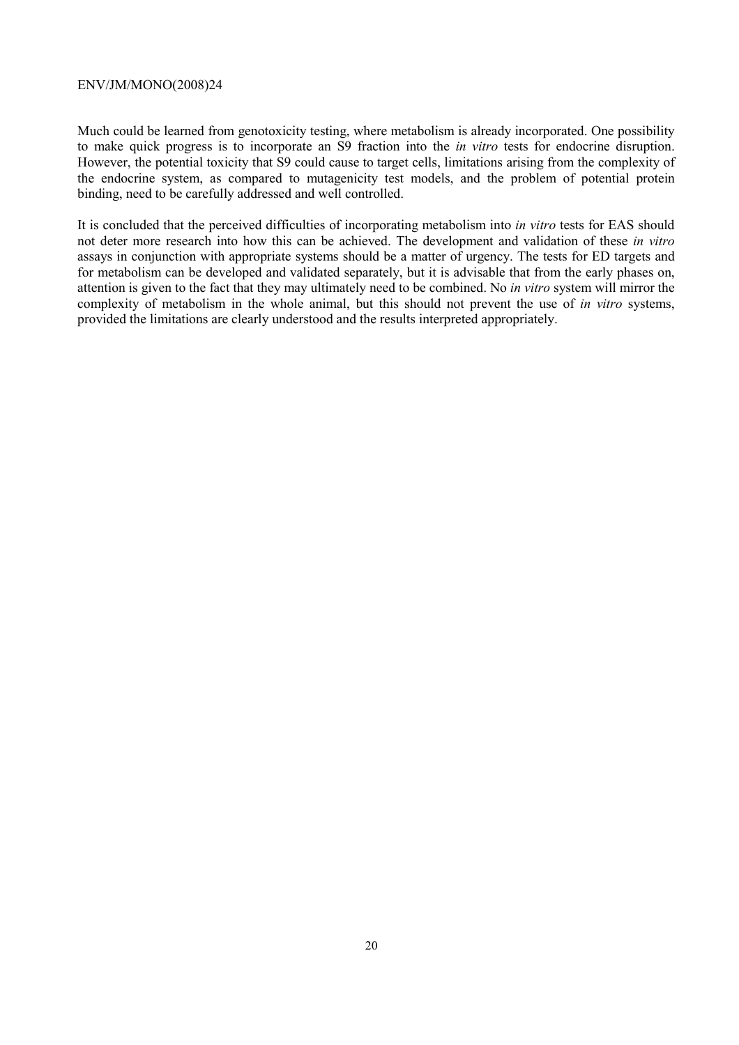Much could be learned from genotoxicity testing, where metabolism is already incorporated. One possibility to make quick progress is to incorporate an S9 fraction into the *in vitro* tests for endocrine disruption. However, the potential toxicity that S9 could cause to target cells, limitations arising from the complexity of the endocrine system, as compared to mutagenicity test models, and the problem of potential protein binding, need to be carefully addressed and well controlled.

It is concluded that the perceived difficulties of incorporating metabolism into *in vitro* tests for EAS should not deter more research into how this can be achieved. The development and validation of these *in vitro* assays in conjunction with appropriate systems should be a matter of urgency. The tests for ED targets and for metabolism can be developed and validated separately, but it is advisable that from the early phases on, attention is given to the fact that they may ultimately need to be combined. No *in vitro* system will mirror the complexity of metabolism in the whole animal, but this should not prevent the use of *in vitro* systems, provided the limitations are clearly understood and the results interpreted appropriately.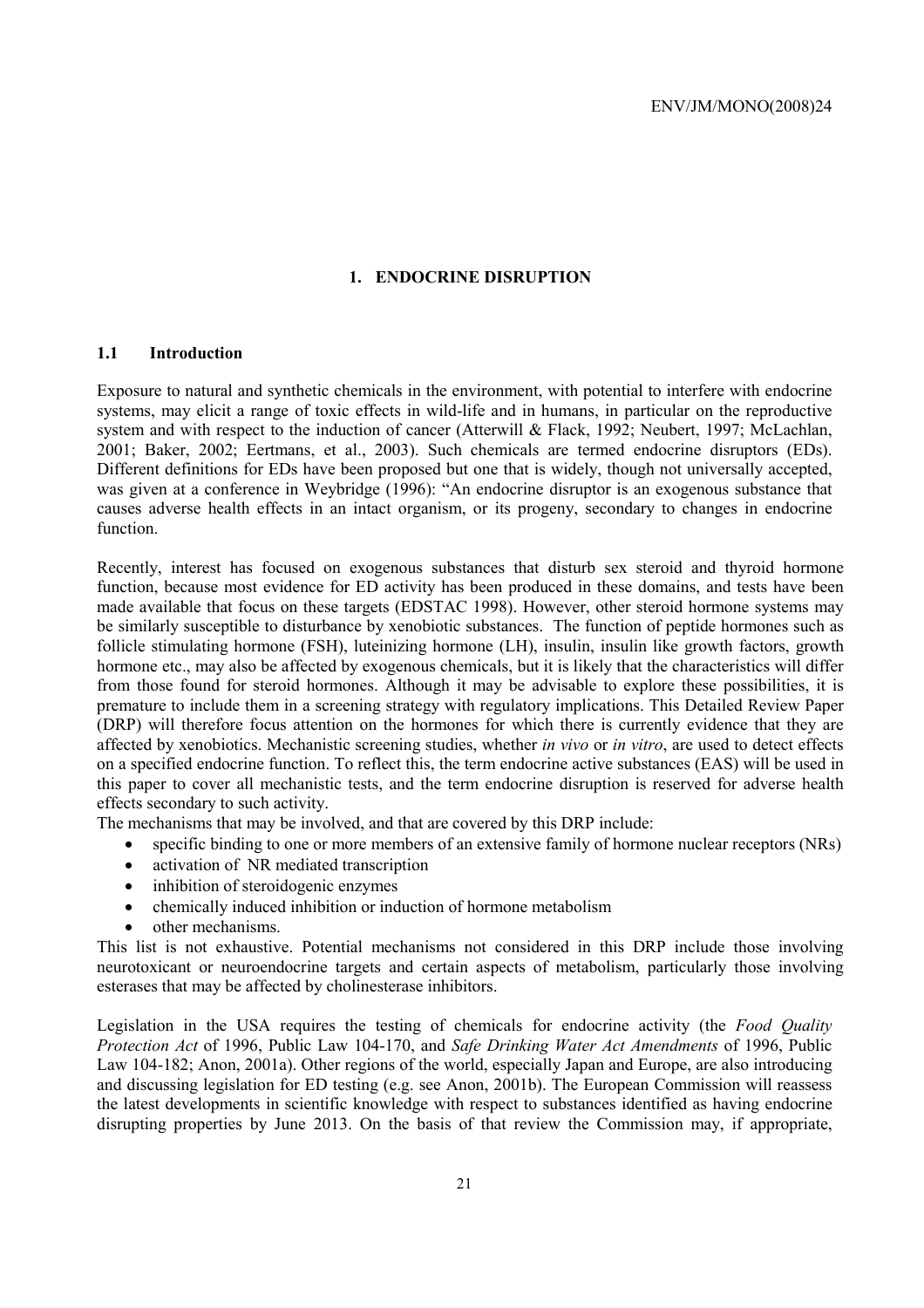# 1. ENDOCRINE DISRUPTION

## 1.1 Introduction

Exposure to natural and synthetic chemicals in the environment, with potential to interfere with endocrine systems, may elicit a range of toxic effects in wild-life and in humans, in particular on the reproductive system and with respect to the induction of cancer (Atterwill & Flack, 1992; Neubert, 1997; McLachlan, 2001; Baker, 2002; Eertmans, et al., 2003). Such chemicals are termed endocrine disruptors (EDs). Different definitions for EDs have been proposed but one that is widely, though not universally accepted, was given at a conference in Weybridge (1996): "An endocrine disruptor is an exogenous substance that causes adverse health effects in an intact organism, or its progeny, secondary to changes in endocrine function.

Recently, interest has focused on exogenous substances that disturb sex steroid and thyroid hormone function, because most evidence for ED activity has been produced in these domains, and tests have been made available that focus on these targets (EDSTAC 1998). However, other steroid hormone systems may be similarly susceptible to disturbance by xenobiotic substances. The function of peptide hormones such as follicle stimulating hormone (FSH), luteinizing hormone (LH), insulin, insulin like growth factors, growth hormone etc., may also be affected by exogenous chemicals, but it is likely that the characteristics will differ from those found for steroid hormones. Although it may be advisable to explore these possibilities, it is premature to include them in a screening strategy with regulatory implications. This Detailed Review Paper (DRP) will therefore focus attention on the hormones for which there is currently evidence that they are affected by xenobiotics. Mechanistic screening studies, whether *in vivo* or *in vitro*, are used to detect effects on a specified endocrine function. To reflect this, the term endocrine active substances (EAS) will be used in this paper to cover all mechanistic tests, and the term endocrine disruption is reserved for adverse health effects secondary to such activity.

The mechanisms that may be involved, and that are covered by this DRP include:

- specific binding to one or more members of an extensive family of hormone nuclear receptors (NRs)
- activation of NR mediated transcription
- inhibition of steroidogenic enzymes
- chemically induced inhibition or induction of hormone metabolism
- other mechanisms.

This list is not exhaustive. Potential mechanisms not considered in this DRP include those involving neurotoxicant or neuroendocrine targets and certain aspects of metabolism, particularly those involving esterases that may be affected by cholinesterase inhibitors.

Legislation in the USA requires the testing of chemicals for endocrine activity (the *Food Quality Protection Act* of 1996, Public Law 104-170, and *Safe Drinking Water Act Amendments* of 1996, Public Law 104-182; Anon, 2001a). Other regions of the world, especially Japan and Europe, are also introducing and discussing legislation for ED testing (e.g. see Anon, 2001b). The European Commission will reassess the latest developments in scientific knowledge with respect to substances identified as having endocrine disrupting properties by June 2013. On the basis of that review the Commission may, if appropriate,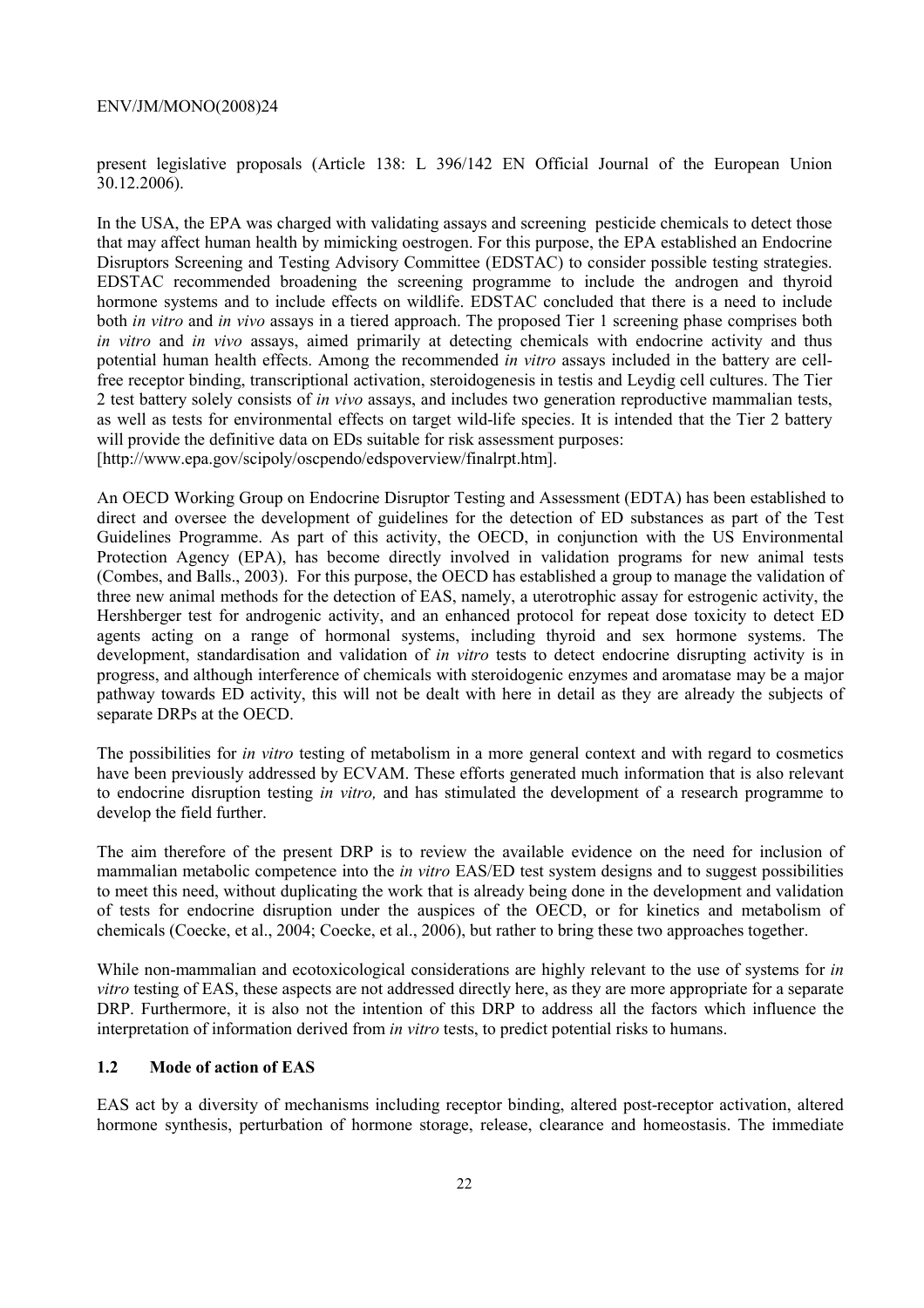present legislative proposals (Article 138: L 396/142 EN Official Journal of the European Union 30.12.2006).

In the USA, the EPA was charged with validating assays and screening pesticide chemicals to detect those that may affect human health by mimicking oestrogen. For this purpose, the EPA established an Endocrine Disruptors Screening and Testing Advisory Committee (EDSTAC) to consider possible testing strategies. EDSTAC recommended broadening the screening programme to include the androgen and thyroid hormone systems and to include effects on wildlife. EDSTAC concluded that there is a need to include both *in vitro* and *in vivo* assays in a tiered approach. The proposed Tier 1 screening phase comprises both *in vitro* and *in vivo* assays, aimed primarily at detecting chemicals with endocrine activity and thus potential human health effects. Among the recommended *in vitro* assays included in the battery are cell-free receptor binding, transcriptional activation, steroidogenesis in testis and Leydig cell cultures. The Tier 2 test battery solely consists of *in vivo* assays, and includes two generation reproductive mammalian tests, as well as tests for environmental effects on target wild-life species. It is intended that the Tier 2 battery will provide the definitive data on EDs suitable for risk assessment purposes: [http://www.epa.gov/scipoly/oscpendo/edspoverview/finalrpt.htm].

An OECD Working Group on Endocrine Disruptor Testing and Assessment (EDTA) has been established to direct and oversee the development of guidelines for the detection of ED substances as part of the Test Guidelines Programme. As part of this activity, the OECD, in conjunction with the US Environmental Protection Agency (EPA), has become directly involved in validation programs for new animal tests (Combes, and Balls., 2003). For this purpose, the OECD has established a group to manage the validation of three new animal methods for the detection of EAS, namely, a uterotrophic assay for estrogenic activity, the Hershberger test for androgenic activity, and an enhanced protocol for repeat dose toxicity to detect ED agents acting on a range of hormonal systems, including thyroid and sex hormone systems. The development, standardisation and validation of *in vitro* tests to detect endocrine disrupting activity is in progress, and although interference of chemicals with steroidogenic enzymes and aromatase may be a major pathway towards ED activity, this will not be dealt with here in detail as they are already the subjects of separate DRPs at the OECD.

The possibilities for *in vitro* testing of metabolism in a more general context and with regard to cosmetics have been previously addressed by ECVAM. These efforts generated much information that is also relevant to endocrine disruption testing *in vitro,* and has stimulated the development of a research programme to develop the field further.

The aim therefore of the present DRP is to review the available evidence on the need for inclusion of mammalian metabolic competence into the *in vitro* EAS/ED test system designs and to suggest possibilities to meet this need, without duplicating the work that is already being done in the development and validation of tests for endocrine disruption under the auspices of the OECD, or for kinetics and metabolism of chemicals (Coecke, et al., 2004; Coecke, et al., 2006), but rather to bring these two approaches together.

While non-mammalian and ecotoxicological considerations are highly relevant to the use of systems for *in vitro* testing of EAS, these aspects are not addressed directly here, as they are more appropriate for a separate DRP. Furthermore, it is also not the intention of this DRP to address all the factors which influence the interpretation of information derived from *in vitro* tests, to predict potential risks to humans.

### 1.2 Mode of action of EAS

EAS act by a diversity of mechanisms including receptor binding, altered post-receptor activation, altered hormone synthesis, perturbation of hormone storage, release, clearance and homeostasis. The immediate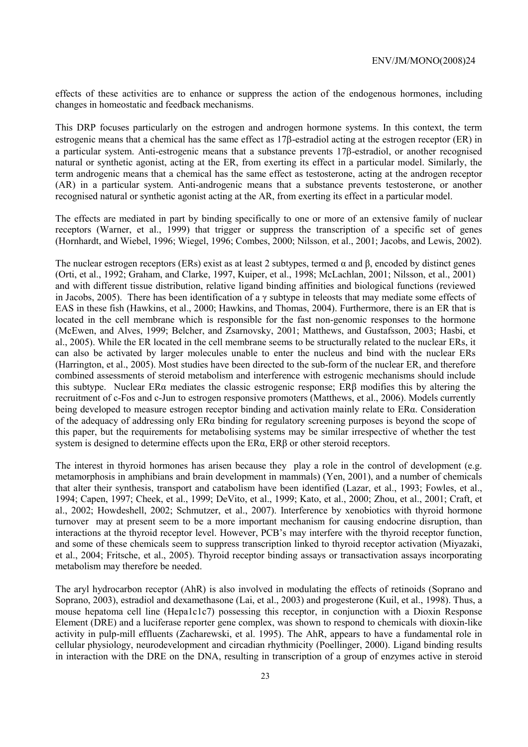effects of these activities are to enhance or suppress the action of the endogenous hormones, including changes in homeostatic and feedback mechanisms.

This DRP focuses particularly on the estrogen and androgen hormone systems. In this context, the term estrogenic means that a chemical has the same effect as 17β-estradiol acting at the estrogen receptor (ER) in a particular system. Anti-estrogenic means that a substance prevents 17β-estradiol, or another recognised natural or synthetic agonist, acting at the ER, from exerting its effect in a particular model. Similarly, the term androgenic means that a chemical has the same effect as testosterone, acting at the androgen receptor (AR) in a particular system. Anti-androgenic means that a substance prevents testosterone, or another recognised natural or synthetic agonist acting at the AR, from exerting its effect in a particular model.

The effects are mediated in part by binding specifically to one or more of an extensive family of nuclear receptors (Warner, et al., 1999) that trigger or suppress the transcription of a specific set of genes (Hornhardt, and Wiebel, 1996; Wiegel, 1996; Combes, 2000; Nilsson, et al., 2001; Jacobs, and Lewis, 2002).

The nuclear estrogen receptors (ERs) exist as at least 2 subtypes, termed α and β, encoded by distinct genes (Orti, et al., 1992; Graham, and Clarke, 1997, Kuiper, et al., 1998; McLachlan, 2001; Nilsson, et al., 2001) and with different tissue distribution, relative ligand binding affinities and biological functions (reviewed in Jacobs, 2005). There has been identification of a γ subtype in teleosts that may mediate some effects of EAS in these fish (Hawkins, et al., 2000; Hawkins, and Thomas, 2004). Furthermore, there is an ER that is located in the cell membrane which is responsible for the fast non-genomic responses to the hormone (McEwen, and Alves, 1999; Belcher, and Zsarnovsky, 2001; Matthews, and Gustafsson, 2003; Hasbi, et al., 2005). While the ER located in the cell membrane seems to be structurally related to the nuclear ERs, it can also be activated by larger molecules unable to enter the nucleus and bind with the nuclear ERs (Harrington, et al., 2005). Most studies have been directed to the sub-form of the nuclear ER, and therefore combined assessments of steroid metabolism and interference with estrogenic mechanisms should include this subtype. Nuclear ERα mediates the classic estrogenic response; ERβ modifies this by altering the recruitment of c-Fos and c-Jun to estrogen responsive promoters (Matthews, et al., 2006). Models currently being developed to measure estrogen receptor binding and activation mainly relate to ERα. Consideration of the adequacy of addressing only ERα binding for regulatory screening purposes is beyond the scope of this paper, but the requirements for metabolising systems may be similar irrespective of whether the test system is designed to determine effects upon the ERα, ERβ or other steroid receptors.

The interest in thyroid hormones has arisen because they play a role in the control of development (e.g. metamorphosis in amphibians and brain development in mammals) (Yen, 2001), and a number of chemicals that alter their synthesis, transport and catabolism have been identified (Lazar, et al., 1993; Fowles, et al., 1994; Capen, 1997; Cheek, et al., 1999; DeVito, et al., 1999; Kato, et al., 2000; Zhou, et al., 2001; Craft, et al., 2002; Howdeshell, 2002; Schmutzer, et al., 2007). Interference by xenobiotics with thyroid hormone turnover may at present seem to be a more important mechanism for causing endocrine disruption, than interactions at the thyroid receptor level. However, PCB's may interfere with the thyroid receptor function, and some of these chemicals seem to suppress transcription linked to thyroid receptor activation (Miyazaki, et al., 2004; Fritsche, et al., 2005). Thyroid receptor binding assays or transactivation assays incorporating metabolism may therefore be needed.

The aryl hydrocarbon receptor (AhR) is also involved in modulating the effects of retinoids (Soprano and Soprano, 2003), estradiol and dexamethasone (Lai, et al., 2003) and progesterone (Kuil, et al., 1998). Thus, a mouse hepatoma cell line (Hepa1c1c7) possessing this receptor, in conjunction with a Dioxin Response Element (DRE) and a luciferase reporter gene complex, was shown to respond to chemicals with dioxin-like activity in pulp-mill effluents (Zacharewski, et al. 1995). The AhR, appears to have a fundamental role in cellular physiology, neurodevelopment and circadian rhythmicity (Poellinger, 2000). Ligand binding results in interaction with the DRE on the DNA, resulting in transcription of a group of enzymes active in steroid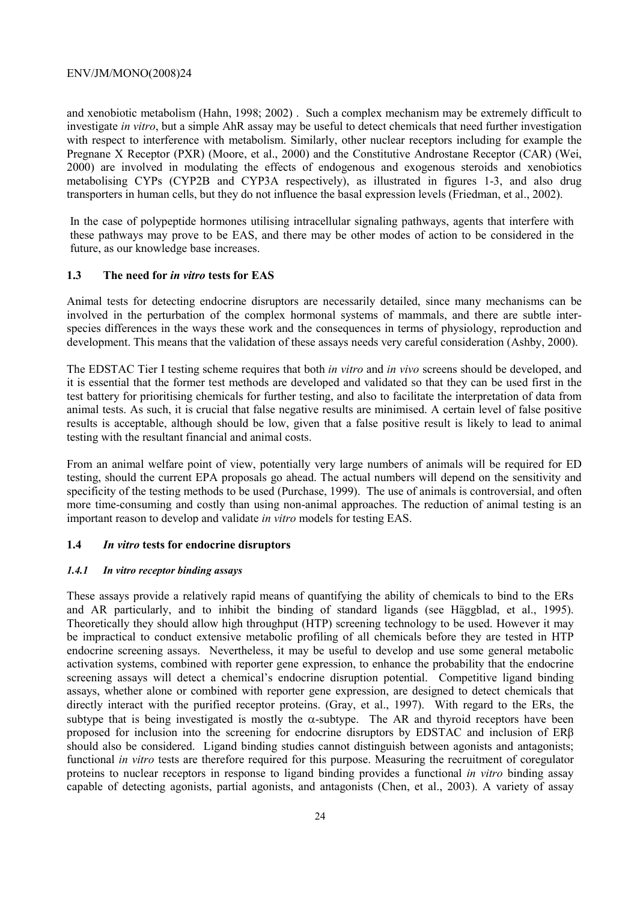and xenobiotic metabolism (Hahn, 1998; 2002) . Such a complex mechanism may be extremely difficult to investigate *in vitro*, but a simple AhR assay may be useful to detect chemicals that need further investigation with respect to interference with metabolism. Similarly, other nuclear receptors including for example the Pregnane X Receptor (PXR) (Moore, et al., 2000) and the Constitutive Androstane Receptor (CAR) (Wei, 2000) are involved in modulating the effects of endogenous and exogenous steroids and xenobiotics metabolising CYPs (CYP2B and CYP3A respectively), as illustrated in figures 1-3, and also drug transporters in human cells, but they do not influence the basal expression levels (Friedman, et al., 2002).

In the case of polypeptide hormones utilising intracellular signaling pathways, agents that interfere with these pathways may prove to be EAS, and there may be other modes of action to be considered in the future, as our knowledge base increases.

### 1.3 The need for *in vitro* tests for EAS

Animal tests for detecting endocrine disruptors are necessarily detailed, since many mechanisms can be involved in the perturbation of the complex hormonal systems of mammals, and there are subtle inter-species differences in the ways these work and the consequences in terms of physiology, reproduction and development. This means that the validation of these assays needs very careful consideration (Ashby, 2000).

The EDSTAC Tier I testing scheme requires that both *in vitro* and *in vivo* screens should be developed, and it is essential that the former test methods are developed and validated so that they can be used first in the test battery for prioritising chemicals for further testing, and also to facilitate the interpretation of data from animal tests. As such, it is crucial that false negative results are minimised. A certain level of false positive results is acceptable, although should be low, given that a false positive result is likely to lead to animal testing with the resultant financial and animal costs.

From an animal welfare point of view, potentially very large numbers of animals will be required for ED testing, should the current EPA proposals go ahead. The actual numbers will depend on the sensitivity and specificity of the testing methods to be used (Purchase, 1999). The use of animals is controversial, and often more time-consuming and costly than using non-animal approaches. The reduction of animal testing is an important reason to develop and validate *in vitro* models for testing EAS.

### 1.4 *In vitro* tests for endocrine disruptors

#### *1.4.1 In vitro receptor binding assays*

These assays provide a relatively rapid means of quantifying the ability of chemicals to bind to the ERs and AR particularly, and to inhibit the binding of standard ligands (see Häggblad, et al., 1995). Theoretically they should allow high throughput (HTP) screening technology to be used. However it may be impractical to conduct extensive metabolic profiling of all chemicals before they are tested in HTP endocrine screening assays. Nevertheless, it may be useful to develop and use some general metabolic activation systems, combined with reporter gene expression, to enhance the probability that the endocrine screening assays will detect a chemical's endocrine disruption potential. Competitive ligand binding assays, whether alone or combined with reporter gene expression, are designed to detect chemicals that directly interact with the purified receptor proteins. (Gray, et al., 1997). With regard to the ERs, the subtype that is being investigated is mostly the $\alpha$-subtype. The AR and thyroid receptors have been proposed for inclusion into the screening for endocrine disruptors by EDSTAC and inclusion of ER$\beta$ should also be considered. Ligand binding studies cannot distinguish between agonists and antagonists; functional *in vitro* tests are therefore required for this purpose. Measuring the recruitment of coregulator proteins to nuclear receptors in response to ligand binding provides a functional *in vitro* binding assay capable of detecting agonists, partial agonists, and antagonists (Chen, et al., 2003). A variety of assay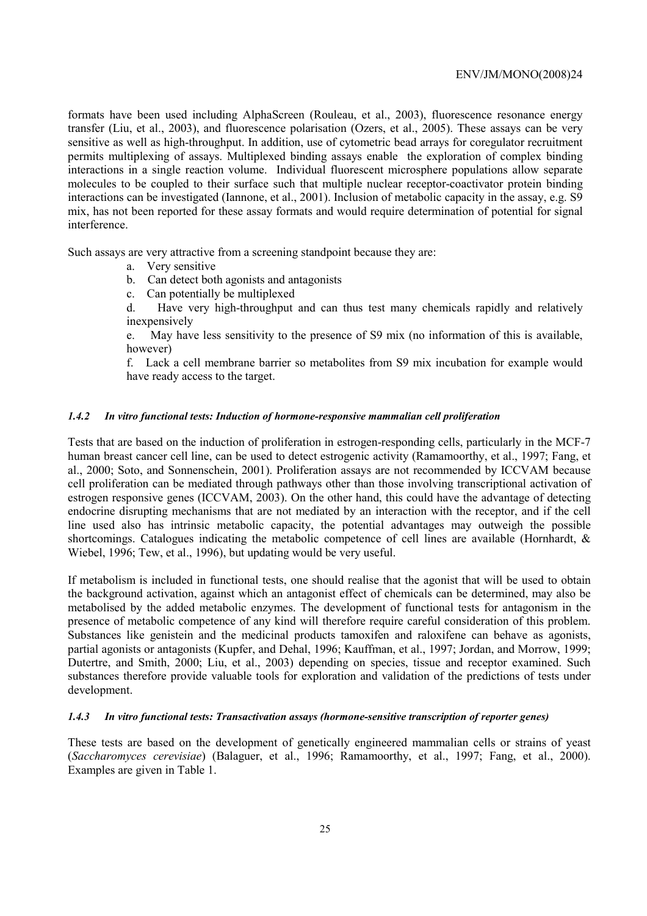formats have been used including AlphaScreen (Rouleau, et al., 2003), fluorescence resonance energy transfer (Liu, et al., 2003), and fluorescence polarisation (Ozers, et al., 2005). These assays can be very sensitive as well as high-throughput. In addition, use of cytometric bead arrays for coregulator recruitment permits multiplexing of assays. Multiplexed binding assays enable the exploration of complex binding interactions in a single reaction volume. Individual fluorescent microsphere populations allow separate molecules to be coupled to their surface such that multiple nuclear receptor-coactivator protein binding interactions can be investigated (Iannone, et al., 2001). Inclusion of metabolic capacity in the assay, e.g. S9 mix, has not been reported for these assay formats and would require determination of potential for signal interference.

Such assays are very attractive from a screening standpoint because they are:

a. Very sensitive
b. Can detect both agonists and antagonists
c. Can potentially be multiplexed
d. Have very high-throughput and can thus test many chemicals rapidly and relatively inexpensively
e. May have less sensitivity to the presence of S9 mix (no information of this is available, however)
f. Lack a cell membrane barrier so metabolites from S9 mix incubation for example would have ready access to the target.

#### *1.4.2 In vitro functional tests: Induction of hormone-responsive mammalian cell proliferation*

Tests that are based on the induction of proliferation in estrogen-responding cells, particularly in the MCF-7 human breast cancer cell line, can be used to detect estrogenic activity (Ramamoorthy, et al., 1997; Fang, et al., 2000; Soto, and Sonnenschein, 2001). Proliferation assays are not recommended by ICCVAM because cell proliferation can be mediated through pathways other than those involving transcriptional activation of estrogen responsive genes (ICCVAM, 2003). On the other hand, this could have the advantage of detecting endocrine disrupting mechanisms that are not mediated by an interaction with the receptor, and if the cell line used also has intrinsic metabolic capacity, the potential advantages may outweigh the possible shortcomings. Catalogues indicating the metabolic competence of cell lines are available (Hornhardt, & Wiebel, 1996; Tew, et al., 1996), but updating would be very useful.

If metabolism is included in functional tests, one should realise that the agonist that will be used to obtain the background activation, against which an antagonist effect of chemicals can be determined, may also be metabolised by the added metabolic enzymes. The development of functional tests for antagonism in the presence of metabolic competence of any kind will therefore require careful consideration of this problem. Substances like genistein and the medicinal products tamoxifen and raloxifene can behave as agonists, partial agonists or antagonists (Kupfer, and Dehal, 1996; Kauffman, et al., 1997; Jordan, and Morrow, 1999; Dutertre, and Smith, 2000; Liu, et al., 2003) depending on species, tissue and receptor examined. Such substances therefore provide valuable tools for exploration and validation of the predictions of tests under development.

#### *1.4.3 In vitro functional tests: Transactivation assays (hormone-sensitive transcription of reporter genes)*

These tests are based on the development of genetically engineered mammalian cells or strains of yeast (*Saccharomyces cerevisiae*) (Balaguer, et al., 1996; Ramamoorthy, et al., 1997; Fang, et al., 2000). Examples are given in Table 1.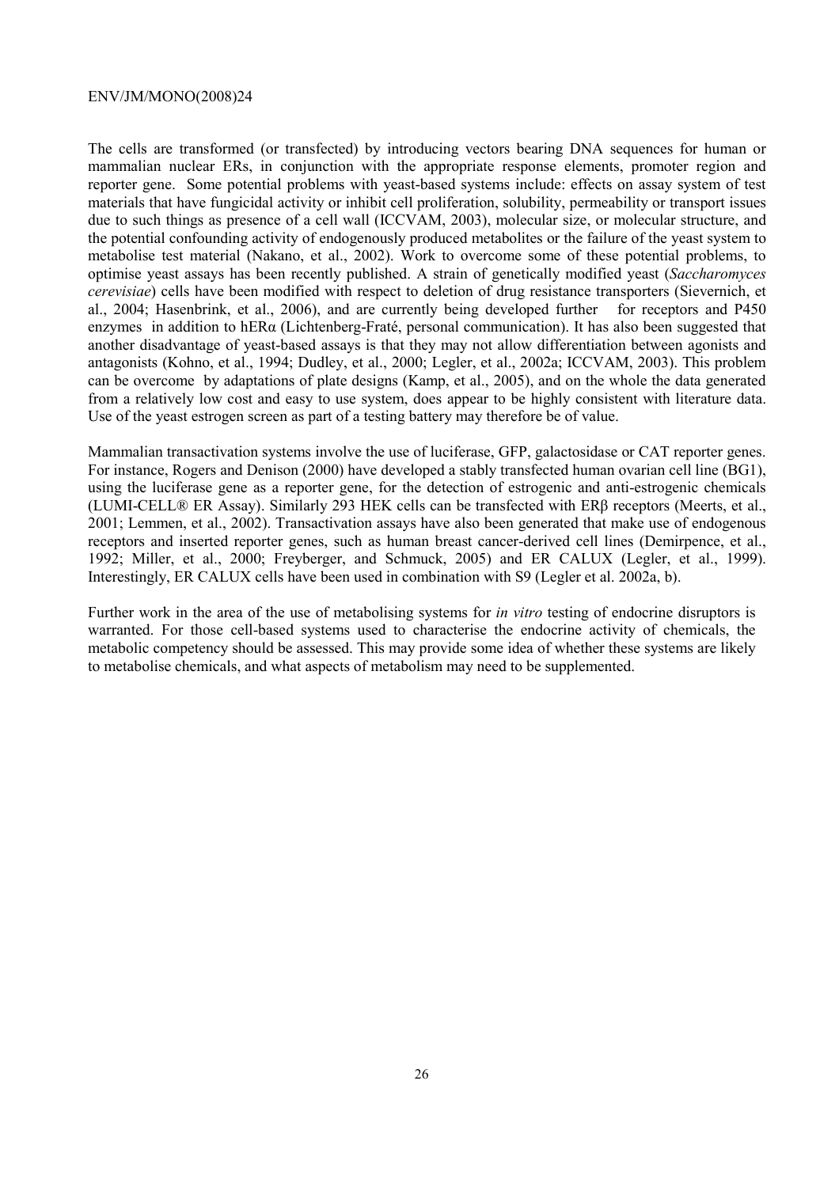The cells are transformed (or transfected) by introducing vectors bearing DNA sequences for human or mammalian nuclear ERs, in conjunction with the appropriate response elements, promoter region and reporter gene. Some potential problems with yeast-based systems include: effects on assay system of test materials that have fungicidal activity or inhibit cell proliferation, solubility, permeability or transport issues due to such things as presence of a cell wall (ICCVAM, 2003), molecular size, or molecular structure, and the potential confounding activity of endogenously produced metabolites or the failure of the yeast system to metabolise test material (Nakano, et al., 2002). Work to overcome some of these potential problems, to optimise yeast assays has been recently published. A strain of genetically modified yeast (*Saccharomyces cerevisiae*) cells have been modified with respect to deletion of drug resistance transporters (Sievernich, et al., 2004; Hasenbrink, et al., 2006), and are currently being developed further for receptors and P450 enzymes in addition to hERα (Lichtenberg-Fraté, personal communication). It has also been suggested that another disadvantage of yeast-based assays is that they may not allow differentiation between agonists and antagonists (Kohno, et al., 1994; Dudley, et al., 2000; Legler, et al., 2002a; ICCVAM, 2003). This problem can be overcome by adaptations of plate designs (Kamp, et al., 2005), and on the whole the data generated from a relatively low cost and easy to use system, does appear to be highly consistent with literature data. Use of the yeast estrogen screen as part of a testing battery may therefore be of value.

Mammalian transactivation systems involve the use of luciferase, GFP, galactosidase or CAT reporter genes. For instance, Rogers and Denison (2000) have developed a stably transfected human ovarian cell line (BG1), using the luciferase gene as a reporter gene, for the detection of estrogenic and anti-estrogenic chemicals (LUMI-CELL® ER Assay). Similarly 293 HEK cells can be transfected with ERβ receptors (Meerts, et al., 2001; Lemmen, et al., 2002). Transactivation assays have also been generated that make use of endogenous receptors and inserted reporter genes, such as human breast cancer-derived cell lines (Demirpence, et al., 1992; Miller, et al., 2000; Freyberger, and Schmuck, 2005) and ER CALUX (Legler, et al., 1999). Interestingly, ER CALUX cells have been used in combination with S9 (Legler et al. 2002a, b).

Further work in the area of the use of metabolising systems for *in vitro* testing of endocrine disruptors is warranted. For those cell-based systems used to characterise the endocrine activity of chemicals, the metabolic competency should be assessed. This may provide some idea of whether these systems are likely to metabolise chemicals, and what aspects of metabolism may need to be supplemented.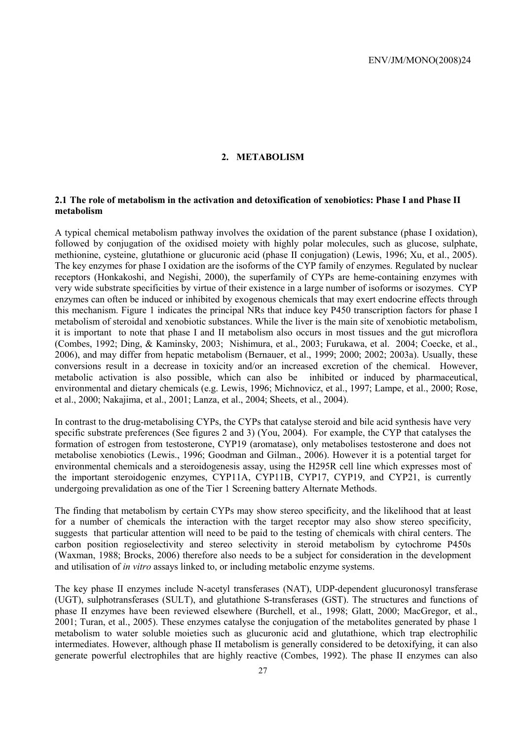## 2. METABOLISM

### 2.1 The role of metabolism in the activation and detoxification of xenobiotics: Phase I and Phase II metabolism

A typical chemical metabolism pathway involves the oxidation of the parent substance (phase I oxidation), followed by conjugation of the oxidised moiety with highly polar molecules, such as glucose, sulphate, methionine, cysteine, glutathione or glucuronic acid (phase II conjugation) (Lewis, 1996; Xu, et al., 2005). The key enzymes for phase I oxidation are the isoforms of the CYP family of enzymes. Regulated by nuclear receptors (Honkakoshi, and Negishi, 2000), the superfamily of CYPs are heme-containing enzymes with very wide substrate specificities by virtue of their existence in a large number of isoforms or isozymes. CYP enzymes can often be induced or inhibited by exogenous chemicals that may exert endocrine effects through this mechanism. Figure 1 indicates the principal NRs that induce key P450 transcription factors for phase I metabolism of steroidal and xenobiotic substances. While the liver is the main site of xenobiotic metabolism, it is important to note that phase I and II metabolism also occurs in most tissues and the gut microflora (Combes, 1992; Ding, & Kaminsky, 2003; Nishimura, et al., 2003; Furukawa, et al. 2004; Coecke, et al., 2006), and may differ from hepatic metabolism (Bernauer, et al., 1999; 2000; 2002; 2003a). Usually, these conversions result in a decrease in toxicity and/or an increased excretion of the chemical. However, metabolic activation is also possible, which can also be inhibited or induced by pharmaceutical, environmental and dietary chemicals (e.g. Lewis, 1996; Michnovicz, et al., 1997; Lampe, et al., 2000; Rose, et al., 2000; Nakajima, et al., 2001; Lanza, et al., 2004; Sheets, et al., 2004).

In contrast to the drug-metabolising CYPs, the CYPs that catalyse steroid and bile acid synthesis have very specific substrate preferences (See figures 2 and 3) (You, 2004). For example, the CYP that catalyses the formation of estrogen from testosterone, CYP19 (aromatase), only metabolises testosterone and does not metabolise xenobiotics (Lewis., 1996; Goodman and Gilman., 2006). However it is a potential target for environmental chemicals and a steroidogenesis assay, using the H295R cell line which expresses most of the important steroidogenic enzymes, CYP11A, CYP11B, CYP17, CYP19, and CYP21, is currently undergoing prevalidation as one of the Tier 1 Screening battery Alternate Methods.

The finding that metabolism by certain CYPs may show stereo specificity, and the likelihood that at least for a number of chemicals the interaction with the target receptor may also show stereo specificity, suggests that particular attention will need to be paid to the testing of chemicals with chiral centers. The carbon position regioselectivity and stereo selectivity in steroid metabolism by cytochrome P450s (Waxman, 1988; Brocks, 2006) therefore also needs to be a subject for consideration in the development and utilisation of *in vitro* assays linked to, or including metabolic enzyme systems.

The key phase II enzymes include N-acetyl transferases (NAT), UDP-dependent glucuronosyl transferase (UGT), sulphotransferases (SULT), and glutathione S-transferases (GST). The structures and functions of phase II enzymes have been reviewed elsewhere (Burchell, et al., 1998; Glatt, 2000; MacGregor, et al., 2001; Turan, et al., 2005). These enzymes catalyse the conjugation of the metabolites generated by phase 1 metabolism to water soluble moieties such as glucuronic acid and glutathione, which trap electrophilic intermediates. However, although phase II metabolism is generally considered to be detoxifying, it can also generate powerful electrophiles that are highly reactive (Combes, 1992). The phase II enzymes can also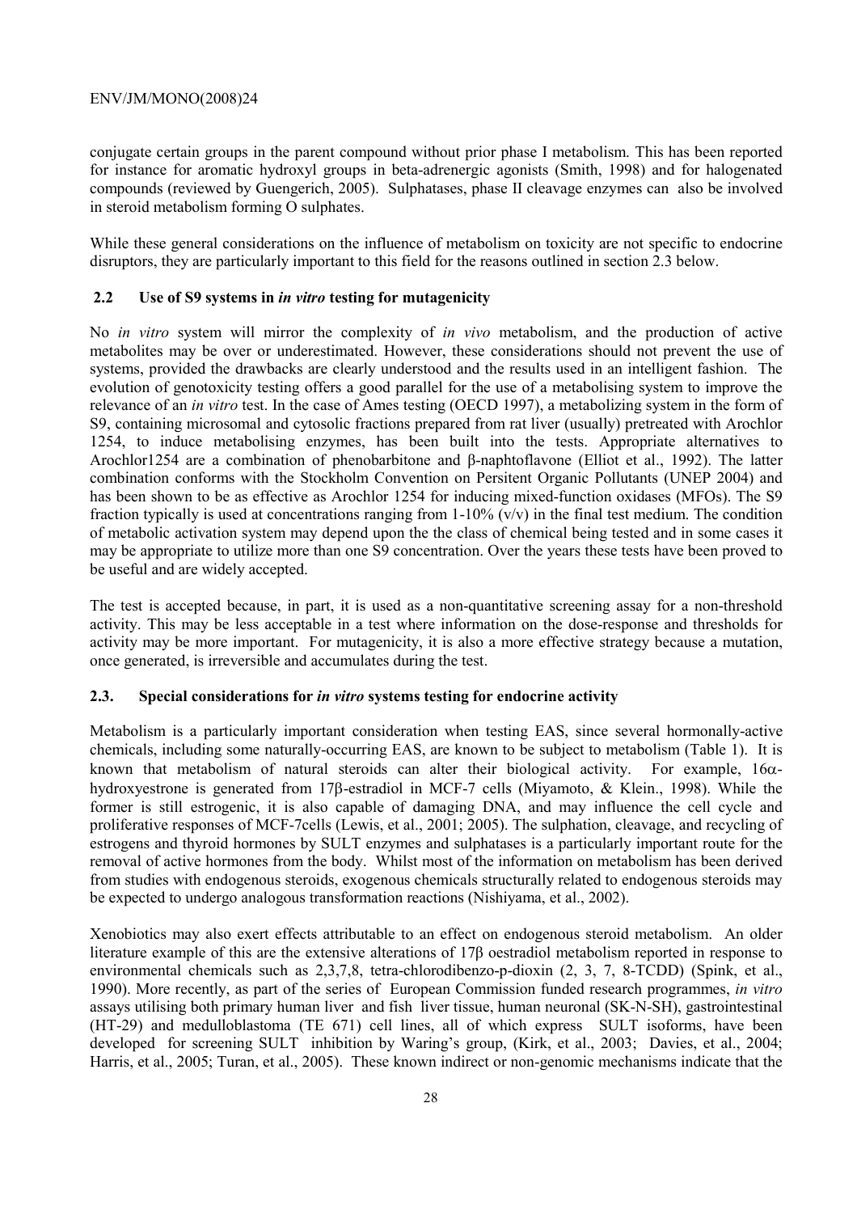conjugate certain groups in the parent compound without prior phase I metabolism. This has been reported for instance for aromatic hydroxyl groups in beta-adrenergic agonists (Smith, 1998) and for halogenated compounds (reviewed by Guengerich, 2005). Sulphatases, phase II cleavage enzymes can also be involved in steroid metabolism forming O sulphates.

While these general considerations on the influence of metabolism on toxicity are not specific to endocrine disruptors, they are particularly important to this field for the reasons outlined in section 2.3 below.

## 2.2 Use of S9 systems in *in vitro* testing for mutagenicity

No *in vitro* system will mirror the complexity of *in vivo* metabolism, and the production of active metabolites may be over or underestimated. However, these considerations should not prevent the use of systems, provided the drawbacks are clearly understood and the results used in an intelligent fashion. The evolution of genotoxicity testing offers a good parallel for the use of a metabolising system to improve the relevance of an *in vitro* test. In the case of Ames testing (OECD 1997), a metabolizing system in the form of S9, containing microsomal and cytosolic fractions prepared from rat liver (usually) pretreated with Arochlor 1254, to induce metabolising enzymes, has been built into the tests. Appropriate alternatives to Arochlor1254 are a combination of phenobarbitone and β-naphtoflavone (Elliot et al., 1992). The latter combination conforms with the Stockholm Convention on Persitent Organic Pollutants (UNEP 2004) and has been shown to be as effective as Arochlor 1254 for inducing mixed-function oxidases (MFOs). The S9 fraction typically is used at concentrations ranging from 1-10% (v/v) in the final test medium. The condition of metabolic activation system may depend upon the the class of chemical being tested and in some cases it may be appropriate to utilize more than one S9 concentration. Over the years these tests have been proved to be useful and are widely accepted.

The test is accepted because, in part, it is used as a non-quantitative screening assay for a non-threshold activity. This may be less acceptable in a test where information on the dose-response and thresholds for activity may be more important. For mutagenicity, it is also a more effective strategy because a mutation, once generated, is irreversible and accumulates during the test.

## 2.3. Special considerations for *in vitro* systems testing for endocrine activity

Metabolism is a particularly important consideration when testing EAS, since several hormonally-active chemicals, including some naturally-occurring EAS, are known to be subject to metabolism (Table 1). It is known that metabolism of natural steroids can alter their biological activity. For example, 16α-hydroxyestrone is generated from 17β-estradiol in MCF-7 cells (Miyamoto, & Klein., 1998). While the former is still estrogenic, it is also capable of damaging DNA, and may influence the cell cycle and proliferative responses of MCF-7cells (Lewis, et al., 2001; 2005). The sulphation, cleavage, and recycling of estrogens and thyroid hormones by SULT enzymes and sulphatases is a particularly important route for the removal of active hormones from the body. Whilst most of the information on metabolism has been derived from studies with endogenous steroids, exogenous chemicals structurally related to endogenous steroids may be expected to undergo analogous transformation reactions (Nishiyama, et al., 2002).

Xenobiotics may also exert effects attributable to an effect on endogenous steroid metabolism. An older literature example of this are the extensive alterations of 17β oestradiol metabolism reported in response to environmental chemicals such as 2,3,7,8, tetra-chlorodibenzo-p-dioxin (2, 3, 7, 8-TCDD) (Spink, et al., 1990). More recently, as part of the series of European Commission funded research programmes, *in vitro* assays utilising both primary human liver and fish liver tissue, human neuronal (SK-N-SH), gastrointestinal (HT-29) and medulloblastoma (TE 671) cell lines, all of which express SULT isoforms, have been developed for screening SULT inhibition by Waring's group, (Kirk, et al., 2003; Davies, et al., 2004; Harris, et al., 2005; Turan, et al., 2005). These known indirect or non-genomic mechanisms indicate that the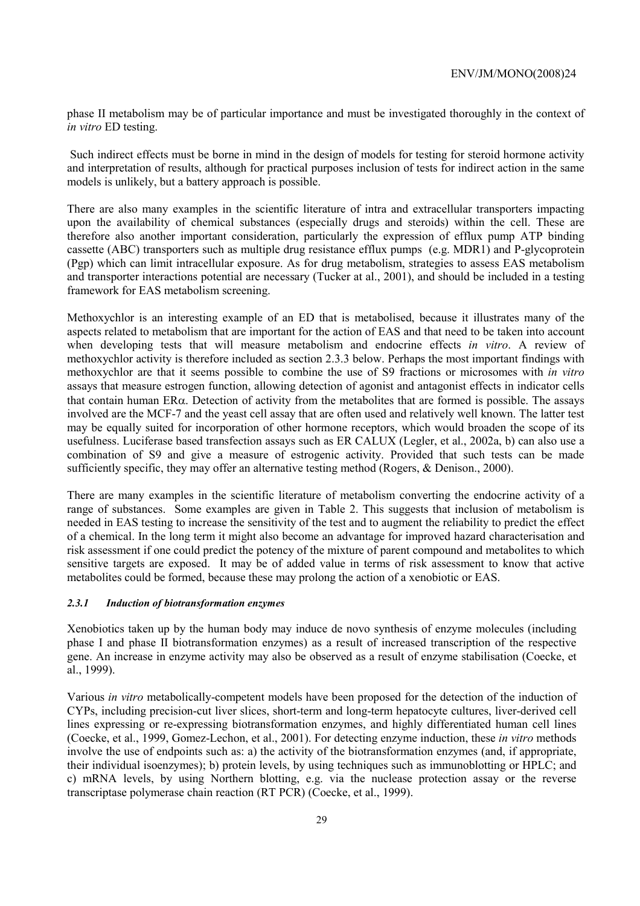phase II metabolism may be of particular importance and must be investigated thoroughly in the context of *in vitro* ED testing.

Such indirect effects must be borne in mind in the design of models for testing for steroid hormone activity and interpretation of results, although for practical purposes inclusion of tests for indirect action in the same models is unlikely, but a battery approach is possible.

There are also many examples in the scientific literature of intra and extracellular transporters impacting upon the availability of chemical substances (especially drugs and steroids) within the cell. These are therefore also another important consideration, particularly the expression of efflux pump ATP binding cassette (ABC) transporters such as multiple drug resistance efflux pumps (e.g. MDR1) and P-glycoprotein (Pgp) which can limit intracellular exposure. As for drug metabolism, strategies to assess EAS metabolism and transporter interactions potential are necessary (Tucker at al., 2001), and should be included in a testing framework for EAS metabolism screening.

Methoxychlor is an interesting example of an ED that is metabolised, because it illustrates many of the aspects related to metabolism that are important for the action of EAS and that need to be taken into account when developing tests that will measure metabolism and endocrine effects *in vitro*. A review of methoxychlor activity is therefore included as section 2.3.3 below. Perhaps the most important findings with methoxychlor are that it seems possible to combine the use of S9 fractions or microsomes with *in vitro* assays that measure estrogen function, allowing detection of agonist and antagonist effects in indicator cells that contain human ER$\alpha$. Detection of activity from the metabolites that are formed is possible. The assays involved are the MCF-7 and the yeast cell assay that are often used and relatively well known. The latter test may be equally suited for incorporation of other hormone receptors, which would broaden the scope of its usefulness. Luciferase based transfection assays such as ER CALUX (Legler, et al., 2002a, b) can also use a combination of S9 and give a measure of estrogenic activity. Provided that such tests can be made sufficiently specific, they may offer an alternative testing method (Rogers, & Denison., 2000).

There are many examples in the scientific literature of metabolism converting the endocrine activity of a range of substances. Some examples are given in Table 2. This suggests that inclusion of metabolism is needed in EAS testing to increase the sensitivity of the test and to augment the reliability to predict the effect of a chemical. In the long term it might also become an advantage for improved hazard characterisation and risk assessment if one could predict the potency of the mixture of parent compound and metabolites to which sensitive targets are exposed. It may be of added value in terms of risk assessment to know that active metabolites could be formed, because these may prolong the action of a xenobiotic or EAS.

#### *2.3.1 Induction of biotransformation enzymes*

Xenobiotics taken up by the human body may induce de novo synthesis of enzyme molecules (including phase I and phase II biotransformation enzymes) as a result of increased transcription of the respective gene. An increase in enzyme activity may also be observed as a result of enzyme stabilisation (Coecke, et al., 1999).

Various *in vitro* metabolically-competent models have been proposed for the detection of the induction of CYPs, including precision-cut liver slices, short-term and long-term hepatocyte cultures, liver-derived cell lines expressing or re-expressing biotransformation enzymes, and highly differentiated human cell lines (Coecke, et al., 1999, Gomez-Lechon, et al., 2001). For detecting enzyme induction, these *in vitro* methods involve the use of endpoints such as: a) the activity of the biotransformation enzymes (and, if appropriate, their individual isoenzymes); b) protein levels, by using techniques such as immunoblotting or HPLC; and c) mRNA levels, by using Northern blotting, e.g. via the nuclease protection assay or the reverse transcriptase polymerase chain reaction (RT PCR) (Coecke, et al., 1999).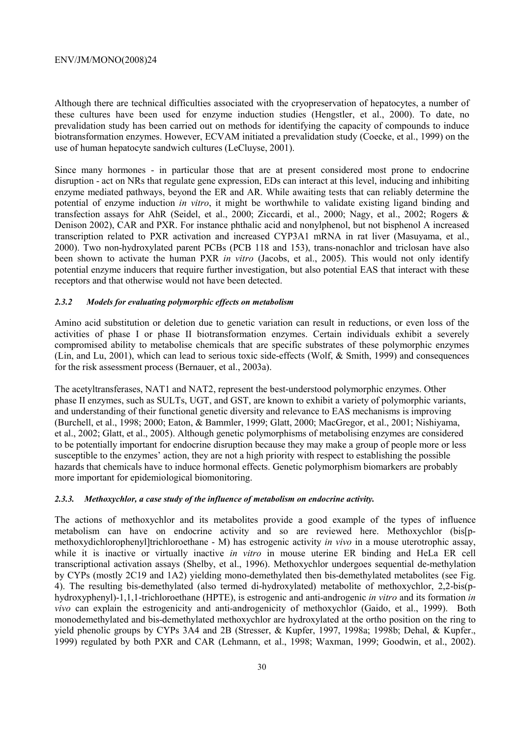Although there are technical difficulties associated with the cryopreservation of hepatocytes, a number of these cultures have been used for enzyme induction studies (Hengstler, et al., 2000). To date, no prevalidation study has been carried out on methods for identifying the capacity of compounds to induce biotransformation enzymes. However, ECVAM initiated a prevalidation study (Coecke, et al., 1999) on the use of human hepatocyte sandwich cultures (LeCluyse, 2001).

Since many hormones - in particular those that are at present considered most prone to endocrine disruption - act on NRs that regulate gene expression, EDs can interact at this level, inducing and inhibiting enzyme mediated pathways, beyond the ER and AR. While awaiting tests that can reliably determine the potential of enzyme induction *in vitro*, it might be worthwhile to validate existing ligand binding and transfection assays for AhR (Seidel, et al., 2000; Ziccardi, et al., 2000; Nagy, et al., 2002; Rogers & Denison 2002), CAR and PXR. For instance phthalic acid and nonylphenol, but not bisphenol A increased transcription related to PXR activation and increased CYP3A1 mRNA in rat liver (Masuyama, et al., 2000). Two non-hydroxylated parent PCBs (PCB 118 and 153), trans-nonachlor and triclosan have also been shown to activate the human PXR *in vitro* (Jacobs, et al., 2005). This would not only identify potential enzyme inducers that require further investigation, but also potential EAS that interact with these receptors and that otherwise would not have been detected.

#### *2.3.2 Models for evaluating polymorphic effects on metabolism*

Amino acid substitution or deletion due to genetic variation can result in reductions, or even loss of the activities of phase I or phase II biotransformation enzymes. Certain individuals exhibit a severely compromised ability to metabolise chemicals that are specific substrates of these polymorphic enzymes (Lin, and Lu, 2001), which can lead to serious toxic side-effects (Wolf, & Smith, 1999) and consequences for the risk assessment process (Bernauer, et al., 2003a).

The acetyltransferases, NAT1 and NAT2, represent the best-understood polymorphic enzymes. Other phase II enzymes, such as SULTs, UGT, and GST, are known to exhibit a variety of polymorphic variants, and understanding of their functional genetic diversity and relevance to EAS mechanisms is improving (Burchell, et al., 1998; 2000; Eaton, & Bammler, 1999; Glatt, 2000; MacGregor, et al., 2001; Nishiyama, et al., 2002; Glatt, et al., 2005). Although genetic polymorphisms of metabolising enzymes are considered to be potentially important for endocrine disruption because they may make a group of people more or less susceptible to the enzymes' action, they are not a high priority with respect to establishing the possible hazards that chemicals have to induce hormonal effects. Genetic polymorphism biomarkers are probably more important for epidemiological biomonitoring.

#### *2.3.3. Methoxychlor, a case study of the influence of metabolism on endocrine activity.*

The actions of methoxychlor and its metabolites provide a good example of the types of influence metabolism can have on endocrine activity and so are reviewed here. Methoxychlor (bis[p-methoxydichlorophenyl]trichloroethane - M) has estrogenic activity *in vivo* in a mouse uterotrophic assay, while it is inactive or virtually inactive *in vitro* in mouse uterine ER binding and HeLa ER cell transcriptional activation assays (Shelby, et al., 1996). Methoxychlor undergoes sequential de-methylation by CYPs (mostly 2C19 and 1A2) yielding mono-demethylated then bis-demethylated metabolites (see Fig. 4). The resulting bis-demethylated (also termed di-hydroxylated) metabolite of methoxychlor, 2,2-bis(p-hydroxyphenyl)-1,1,1-trichloroethane (HPTE), is estrogenic and anti-androgenic *in vitro* and its formation *in vivo* can explain the estrogenicity and anti-androgenicity of methoxychlor (Gaido, et al., 1999). Both monodemethylated and bis-demethylated methoxychlor are hydroxylated at the ortho position on the ring to yield phenolic groups by CYPs 3A4 and 2B (Stresser, & Kupfer, 1997, 1998a; 1998b; Dehal, & Kupfer., 1999) regulated by both PXR and CAR (Lehmann, et al., 1998; Waxman, 1999; Goodwin, et al., 2002).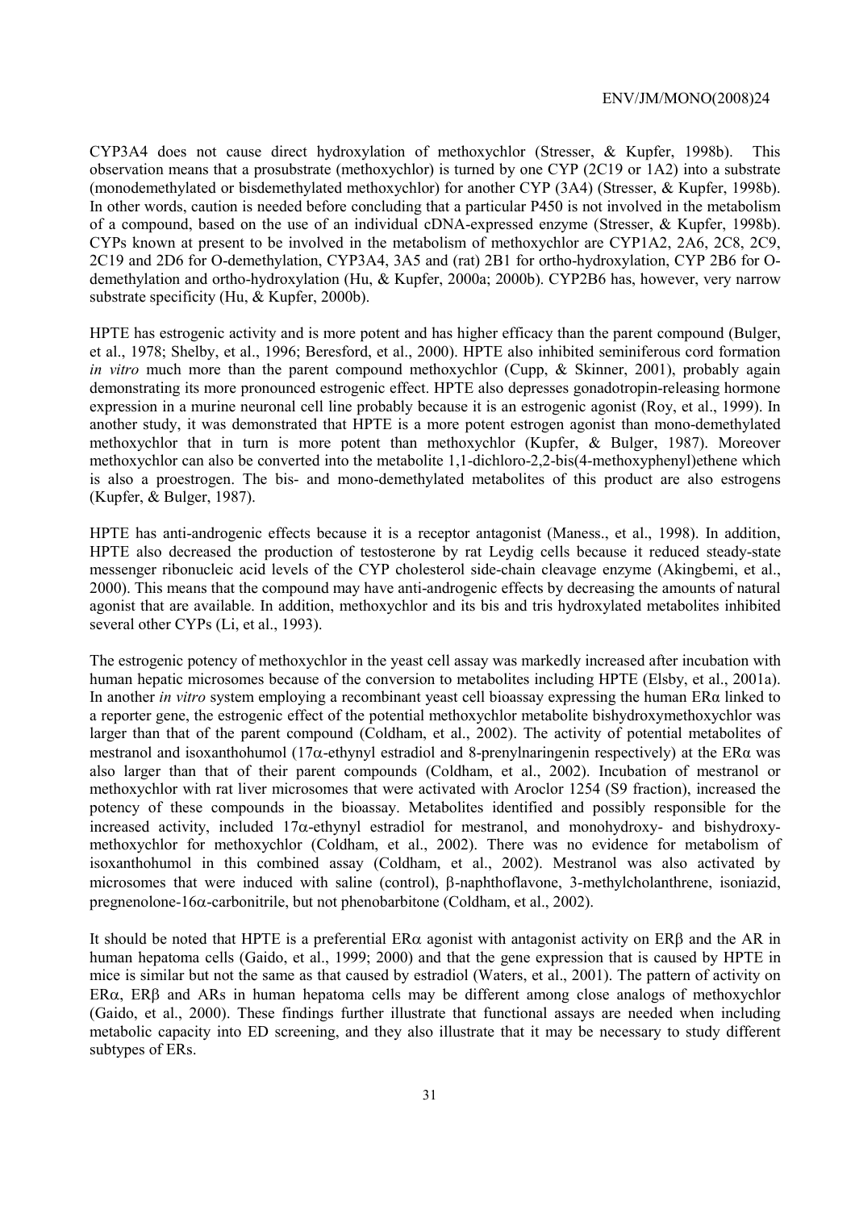CYP3A4 does not cause direct hydroxylation of methoxychlor (Stresser, & Kupfer, 1998b). This observation means that a prosubstrate (methoxychlor) is turned by one CYP (2C19 or 1A2) into a substrate (monodemethylated or bisdemethylated methoxychlor) for another CYP (3A4) (Stresser, & Kupfer, 1998b). In other words, caution is needed before concluding that a particular P450 is not involved in the metabolism of a compound, based on the use of an individual cDNA-expressed enzyme (Stresser, & Kupfer, 1998b). CYPs known at present to be involved in the metabolism of methoxychlor are CYP1A2, 2A6, 2C8, 2C9, 2C19 and 2D6 for O-demethylation, CYP3A4, 3A5 and (rat) 2B1 for ortho-hydroxylation, CYP 2B6 for O-demethylation and ortho-hydroxylation (Hu, & Kupfer, 2000a; 2000b). CYP2B6 has, however, very narrow substrate specificity (Hu, & Kupfer, 2000b).

HPTE has estrogenic activity and is more potent and has higher efficacy than the parent compound (Bulger, et al., 1978; Shelby, et al., 1996; Beresford, et al., 2000). HPTE also inhibited seminiferous cord formation *in vitro* much more than the parent compound methoxychlor (Cupp, & Skinner, 2001), probably again demonstrating its more pronounced estrogenic effect. HPTE also depresses gonadotropin-releasing hormone expression in a murine neuronal cell line probably because it is an estrogenic agonist (Roy, et al., 1999). In another study, it was demonstrated that HPTE is a more potent estrogen agonist than mono-demethylated methoxychlor that in turn is more potent than methoxychlor (Kupfer, & Bulger, 1987). Moreover methoxychlor can also be converted into the metabolite 1,1-dichloro-2,2-bis(4-methoxyphenyl)ethene which is also a proestrogen. The bis- and mono-demethylated metabolites of this product are also estrogens (Kupfer, & Bulger, 1987).

HPTE has anti-androgenic effects because it is a receptor antagonist (Maness., et al., 1998). In addition, HPTE also decreased the production of testosterone by rat Leydig cells because it reduced steady-state messenger ribonucleic acid levels of the CYP cholesterol side-chain cleavage enzyme (Akingbemi, et al., 2000). This means that the compound may have anti-androgenic effects by decreasing the amounts of natural agonist that are available. In addition, methoxychlor and its bis and tris hydroxylated metabolites inhibited several other CYPs (Li, et al., 1993).

The estrogenic potency of methoxychlor in the yeast cell assay was markedly increased after incubation with human hepatic microsomes because of the conversion to metabolites including HPTE (Elsby, et al., 2001a). In another *in vitro* system employing a recombinant yeast cell bioassay expressing the human ERα linked to a reporter gene, the estrogenic effect of the potential methoxychlor metabolite bishydroxymethoxychlor was larger than that of the parent compound (Coldham, et al., 2002). The activity of potential metabolites of mestranol and isoxanthohumol (17α-ethynyl estradiol and 8-prenylnaringenin respectively) at the ERα was also larger than that of their parent compounds (Coldham, et al., 2002). Incubation of mestranol or methoxychlor with rat liver microsomes that were activated with Aroclor 1254 (S9 fraction), increased the potency of these compounds in the bioassay. Metabolites identified and possibly responsible for the increased activity, included 17α-ethynyl estradiol for mestranol, and monohydroxy- and bishydroxy-methoxychlor for methoxychlor (Coldham, et al., 2002). There was no evidence for metabolism of isoxanthohumol in this combined assay (Coldham, et al., 2002). Mestranol was also activated by microsomes that were induced with saline (control), β-naphthoflavone, 3-methylcholanthrene, isoniazid, pregnenolone-16α-carbonitrile, but not phenobarbitone (Coldham, et al., 2002).

It should be noted that HPTE is a preferential ERα agonist with antagonist activity on ERβ and the AR in human hepatoma cells (Gaido, et al., 1999; 2000) and that the gene expression that is caused by HPTE in mice is similar but not the same as that caused by estradiol (Waters, et al., 2001). The pattern of activity on ERα, ERβ and ARs in human hepatoma cells may be different among close analogs of methoxychlor (Gaido, et al., 2000). These findings further illustrate that functional assays are needed when including metabolic capacity into ED screening, and they also illustrate that it may be necessary to study different subtypes of ERs.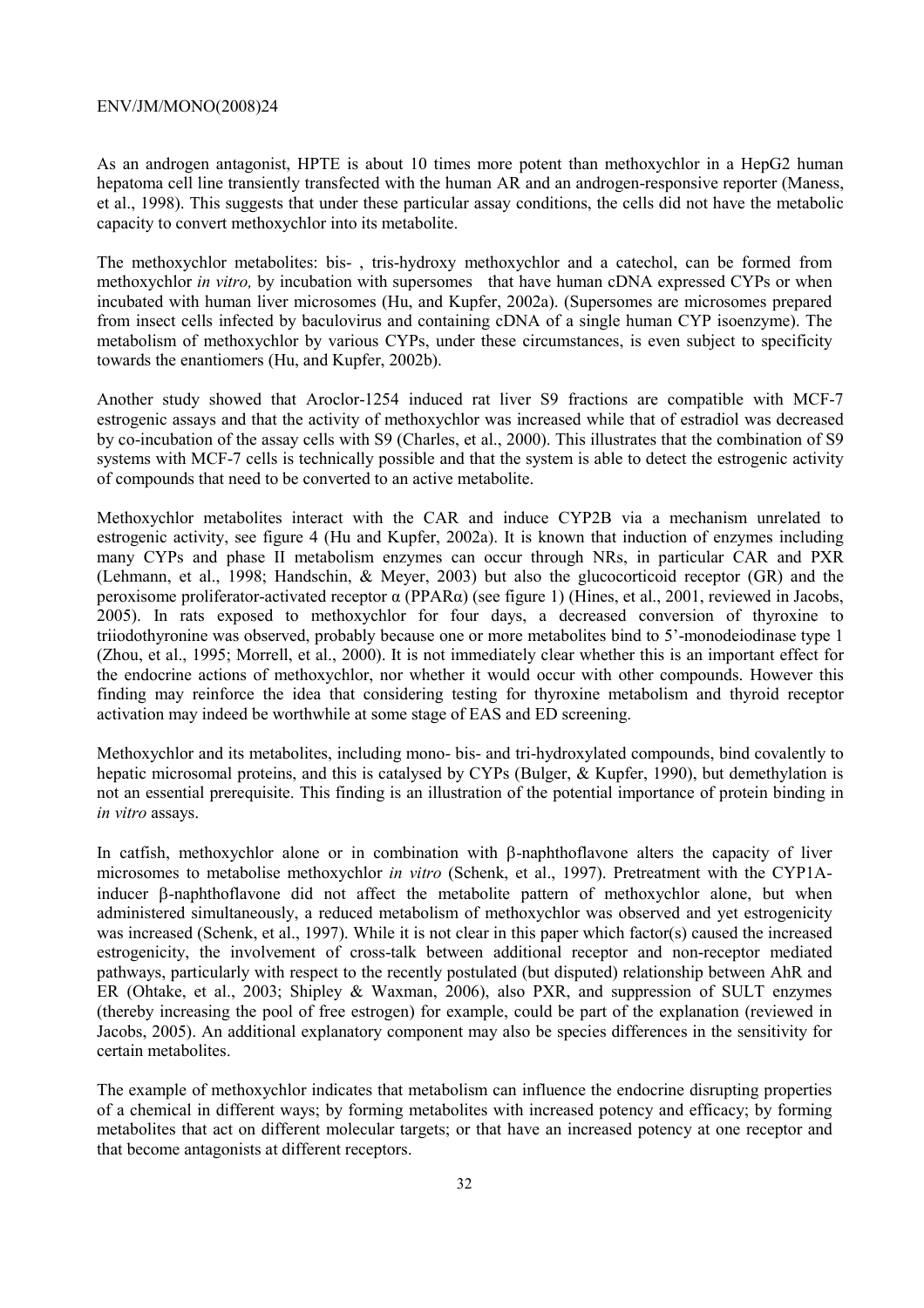As an androgen antagonist, HPTE is about 10 times more potent than methoxychlor in a HepG2 human hepatoma cell line transiently transfected with the human AR and an androgen-responsive reporter (Maness, et al., 1998). This suggests that under these particular assay conditions, the cells did not have the metabolic capacity to convert methoxychlor into its metabolite.

The methoxychlor metabolites: bis- , tris-hydroxy methoxychlor and a catechol, can be formed from methoxychlor *in vitro,* by incubation with supersomes that have human cDNA expressed CYPs or when incubated with human liver microsomes (Hu, and Kupfer, 2002a). (Supersomes are microsomes prepared from insect cells infected by baculovirus and containing cDNA of a single human CYP isoenzyme). The metabolism of methoxychlor by various CYPs, under these circumstances, is even subject to specificity towards the enantiomers (Hu, and Kupfer, 2002b).

Another study showed that Aroclor-1254 induced rat liver S9 fractions are compatible with MCF-7 estrogenic assays and that the activity of methoxychlor was increased while that of estradiol was decreased by co-incubation of the assay cells with S9 (Charles, et al., 2000). This illustrates that the combination of S9 systems with MCF-7 cells is technically possible and that the system is able to detect the estrogenic activity of compounds that need to be converted to an active metabolite.

Methoxychlor metabolites interact with the CAR and induce CYP2B via a mechanism unrelated to estrogenic activity, see figure 4 (Hu and Kupfer, 2002a). It is known that induction of enzymes including many CYPs and phase II metabolism enzymes can occur through NRs, in particular CAR and PXR (Lehmann, et al., 1998; Handschin, & Meyer, 2003) but also the glucocorticoid receptor (GR) and the peroxisome proliferator-activated receptor α (PPARα) (see figure 1) (Hines, et al., 2001, reviewed in Jacobs, 2005). In rats exposed to methoxychlor for four days, a decreased conversion of thyroxine to triiodothyronine was observed, probably because one or more metabolites bind to 5'-monodeiodinase type 1 (Zhou, et al., 1995; Morrell, et al., 2000). It is not immediately clear whether this is an important effect for the endocrine actions of methoxychlor, nor whether it would occur with other compounds. However this finding may reinforce the idea that considering testing for thyroxine metabolism and thyroid receptor activation may indeed be worthwhile at some stage of EAS and ED screening.

Methoxychlor and its metabolites, including mono- bis- and tri-hydroxylated compounds, bind covalently to hepatic microsomal proteins, and this is catalysed by CYPs (Bulger, & Kupfer, 1990), but demethylation is not an essential prerequisite. This finding is an illustration of the potential importance of protein binding in *in vitro* assays.

In catfish, methoxychlor alone or in combination with β-naphthoflavone alters the capacity of liver microsomes to metabolise methoxychlor *in vitro* (Schenk, et al., 1997). Pretreatment with the CYP1A-inducer β-naphthoflavone did not affect the metabolite pattern of methoxychlor alone, but when administered simultaneously, a reduced metabolism of methoxychlor was observed and yet estrogenicity was increased (Schenk, et al., 1997). While it is not clear in this paper which factor(s) caused the increased estrogenicity, the involvement of cross-talk between additional receptor and non-receptor mediated pathways, particularly with respect to the recently postulated (but disputed) relationship between AhR and ER (Ohtake, et al., 2003; Shipley & Waxman, 2006), also PXR, and suppression of SULT enzymes (thereby increasing the pool of free estrogen) for example, could be part of the explanation (reviewed in Jacobs, 2005). An additional explanatory component may also be species differences in the sensitivity for certain metabolites.

The example of methoxychlor indicates that metabolism can influence the endocrine disrupting properties of a chemical in different ways; by forming metabolites with increased potency and efficacy; by forming metabolites that act on different molecular targets; or that have an increased potency at one receptor and that become antagonists at different receptors.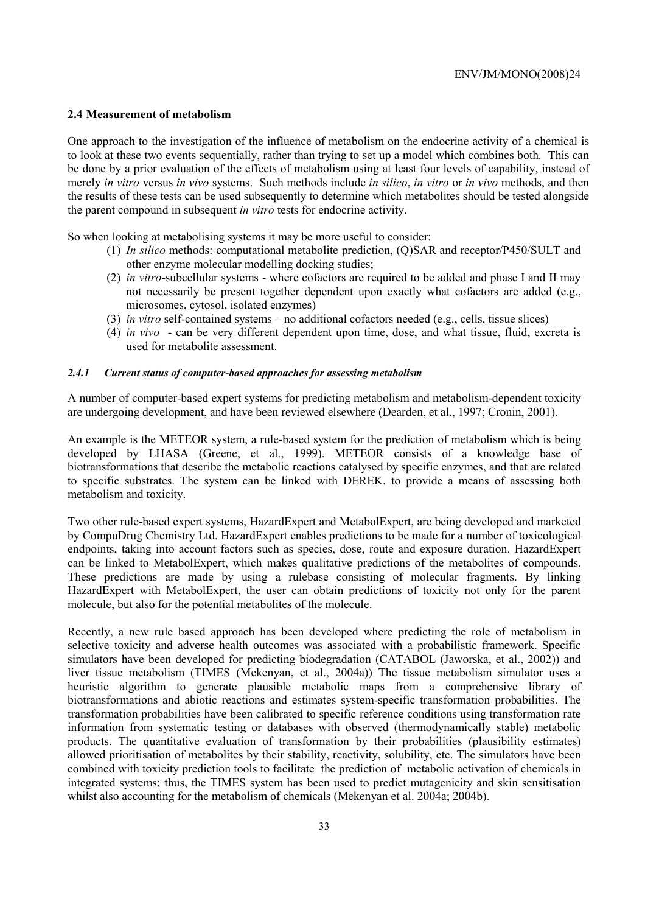### 2.4 Measurement of metabolism

One approach to the investigation of the influence of metabolism on the endocrine activity of a chemical is to look at these two events sequentially, rather than trying to set up a model which combines both. This can be done by a prior evaluation of the effects of metabolism using at least four levels of capability, instead of merely *in vitro* versus *in vivo* systems. Such methods include *in silico*, *in vitro* or *in vivo* methods, and then the results of these tests can be used subsequently to determine which metabolites should be tested alongside the parent compound in subsequent *in vitro* tests for endocrine activity.

So when looking at metabolising systems it may be more useful to consider:

1. *In silico* methods: computational metabolite prediction, (Q)SAR and receptor/P450/SULT and other enzyme molecular modelling docking studies;
2. *in vitro*-subcellular systems - where cofactors are required to be added and phase I and II may not necessarily be present together dependent upon exactly what cofactors are added (e.g., microsomes, cytosol, isolated enzymes)
3. *in vitro* self-contained systems – no additional cofactors needed (e.g., cells, tissue slices)
4. *in vivo* - can be very different dependent upon time, dose, and what tissue, fluid, excreta is used for metabolite assessment.

#### *2.4.1 Current status of computer-based approaches for assessing metabolism*

A number of computer-based expert systems for predicting metabolism and metabolism-dependent toxicity are undergoing development, and have been reviewed elsewhere (Dearden, et al., 1997; Cronin, 2001).

An example is the METEOR system, a rule-based system for the prediction of metabolism which is being developed by LHASA (Greene, et al., 1999). METEOR consists of a knowledge base of biotransformations that describe the metabolic reactions catalysed by specific enzymes, and that are related to specific substrates. The system can be linked with DEREK, to provide a means of assessing both metabolism and toxicity.

Two other rule-based expert systems, HazardExpert and MetabolExpert, are being developed and marketed by CompuDrug Chemistry Ltd. HazardExpert enables predictions to be made for a number of toxicological endpoints, taking into account factors such as species, dose, route and exposure duration. HazardExpert can be linked to MetabolExpert, which makes qualitative predictions of the metabolites of compounds. These predictions are made by using a rulebase consisting of molecular fragments. By linking HazardExpert with MetabolExpert, the user can obtain predictions of toxicity not only for the parent molecule, but also for the potential metabolites of the molecule.

Recently, a new rule based approach has been developed where predicting the role of metabolism in selective toxicity and adverse health outcomes was associated with a probabilistic framework. Specific simulators have been developed for predicting biodegradation (CATABOL (Jaworska, et al., 2002)) and liver tissue metabolism (TIMES (Mekenyan, et al., 2004a)) The tissue metabolism simulator uses a heuristic algorithm to generate plausible metabolic maps from a comprehensive library of biotransformations and abiotic reactions and estimates system-specific transformation probabilities. The transformation probabilities have been calibrated to specific reference conditions using transformation rate information from systematic testing or databases with observed (thermodynamically stable) metabolic products. The quantitative evaluation of transformation by their probabilities (plausibility estimates) allowed prioritisation of metabolites by their stability, reactivity, solubility, etc. The simulators have been combined with toxicity prediction tools to facilitate the prediction of metabolic activation of chemicals in integrated systems; thus, the TIMES system has been used to predict mutagenicity and skin sensitisation whilst also accounting for the metabolism of chemicals (Mekenyan et al. 2004a; 2004b).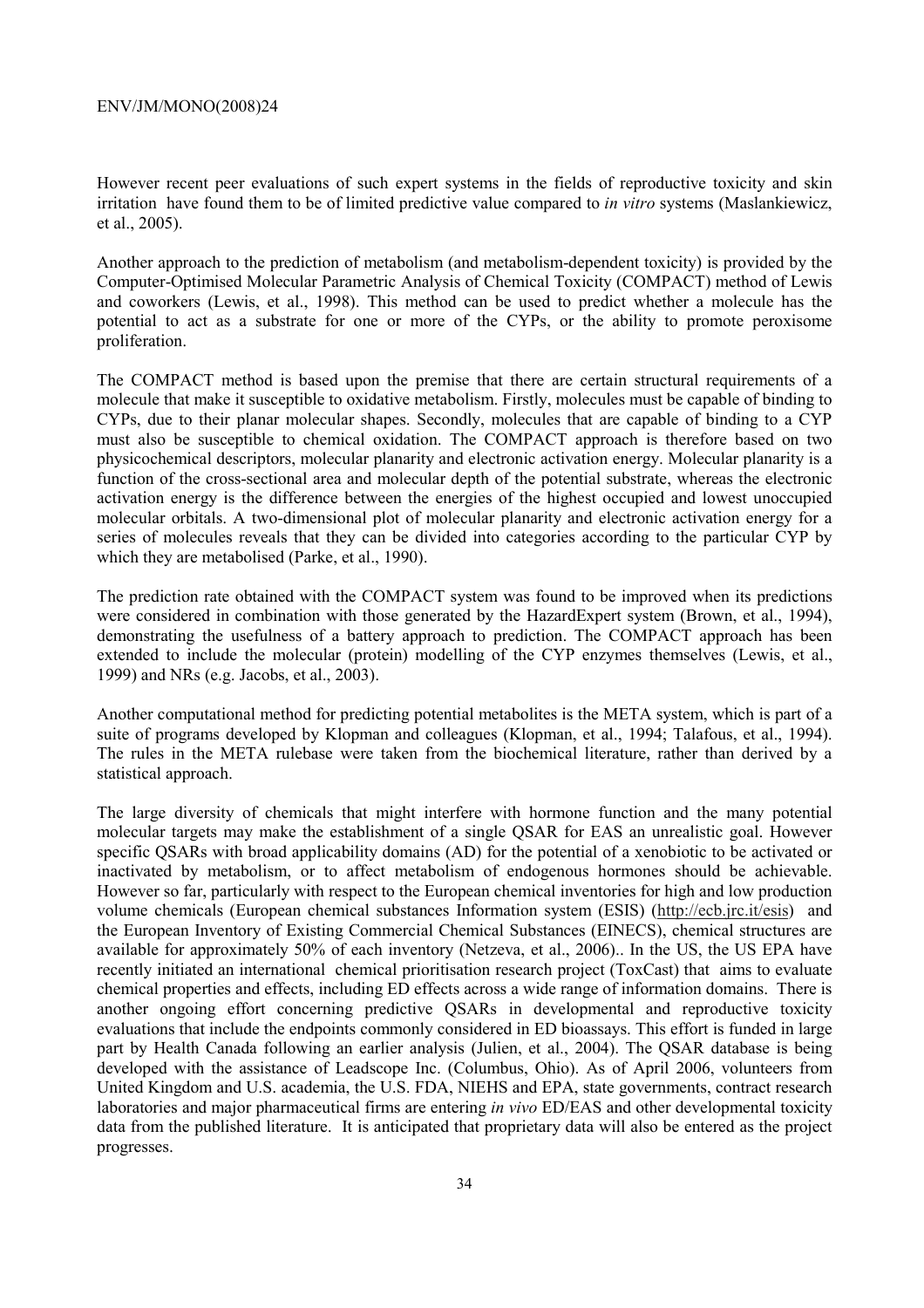However recent peer evaluations of such expert systems in the fields of reproductive toxicity and skin irritation have found them to be of limited predictive value compared to *in vitro* systems (Maslankiewicz, et al., 2005).

Another approach to the prediction of metabolism (and metabolism-dependent toxicity) is provided by the Computer-Optimised Molecular Parametric Analysis of Chemical Toxicity (COMPACT) method of Lewis and coworkers (Lewis, et al., 1998). This method can be used to predict whether a molecule has the potential to act as a substrate for one or more of the CYPs, or the ability to promote peroxisome proliferation.

The COMPACT method is based upon the premise that there are certain structural requirements of a molecule that make it susceptible to oxidative metabolism. Firstly, molecules must be capable of binding to CYPs, due to their planar molecular shapes. Secondly, molecules that are capable of binding to a CYP must also be susceptible to chemical oxidation. The COMPACT approach is therefore based on two physicochemical descriptors, molecular planarity and electronic activation energy. Molecular planarity is a function of the cross-sectional area and molecular depth of the potential substrate, whereas the electronic activation energy is the difference between the energies of the highest occupied and lowest unoccupied molecular orbitals. A two-dimensional plot of molecular planarity and electronic activation energy for a series of molecules reveals that they can be divided into categories according to the particular CYP by which they are metabolised (Parke, et al., 1990).

The prediction rate obtained with the COMPACT system was found to be improved when its predictions were considered in combination with those generated by the HazardExpert system (Brown, et al., 1994), demonstrating the usefulness of a battery approach to prediction. The COMPACT approach has been extended to include the molecular (protein) modelling of the CYP enzymes themselves (Lewis, et al., 1999) and NRs (e.g. Jacobs, et al., 2003).

Another computational method for predicting potential metabolites is the META system, which is part of a suite of programs developed by Klopman and colleagues (Klopman, et al., 1994; Talafous, et al., 1994). The rules in the META rulebase were taken from the biochemical literature, rather than derived by a statistical approach.

The large diversity of chemicals that might interfere with hormone function and the many potential molecular targets may make the establishment of a single QSAR for EAS an unrealistic goal. However specific QSARs with broad applicability domains (AD) for the potential of a xenobiotic to be activated or inactivated by metabolism, or to affect metabolism of endogenous hormones should be achievable. However so far, particularly with respect to the European chemical inventories for high and low production volume chemicals (European chemical substances Information system (ESIS) (http://ecb.jrc.it/esis) and the European Inventory of Existing Commercial Chemical Substances (EINECS), chemical structures are available for approximately 50% of each inventory (Netzeva, et al., 2006).. In the US, the US EPA have recently initiated an international chemical prioritisation research project (ToxCast) that aims to evaluate chemical properties and effects, including ED effects across a wide range of information domains. There is another ongoing effort concerning predictive QSARs in developmental and reproductive toxicity evaluations that include the endpoints commonly considered in ED bioassays. This effort is funded in large part by Health Canada following an earlier analysis (Julien, et al., 2004). The QSAR database is being developed with the assistance of Leadscope Inc. (Columbus, Ohio). As of April 2006, volunteers from United Kingdom and U.S. academia, the U.S. FDA, NIEHS and EPA, state governments, contract research laboratories and major pharmaceutical firms are entering *in vivo* ED/EAS and other developmental toxicity data from the published literature. It is anticipated that proprietary data will also be entered as the project progresses.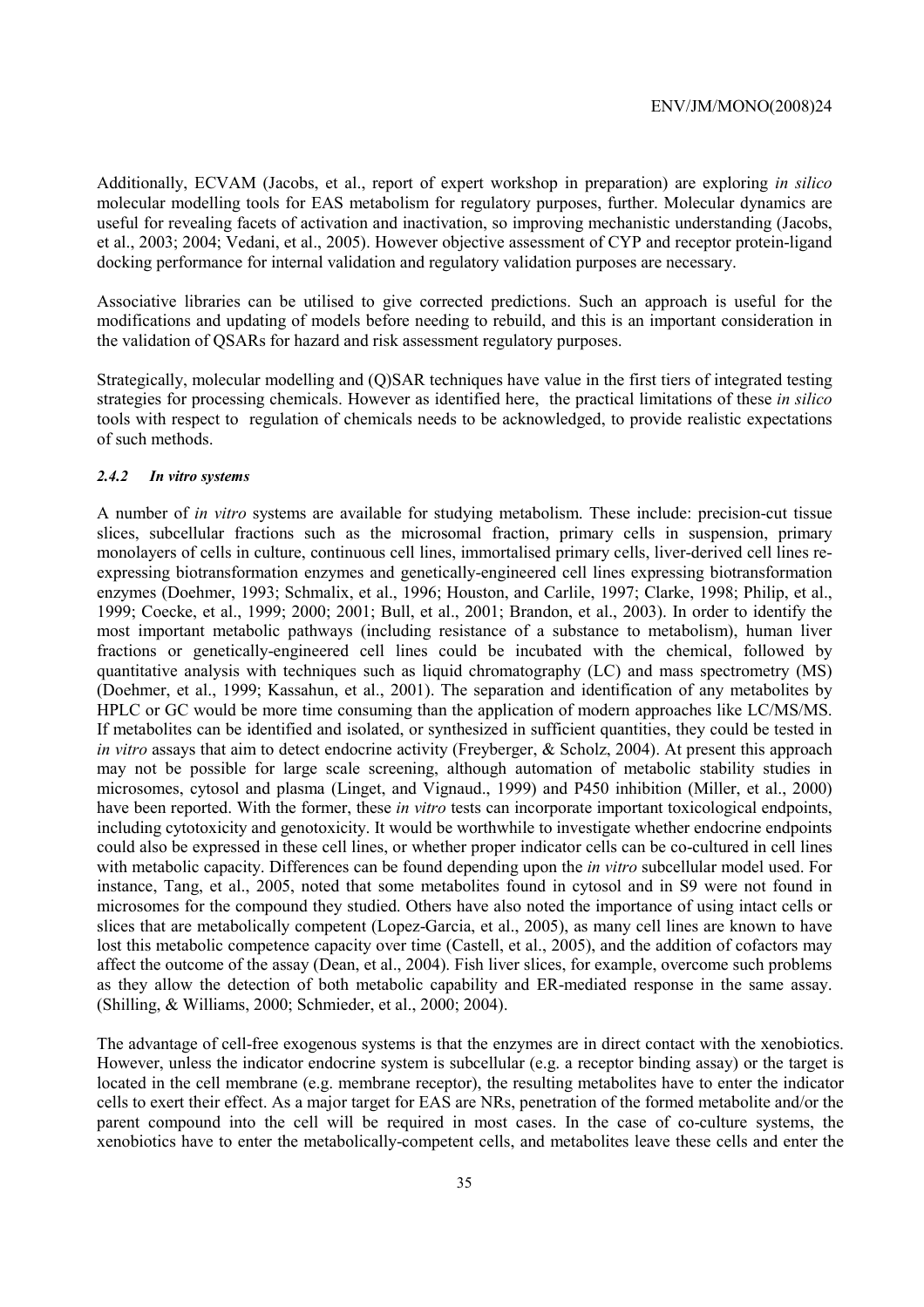Additionally, ECVAM (Jacobs, et al., report of expert workshop in preparation) are exploring *in silico* molecular modelling tools for EAS metabolism for regulatory purposes, further. Molecular dynamics are useful for revealing facets of activation and inactivation, so improving mechanistic understanding (Jacobs, et al., 2003; 2004; Vedani, et al., 2005). However objective assessment of CYP and receptor protein-ligand docking performance for internal validation and regulatory validation purposes are necessary.

Associative libraries can be utilised to give corrected predictions. Such an approach is useful for the modifications and updating of models before needing to rebuild, and this is an important consideration in the validation of QSARs for hazard and risk assessment regulatory purposes.

Strategically, molecular modelling and (Q)SAR techniques have value in the first tiers of integrated testing strategies for processing chemicals. However as identified here, the practical limitations of these *in silico* tools with respect to regulation of chemicals needs to be acknowledged, to provide realistic expectations of such methods.

#### *2.4.2 In vitro systems*

A number of *in vitro* systems are available for studying metabolism. These include: precision-cut tissue slices, subcellular fractions such as the microsomal fraction, primary cells in suspension, primary monolayers of cells in culture, continuous cell lines, immortalised primary cells, liver-derived cell lines re-expressing biotransformation enzymes and genetically-engineered cell lines expressing biotransformation enzymes (Doehmer, 1993; Schmalix, et al., 1996; Houston, and Carlile, 1997; Clarke, 1998; Philip, et al., 1999; Coecke, et al., 1999; 2000; 2001; Bull, et al., 2001; Brandon, et al., 2003). In order to identify the most important metabolic pathways (including resistance of a substance to metabolism), human liver fractions or genetically-engineered cell lines could be incubated with the chemical, followed by quantitative analysis with techniques such as liquid chromatography (LC) and mass spectrometry (MS) (Doehmer, et al., 1999; Kassahun, et al., 2001). The separation and identification of any metabolites by HPLC or GC would be more time consuming than the application of modern approaches like LC/MS/MS. If metabolites can be identified and isolated, or synthesized in sufficient quantities, they could be tested in *in vitro* assays that aim to detect endocrine activity (Freyberger, & Scholz, 2004). At present this approach may not be possible for large scale screening, although automation of metabolic stability studies in microsomes, cytosol and plasma (Linget, and Vignaud., 1999) and P450 inhibition (Miller, et al., 2000) have been reported. With the former, these *in vitro* tests can incorporate important toxicological endpoints, including cytotoxicity and genotoxicity. It would be worthwhile to investigate whether endocrine endpoints could also be expressed in these cell lines, or whether proper indicator cells can be co-cultured in cell lines with metabolic capacity. Differences can be found depending upon the *in vitro* subcellular model used. For instance, Tang, et al., 2005, noted that some metabolites found in cytosol and in S9 were not found in microsomes for the compound they studied. Others have also noted the importance of using intact cells or slices that are metabolically competent (Lopez-Garcia, et al., 2005), as many cell lines are known to have lost this metabolic competence capacity over time (Castell, et al., 2005), and the addition of cofactors may affect the outcome of the assay (Dean, et al., 2004). Fish liver slices, for example, overcome such problems as they allow the detection of both metabolic capability and ER-mediated response in the same assay. (Shilling, & Williams, 2000; Schmieder, et al., 2000; 2004).

The advantage of cell-free exogenous systems is that the enzymes are in direct contact with the xenobiotics. However, unless the indicator endocrine system is subcellular (e.g. a receptor binding assay) or the target is located in the cell membrane (e.g. membrane receptor), the resulting metabolites have to enter the indicator cells to exert their effect. As a major target for EAS are NRs, penetration of the formed metabolite and/or the parent compound into the cell will be required in most cases. In the case of co-culture systems, the xenobiotics have to enter the metabolically-competent cells, and metabolites leave these cells and enter the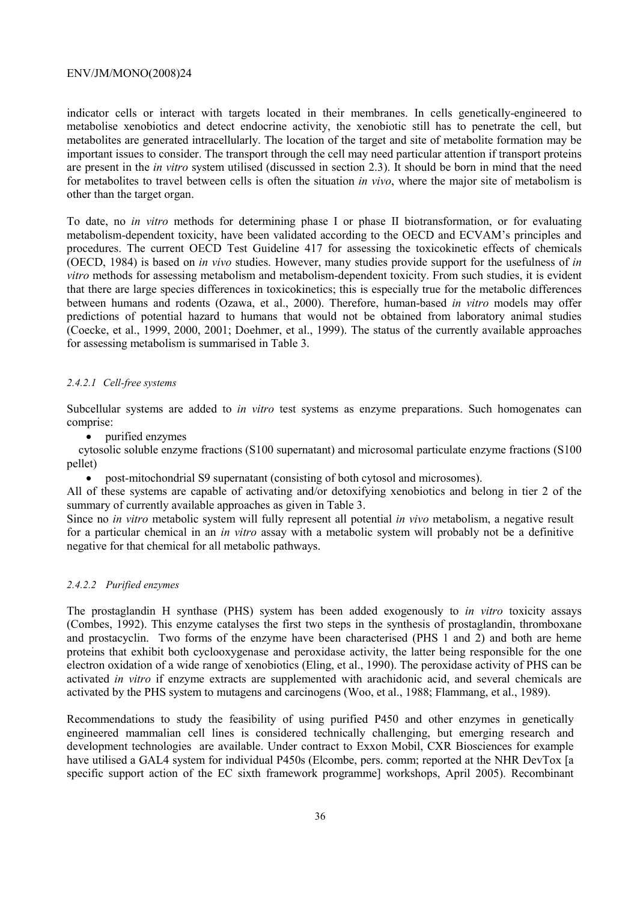indicator cells or interact with targets located in their membranes. In cells genetically-engineered to metabolise xenobiotics and detect endocrine activity, the xenobiotic still has to penetrate the cell, but metabolites are generated intracellularly. The location of the target and site of metabolite formation may be important issues to consider. The transport through the cell may need particular attention if transport proteins are present in the *in vitro* system utilised (discussed in section 2.3). It should be born in mind that the need for metabolites to travel between cells is often the situation *in vivo*, where the major site of metabolism is other than the target organ.

To date, no *in vitro* methods for determining phase I or phase II biotransformation, or for evaluating metabolism-dependent toxicity, have been validated according to the OECD and ECVAM's principles and procedures. The current OECD Test Guideline 417 for assessing the toxicokinetic effects of chemicals (OECD, 1984) is based on *in vivo* studies. However, many studies provide support for the usefulness of *in vitro* methods for assessing metabolism and metabolism-dependent toxicity. From such studies, it is evident that there are large species differences in toxicokinetics; this is especially true for the metabolic differences between humans and rodents (Ozawa, et al., 2000). Therefore, human-based *in vitro* models may offer predictions of potential hazard to humans that would not be obtained from laboratory animal studies (Coecke, et al., 1999, 2000, 2001; Doehmer, et al., 1999). The status of the currently available approaches for assessing metabolism is summarised in Table 3.

#### *2.4.2.1 Cell-free systems*

Subcellular systems are added to *in vitro* test systems as enzyme preparations. Such homogenates can comprise:

- purified enzymes
- cytosolic soluble enzyme fractions (S100 supernatant) and microsomal particulate enzyme fractions (S100 pellet)
- post-mitochondrial S9 supernatant (consisting of both cytosol and microsomes).

All of these systems are capable of activating and/or detoxifying xenobiotics and belong in tier 2 of the summary of currently available approaches as given in Table 3.

Since no *in vitro* metabolic system will fully represent all potential *in vivo* metabolism, a negative result for a particular chemical in an *in vitro* assay with a metabolic system will probably not be a definitive negative for that chemical for all metabolic pathways.

#### *2.4.2.2 Purified enzymes*

The prostaglandin H synthase (PHS) system has been added exogenously to *in vitro* toxicity assays (Combes, 1992). This enzyme catalyses the first two steps in the synthesis of prostaglandin, thromboxane and prostacyclin. Two forms of the enzyme have been characterised (PHS 1 and 2) and both are heme proteins that exhibit both cyclooxygenase and peroxidase activity, the latter being responsible for the one electron oxidation of a wide range of xenobiotics (Eling, et al., 1990). The peroxidase activity of PHS can be activated *in vitro* if enzyme extracts are supplemented with arachidonic acid, and several chemicals are activated by the PHS system to mutagens and carcinogens (Woo, et al., 1988; Flammang, et al., 1989).

Recommendations to study the feasibility of using purified P450 and other enzymes in genetically engineered mammalian cell lines is considered technically challenging, but emerging research and development technologies are available. Under contract to Exxon Mobil, CXR Biosciences for example have utilised a GAL4 system for individual P450s (Elcombe, pers. comm; reported at the NHR DevTox [a specific support action of the EC sixth framework programme] workshops, April 2005). Recombinant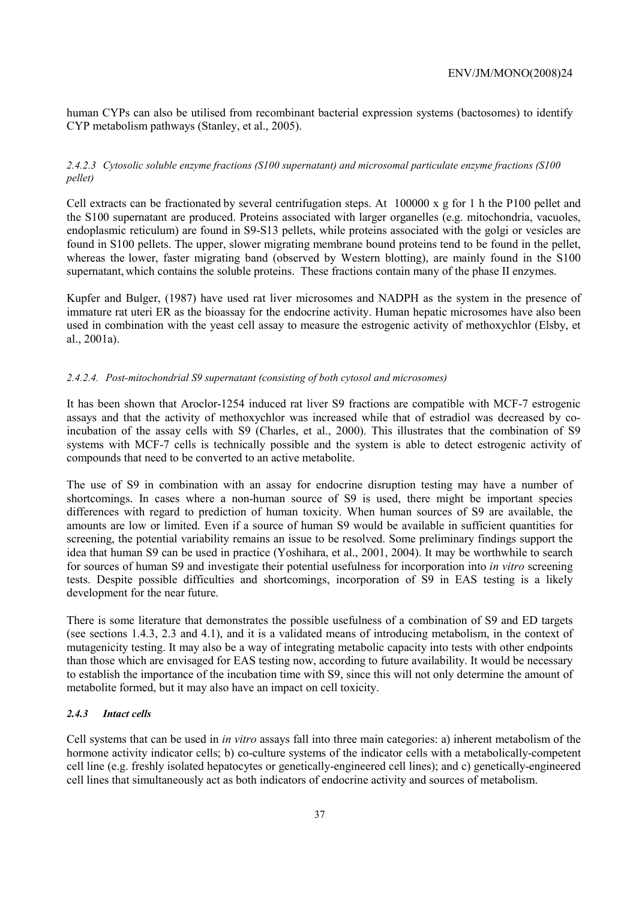human CYPs can also be utilised from recombinant bacterial expression systems (bactosomes) to identify CYP metabolism pathways (Stanley, et al., 2005).

#### *2.4.2.3 Cytosolic soluble enzyme fractions (S100 supernatant) and microsomal particulate enzyme fractions (S100 pellet)*

Cell extracts can be fractionated by several centrifugation steps. At 100000 x g for 1 h the P100 pellet and the S100 supernatant are produced. Proteins associated with larger organelles (e.g. mitochondria, vacuoles, endoplasmic reticulum) are found in S9-S13 pellets, while proteins associated with the golgi or vesicles are found in S100 pellets. The upper, slower migrating membrane bound proteins tend to be found in the pellet, whereas the lower, faster migrating band (observed by Western blotting), are mainly found in the S100 supernatant, which contains the soluble proteins. These fractions contain many of the phase II enzymes.

Kupfer and Bulger, (1987) have used rat liver microsomes and NADPH as the system in the presence of immature rat uteri ER as the bioassay for the endocrine activity. Human hepatic microsomes have also been used in combination with the yeast cell assay to measure the estrogenic activity of methoxychlor (Elsby, et al., 2001a).

#### *2.4.2.4. Post-mitochondrial S9 supernatant (consisting of both cytosol and microsomes)*

It has been shown that Aroclor-1254 induced rat liver S9 fractions are compatible with MCF-7 estrogenic assays and that the activity of methoxychlor was increased while that of estradiol was decreased by co-incubation of the assay cells with S9 (Charles, et al., 2000). This illustrates that the combination of S9 systems with MCF-7 cells is technically possible and the system is able to detect estrogenic activity of compounds that need to be converted to an active metabolite.

The use of S9 in combination with an assay for endocrine disruption testing may have a number of shortcomings. In cases where a non-human source of S9 is used, there might be important species differences with regard to prediction of human toxicity. When human sources of S9 are available, the amounts are low or limited. Even if a source of human S9 would be available in sufficient quantities for screening, the potential variability remains an issue to be resolved. Some preliminary findings support the idea that human S9 can be used in practice (Yoshihara, et al., 2001, 2004). It may be worthwhile to search for sources of human S9 and investigate their potential usefulness for incorporation into *in vitro* screening tests. Despite possible difficulties and shortcomings, incorporation of S9 in EAS testing is a likely development for the near future.

There is some literature that demonstrates the possible usefulness of a combination of S9 and ED targets (see sections 1.4.3, 2.3 and 4.1), and it is a validated means of introducing metabolism, in the context of mutagenicity testing. It may also be a way of integrating metabolic capacity into tests with other endpoints than those which are envisaged for EAS testing now, according to future availability. It would be necessary to establish the importance of the incubation time with S9, since this will not only determine the amount of metabolite formed, but it may also have an impact on cell toxicity.

### ***2.4.3 Intact cells***

Cell systems that can be used in *in vitro* assays fall into three main categories: a) inherent metabolism of the hormone activity indicator cells; b) co-culture systems of the indicator cells with a metabolically-competent cell line (e.g. freshly isolated hepatocytes or genetically-engineered cell lines); and c) genetically-engineered cell lines that simultaneously act as both indicators of endocrine activity and sources of metabolism.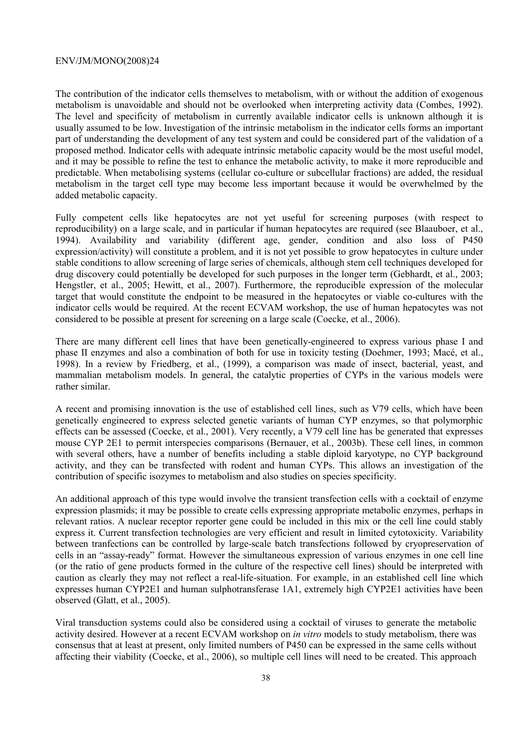The contribution of the indicator cells themselves to metabolism, with or without the addition of exogenous metabolism is unavoidable and should not be overlooked when interpreting activity data (Combes, 1992). The level and specificity of metabolism in currently available indicator cells is unknown although it is usually assumed to be low. Investigation of the intrinsic metabolism in the indicator cells forms an important part of understanding the development of any test system and could be considered part of the validation of a proposed method. Indicator cells with adequate intrinsic metabolic capacity would be the most useful model, and it may be possible to refine the test to enhance the metabolic activity, to make it more reproducible and predictable. When metabolising systems (cellular co-culture or subcellular fractions) are added, the residual metabolism in the target cell type may become less important because it would be overwhelmed by the added metabolic capacity.

Fully competent cells like hepatocytes are not yet useful for screening purposes (with respect to reproducibility) on a large scale, and in particular if human hepatocytes are required (see Blaauboer, et al., 1994). Availability and variability (different age, gender, condition and also loss of P450 expression/activity) will constitute a problem, and it is not yet possible to grow hepatocytes in culture under stable conditions to allow screening of large series of chemicals, although stem cell techniques developed for drug discovery could potentially be developed for such purposes in the longer term (Gebhardt, et al., 2003; Hengstler, et al., 2005; Hewitt, et al., 2007). Furthermore, the reproducible expression of the molecular target that would constitute the endpoint to be measured in the hepatocytes or viable co-cultures with the indicator cells would be required. At the recent ECVAM workshop, the use of human hepatocytes was not considered to be possible at present for screening on a large scale (Coecke, et al., 2006).

There are many different cell lines that have been genetically-engineered to express various phase I and phase II enzymes and also a combination of both for use in toxicity testing (Doehmer, 1993; Macé, et al., 1998). In a review by Friedberg, et al., (1999), a comparison was made of insect, bacterial, yeast, and mammalian metabolism models. In general, the catalytic properties of CYPs in the various models were rather similar.

A recent and promising innovation is the use of established cell lines, such as V79 cells, which have been genetically engineered to express selected genetic variants of human CYP enzymes, so that polymorphic effects can be assessed (Coecke, et al., 2001). Very recently, a V79 cell line has be generated that expresses mouse CYP 2E1 to permit interspecies comparisons (Bernauer, et al., 2003b). These cell lines, in common with several others, have a number of benefits including a stable diploid karyotype, no CYP background activity, and they can be transfected with rodent and human CYPs. This allows an investigation of the contribution of specific isozymes to metabolism and also studies on species specificity.

An additional approach of this type would involve the transient transfection cells with a cocktail of enzyme expression plasmids; it may be possible to create cells expressing appropriate metabolic enzymes, perhaps in relevant ratios. A nuclear receptor reporter gene could be included in this mix or the cell line could stably express it. Current transfection technologies are very efficient and result in limited cytotoxicity. Variability between tranfections can be controlled by large-scale batch transfections followed by cryopreservation of cells in an "assay-ready" format. However the simultaneous expression of various enzymes in one cell line (or the ratio of gene products formed in the culture of the respective cell lines) should be interpreted with caution as clearly they may not reflect a real-life-situation. For example, in an established cell line which expresses human CYP2E1 and human sulphotransferase 1A1, extremely high CYP2E1 activities have been observed (Glatt, et al., 2005).

Viral transduction systems could also be considered using a cocktail of viruses to generate the metabolic activity desired. However at a recent ECVAM workshop on *in vitro* models to study metabolism, there was consensus that at least at present, only limited numbers of P450 can be expressed in the same cells without affecting their viability (Coecke, et al., 2006), so multiple cell lines will need to be created. This approach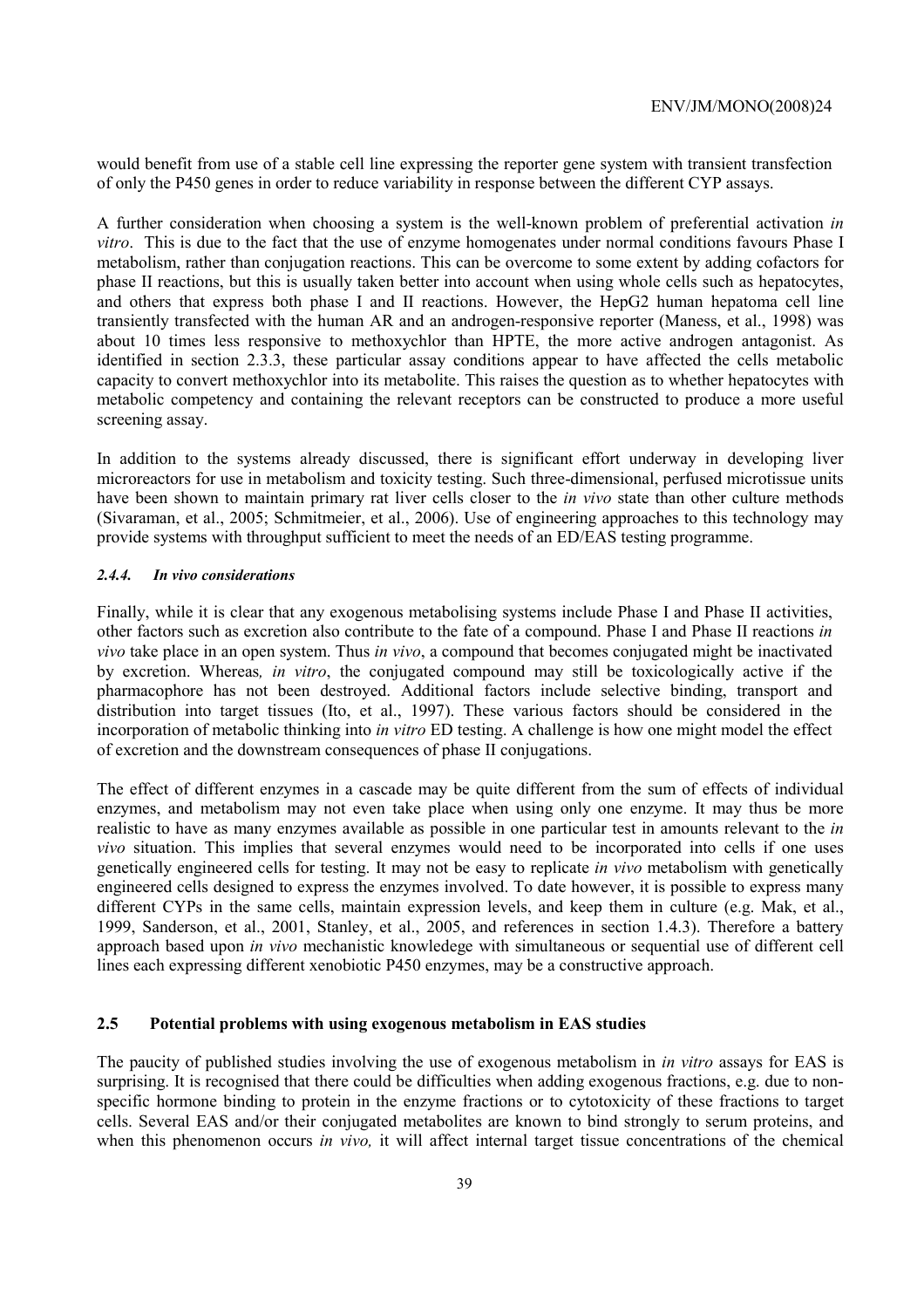would benefit from use of a stable cell line expressing the reporter gene system with transient transfection of only the P450 genes in order to reduce variability in response between the different CYP assays.

A further consideration when choosing a system is the well-known problem of preferential activation *in vitro*. This is due to the fact that the use of enzyme homogenates under normal conditions favours Phase I metabolism, rather than conjugation reactions. This can be overcome to some extent by adding cofactors for phase II reactions, but this is usually taken better into account when using whole cells such as hepatocytes, and others that express both phase I and II reactions. However, the HepG2 human hepatoma cell line transiently transfected with the human AR and an androgen-responsive reporter (Maness, et al., 1998) was about 10 times less responsive to methoxychlor than HPTE, the more active androgen antagonist. As identified in section 2.3.3, these particular assay conditions appear to have affected the cells metabolic capacity to convert methoxychlor into its metabolite. This raises the question as to whether hepatocytes with metabolic competency and containing the relevant receptors can be constructed to produce a more useful screening assay.

In addition to the systems already discussed, there is significant effort underway in developing liver microreactors for use in metabolism and toxicity testing. Such three-dimensional, perfused microtissue units have been shown to maintain primary rat liver cells closer to the *in vivo* state than other culture methods (Sivaraman, et al., 2005; Schmitmeier, et al., 2006). Use of engineering approaches to this technology may provide systems with throughput sufficient to meet the needs of an ED/EAS testing programme.

#### *2.4.4. In vivo considerations*

Finally, while it is clear that any exogenous metabolising systems include Phase I and Phase II activities, other factors such as excretion also contribute to the fate of a compound. Phase I and Phase II reactions *in vivo* take place in an open system. Thus *in vivo*, a compound that becomes conjugated might be inactivated by excretion. Whereas*, in vitro*, the conjugated compound may still be toxicologically active if the pharmacophore has not been destroyed. Additional factors include selective binding, transport and distribution into target tissues (Ito, et al., 1997). These various factors should be considered in the incorporation of metabolic thinking into *in vitro* ED testing. A challenge is how one might model the effect of excretion and the downstream consequences of phase II conjugations.

The effect of different enzymes in a cascade may be quite different from the sum of effects of individual enzymes, and metabolism may not even take place when using only one enzyme. It may thus be more realistic to have as many enzymes available as possible in one particular test in amounts relevant to the *in vivo* situation. This implies that several enzymes would need to be incorporated into cells if one uses genetically engineered cells for testing. It may not be easy to replicate *in vivo* metabolism with genetically engineered cells designed to express the enzymes involved. To date however, it is possible to express many different CYPs in the same cells, maintain expression levels, and keep them in culture (e.g. Mak, et al., 1999, Sanderson, et al., 2001, Stanley, et al., 2005, and references in section 1.4.3). Therefore a battery approach based upon *in vivo* mechanistic knowledege with simultaneous or sequential use of different cell lines each expressing different xenobiotic P450 enzymes, may be a constructive approach.

### 2.5 Potential problems with using exogenous metabolism in EAS studies

The paucity of published studies involving the use of exogenous metabolism in *in vitro* assays for EAS is surprising. It is recognised that there could be difficulties when adding exogenous fractions, e.g. due to non-specific hormone binding to protein in the enzyme fractions or to cytotoxicity of these fractions to target cells. Several EAS and/or their conjugated metabolites are known to bind strongly to serum proteins, and when this phenomenon occurs *in vivo,* it will affect internal target tissue concentrations of the chemical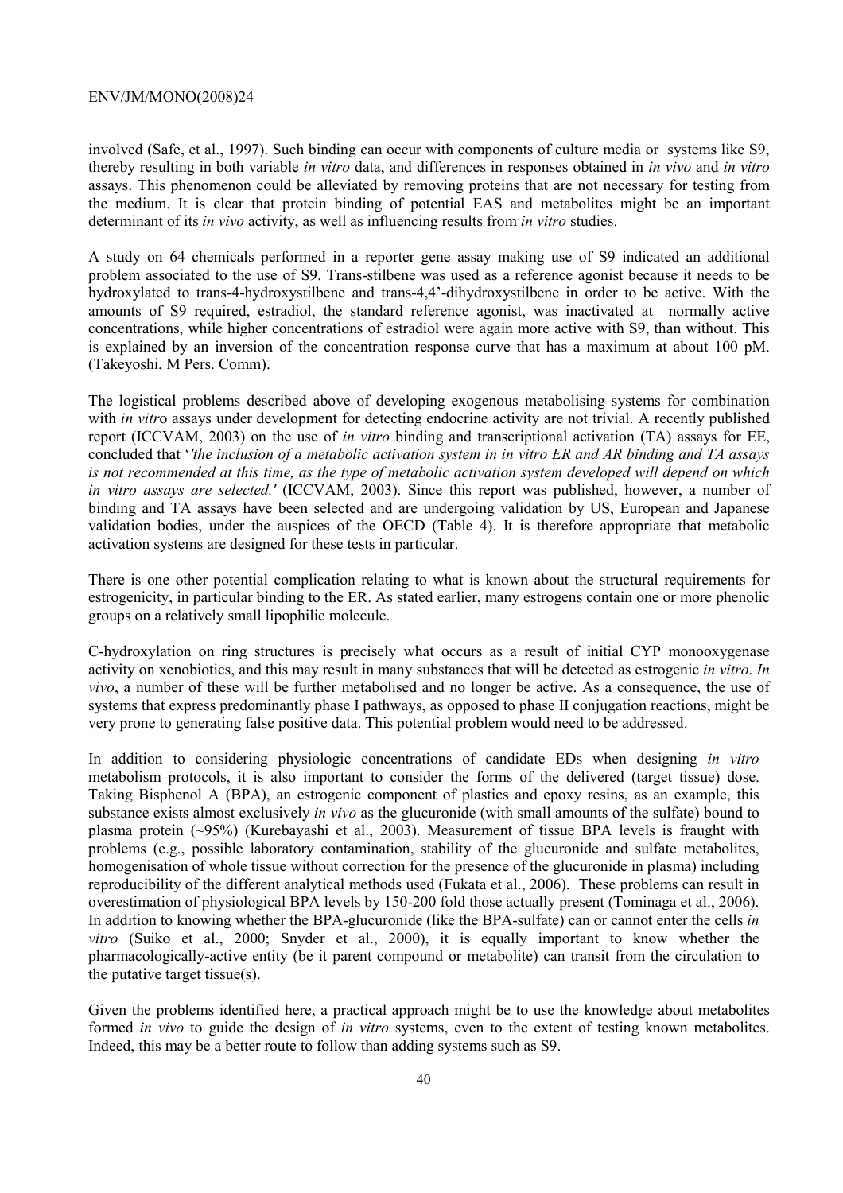involved (Safe, et al., 1997). Such binding can occur with components of culture media or systems like S9, thereby resulting in both variable *in vitro* data, and differences in responses obtained in *in vivo* and *in vitro* assays. This phenomenon could be alleviated by removing proteins that are not necessary for testing from the medium. It is clear that protein binding of potential EAS and metabolites might be an important determinant of its *in vivo* activity, as well as influencing results from *in vitro* studies.

A study on 64 chemicals performed in a reporter gene assay making use of S9 indicated an additional problem associated to the use of S9. Trans-stilbene was used as a reference agonist because it needs to be hydroxylated to trans-4-hydroxystilbene and trans-4,4'-dihydroxystilbene in order to be active. With the amounts of S9 required, estradiol, the standard reference agonist, was inactivated at normally active concentrations, while higher concentrations of estradiol were again more active with S9, than without. This is explained by an inversion of the concentration response curve that has a maximum at about 100 pM. (Takeyoshi, M Pers. Comm).

The logistical problems described above of developing exogenous metabolising systems for combination with *in vitro* assays under development for detecting endocrine activity are not trivial. A recently published report (ICCVAM, 2003) on the use of *in vitro* binding and transcriptional activation (TA) assays for EE, concluded that '*'the inclusion of a metabolic activation system in in vitro ER and AR binding and TA assays is not recommended at this time, as the type of metabolic activation system developed will depend on which in vitro assays are selected.'* (ICCVAM, 2003). Since this report was published, however, a number of binding and TA assays have been selected and are undergoing validation by US, European and Japanese validation bodies, under the auspices of the OECD (Table 4). It is therefore appropriate that metabolic activation systems are designed for these tests in particular.

There is one other potential complication relating to what is known about the structural requirements for estrogenicity, in particular binding to the ER. As stated earlier, many estrogens contain one or more phenolic groups on a relatively small lipophilic molecule.

C-hydroxylation on ring structures is precisely what occurs as a result of initial CYP monooxygenase activity on xenobiotics, and this may result in many substances that will be detected as estrogenic *in vitro*. *In vivo*, a number of these will be further metabolised and no longer be active. As a consequence, the use of systems that express predominantly phase I pathways, as opposed to phase II conjugation reactions, might be very prone to generating false positive data. This potential problem would need to be addressed.

In addition to considering physiologic concentrations of candidate EDs when designing *in vitro* metabolism protocols, it is also important to consider the forms of the delivered (target tissue) dose. Taking Bisphenol A (BPA), an estrogenic component of plastics and epoxy resins, as an example, this substance exists almost exclusively *in vivo* as the glucuronide (with small amounts of the sulfate) bound to plasma protein (~95%) (Kurebayashi et al., 2003). Measurement of tissue BPA levels is fraught with problems (e.g., possible laboratory contamination, stability of the glucuronide and sulfate metabolites, homogenisation of whole tissue without correction for the presence of the glucuronide in plasma) including reproducibility of the different analytical methods used (Fukata et al., 2006). These problems can result in overestimation of physiological BPA levels by 150-200 fold those actually present (Tominaga et al., 2006). In addition to knowing whether the BPA-glucuronide (like the BPA-sulfate) can or cannot enter the cells *in vitro* (Suiko et al., 2000; Snyder et al., 2000), it is equally important to know whether the pharmacologically-active entity (be it parent compound or metabolite) can transit from the circulation to the putative target tissue(s).

Given the problems identified here, a practical approach might be to use the knowledge about metabolites formed *in vivo* to guide the design of *in vitro* systems, even to the extent of testing known metabolites. Indeed, this may be a better route to follow than adding systems such as S9.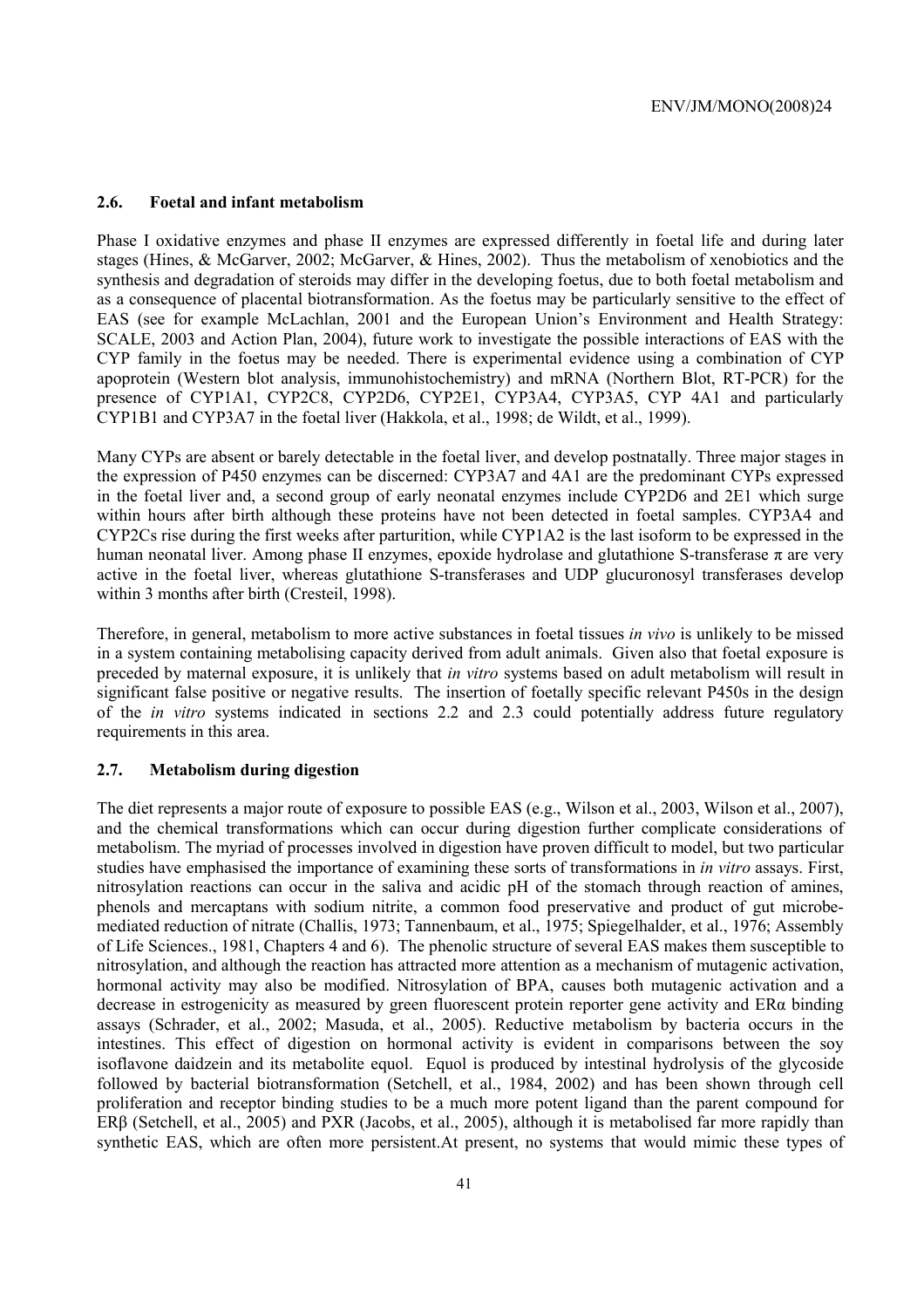## 2.6. Foetal and infant metabolism

Phase I oxidative enzymes and phase II enzymes are expressed differently in foetal life and during later stages (Hines, & McGarver, 2002; McGarver, & Hines, 2002). Thus the metabolism of xenobiotics and the synthesis and degradation of steroids may differ in the developing foetus, due to both foetal metabolism and as a consequence of placental biotransformation. As the foetus may be particularly sensitive to the effect of EAS (see for example McLachlan, 2001 and the European Union's Environment and Health Strategy: SCALE, 2003 and Action Plan, 2004), future work to investigate the possible interactions of EAS with the CYP family in the foetus may be needed. There is experimental evidence using a combination of CYP apoprotein (Western blot analysis, immunohistochemistry) and mRNA (Northern Blot, RT-PCR) for the presence of CYP1A1, CYP2C8, CYP2D6, CYP2E1, CYP3A4, CYP3A5, CYP 4A1 and particularly CYP1B1 and CYP3A7 in the foetal liver (Hakkola, et al., 1998; de Wildt, et al., 1999).

Many CYPs are absent or barely detectable in the foetal liver, and develop postnatally. Three major stages in the expression of P450 enzymes can be discerned: CYP3A7 and 4A1 are the predominant CYPs expressed in the foetal liver and, a second group of early neonatal enzymes include CYP2D6 and 2E1 which surge within hours after birth although these proteins have not been detected in foetal samples. CYP3A4 and CYP2Cs rise during the first weeks after parturition, while CYP1A2 is the last isoform to be expressed in the human neonatal liver. Among phase II enzymes, epoxide hydrolase and glutathione S-transferase π are very active in the foetal liver, whereas glutathione S-transferases and UDP glucuronosyl transferases develop within 3 months after birth (Cresteil, 1998).

Therefore, in general, metabolism to more active substances in foetal tissues *in vivo* is unlikely to be missed in a system containing metabolising capacity derived from adult animals. Given also that foetal exposure is preceded by maternal exposure, it is unlikely that *in vitro* systems based on adult metabolism will result in significant false positive or negative results. The insertion of foetally specific relevant P450s in the design of the *in vitro* systems indicated in sections 2.2 and 2.3 could potentially address future regulatory requirements in this area.

## 2.7. Metabolism during digestion

The diet represents a major route of exposure to possible EAS (e.g., Wilson et al., 2003, Wilson et al., 2007), and the chemical transformations which can occur during digestion further complicate considerations of metabolism. The myriad of processes involved in digestion have proven difficult to model, but two particular studies have emphasised the importance of examining these sorts of transformations in *in vitro* assays. First, nitrosylation reactions can occur in the saliva and acidic pH of the stomach through reaction of amines, phenols and mercaptans with sodium nitrite, a common food preservative and product of gut microbe-mediated reduction of nitrate (Challis, 1973; Tannenbaum, et al., 1975; Spiegelhalder, et al., 1976; Assembly of Life Sciences., 1981, Chapters 4 and 6). The phenolic structure of several EAS makes them susceptible to nitrosylation, and although the reaction has attracted more attention as a mechanism of mutagenic activation, hormonal activity may also be modified. Nitrosylation of BPA, causes both mutagenic activation and a decrease in estrogenicity as measured by green fluorescent protein reporter gene activity and ERα binding assays (Schrader, et al., 2002; Masuda, et al., 2005). Reductive metabolism by bacteria occurs in the intestines. This effect of digestion on hormonal activity is evident in comparisons between the soy isoflavone daidzein and its metabolite equol. Equol is produced by intestinal hydrolysis of the glycoside followed by bacterial biotransformation (Setchell, et al., 1984, 2002) and has been shown through cell proliferation and receptor binding studies to be a much more potent ligand than the parent compound for ERβ (Setchell, et al., 2005) and PXR (Jacobs, et al., 2005), although it is metabolised far more rapidly than synthetic EAS, which are often more persistent.At present, no systems that would mimic these types of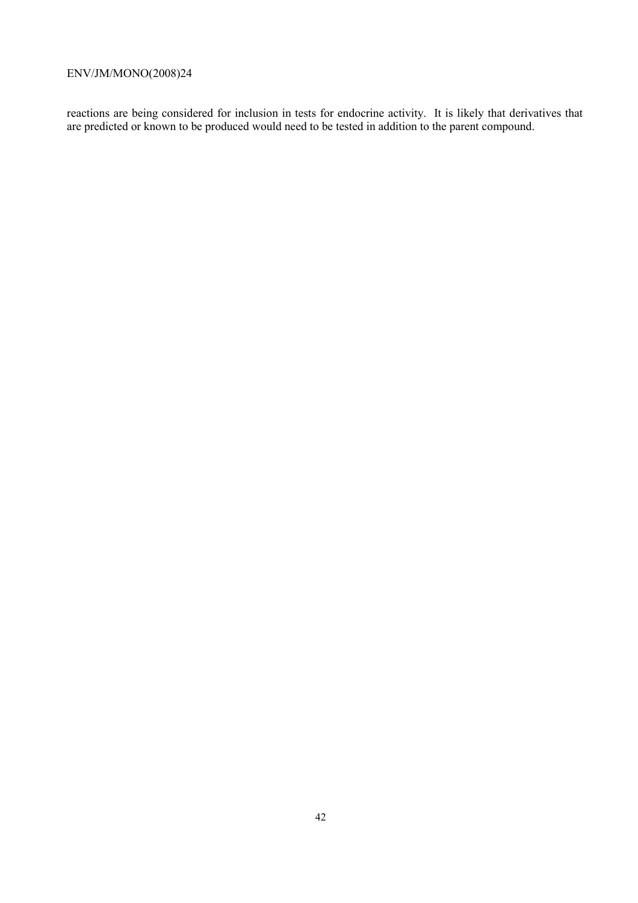reactions are being considered for inclusion in tests for endocrine activity. It is likely that derivatives that are predicted or known to be produced would need to be tested in addition to the parent compound.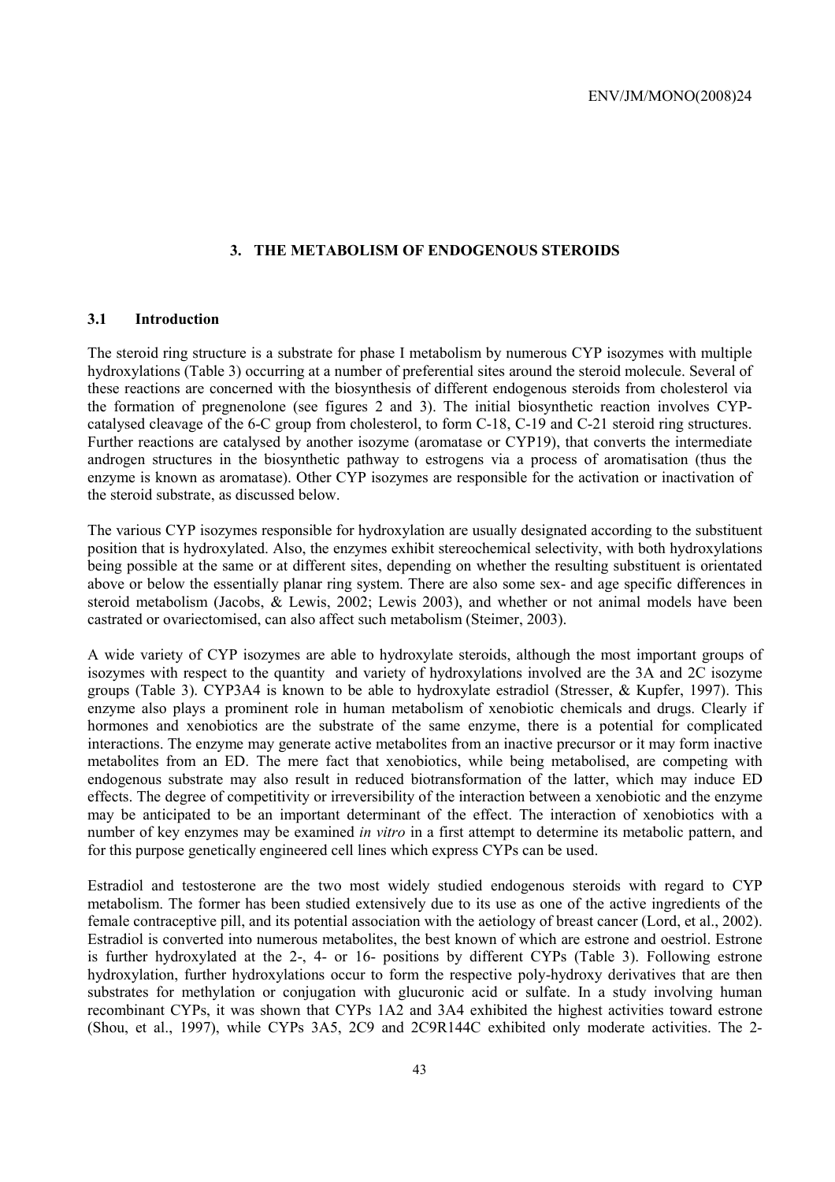## 3. THE METABOLISM OF ENDOGENOUS STEROIDS

### 3.1 Introduction

The steroid ring structure is a substrate for phase I metabolism by numerous CYP isozymes with multiple hydroxylations (Table 3) occurring at a number of preferential sites around the steroid molecule. Several of these reactions are concerned with the biosynthesis of different endogenous steroids from cholesterol via the formation of pregnenolone (see figures 2 and 3). The initial biosynthetic reaction involves CYP-catalysed cleavage of the 6-C group from cholesterol, to form C-18, C-19 and C-21 steroid ring structures. Further reactions are catalysed by another isozyme (aromatase or CYP19), that converts the intermediate androgen structures in the biosynthetic pathway to estrogens via a process of aromatisation (thus the enzyme is known as aromatase). Other CYP isozymes are responsible for the activation or inactivation of the steroid substrate, as discussed below.

The various CYP isozymes responsible for hydroxylation are usually designated according to the substituent position that is hydroxylated. Also, the enzymes exhibit stereochemical selectivity, with both hydroxylations being possible at the same or at different sites, depending on whether the resulting substituent is orientated above or below the essentially planar ring system. There are also some sex- and age specific differences in steroid metabolism (Jacobs, & Lewis, 2002; Lewis 2003), and whether or not animal models have been castrated or ovariectomised, can also affect such metabolism (Steimer, 2003).

A wide variety of CYP isozymes are able to hydroxylate steroids, although the most important groups of isozymes with respect to the quantity and variety of hydroxylations involved are the 3A and 2C isozyme groups (Table 3). CYP3A4 is known to be able to hydroxylate estradiol (Stresser, & Kupfer, 1997). This enzyme also plays a prominent role in human metabolism of xenobiotic chemicals and drugs. Clearly if hormones and xenobiotics are the substrate of the same enzyme, there is a potential for complicated interactions. The enzyme may generate active metabolites from an inactive precursor or it may form inactive metabolites from an ED. The mere fact that xenobiotics, while being metabolised, are competing with endogenous substrate may also result in reduced biotransformation of the latter, which may induce ED effects. The degree of competitivity or irreversibility of the interaction between a xenobiotic and the enzyme may be anticipated to be an important determinant of the effect. The interaction of xenobiotics with a number of key enzymes may be examined *in vitro* in a first attempt to determine its metabolic pattern, and for this purpose genetically engineered cell lines which express CYPs can be used.

Estradiol and testosterone are the two most widely studied endogenous steroids with regard to CYP metabolism. The former has been studied extensively due to its use as one of the active ingredients of the female contraceptive pill, and its potential association with the aetiology of breast cancer (Lord, et al., 2002). Estradiol is converted into numerous metabolites, the best known of which are estrone and oestriol. Estrone is further hydroxylated at the 2-, 4- or 16- positions by different CYPs (Table 3). Following estrone hydroxylation, further hydroxylations occur to form the respective poly-hydroxy derivatives that are then substrates for methylation or conjugation with glucuronic acid or sulfate. In a study involving human recombinant CYPs, it was shown that CYPs 1A2 and 3A4 exhibited the highest activities toward estrone (Shou, et al., 1997), while CYPs 3A5, 2C9 and 2C9R144C exhibited only moderate activities. The 2-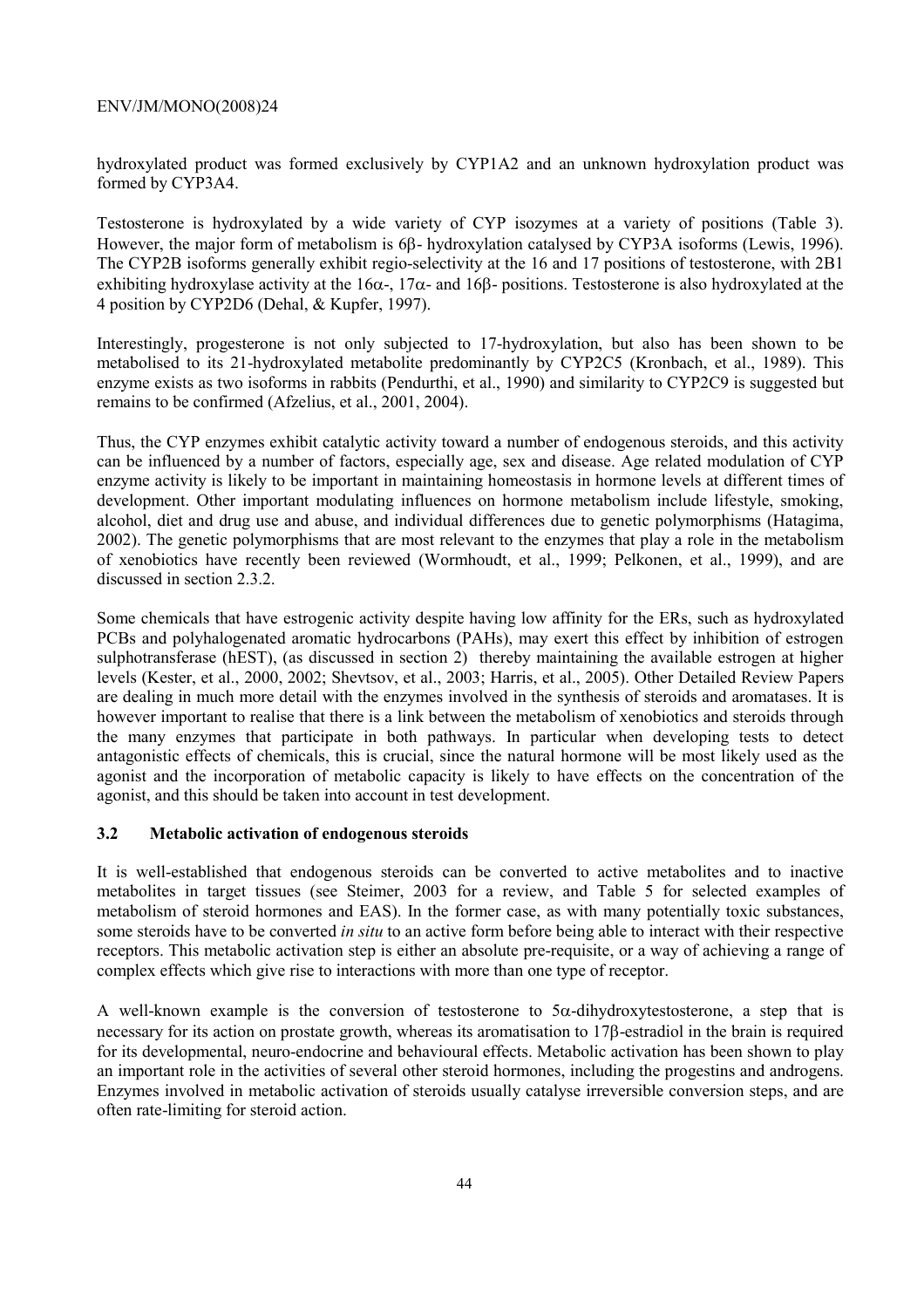hydroxylated product was formed exclusively by CYP1A2 and an unknown hydroxylation product was formed by CYP3A4.

Testosterone is hydroxylated by a wide variety of CYP isozymes at a variety of positions (Table 3). However, the major form of metabolism is 6β- hydroxylation catalysed by CYP3A isoforms (Lewis, 1996). The CYP2B isoforms generally exhibit regio-selectivity at the 16 and 17 positions of testosterone, with 2B1 exhibiting hydroxylase activity at the 16α-, 17α- and 16β- positions. Testosterone is also hydroxylated at the 4 position by CYP2D6 (Dehal, & Kupfer, 1997).

Interestingly, progesterone is not only subjected to 17-hydroxylation, but also has been shown to be metabolised to its 21-hydroxylated metabolite predominantly by CYP2C5 (Kronbach, et al., 1989). This enzyme exists as two isoforms in rabbits (Pendurthi, et al., 1990) and similarity to CYP2C9 is suggested but remains to be confirmed (Afzelius, et al., 2001, 2004).

Thus, the CYP enzymes exhibit catalytic activity toward a number of endogenous steroids, and this activity can be influenced by a number of factors, especially age, sex and disease. Age related modulation of CYP enzyme activity is likely to be important in maintaining homeostasis in hormone levels at different times of development. Other important modulating influences on hormone metabolism include lifestyle, smoking, alcohol, diet and drug use and abuse, and individual differences due to genetic polymorphisms (Hatagima, 2002). The genetic polymorphisms that are most relevant to the enzymes that play a role in the metabolism of xenobiotics have recently been reviewed (Wormhoudt, et al., 1999; Pelkonen, et al., 1999), and are discussed in section 2.3.2.

Some chemicals that have estrogenic activity despite having low affinity for the ERs, such as hydroxylated PCBs and polyhalogenated aromatic hydrocarbons (PAHs), may exert this effect by inhibition of estrogen sulphotransferase (hEST), (as discussed in section 2) thereby maintaining the available estrogen at higher levels (Kester, et al., 2000, 2002; Shevtsov, et al., 2003; Harris, et al., 2005). Other Detailed Review Papers are dealing in much more detail with the enzymes involved in the synthesis of steroids and aromatases. It is however important to realise that there is a link between the metabolism of xenobiotics and steroids through the many enzymes that participate in both pathways. In particular when developing tests to detect antagonistic effects of chemicals, this is crucial, since the natural hormone will be most likely used as the agonist and the incorporation of metabolic capacity is likely to have effects on the concentration of the agonist, and this should be taken into account in test development.

### 3.2 Metabolic activation of endogenous steroids

It is well-established that endogenous steroids can be converted to active metabolites and to inactive metabolites in target tissues (see Steimer, 2003 for a review, and Table 5 for selected examples of metabolism of steroid hormones and EAS). In the former case, as with many potentially toxic substances, some steroids have to be converted *in situ* to an active form before being able to interact with their respective receptors. This metabolic activation step is either an absolute pre-requisite, or a way of achieving a range of complex effects which give rise to interactions with more than one type of receptor.

A well-known example is the conversion of testosterone to 5α-dihydroxytestosterone, a step that is necessary for its action on prostate growth, whereas its aromatisation to 17β-estradiol in the brain is required for its developmental, neuro-endocrine and behavioural effects. Metabolic activation has been shown to play an important role in the activities of several other steroid hormones, including the progestins and androgens. Enzymes involved in metabolic activation of steroids usually catalyse irreversible conversion steps, and are often rate-limiting for steroid action.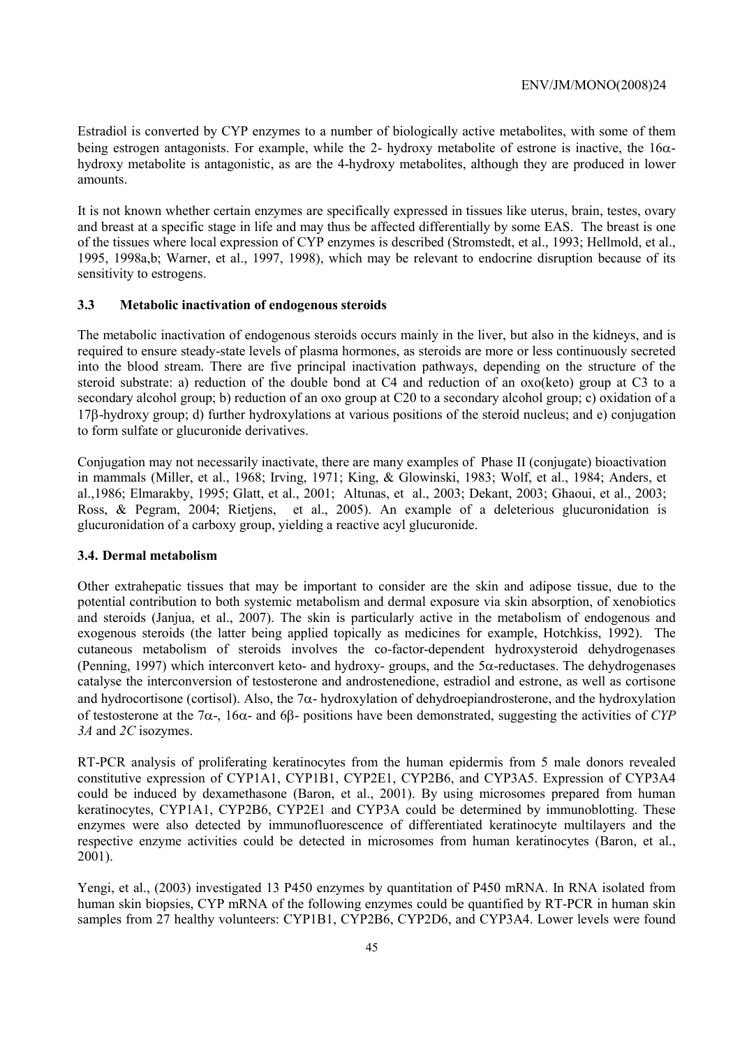Estradiol is converted by CYP enzymes to a number of biologically active metabolites, with some of them being estrogen antagonists. For example, while the 2- hydroxy metabolite of estrone is inactive, the 16α-hydroxy metabolite is antagonistic, as are the 4-hydroxy metabolites, although they are produced in lower amounts.

It is not known whether certain enzymes are specifically expressed in tissues like uterus, brain, testes, ovary and breast at a specific stage in life and may thus be affected differentially by some EAS. The breast is one of the tissues where local expression of CYP enzymes is described (Stromstedt, et al., 1993; Hellmold, et al., 1995, 1998a,b; Warner, et al., 1997, 1998), which may be relevant to endocrine disruption because of its sensitivity to estrogens.

### 3.3 Metabolic inactivation of endogenous steroids

The metabolic inactivation of endogenous steroids occurs mainly in the liver, but also in the kidneys, and is required to ensure steady-state levels of plasma hormones, as steroids are more or less continuously secreted into the blood stream. There are five principal inactivation pathways, depending on the structure of the steroid substrate: a) reduction of the double bond at C4 and reduction of an oxo(keto) group at C3 to a secondary alcohol group; b) reduction of an oxo group at C20 to a secondary alcohol group; c) oxidation of a 17β-hydroxy group; d) further hydroxylations at various positions of the steroid nucleus; and e) conjugation to form sulfate or glucuronide derivatives.

Conjugation may not necessarily inactivate, there are many examples of Phase II (conjugate) bioactivation in mammals (Miller, et al., 1968; Irving, 1971; King, & Glowinski, 1983; Wolf, et al., 1984; Anders, et al.,1986; Elmarakby, 1995; Glatt, et al., 2001; Altunas, et al., 2003; Dekant, 2003; Ghaoui, et al., 2003; Ross, & Pegram, 2004; Rietjens, et al., 2005). An example of a deleterious glucuronidation is glucuronidation of a carboxy group, yielding a reactive acyl glucuronide.

### 3.4. Dermal metabolism

Other extrahepatic tissues that may be important to consider are the skin and adipose tissue, due to the potential contribution to both systemic metabolism and dermal exposure via skin absorption, of xenobiotics and steroids (Janjua, et al., 2007). The skin is particularly active in the metabolism of endogenous and exogenous steroids (the latter being applied topically as medicines for example, Hotchkiss, 1992). The cutaneous metabolism of steroids involves the co-factor-dependent hydroxysteroid dehydrogenases (Penning, 1997) which interconvert keto- and hydroxy- groups, and the 5α-reductases. The dehydrogenases catalyse the interconversion of testosterone and androstenedione, estradiol and estrone, as well as cortisone and hydrocortisone (cortisol). Also, the 7α- hydroxylation of dehydroepiandrosterone, and the hydroxylation of testosterone at the 7α-, 16α- and 6β- positions have been demonstrated, suggesting the activities of *CYP 3A* and *2C* isozymes.

RT-PCR analysis of proliferating keratinocytes from the human epidermis from 5 male donors revealed constitutive expression of CYP1A1, CYP1B1, CYP2E1, CYP2B6, and CYP3A5. Expression of CYP3A4 could be induced by dexamethasone (Baron, et al., 2001). By using microsomes prepared from human keratinocytes, CYP1A1, CYP2B6, CYP2E1 and CYP3A could be determined by immunoblotting. These enzymes were also detected by immunofluorescence of differentiated keratinocyte multilayers and the respective enzyme activities could be detected in microsomes from human keratinocytes (Baron, et al., 2001).

Yengi, et al., (2003) investigated 13 P450 enzymes by quantitation of P450 mRNA. In RNA isolated from human skin biopsies, CYP mRNA of the following enzymes could be quantified by RT-PCR in human skin samples from 27 healthy volunteers: CYP1B1, CYP2B6, CYP2D6, and CYP3A4. Lower levels were found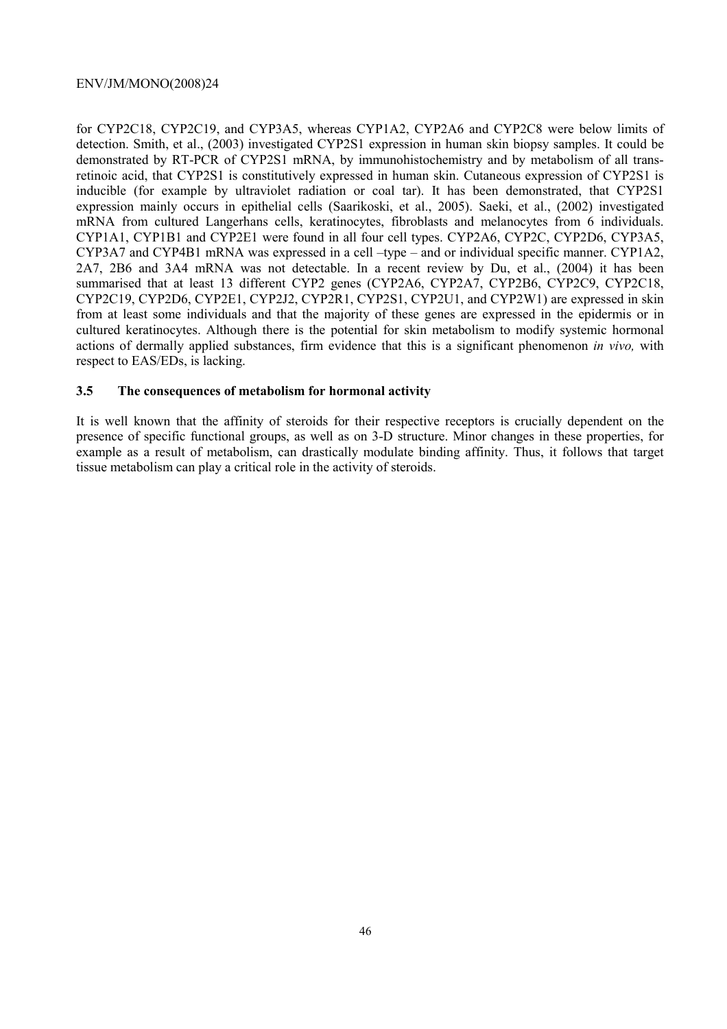for CYP2C18, CYP2C19, and CYP3A5, whereas CYP1A2, CYP2A6 and CYP2C8 were below limits of detection. Smith, et al., (2003) investigated CYP2S1 expression in human skin biopsy samples. It could be demonstrated by RT-PCR of CYP2S1 mRNA, by immunohistochemistry and by metabolism of all trans-retinoic acid, that CYP2S1 is constitutively expressed in human skin. Cutaneous expression of CYP2S1 is inducible (for example by ultraviolet radiation or coal tar). It has been demonstrated, that CYP2S1 expression mainly occurs in epithelial cells (Saarikoski, et al., 2005). Saeki, et al., (2002) investigated mRNA from cultured Langerhans cells, keratinocytes, fibroblasts and melanocytes from 6 individuals. CYP1A1, CYP1B1 and CYP2E1 were found in all four cell types. CYP2A6, CYP2C, CYP2D6, CYP3A5, CYP3A7 and CYP4B1 mRNA was expressed in a cell –type – and or individual specific manner. CYP1A2, 2A7, 2B6 and 3A4 mRNA was not detectable. In a recent review by Du, et al., (2004) it has been summarised that at least 13 different CYP2 genes (CYP2A6, CYP2A7, CYP2B6, CYP2C9, CYP2C18, CYP2C19, CYP2D6, CYP2E1, CYP2J2, CYP2R1, CYP2S1, CYP2U1, and CYP2W1) are expressed in skin from at least some individuals and that the majority of these genes are expressed in the epidermis or in cultured keratinocytes. Although there is the potential for skin metabolism to modify systemic hormonal actions of dermally applied substances, firm evidence that this is a significant phenomenon *in vivo,* with respect to EAS/EDs, is lacking.

### 3.5 The consequences of metabolism for hormonal activity

It is well known that the affinity of steroids for their respective receptors is crucially dependent on the presence of specific functional groups, as well as on 3-D structure. Minor changes in these properties, for example as a result of metabolism, can drastically modulate binding affinity. Thus, it follows that target tissue metabolism can play a critical role in the activity of steroids.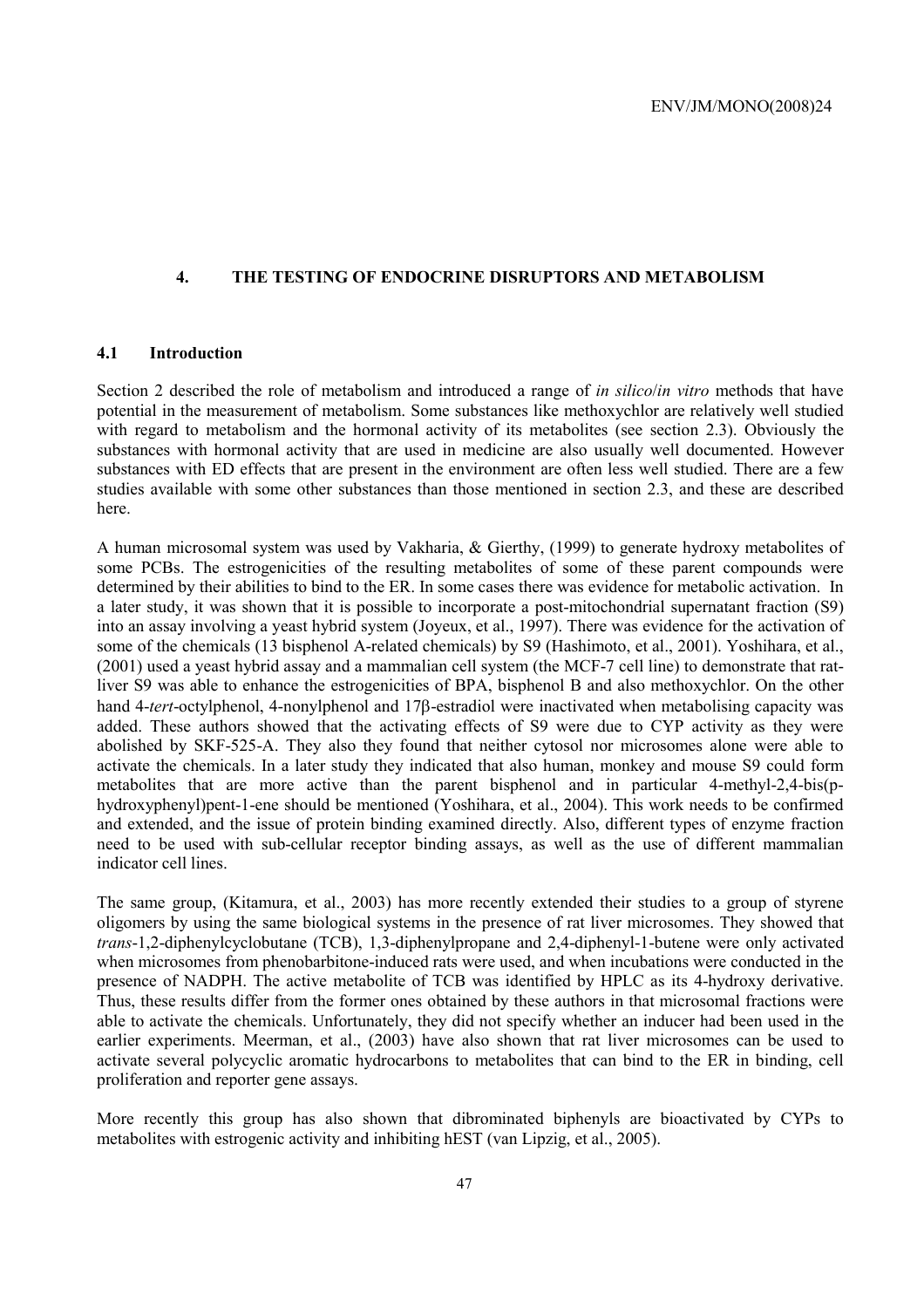## 4. THE TESTING OF ENDOCRINE DISRUPTORS AND METABOLISM

### 4.1 Introduction

Section 2 described the role of metabolism and introduced a range of *in silico*/*in vitro* methods that have potential in the measurement of metabolism. Some substances like methoxychlor are relatively well studied with regard to metabolism and the hormonal activity of its metabolites (see section 2.3). Obviously the substances with hormonal activity that are used in medicine are also usually well documented. However substances with ED effects that are present in the environment are often less well studied. There are a few studies available with some other substances than those mentioned in section 2.3, and these are described here.

A human microsomal system was used by Vakharia, & Gierthy, (1999) to generate hydroxy metabolites of some PCBs. The estrogenicities of the resulting metabolites of some of these parent compounds were determined by their abilities to bind to the ER. In some cases there was evidence for metabolic activation. In a later study, it was shown that it is possible to incorporate a post-mitochondrial supernatant fraction (S9) into an assay involving a yeast hybrid system (Joyeux, et al., 1997). There was evidence for the activation of some of the chemicals (13 bisphenol A-related chemicals) by S9 (Hashimoto, et al., 2001). Yoshihara, et al., (2001) used a yeast hybrid assay and a mammalian cell system (the MCF-7 cell line) to demonstrate that rat-liver S9 was able to enhance the estrogenicities of BPA, bisphenol B and also methoxychlor. On the other hand 4-*tert*-octylphenol, 4-nonylphenol and 17β-estradiol were inactivated when metabolising capacity was added. These authors showed that the activating effects of S9 were due to CYP activity as they were abolished by SKF-525-A. They also they found that neither cytosol nor microsomes alone were able to activate the chemicals. In a later study they indicated that also human, monkey and mouse S9 could form metabolites that are more active than the parent bisphenol and in particular 4-methyl-2,4-bis(p-hydroxyphenyl)pent-1-ene should be mentioned (Yoshihara, et al., 2004). This work needs to be confirmed and extended, and the issue of protein binding examined directly. Also, different types of enzyme fraction need to be used with sub-cellular receptor binding assays, as well as the use of different mammalian indicator cell lines.

The same group, (Kitamura, et al., 2003) has more recently extended their studies to a group of styrene oligomers by using the same biological systems in the presence of rat liver microsomes. They showed that *trans*-1,2-diphenylcyclobutane (TCB), 1,3-diphenylpropane and 2,4-diphenyl-1-butene were only activated when microsomes from phenobarbitone-induced rats were used, and when incubations were conducted in the presence of NADPH. The active metabolite of TCB was identified by HPLC as its 4-hydroxy derivative. Thus, these results differ from the former ones obtained by these authors in that microsomal fractions were able to activate the chemicals. Unfortunately, they did not specify whether an inducer had been used in the earlier experiments. Meerman, et al., (2003) have also shown that rat liver microsomes can be used to activate several polycyclic aromatic hydrocarbons to metabolites that can bind to the ER in binding, cell proliferation and reporter gene assays.

More recently this group has also shown that dibrominated biphenyls are bioactivated by CYPs to metabolites with estrogenic activity and inhibiting hEST (van Lipzig, et al., 2005).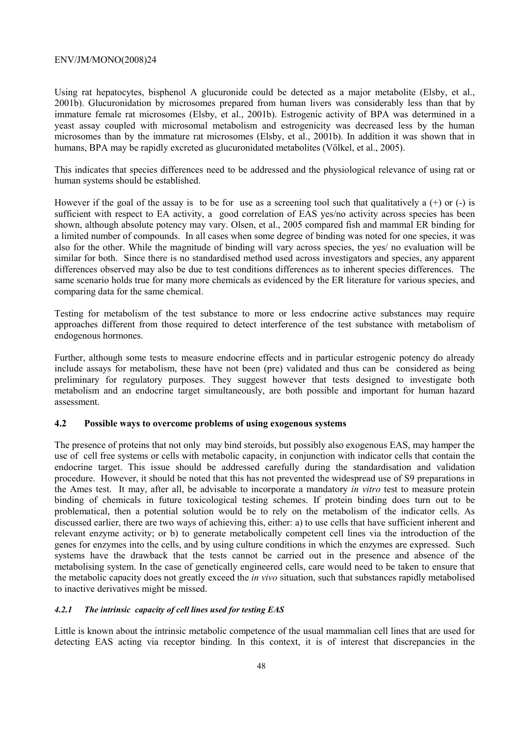Using rat hepatocytes, bisphenol A glucuronide could be detected as a major metabolite (Elsby, et al., 2001b). Glucuronidation by microsomes prepared from human livers was considerably less than that by immature female rat microsomes (Elsby, et al., 2001b). Estrogenic activity of BPA was determined in a yeast assay coupled with microsomal metabolism and estrogenicity was decreased less by the human microsomes than by the immature rat microsomes (Elsby, et al., 2001b). In addition it was shown that in humans, BPA may be rapidly excreted as glucuronidated metabolites (Völkel, et al., 2005).

This indicates that species differences need to be addressed and the physiological relevance of using rat or human systems should be established.

However if the goal of the assay is to be for use as a screening tool such that qualitatively a (+) or (-) is sufficient with respect to EA activity, a good correlation of EAS yes/no activity across species has been shown, although absolute potency may vary. Olsen, et al., 2005 compared fish and mammal ER binding for a limited number of compounds. In all cases when some degree of binding was noted for one species, it was also for the other. While the magnitude of binding will vary across species, the yes/ no evaluation will be similar for both. Since there is no standardised method used across investigators and species, any apparent differences observed may also be due to test conditions differences as to inherent species differences. The same scenario holds true for many more chemicals as evidenced by the ER literature for various species, and comparing data for the same chemical.

Testing for metabolism of the test substance to more or less endocrine active substances may require approaches different from those required to detect interference of the test substance with metabolism of endogenous hormones.

Further, although some tests to measure endocrine effects and in particular estrogenic potency do already include assays for metabolism, these have not been (pre) validated and thus can be considered as being preliminary for regulatory purposes. They suggest however that tests designed to investigate both metabolism and an endocrine target simultaneously, are both possible and important for human hazard assessment.

## 4.2 Possible ways to overcome problems of using exogenous systems

The presence of proteins that not only may bind steroids, but possibly also exogenous EAS, may hamper the use of cell free systems or cells with metabolic capacity, in conjunction with indicator cells that contain the endocrine target. This issue should be addressed carefully during the standardisation and validation procedure. However, it should be noted that this has not prevented the widespread use of S9 preparations in the Ames test. It may, after all, be advisable to incorporate a mandatory *in vitro* test to measure protein binding of chemicals in future toxicological testing schemes. If protein binding does turn out to be problematical, then a potential solution would be to rely on the metabolism of the indicator cells. As discussed earlier, there are two ways of achieving this, either: a) to use cells that have sufficient inherent and relevant enzyme activity; or b) to generate metabolically competent cell lines via the introduction of the genes for enzymes into the cells, and by using culture conditions in which the enzymes are expressed. Such systems have the drawback that the tests cannot be carried out in the presence and absence of the metabolising system. In the case of genetically engineered cells, care would need to be taken to ensure that the metabolic capacity does not greatly exceed the *in vivo* situation, such that substances rapidly metabolised to inactive derivatives might be missed.

### *4.2.1 The intrinsic capacity of cell lines used for testing EAS*

Little is known about the intrinsic metabolic competence of the usual mammalian cell lines that are used for detecting EAS acting via receptor binding. In this context, it is of interest that discrepancies in the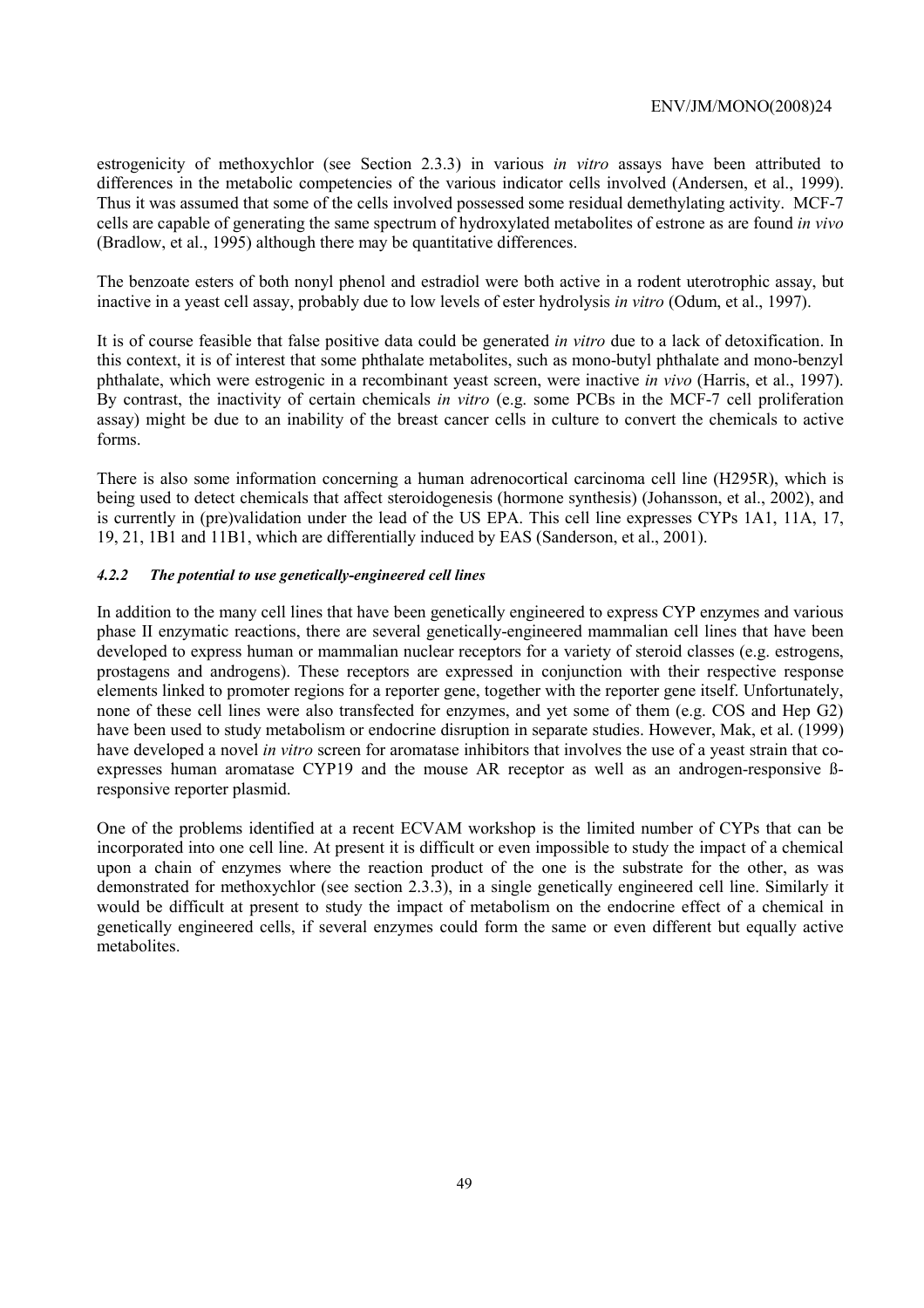estrogenicity of methoxychlor (see Section 2.3.3) in various *in vitro* assays have been attributed to differences in the metabolic competencies of the various indicator cells involved (Andersen, et al., 1999). Thus it was assumed that some of the cells involved possessed some residual demethylating activity. MCF-7 cells are capable of generating the same spectrum of hydroxylated metabolites of estrone as are found *in vivo* (Bradlow, et al., 1995) although there may be quantitative differences.

The benzoate esters of both nonyl phenol and estradiol were both active in a rodent uterotrophic assay, but inactive in a yeast cell assay, probably due to low levels of ester hydrolysis *in vitro* (Odum, et al., 1997).

It is of course feasible that false positive data could be generated *in vitro* due to a lack of detoxification. In this context, it is of interest that some phthalate metabolites, such as mono-butyl phthalate and mono-benzyl phthalate, which were estrogenic in a recombinant yeast screen, were inactive *in vivo* (Harris, et al., 1997). By contrast, the inactivity of certain chemicals *in vitro* (e.g. some PCBs in the MCF-7 cell proliferation assay) might be due to an inability of the breast cancer cells in culture to convert the chemicals to active forms.

There is also some information concerning a human adrenocortical carcinoma cell line (H295R), which is being used to detect chemicals that affect steroidogenesis (hormone synthesis) (Johansson, et al., 2002), and is currently in (pre)validation under the lead of the US EPA. This cell line expresses CYPs 1A1, 11A, 17, 19, 21, 1B1 and 11B1, which are differentially induced by EAS (Sanderson, et al., 2001).

#### *4.2.2 The potential to use genetically-engineered cell lines*

In addition to the many cell lines that have been genetically engineered to express CYP enzymes and various phase II enzymatic reactions, there are several genetically-engineered mammalian cell lines that have been developed to express human or mammalian nuclear receptors for a variety of steroid classes (e.g. estrogens, prostagens and androgens). These receptors are expressed in conjunction with their respective response elements linked to promoter regions for a reporter gene, together with the reporter gene itself. Unfortunately, none of these cell lines were also transfected for enzymes, and yet some of them (e.g. COS and Hep G2) have been used to study metabolism or endocrine disruption in separate studies. However, Mak, et al. (1999) have developed a novel *in vitro* screen for aromatase inhibitors that involves the use of a yeast strain that co-expresses human aromatase CYP19 and the mouse AR receptor as well as an androgen-responsive ß-responsive reporter plasmid.

One of the problems identified at a recent ECVAM workshop is the limited number of CYPs that can be incorporated into one cell line. At present it is difficult or even impossible to study the impact of a chemical upon a chain of enzymes where the reaction product of the one is the substrate for the other, as was demonstrated for methoxychlor (see section 2.3.3), in a single genetically engineered cell line. Similarly it would be difficult at present to study the impact of metabolism on the endocrine effect of a chemical in genetically engineered cells, if several enzymes could form the same or even different but equally active metabolites.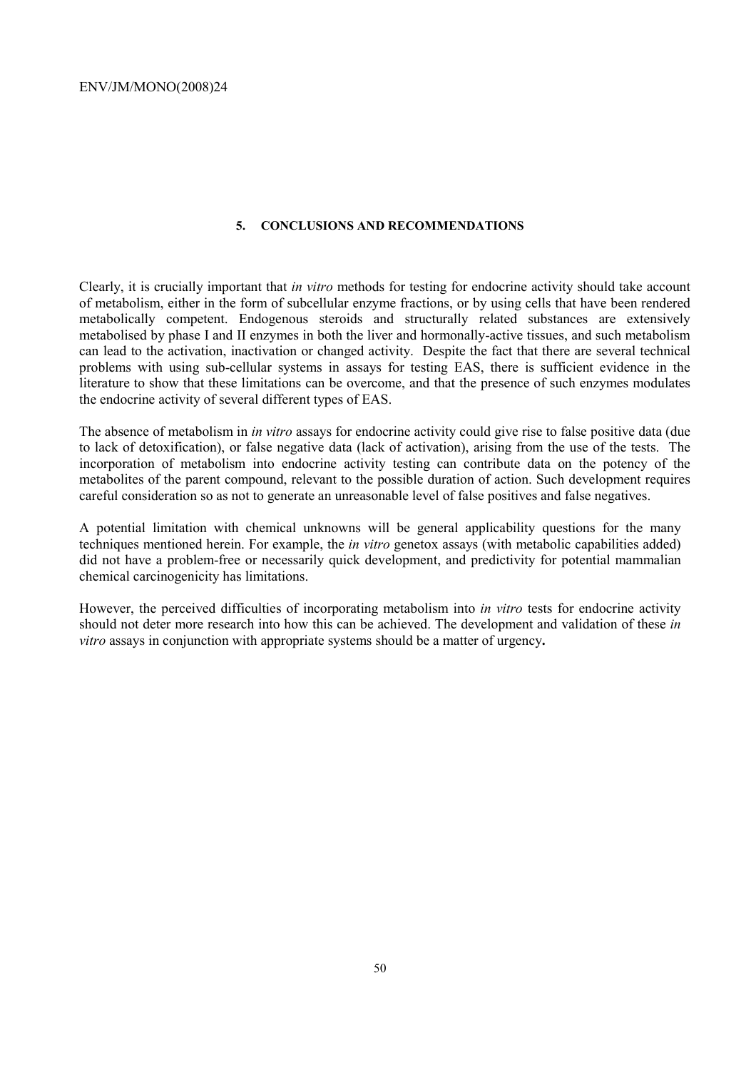## 5. CONCLUSIONS AND RECOMMENDATIONS

Clearly, it is crucially important that *in vitro* methods for testing for endocrine activity should take account of metabolism, either in the form of subcellular enzyme fractions, or by using cells that have been rendered metabolically competent. Endogenous steroids and structurally related substances are extensively metabolised by phase I and II enzymes in both the liver and hormonally-active tissues, and such metabolism can lead to the activation, inactivation or changed activity. Despite the fact that there are several technical problems with using sub-cellular systems in assays for testing EAS, there is sufficient evidence in the literature to show that these limitations can be overcome, and that the presence of such enzymes modulates the endocrine activity of several different types of EAS.

The absence of metabolism in *in vitro* assays for endocrine activity could give rise to false positive data (due to lack of detoxification), or false negative data (lack of activation), arising from the use of the tests. The incorporation of metabolism into endocrine activity testing can contribute data on the potency of the metabolites of the parent compound, relevant to the possible duration of action. Such development requires careful consideration so as not to generate an unreasonable level of false positives and false negatives.

A potential limitation with chemical unknowns will be general applicability questions for the many techniques mentioned herein. For example, the *in vitro* genetox assays (with metabolic capabilities added) did not have a problem-free or necessarily quick development, and predictivity for potential mammalian chemical carcinogenicity has limitations.

However, the perceived difficulties of incorporating metabolism into *in vitro* tests for endocrine activity should not deter more research into how this can be achieved. The development and validation of these *in vitro* assays in conjunction with appropriate systems should be a matter of urgency**.**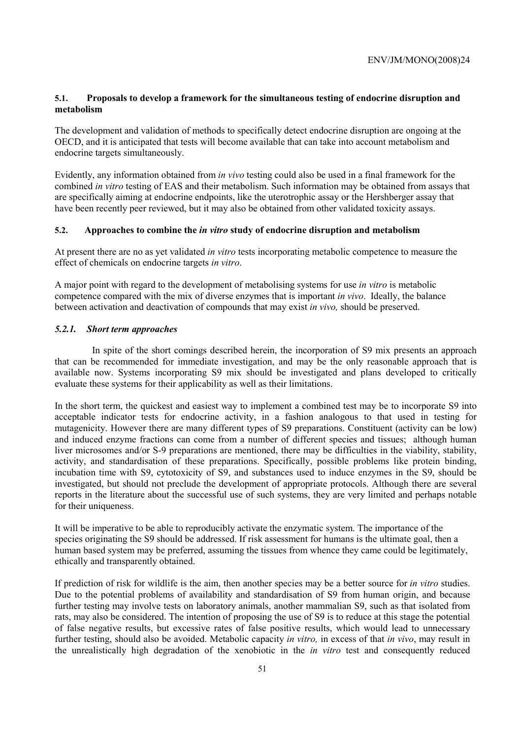### 5.1. Proposals to develop a framework for the simultaneous testing of endocrine disruption and metabolism

The development and validation of methods to specifically detect endocrine disruption are ongoing at the OECD, and it is anticipated that tests will become available that can take into account metabolism and endocrine targets simultaneously.

Evidently, any information obtained from *in vivo* testing could also be used in a final framework for the combined *in vitro* testing of EAS and their metabolism. Such information may be obtained from assays that are specifically aiming at endocrine endpoints, like the uterotrophic assay or the Hershberger assay that have been recently peer reviewed, but it may also be obtained from other validated toxicity assays.

### 5.2. Approaches to combine the *in vitro* study of endocrine disruption and metabolism

At present there are no as yet validated *in vitro* tests incorporating metabolic competence to measure the effect of chemicals on endocrine targets *in vitro*.

A major point with regard to the development of metabolising systems for use *in vitro* is metabolic competence compared with the mix of diverse enzymes that is important *in vivo*. Ideally, the balance between activation and deactivation of compounds that may exist *in vivo,* should be preserved.

#### *5.2.1. Short term approaches*

In spite of the short comings described herein, the incorporation of S9 mix presents an approach that can be recommended for immediate investigation, and may be the only reasonable approach that is available now. Systems incorporating S9 mix should be investigated and plans developed to critically evaluate these systems for their applicability as well as their limitations.

In the short term, the quickest and easiest way to implement a combined test may be to incorporate S9 into acceptable indicator tests for endocrine activity, in a fashion analogous to that used in testing for mutagenicity. However there are many different types of S9 preparations. Constituent (activity can be low) and induced enzyme fractions can come from a number of different species and tissues; although human liver microsomes and/or S-9 preparations are mentioned, there may be difficulties in the viability, stability, activity, and standardisation of these preparations. Specifically, possible problems like protein binding, incubation time with S9, cytotoxicity of S9, and substances used to induce enzymes in the S9, should be investigated, but should not preclude the development of appropriate protocols. Although there are several reports in the literature about the successful use of such systems, they are very limited and perhaps notable for their uniqueness.

It will be imperative to be able to reproducibly activate the enzymatic system. The importance of the species originating the S9 should be addressed. If risk assessment for humans is the ultimate goal, then a human based system may be preferred, assuming the tissues from whence they came could be legitimately, ethically and transparently obtained.

If prediction of risk for wildlife is the aim, then another species may be a better source for *in vitro* studies. Due to the potential problems of availability and standardisation of S9 from human origin, and because further testing may involve tests on laboratory animals, another mammalian S9, such as that isolated from rats, may also be considered. The intention of proposing the use of S9 is to reduce at this stage the potential of false negative results, but excessive rates of false positive results, which would lead to unnecessary further testing, should also be avoided. Metabolic capacity *in vitro,* in excess of that *in vivo*, may result in the unrealistically high degradation of the xenobiotic in the *in vitro* test and consequently reduced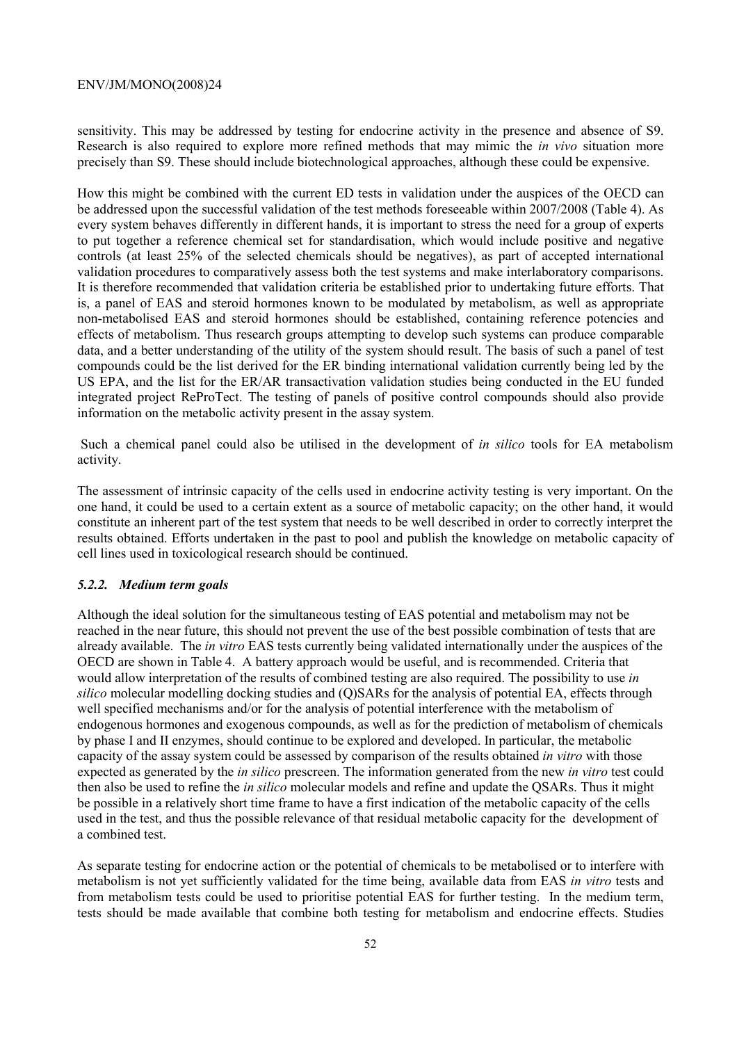sensitivity. This may be addressed by testing for endocrine activity in the presence and absence of S9. Research is also required to explore more refined methods that may mimic the *in vivo* situation more precisely than S9. These should include biotechnological approaches, although these could be expensive.

How this might be combined with the current ED tests in validation under the auspices of the OECD can be addressed upon the successful validation of the test methods foreseeable within 2007/2008 (Table 4). As every system behaves differently in different hands, it is important to stress the need for a group of experts to put together a reference chemical set for standardisation, which would include positive and negative controls (at least 25% of the selected chemicals should be negatives), as part of accepted international validation procedures to comparatively assess both the test systems and make interlaboratory comparisons. It is therefore recommended that validation criteria be established prior to undertaking future efforts. That is, a panel of EAS and steroid hormones known to be modulated by metabolism, as well as appropriate non-metabolised EAS and steroid hormones should be established, containing reference potencies and effects of metabolism. Thus research groups attempting to develop such systems can produce comparable data, and a better understanding of the utility of the system should result. The basis of such a panel of test compounds could be the list derived for the ER binding international validation currently being led by the US EPA, and the list for the ER/AR transactivation validation studies being conducted in the EU funded integrated project ReProTect. The testing of panels of positive control compounds should also provide information on the metabolic activity present in the assay system.

Such a chemical panel could also be utilised in the development of *in silico* tools for EA metabolism activity.

The assessment of intrinsic capacity of the cells used in endocrine activity testing is very important. On the one hand, it could be used to a certain extent as a source of metabolic capacity; on the other hand, it would constitute an inherent part of the test system that needs to be well described in order to correctly interpret the results obtained. Efforts undertaken in the past to pool and publish the knowledge on metabolic capacity of cell lines used in toxicological research should be continued.

### *5.2.2. Medium term goals*

Although the ideal solution for the simultaneous testing of EAS potential and metabolism may not be reached in the near future, this should not prevent the use of the best possible combination of tests that are already available. The *in vitro* EAS tests currently being validated internationally under the auspices of the OECD are shown in Table 4. A battery approach would be useful, and is recommended. Criteria that would allow interpretation of the results of combined testing are also required. The possibility to use *in silico* molecular modelling docking studies and (Q)SARs for the analysis of potential EA, effects through well specified mechanisms and/or for the analysis of potential interference with the metabolism of endogenous hormones and exogenous compounds, as well as for the prediction of metabolism of chemicals by phase I and II enzymes, should continue to be explored and developed. In particular, the metabolic capacity of the assay system could be assessed by comparison of the results obtained *in vitro* with those expected as generated by the *in silico* prescreen. The information generated from the new *in vitro* test could then also be used to refine the *in silico* molecular models and refine and update the QSARs. Thus it might be possible in a relatively short time frame to have a first indication of the metabolic capacity of the cells used in the test, and thus the possible relevance of that residual metabolic capacity for the development of a combined test.

As separate testing for endocrine action or the potential of chemicals to be metabolised or to interfere with metabolism is not yet sufficiently validated for the time being, available data from EAS *in vitro* tests and from metabolism tests could be used to prioritise potential EAS for further testing. In the medium term, tests should be made available that combine both testing for metabolism and endocrine effects. Studies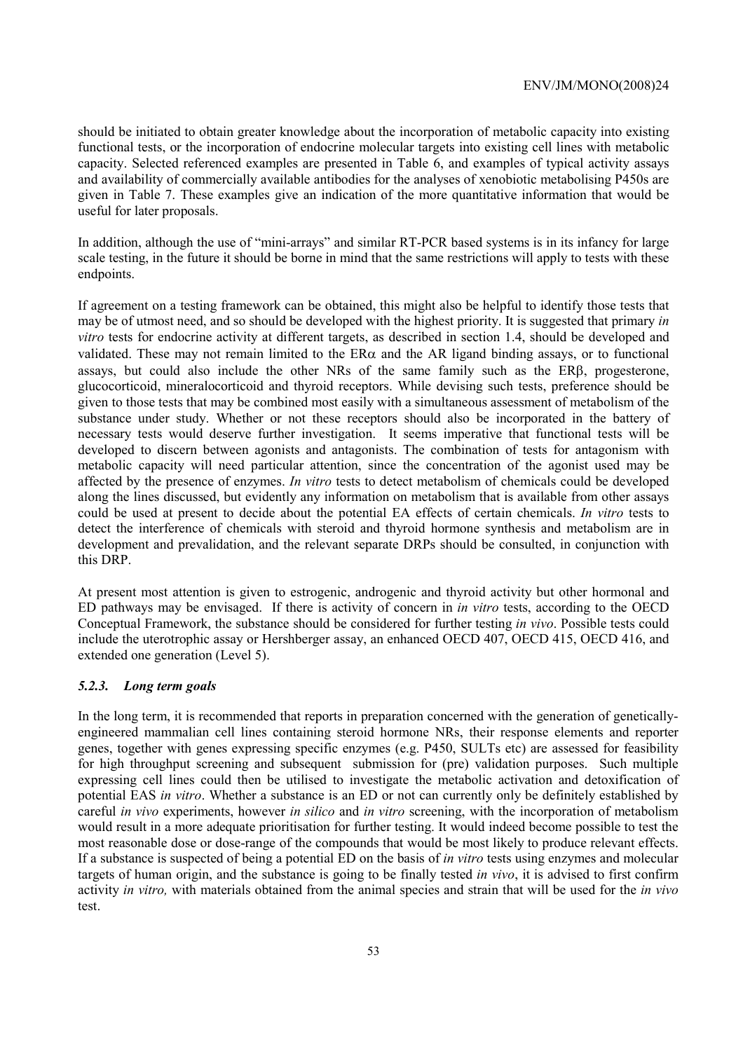should be initiated to obtain greater knowledge about the incorporation of metabolic capacity into existing functional tests, or the incorporation of endocrine molecular targets into existing cell lines with metabolic capacity. Selected referenced examples are presented in Table 6, and examples of typical activity assays and availability of commercially available antibodies for the analyses of xenobiotic metabolising P450s are given in Table 7. These examples give an indication of the more quantitative information that would be useful for later proposals.

In addition, although the use of "mini-arrays" and similar RT-PCR based systems is in its infancy for large scale testing, in the future it should be borne in mind that the same restrictions will apply to tests with these endpoints.

If agreement on a testing framework can be obtained, this might also be helpful to identify those tests that may be of utmost need, and so should be developed with the highest priority. It is suggested that primary *in vitro* tests for endocrine activity at different targets, as described in section 1.4, should be developed and validated. These may not remain limited to the ERα and the AR ligand binding assays, or to functional assays, but could also include the other NRs of the same family such as the ERβ, progesterone, glucocorticoid, mineralocorticoid and thyroid receptors. While devising such tests, preference should be given to those tests that may be combined most easily with a simultaneous assessment of metabolism of the substance under study. Whether or not these receptors should also be incorporated in the battery of necessary tests would deserve further investigation. It seems imperative that functional tests will be developed to discern between agonists and antagonists. The combination of tests for antagonism with metabolic capacity will need particular attention, since the concentration of the agonist used may be affected by the presence of enzymes. *In vitro* tests to detect metabolism of chemicals could be developed along the lines discussed, but evidently any information on metabolism that is available from other assays could be used at present to decide about the potential EA effects of certain chemicals. *In vitro* tests to detect the interference of chemicals with steroid and thyroid hormone synthesis and metabolism are in development and prevalidation, and the relevant separate DRPs should be consulted, in conjunction with this DRP.

At present most attention is given to estrogenic, androgenic and thyroid activity but other hormonal and ED pathways may be envisaged. If there is activity of concern in *in vitro* tests, according to the OECD Conceptual Framework, the substance should be considered for further testing *in vivo*. Possible tests could include the uterotrophic assay or Hershberger assay, an enhanced OECD 407, OECD 415, OECD 416, and extended one generation (Level 5).

### *5.2.3. Long term goals*

In the long term, it is recommended that reports in preparation concerned with the generation of genetically-engineered mammalian cell lines containing steroid hormone NRs, their response elements and reporter genes, together with genes expressing specific enzymes (e.g. P450, SULTs etc) are assessed for feasibility for high throughput screening and subsequent submission for (pre) validation purposes. Such multiple expressing cell lines could then be utilised to investigate the metabolic activation and detoxification of potential EAS *in vitro*. Whether a substance is an ED or not can currently only be definitely established by careful *in vivo* experiments, however *in silico* and *in vitro* screening, with the incorporation of metabolism would result in a more adequate prioritisation for further testing. It would indeed become possible to test the most reasonable dose or dose-range of the compounds that would be most likely to produce relevant effects. If a substance is suspected of being a potential ED on the basis of *in vitro* tests using enzymes and molecular targets of human origin, and the substance is going to be finally tested *in vivo*, it is advised to first confirm activity *in vitro,* with materials obtained from the animal species and strain that will be used for the *in vivo* test.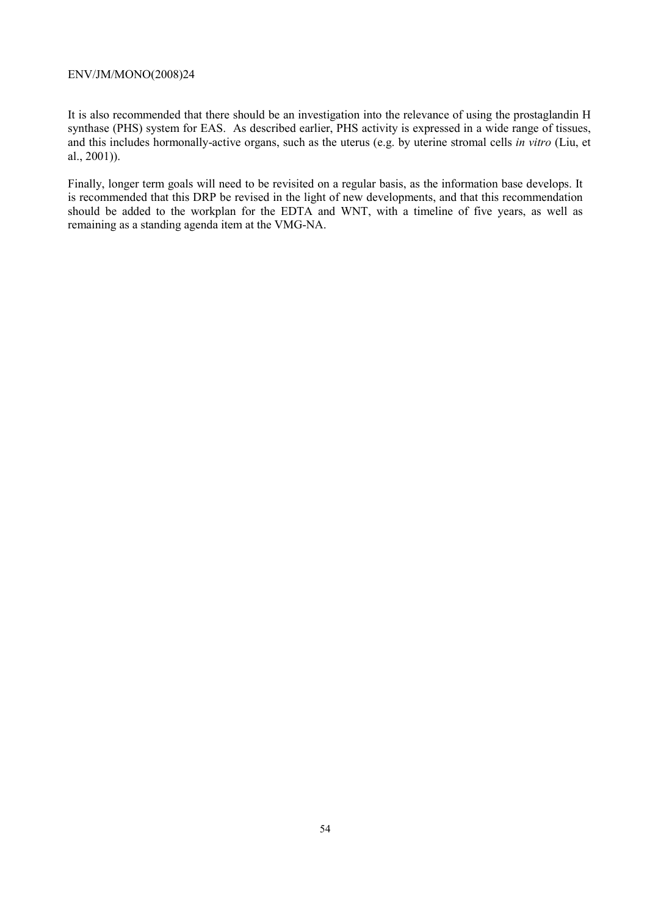It is also recommended that there should be an investigation into the relevance of using the prostaglandin H synthase (PHS) system for EAS. As described earlier, PHS activity is expressed in a wide range of tissues, and this includes hormonally-active organs, such as the uterus (e.g. by uterine stromal cells *in vitro* (Liu, et al., 2001)).

Finally, longer term goals will need to be revisited on a regular basis, as the information base develops. It is recommended that this DRP be revised in the light of new developments, and that this recommendation should be added to the workplan for the EDTA and WNT, with a timeline of five years, as well as remaining as a standing agenda item at the VMG-NA.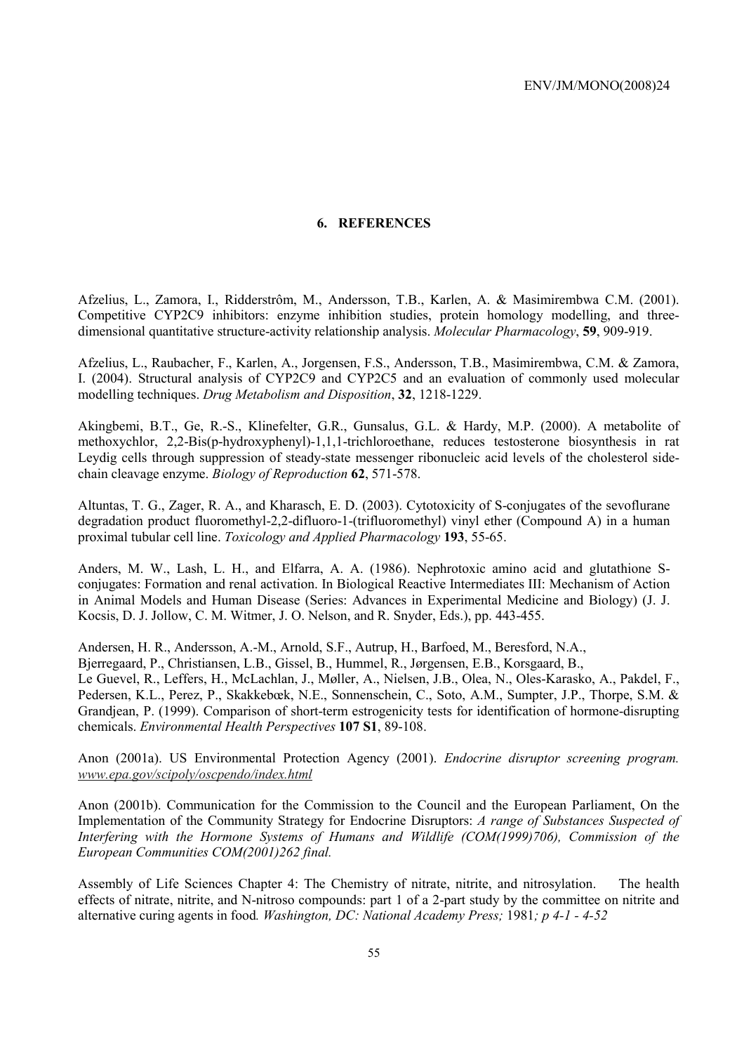## 6. REFERENCES

Afzelius, L., Zamora, I., Ridderstrôm, M., Andersson, T.B., Karlen, A. & Masimirembwa C.M. (2001). Competitive CYP2C9 inhibitors: enzyme inhibition studies, protein homology modelling, and three-dimensional quantitative structure-activity relationship analysis. *Molecular Pharmacology*, **59**, 909-919.

Afzelius, L., Raubacher, F., Karlen, A., Jorgensen, F.S., Andersson, T.B., Masimirembwa, C.M. & Zamora, I. (2004). Structural analysis of CYP2C9 and CYP2C5 and an evaluation of commonly used molecular modelling techniques. *Drug Metabolism and Disposition*, **32**, 1218-1229.

Akingbemi, B.T., Ge, R.-S., Klinefelter, G.R., Gunsalus, G.L. & Hardy, M.P. (2000). A metabolite of methoxychlor, 2,2-Bis(p-hydroxyphenyl)-1,1,1-trichloroethane, reduces testosterone biosynthesis in rat Leydig cells through suppression of steady-state messenger ribonucleic acid levels of the cholesterol side-chain cleavage enzyme. *Biology of Reproduction* **62**, 571-578.

Altuntas, T. G., Zager, R. A., and Kharasch, E. D. (2003). Cytotoxicity of S-conjugates of the sevoflurane degradation product fluoromethyl-2,2-difluoro-1-(trifluoromethyl) vinyl ether (Compound A) in a human proximal tubular cell line. *Toxicology and Applied Pharmacology* **193**, 55-65.

Anders, M. W., Lash, L. H., and Elfarra, A. A. (1986). Nephrotoxic amino acid and glutathione S-conjugates: Formation and renal activation. In Biological Reactive Intermediates III: Mechanism of Action in Animal Models and Human Disease (Series: Advances in Experimental Medicine and Biology) (J. J. Kocsis, D. J. Jollow, C. M. Witmer, J. O. Nelson, and R. Snyder, Eds.), pp. 443-455.

Andersen, H. R., Andersson, A.-M., Arnold, S.F., Autrup, H., Barfoed, M., Beresford, N.A., Bjerregaard, P., Christiansen, L.B., Gissel, B., Hummel, R., Jørgensen, E.B., Korsgaard, B., Le Guevel, R., Leffers, H., McLachlan, J., Møller, A., Nielsen, J.B., Olea, N., Oles-Karasko, A., Pakdel, F., Pedersen, K.L., Perez, P., Skakkebæk, N.E., Sonnenschein, C., Soto, A.M., Sumpter, J.P., Thorpe, S.M. & Grandjean, P. (1999). Comparison of short-term estrogenicity tests for identification of hormone-disrupting chemicals. *Environmental Health Perspectives* **107 S1**, 89-108.

Anon (2001a). US Environmental Protection Agency (2001). *Endocrine disruptor screening program. www.epa.gov/scipoly/oscpendo/index.html*

Anon (2001b). Communication for the Commission to the Council and the European Parliament, On the Implementation of the Community Strategy for Endocrine Disruptors: *A range of Substances Suspected of Interfering with the Hormone Systems of Humans and Wildlife (COM(1999)706), Commission of the European Communities COM(2001)262 final.*

Assembly of Life Sciences Chapter 4: The Chemistry of nitrate, nitrite, and nitrosylation. The health effects of nitrate, nitrite, and N-nitroso compounds: part 1 of a 2-part study by the committee on nitrite and alternative curing agents in food*. Washington, DC: National Academy Press;* 1981*; p 4-1 - 4-52*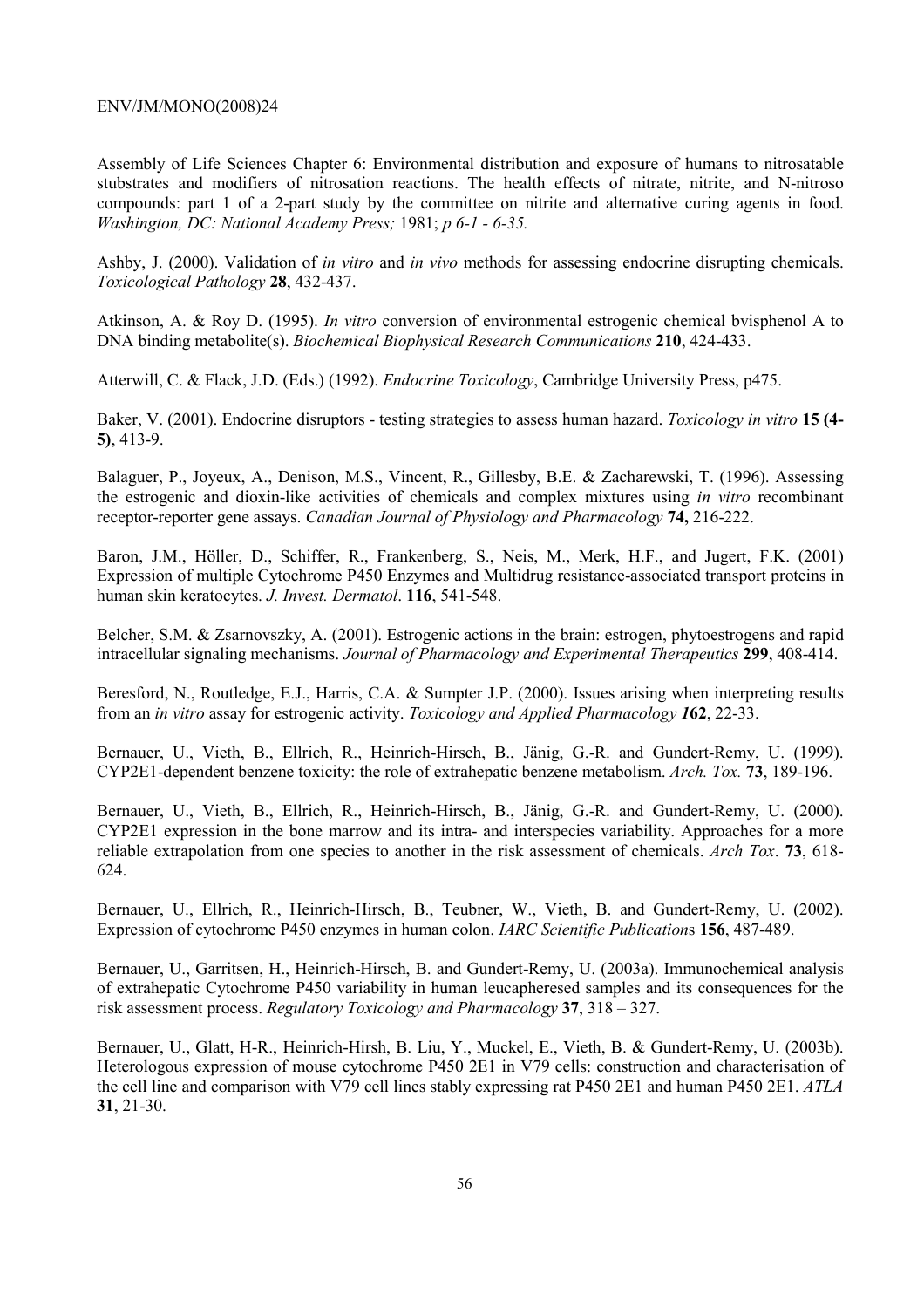Assembly of Life Sciences Chapter 6: Environmental distribution and exposure of humans to nitrosatable stubstrates and modifiers of nitrosation reactions. The health effects of nitrate, nitrite, and N-nitroso compounds: part 1 of a 2-part study by the committee on nitrite and alternative curing agents in food. *Washington, DC: National Academy Press;* 1981; *p 6-1 - 6-35.*

Ashby, J. (2000). Validation of *in vitro* and *in vivo* methods for assessing endocrine disrupting chemicals. *Toxicological Pathology* **28**, 432-437.

Atkinson, A. & Roy D. (1995). *In vitro* conversion of environmental estrogenic chemical bvisphenol A to DNA binding metabolite(s). *Biochemical Biophysical Research Communications* **210**, 424-433.

Atterwill, C. & Flack, J.D. (Eds.) (1992). *Endocrine Toxicology*, Cambridge University Press, p475.

Baker, V. (2001). Endocrine disruptors - testing strategies to assess human hazard. *Toxicology in vitro* **15 (4-5)**, 413-9.

Balaguer, P., Joyeux, A., Denison, M.S., Vincent, R., Gillesby, B.E. & Zacharewski, T. (1996). Assessing the estrogenic and dioxin-like activities of chemicals and complex mixtures using *in vitro* recombinant receptor-reporter gene assays. *Canadian Journal of Physiology and Pharmacology* **74,** 216-222.

Baron, J.M., Höller, D., Schiffer, R., Frankenberg, S., Neis, M., Merk, H.F., and Jugert, F.K. (2001) Expression of multiple Cytochrome P450 Enzymes and Multidrug resistance-associated transport proteins in human skin keratocytes. *J. Invest. Dermatol*. **116**, 541-548.

Belcher, S.M. & Zsarnovszky, A. (2001). Estrogenic actions in the brain: estrogen, phytoestrogens and rapid intracellular signaling mechanisms. *Journal of Pharmacology and Experimental Therapeutics* **299**, 408-414.

Beresford, N., Routledge, E.J., Harris, C.A. & Sumpter J.P. (2000). Issues arising when interpreting results from an *in vitro* assay for estrogenic activity. *Toxicology and Applied Pharmacology* ***1*62**, 22-33.

Bernauer, U., Vieth, B., Ellrich, R., Heinrich-Hirsch, B., Jänig, G.-R. and Gundert-Remy, U. (1999). CYP2E1-dependent benzene toxicity: the role of extrahepatic benzene metabolism. *Arch. Tox.* **73**, 189-196.

Bernauer, U., Vieth, B., Ellrich, R., Heinrich-Hirsch, B., Jänig, G.-R. and Gundert-Remy, U. (2000). CYP2E1 expression in the bone marrow and its intra- and interspecies variability. Approaches for a more reliable extrapolation from one species to another in the risk assessment of chemicals. *Arch Tox*. **73**, 618-624.

Bernauer, U., Ellrich, R., Heinrich-Hirsch, B., Teubner, W., Vieth, B. and Gundert-Remy, U. (2002). Expression of cytochrome P450 enzymes in human colon. *IARC Scientific Publication*s **156**, 487-489.

Bernauer, U., Garritsen, H., Heinrich-Hirsch, B. and Gundert-Remy, U. (2003a). Immunochemical analysis of extrahepatic Cytochrome P450 variability in human leucapheresed samples and its consequences for the risk assessment process. *Regulatory Toxicology and Pharmacology* **37**, 318 – 327.

Bernauer, U., Glatt, H-R., Heinrich-Hirsh, B. Liu, Y., Muckel, E., Vieth, B. & Gundert-Remy, U. (2003b). Heterologous expression of mouse cytochrome P450 2E1 in V79 cells: construction and characterisation of the cell line and comparison with V79 cell lines stably expressing rat P450 2E1 and human P450 2E1. *ATLA* **31**, 21-30.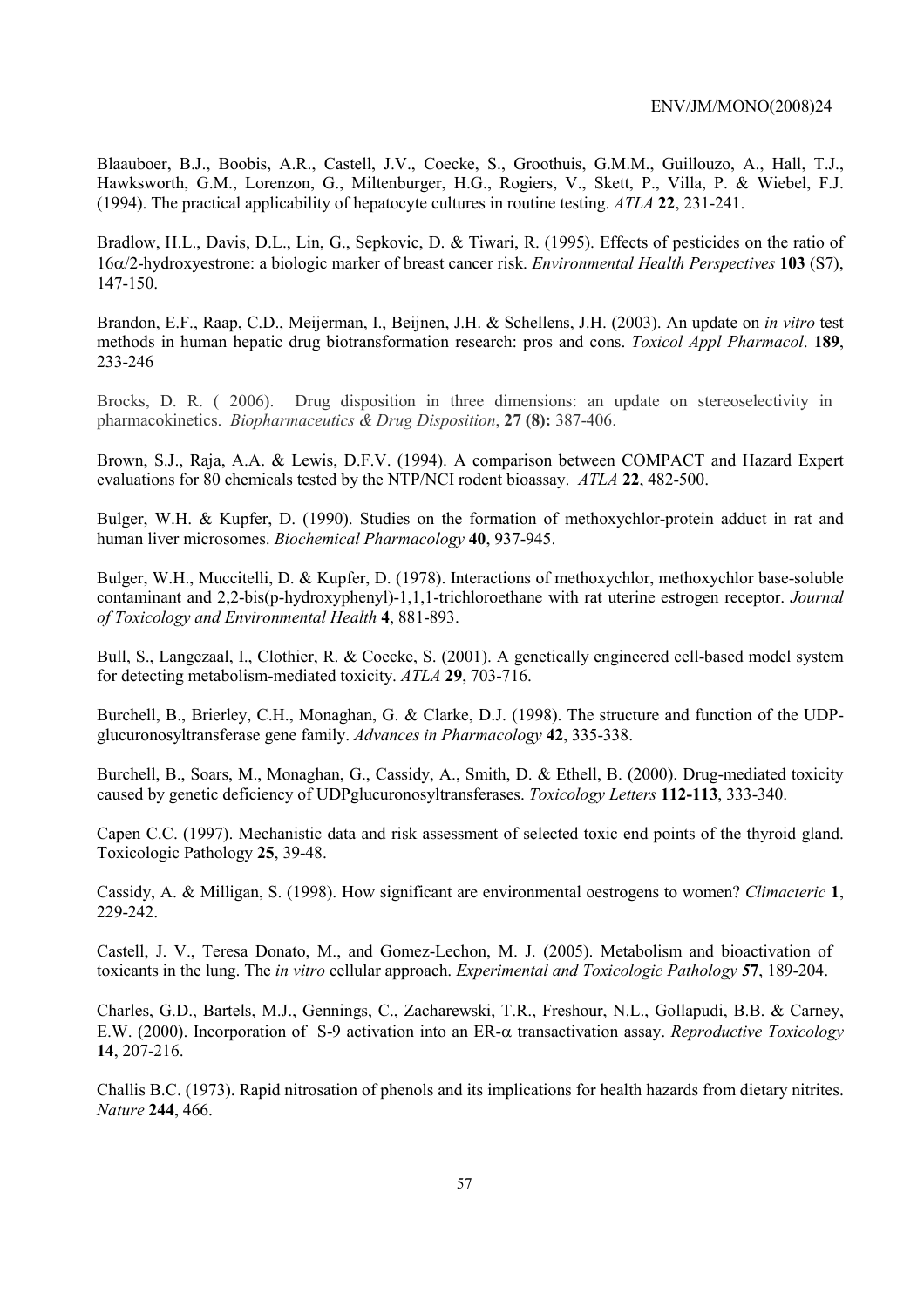Blaauboer, B.J., Boobis, A.R., Castell, J.V., Coecke, S., Groothuis, G.M.M., Guillouzo, A., Hall, T.J., Hawksworth, G.M., Lorenzon, G., Miltenburger, H.G., Rogiers, V., Skett, P., Villa, P. & Wiebel, F.J. (1994). The practical applicability of hepatocyte cultures in routine testing. *ATLA* **22**, 231-241.

Bradlow, H.L., Davis, D.L., Lin, G., Sepkovic, D. & Tiwari, R. (1995). Effects of pesticides on the ratio of 16$\alpha$/2-hydroxyestrone: a biologic marker of breast cancer risk. *Environmental Health Perspectives* **103** (S7), 147-150.

Brandon, E.F., Raap, C.D., Meijerman, I., Beijnen, J.H. & Schellens, J.H. (2003). An update on *in vitro* test methods in human hepatic drug biotransformation research: pros and cons. *Toxicol Appl Pharmacol*. **189**, 233-246

Brocks, D. R. ( 2006). Drug disposition in three dimensions: an update on stereoselectivity in pharmacokinetics. *Biopharmaceutics & Drug Disposition*, **27 (8):** 387-406.

Brown, S.J., Raja, A.A. & Lewis, D.F.V. (1994). A comparison between COMPACT and Hazard Expert evaluations for 80 chemicals tested by the NTP/NCI rodent bioassay. *ATLA* **22**, 482-500.

Bulger, W.H. & Kupfer, D. (1990). Studies on the formation of methoxychlor-protein adduct in rat and human liver microsomes. *Biochemical Pharmacology* **40**, 937-945.

Bulger, W.H., Muccitelli, D. & Kupfer, D. (1978). Interactions of methoxychlor, methoxychlor base-soluble contaminant and 2,2-bis(p-hydroxyphenyl)-1,1,1-trichloroethane with rat uterine estrogen receptor. *Journal of Toxicology and Environmental Health* **4**, 881-893.

Bull, S., Langezaal, I., Clothier, R. & Coecke, S. (2001). A genetically engineered cell-based model system for detecting metabolism-mediated toxicity. *ATLA* **29**, 703-716.

Burchell, B., Brierley, C.H., Monaghan, G. & Clarke, D.J. (1998). The structure and function of the UDP-glucuronosyltransferase gene family. *Advances in Pharmacology* **42**, 335-338.

Burchell, B., Soars, M., Monaghan, G., Cassidy, A., Smith, D. & Ethell, B. (2000). Drug-mediated toxicity caused by genetic deficiency of UDPglucuronosyltransferases. *Toxicology Letters* **112-113**, 333-340.

Capen C.C. (1997). Mechanistic data and risk assessment of selected toxic end points of the thyroid gland. Toxicologic Pathology **25**, 39-48.

Cassidy, A. & Milligan, S. (1998). How significant are environmental oestrogens to women? *Climacteric* **1**, 229-242.

Castell, J. V., Teresa Donato, M., and Gomez-Lechon, M. J. (2005). Metabolism and bioactivation of toxicants in the lung. The *in vitro* cellular approach. *Experimental and Toxicologic Pathology* **57**, 189-204.

Charles, G.D., Bartels, M.J., Gennings, C., Zacharewski, T.R., Freshour, N.L., Gollapudi, B.B. & Carney, E.W. (2000). Incorporation of S-9 activation into an ER-$\alpha$ transactivation assay. *Reproductive Toxicology* **14**, 207-216.

Challis B.C. (1973). Rapid nitrosation of phenols and its implications for health hazards from dietary nitrites. *Nature* **244**, 466.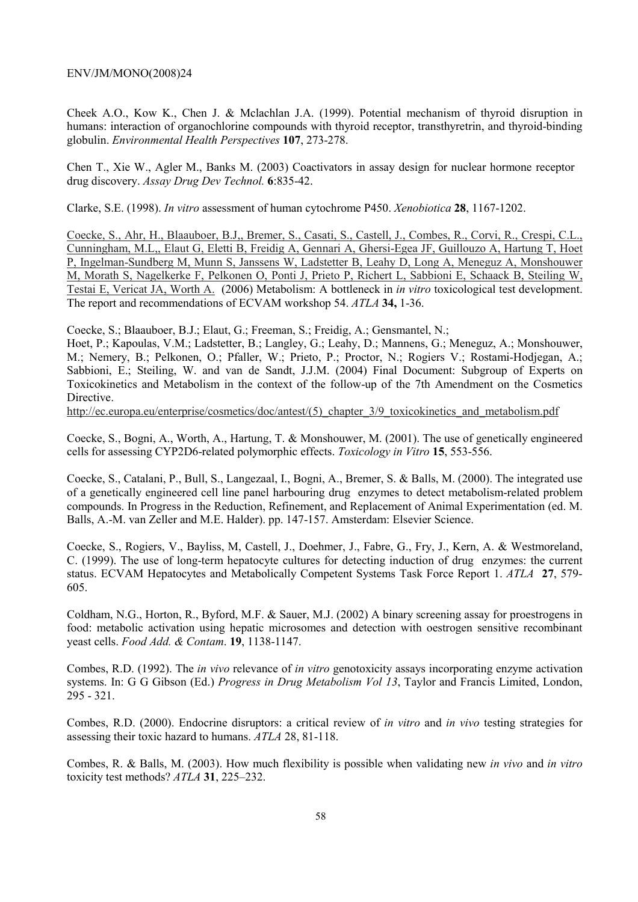Cheek A.O., Kow K., Chen J. & Mclachlan J.A. (1999). Potential mechanism of thyroid disruption in humans: interaction of organochlorine compounds with thyroid receptor, transthyretin, and thyroid-binding globulin. *Environmental Health Perspectives* **107**, 273-278.

Chen T., Xie W., Agler M., Banks M. (2003) Coactivators in assay design for nuclear hormone receptor drug discovery. *Assay Drug Dev Technol.* **6**:835-42.

Clarke, S.E. (1998). *In vitro* assessment of human cytochrome P450. *Xenobiotica* **28**, 1167-1202.

Coecke, S., Ahr, H., Blaauboer, B.J,, Bremer, S., Casati, S., Castell, J., Combes, R., Corvi, R., Crespi, C.L., Cunningham, M.L,, Elaut G, Eletti B, Freidig A, Gennari A, Ghersi-Egea JF, Guillouzo A, Hartung T, Hoet P, Ingelman-Sundberg M, Munn S, Janssens W, Ladstetter B, Leahy D, Long A, Meneguz A, Monshouwer M, Morath S, Nagelkerke F, Pelkonen O, Ponti J, Prieto P, Richert L, Sabbioni E, Schaack B, Steiling W, Testai E, Vericat JA, Worth A. (2006) Metabolism: A bottleneck in *in vitro* toxicological test development. The report and recommendations of ECVAM workshop 54. *ATLA* **34,** 1-36.

Coecke, S.; Blaauboer, B.J.; Elaut, G.; Freeman, S.; Freidig, A.; Gensmantel, N.; Hoet, P.; Kapoulas, V.M.; Ladstetter, B.; Langley, G.; Leahy, D.; Mannens, G.; Meneguz, A.; Monshouwer, M.; Nemery, B.; Pelkonen, O.; Pfaller, W.; Prieto, P.; Proctor, N.; Rogiers V.; Rostami-Hodjegan, A.; Sabbioni, E.; Steiling, W. and van de Sandt, J.J.M. (2004) Final Document: Subgroup of Experts on Toxicokinetics and Metabolism in the context of the follow-up of the 7th Amendment on the Cosmetics Directive.
http://ec.europa.eu/enterprise/cosmetics/doc/antest/(5)_chapter_3/9_toxicokinetics_and_metabolism.pdf

Coecke, S., Bogni, A., Worth, A., Hartung, T. & Monshouwer, M. (2001). The use of genetically engineered cells for assessing CYP2D6-related polymorphic effects. *Toxicology in Vitro* **15**, 553-556.

Coecke, S., Catalani, P., Bull, S., Langezaal, I., Bogni, A., Bremer, S. & Balls, M. (2000). The integrated use of a genetically engineered cell line panel harbouring drug enzymes to detect metabolism-related problem compounds. In Progress in the Reduction, Refinement, and Replacement of Animal Experimentation (ed. M. Balls, A.-M. van Zeller and M.E. Halder). pp. 147-157. Amsterdam: Elsevier Science.

Coecke, S., Rogiers, V., Bayliss, M, Castell, J., Doehmer, J., Fabre, G., Fry, J., Kern, A. & Westmoreland, C. (1999). The use of long-term hepatocyte cultures for detecting induction of drug enzymes: the current status. ECVAM Hepatocytes and Metabolically Competent Systems Task Force Report 1. *ATLA* **27**, 579-605.

Coldham, N.G., Horton, R., Byford, M.F. & Sauer, M.J. (2002) A binary screening assay for proestrogens in food: metabolic activation using hepatic microsomes and detection with oestrogen sensitive recombinant yeast cells. *Food Add. & Contam*. **19**, 1138-1147.

Combes, R.D. (1992). The *in vivo* relevance of *in vitro* genotoxicity assays incorporating enzyme activation systems. In: G G Gibson (Ed.) *Progress in Drug Metabolism Vol 13*, Taylor and Francis Limited, London, 295 - 321.

Combes, R.D. (2000). Endocrine disruptors: a critical review of *in vitro* and *in vivo* testing strategies for assessing their toxic hazard to humans. *ATLA* 28, 81-118.

Combes, R. & Balls, M. (2003). How much flexibility is possible when validating new *in vivo* and *in vitro* toxicity test methods? *ATLA* **31**, 225–232.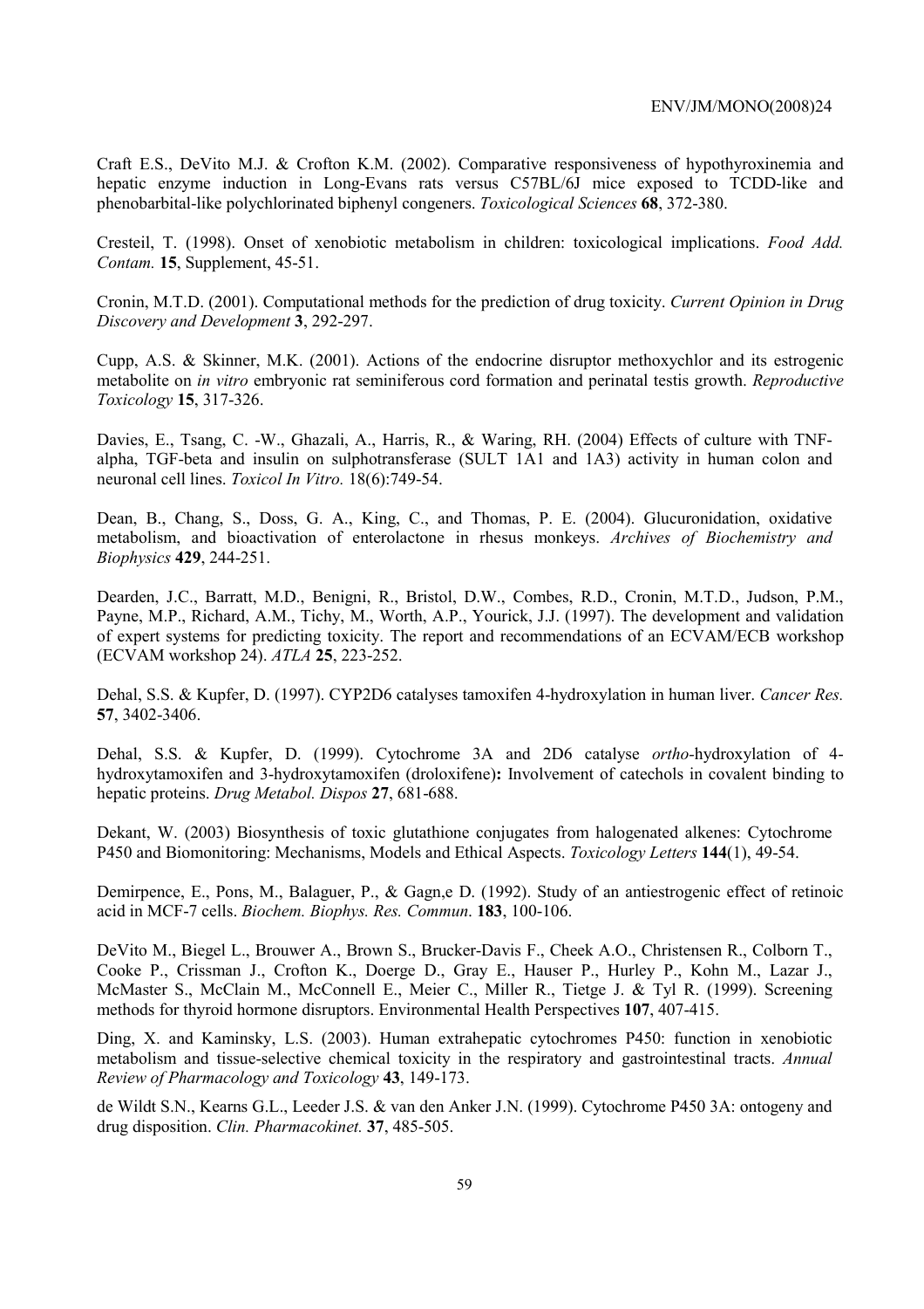Craft E.S., DeVito M.J. & Crofton K.M. (2002). Comparative responsiveness of hypothyroxinemia and hepatic enzyme induction in Long-Evans rats versus C57BL/6J mice exposed to TCDD-like and phenobarbital-like polychlorinated biphenyl congeners. *Toxicological Sciences* **68**, 372-380.

Cresteil, T. (1998). Onset of xenobiotic metabolism in children: toxicological implications. *Food Add. Contam.* **15**, Supplement, 45-51.

Cronin, M.T.D. (2001). Computational methods for the prediction of drug toxicity. *Current Opinion in Drug Discovery and Development* **3**, 292-297.

Cupp, A.S. & Skinner, M.K. (2001). Actions of the endocrine disruptor methoxychlor and its estrogenic metabolite on *in vitro* embryonic rat seminiferous cord formation and perinatal testis growth. *Reproductive Toxicology* **15**, 317-326.

Davies, E., Tsang, C. -W., Ghazali, A., Harris, R., & Waring, RH. (2004) Effects of culture with TNF-alpha, TGF-beta and insulin on sulphotransferase (SULT 1A1 and 1A3) activity in human colon and neuronal cell lines. *Toxicol In Vitro.* 18(6):749-54.

Dean, B., Chang, S., Doss, G. A., King, C., and Thomas, P. E. (2004). Glucuronidation, oxidative metabolism, and bioactivation of enterolactone in rhesus monkeys. *Archives of Biochemistry and Biophysics* **429**, 244-251.

Dearden, J.C., Barratt, M.D., Benigni, R., Bristol, D.W., Combes, R.D., Cronin, M.T.D., Judson, P.M., Payne, M.P., Richard, A.M., Tichy, M., Worth, A.P., Yourick, J.J. (1997). The development and validation of expert systems for predicting toxicity. The report and recommendations of an ECVAM/ECB workshop (ECVAM workshop 24). *ATLA* **25**, 223-252.

Dehal, S.S. & Kupfer, D. (1997). CYP2D6 catalyses tamoxifen 4-hydroxylation in human liver. *Cancer Res.* **57**, 3402-3406.

Dehal, S.S. & Kupfer, D. (1999). Cytochrome 3A and 2D6 catalyse *ortho*-hydroxylation of 4-hydroxytamoxifen and 3-hydroxytamoxifen (droloxifene)**:** Involvement of catechols in covalent binding to hepatic proteins. *Drug Metabol. Dispos* **27**, 681-688.

Dekant, W. (2003) Biosynthesis of toxic glutathione conjugates from halogenated alkenes: Cytochrome P450 and Biomonitoring: Mechanisms, Models and Ethical Aspects. *Toxicology Letters* **144**(1), 49-54.

Demirpence, E., Pons, M., Balaguer, P., & Gagn,e D. (1992). Study of an antiestrogenic effect of retinoic acid in MCF-7 cells. *Biochem. Biophys. Res. Commun*. **183**, 100-106.

DeVito M., Biegel L., Brouwer A., Brown S., Brucker-Davis F., Cheek A.O., Christensen R., Colborn T., Cooke P., Crissman J., Crofton K., Doerge D., Gray E., Hauser P., Hurley P., Kohn M., Lazar J., McMaster S., McClain M., McConnell E., Meier C., Miller R., Tietge J. & Tyl R. (1999). Screening methods for thyroid hormone disruptors. Environmental Health Perspectives **107**, 407-415.

Ding, X. and Kaminsky, L.S. (2003). Human extrahepatic cytochromes P450: function in xenobiotic metabolism and tissue-selective chemical toxicity in the respiratory and gastrointestinal tracts. *Annual Review of Pharmacology and Toxicology* **43**, 149-173.

de Wildt S.N., Kearns G.L., Leeder J.S. & van den Anker J.N. (1999). Cytochrome P450 3A: ontogeny and drug disposition. *Clin. Pharmacokinet.* **37**, 485-505.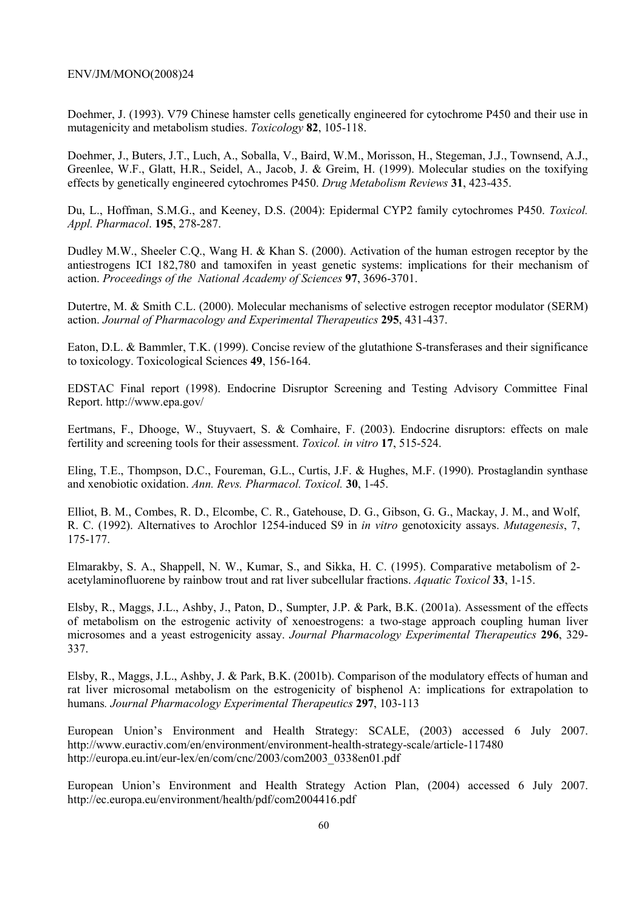Doehmer, J. (1993). V79 Chinese hamster cells genetically engineered for cytochrome P450 and their use in mutagenicity and metabolism studies. *Toxicology* **82**, 105-118.

Doehmer, J., Buters, J.T., Luch, A., Soballa, V., Baird, W.M., Morisson, H., Stegeman, J.J., Townsend, A.J., Greenlee, W.F., Glatt, H.R., Seidel, A., Jacob, J. & Greim, H. (1999). Molecular studies on the toxifying effects by genetically engineered cytochromes P450. *Drug Metabolism Reviews* **31**, 423-435.

Du, L., Hoffman, S.M.G., and Keeney, D.S. (2004): Epidermal CYP2 family cytochromes P450. *Toxicol. Appl. Pharmacol*. **195**, 278-287.

Dudley M.W., Sheeler C.Q., Wang H. & Khan S. (2000). Activation of the human estrogen receptor by the antiestrogens ICI 182,780 and tamoxifen in yeast genetic systems: implications for their mechanism of action. *Proceedings of the National Academy of Sciences* **97**, 3696-3701.

Dutertre, M. & Smith C.L. (2000). Molecular mechanisms of selective estrogen receptor modulator (SERM) action. *Journal of Pharmacology and Experimental Therapeutics* **295**, 431-437.

Eaton, D.L. & Bammler, T.K. (1999). Concise review of the glutathione S-transferases and their significance to toxicology. Toxicological Sciences **49**, 156-164.

EDSTAC Final report (1998). Endocrine Disruptor Screening and Testing Advisory Committee Final Report. http://www.epa.gov/

Eertmans, F., Dhooge, W., Stuyvaert, S. & Comhaire, F. (2003). Endocrine disruptors: effects on male fertility and screening tools for their assessment. *Toxicol. in vitro* **17**, 515-524.

Eling, T.E., Thompson, D.C., Foureman, G.L., Curtis, J.F. & Hughes, M.F. (1990). Prostaglandin synthase and xenobiotic oxidation. *Ann. Revs. Pharmacol. Toxicol.* **30**, 1-45.

Elliot, B. M., Combes, R. D., Elcombe, C. R., Gatehouse, D. G., Gibson, G. G., Mackay, J. M., and Wolf, R. C. (1992). Alternatives to Arochlor 1254-induced S9 in *in vitro* genotoxicity assays. *Mutagenesis*, 7, 175-177.

Elmarakby, S. A., Shappell, N. W., Kumar, S., and Sikka, H. C. (1995). Comparative metabolism of 2-acetylaminofluorene by rainbow trout and rat liver subcellular fractions. *Aquatic Toxicol* **33**, 1-15.

Elsby, R., Maggs, J.L., Ashby, J., Paton, D., Sumpter, J.P. & Park, B.K. (2001a). Assessment of the effects of metabolism on the estrogenic activity of xenoestrogens: a two-stage approach coupling human liver microsomes and a yeast estrogenicity assay. *Journal Pharmacology Experimental Therapeutics* **296**, 329-337.

Elsby, R., Maggs, J.L., Ashby, J. & Park, B.K. (2001b). Comparison of the modulatory effects of human and rat liver microsomal metabolism on the estrogenicity of bisphenol A: implications for extrapolation to humans. *Journal Pharmacology Experimental Therapeutics* **297**, 103-113

European Union's Environment and Health Strategy: SCALE, (2003) accessed 6 July 2007. http://www.euractiv.com/en/environment/environment-health-strategy-scale/article-117480 http://europa.eu.int/eur-lex/en/com/cnc/2003/com2003_0338en01.pdf

European Union's Environment and Health Strategy Action Plan, (2004) accessed 6 July 2007. http://ec.europa.eu/environment/health/pdf/com2004416.pdf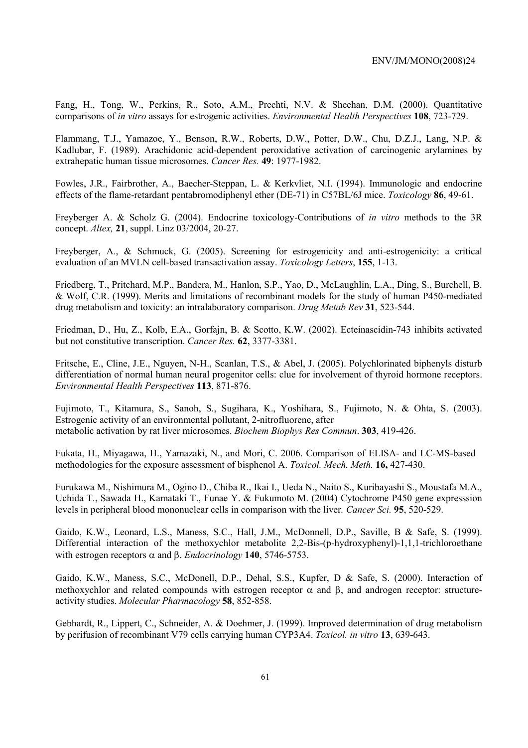Fang, H., Tong, W., Perkins, R., Soto, A.M., Prechti, N.V. & Sheehan, D.M. (2000). Quantitative comparisons of *in vitro* assays for estrogenic activities. *Environmental Health Perspectives* **108**, 723-729.

Flammang, T.J., Yamazoe, Y., Benson, R.W., Roberts, D.W., Potter, D.W., Chu, D.Z.J., Lang, N.P. & Kadlubar, F. (1989). Arachidonic acid-dependent peroxidative activation of carcinogenic arylamines by extrahepatic human tissue microsomes. *Cancer Res.* **49**: 1977-1982.

Fowles, J.R., Fairbrother, A., Baecher-Steppan, L. & Kerkvliet, N.I. (1994). Immunologic and endocrine effects of the flame-retardant pentabromodiphenyl ether (DE-71) in C57BL/6J mice. *Toxicology* **86**, 49-61.

Freyberger A. & Scholz G. (2004). Endocrine toxicology-Contributions of *in vitro* methods to the 3R concept. *Altex,* **21**, suppl. Linz 03/2004, 20-27.

Freyberger, A., & Schmuck, G. (2005). Screening for estrogenicity and anti-estrogenicity: a critical evaluation of an MVLN cell-based transactivation assay. *Toxicology Letters*, **155**, 1-13.

Friedberg, T., Pritchard, M.P., Bandera, M., Hanlon, S.P., Yao, D., McLaughlin, L.A., Ding, S., Burchell, B. & Wolf, C.R. (1999). Merits and limitations of recombinant models for the study of human P450-mediated drug metabolism and toxicity: an intralaboratory comparison. *Drug Metab Rev* **31**, 523-544.

Friedman, D., Hu, Z., Kolb, E.A., Gorfajn, B. & Scotto, K.W. (2002). Ecteinascidin-743 inhibits activated but not constitutive transcription. *Cancer Res.* **62**, 3377-3381.

Fritsche, E., Cline, J.E., Nguyen, N-H., Scanlan, T.S., & Abel, J. (2005). Polychlorinated biphenyls disturb differentiation of normal human neural progenitor cells: clue for involvement of thyroid hormone receptors. *Environmental Health Perspectives* **113**, 871-876.

Fujimoto, T., Kitamura, S., Sanoh, S., Sugihara, K., Yoshihara, S., Fujimoto, N. & Ohta, S. (2003). Estrogenic activity of an environmental pollutant, 2-nitrofluorene, after metabolic activation by rat liver microsomes. *Biochem Biophys Res Commun*. **303**, 419-426.

Fukata, H., Miyagawa, H., Yamazaki, N., and Mori, C. 2006. Comparison of ELISA- and LC-MS-based methodologies for the exposure assessment of bisphenol A. *Toxicol. Mech. Meth.* **16,** 427-430.

Furukawa M., Nishimura M., Ogino D., Chiba R., Ikai I., Ueda N., Naito S., Kuribayashi S., Moustafa M.A., Uchida T., Sawada H., Kamataki T., Funae Y. & Fukumoto M. (2004) Cytochrome P450 gene expresssion levels in peripheral blood mononuclear cells in comparison with the liver*. Cancer Sci.* **95**, 520-529.

Gaido, K.W., Leonard, L.S., Maness, S.C., Hall, J.M., McDonnell, D.P., Saville, B & Safe, S. (1999). Differential interaction of the methoxychlor metabolite 2,2-Bis-(p-hydroxyphenyl)-1,1,1-trichloroethane with estrogen receptors α and β. *Endocrinology* **140**, 5746-5753.

Gaido, K.W., Maness, S.C., McDonell, D.P., Dehal, S.S., Kupfer, D & Safe, S. (2000). Interaction of methoxychlor and related compounds with estrogen receptor α and β, and androgen receptor: structure-activity studies. *Molecular Pharmacology* **58**, 852-858.

Gebhardt, R., Lippert, C., Schneider, A. & Doehmer, J. (1999). Improved determination of drug metabolism by perifusion of recombinant V79 cells carrying human CYP3A4. *Toxicol. in vitro* **13**, 639-643.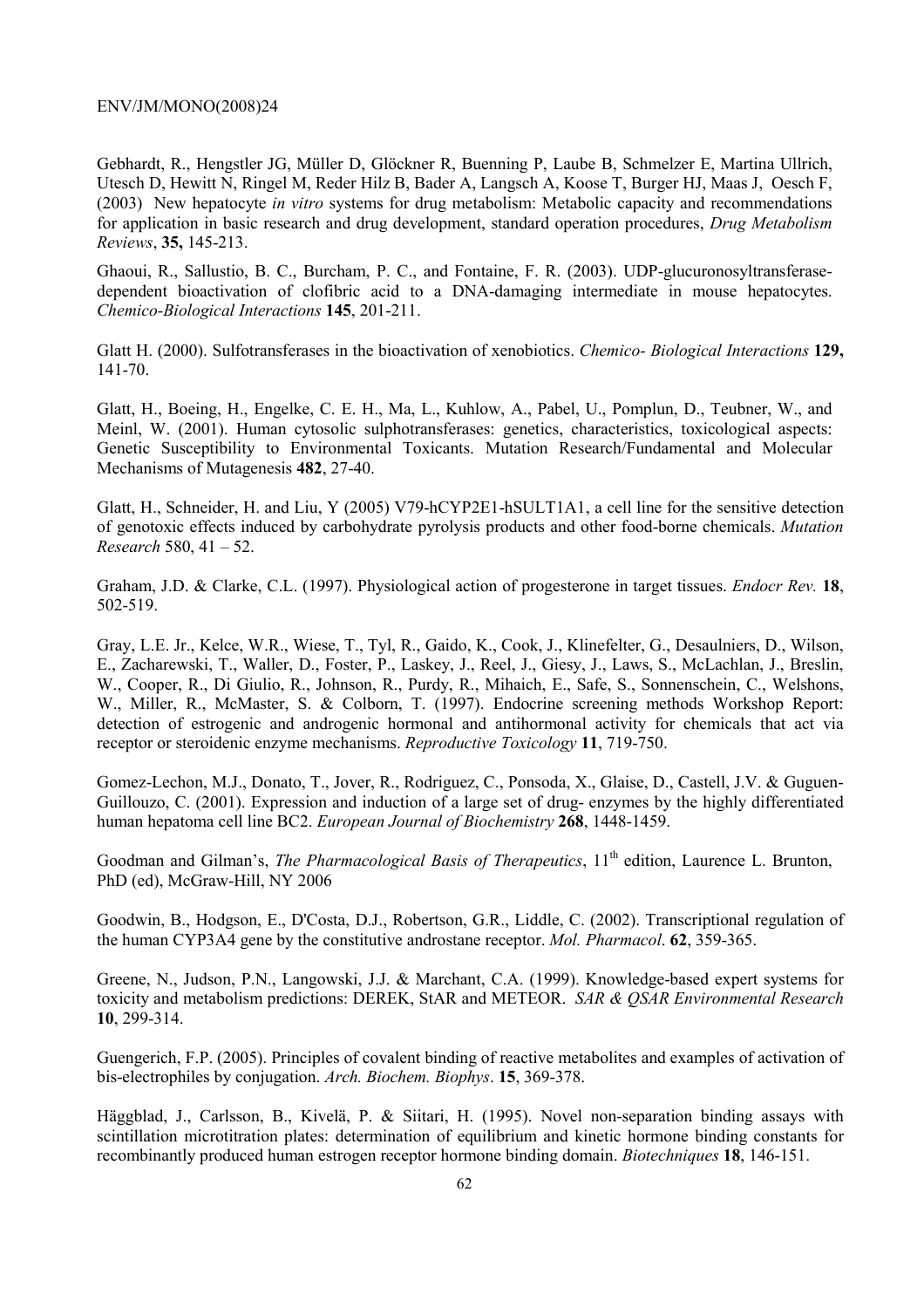Gebhardt, R., Hengstler JG, Müller D, Glöckner R, Buenning P, Laube B, Schmelzer E, Martina Ullrich, Utesch D, Hewitt N, Ringel M, Reder Hilz B, Bader A, Langsch A, Koose T, Burger HJ, Maas J, Oesch F, (2003) New hepatocyte *in vitro* systems for drug metabolism: Metabolic capacity and recommendations for application in basic research and drug development, standard operation procedures, *Drug Metabolism Reviews*, **35,** 145-213.

Ghaoui, R., Sallustio, B. C., Burcham, P. C., and Fontaine, F. R. (2003). UDP-glucuronosyltransferase-dependent bioactivation of clofibric acid to a DNA-damaging intermediate in mouse hepatocytes. *Chemico-Biological Interactions* **145**, 201-211.

Glatt H. (2000). Sulfotransferases in the bioactivation of xenobiotics. *Chemico- Biological Interactions* **129,** 141-70.

Glatt, H., Boeing, H., Engelke, C. E. H., Ma, L., Kuhlow, A., Pabel, U., Pomplun, D., Teubner, W., and Meinl, W. (2001). Human cytosolic sulphotransferases: genetics, characteristics, toxicological aspects: Genetic Susceptibility to Environmental Toxicants. Mutation Research/Fundamental and Molecular Mechanisms of Mutagenesis **482**, 27-40.

Glatt, H., Schneider, H. and Liu, Y (2005) V79-hCYP2E1-hSULT1A1, a cell line for the sensitive detection of genotoxic effects induced by carbohydrate pyrolysis products and other food-borne chemicals. *Mutation Research* 580, 41 – 52.

Graham, J.D. & Clarke, C.L. (1997). Physiological action of progesterone in target tissues. *Endocr Rev.* **18**, 502-519.

Gray, L.E. Jr., Kelce, W.R., Wiese, T., Tyl, R., Gaido, K., Cook, J., Klinefelter, G., Desaulniers, D., Wilson, E., Zacharewski, T., Waller, D., Foster, P., Laskey, J., Reel, J., Giesy, J., Laws, S., McLachlan, J., Breslin, W., Cooper, R., Di Giulio, R., Johnson, R., Purdy, R., Mihaich, E., Safe, S., Sonnenschein, C., Welshons, W., Miller, R., McMaster, S. & Colborn, T. (1997). Endocrine screening methods Workshop Report: detection of estrogenic and androgenic hormonal and antihormonal activity for chemicals that act via receptor or steroidenic enzyme mechanisms. *Reproductive Toxicology* **11**, 719-750.

Gomez-Lechon, M.J., Donato, T., Jover, R., Rodriguez, C., Ponsoda, X., Glaise, D., Castell, J.V. & Guguen-Guillouzo, C. (2001). Expression and induction of a large set of drug- enzymes by the highly differentiated human hepatoma cell line BC2. *European Journal of Biochemistry* **268**, 1448-1459.

Goodman and Gilman's, *The Pharmacological Basis of Therapeutics*, 11th edition, Laurence L. Brunton, PhD (ed), McGraw-Hill, NY 2006

Goodwin, B., Hodgson, E., D'Costa, D.J., Robertson, G.R., Liddle, C. (2002). Transcriptional regulation of the human CYP3A4 gene by the constitutive androstane receptor. *Mol. Pharmacol*. **62**, 359-365.

Greene, N., Judson, P.N., Langowski, J.J. & Marchant, C.A. (1999). Knowledge-based expert systems for toxicity and metabolism predictions: DEREK, StAR and METEOR. *SAR & QSAR Environmental Research* **10**, 299-314.

Guengerich, F.P. (2005). Principles of covalent binding of reactive metabolites and examples of activation of bis-electrophiles by conjugation. *Arch. Biochem. Biophys*. **15**, 369-378.

Häggblad, J., Carlsson, B., Kivelä, P. & Siitari, H. (1995). Novel non-separation binding assays with scintillation microtitration plates: determination of equilibrium and kinetic hormone binding constants for recombinantly produced human estrogen receptor hormone binding domain. *Biotechniques* **18**, 146-151.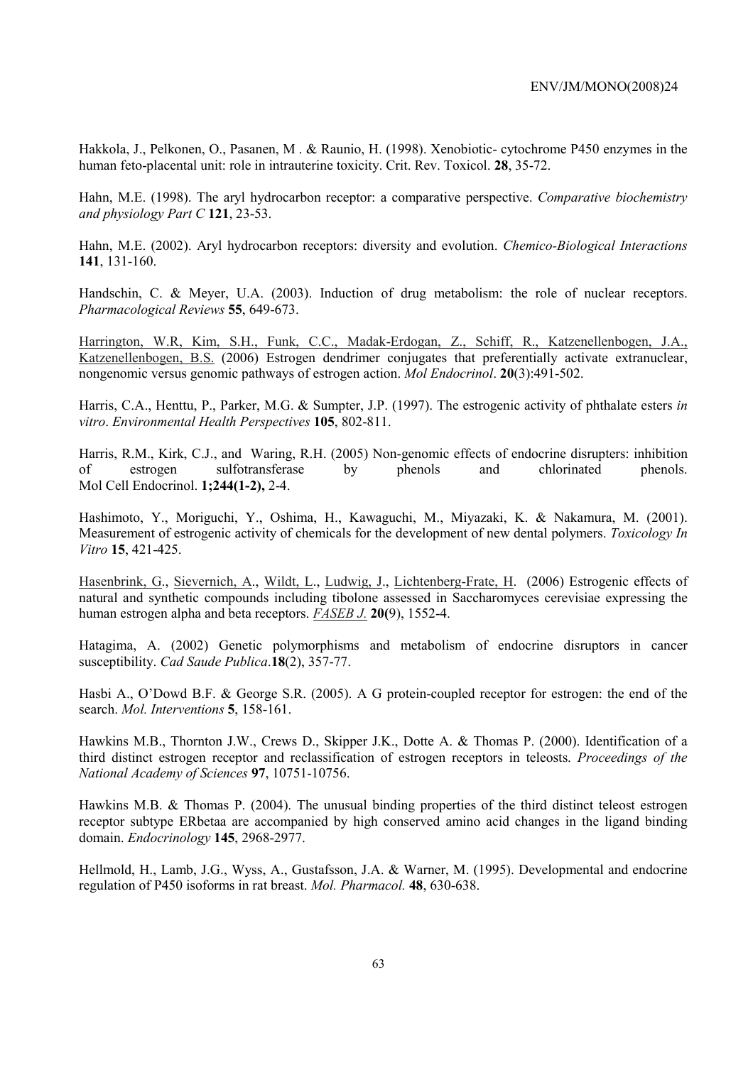Hakkola, J., Pelkonen, O., Pasanen, M . & Raunio, H. (1998). Xenobiotic- cytochrome P450 enzymes in the human feto-placental unit: role in intrauterine toxicity. Crit. Rev. Toxicol. **28**, 35-72.

Hahn, M.E. (1998). The aryl hydrocarbon receptor: a comparative perspective. *Comparative biochemistry and physiology Part C* **121**, 23-53.

Hahn, M.E. (2002). Aryl hydrocarbon receptors: diversity and evolution. *Chemico-Biological Interactions* **141**, 131-160.

Handschin, C. & Meyer, U.A. (2003). Induction of drug metabolism: the role of nuclear receptors. *Pharmacological Reviews* **55**, 649-673.

Harrington, W.R, Kim, S.H., Funk, C.C., Madak-Erdogan, Z., Schiff, R., Katzenellenbogen, J.A., Katzenellenbogen, B.S. (2006) Estrogen dendrimer conjugates that preferentially activate extranuclear, nongenomic versus genomic pathways of estrogen action. *Mol Endocrinol*. **20**(3):491-502.

Harris, C.A., Henttu, P., Parker, M.G. & Sumpter, J.P. (1997). The estrogenic activity of phthalate esters *in vitro*. *Environmental Health Perspectives* **105**, 802-811.

Harris, R.M., Kirk, C.J., and Waring, R.H. (2005) Non-genomic effects of endocrine disrupters: inhibition of estrogen sulfotransferase by phenols and chlorinated phenols. Mol Cell Endocrinol. **1;244(1-2),** 2-4.

Hashimoto, Y., Moriguchi, Y., Oshima, H., Kawaguchi, M., Miyazaki, K. & Nakamura, M. (2001). Measurement of estrogenic activity of chemicals for the development of new dental polymers. *Toxicology In Vitro* **15**, 421-425.

Hasenbrink, G., Sievernich, A., Wildt, L., Ludwig, J., Lichtenberg-Frate, H. (2006) Estrogenic effects of natural and synthetic compounds including tibolone assessed in Saccharomyces cerevisiae expressing the human estrogen alpha and beta receptors. *FASEB J.* **20(**9), 1552-4.

Hatagima, A. (2002) Genetic polymorphisms and metabolism of endocrine disruptors in cancer susceptibility. *Cad Saude Publica*.**18**(2), 357-77.

Hasbi A., O'Dowd B.F. & George S.R. (2005). A G protein-coupled receptor for estrogen: the end of the search. *Mol. Interventions* **5**, 158-161.

Hawkins M.B., Thornton J.W., Crews D., Skipper J.K., Dotte A. & Thomas P. (2000). Identification of a third distinct estrogen receptor and reclassification of estrogen receptors in teleosts. *Proceedings of the National Academy of Sciences* **97**, 10751-10756.

Hawkins M.B. & Thomas P. (2004). The unusual binding properties of the third distinct teleost estrogen receptor subtype ERbetaa are accompanied by high conserved amino acid changes in the ligand binding domain. *Endocrinology* **145**, 2968-2977.

Hellmold, H., Lamb, J.G., Wyss, A., Gustafsson, J.A. & Warner, M. (1995). Developmental and endocrine regulation of P450 isoforms in rat breast. *Mol. Pharmacol.* **48**, 630-638.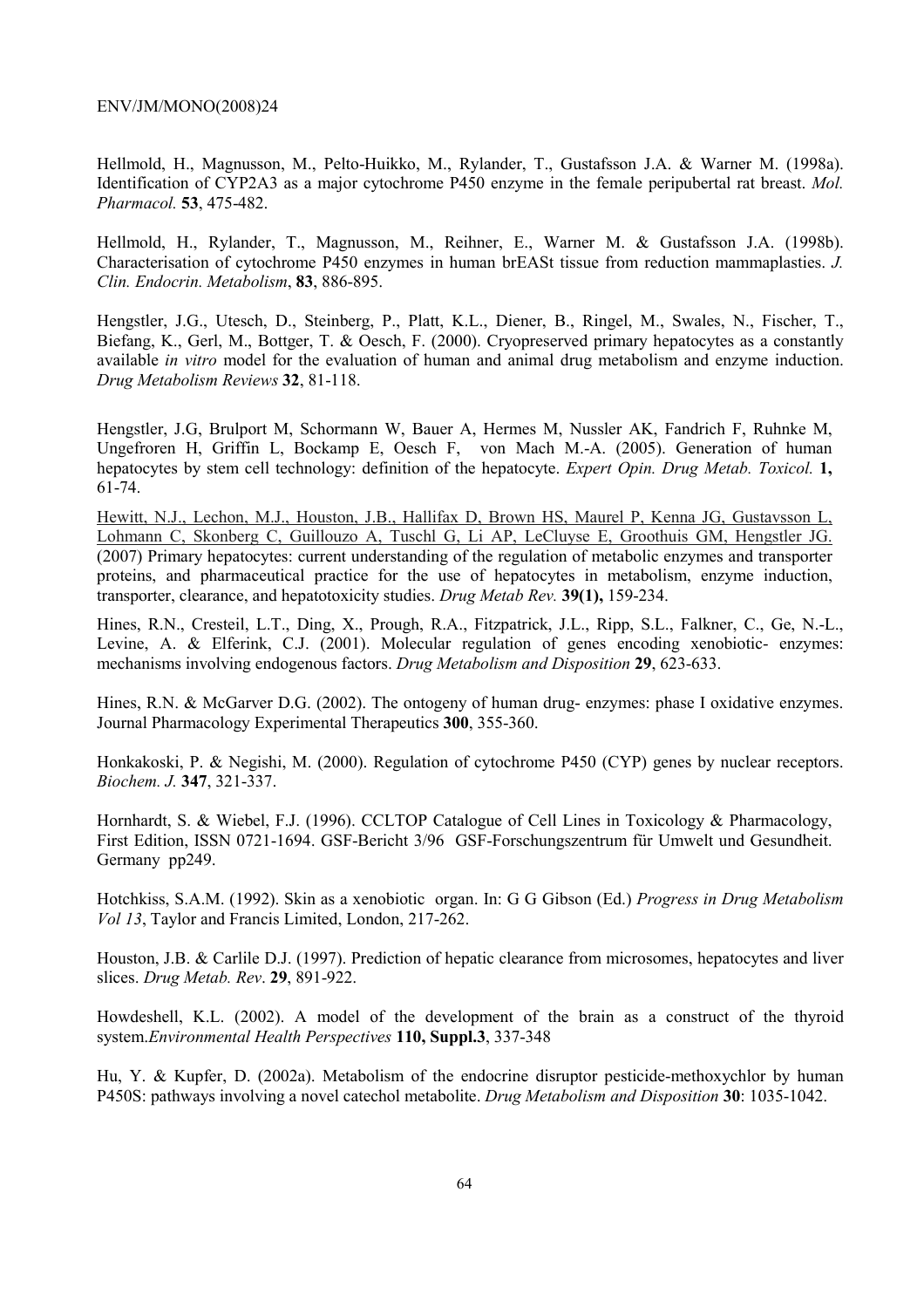Hellmold, H., Magnusson, M., Pelto-Huikko, M., Rylander, T., Gustafsson J.A. & Warner M. (1998a). Identification of CYP2A3 as a major cytochrome P450 enzyme in the female peripubertal rat breast. *Mol. Pharmacol.* **53**, 475-482.

Hellmold, H., Rylander, T., Magnusson, M., Reihner, E., Warner M. & Gustafsson J.A. (1998b). Characterisation of cytochrome P450 enzymes in human brEASt tissue from reduction mammaplasties. *J. Clin. Endocrin. Metabolism*, **83**, 886-895.

Hengstler, J.G., Utesch, D., Steinberg, P., Platt, K.L., Diener, B., Ringel, M., Swales, N., Fischer, T., Biefang, K., Gerl, M., Bottger, T. & Oesch, F. (2000). Cryopreserved primary hepatocytes as a constantly available *in vitro* model for the evaluation of human and animal drug metabolism and enzyme induction. *Drug Metabolism Reviews* **32**, 81-118.

Hengstler, J.G, Brulport M, Schormann W, Bauer A, Hermes M, Nussler AK, Fandrich F, Ruhnke M, Ungefroren H, Griffin L, Bockamp E, Oesch F, von Mach M.-A. (2005). Generation of human hepatocytes by stem cell technology: definition of the hepatocyte. *Expert Opin. Drug Metab. Toxicol.* **1,** 61-74.

Hewitt, N.J., Lechon, M.J., Houston, J.B., Hallifax D, Brown HS, Maurel P, Kenna JG, Gustavsson L, Lohmann C, Skonberg C, Guillouzo A, Tuschl G, Li AP, LeCluyse E, Groothuis GM, Hengstler JG. (2007) Primary hepatocytes: current understanding of the regulation of metabolic enzymes and transporter proteins, and pharmaceutical practice for the use of hepatocytes in metabolism, enzyme induction, transporter, clearance, and hepatotoxicity studies. *Drug Metab Rev.* **39(1),** 159-234.

Hines, R.N., Cresteil, L.T., Ding, X., Prough, R.A., Fitzpatrick, J.L., Ripp, S.L., Falkner, C., Ge, N.-L., Levine, A. & Elferink, C.J. (2001). Molecular regulation of genes encoding xenobiotic- enzymes: mechanisms involving endogenous factors. *Drug Metabolism and Disposition* **29**, 623-633.

Hines, R.N. & McGarver D.G. (2002). The ontogeny of human drug- enzymes: phase I oxidative enzymes. Journal Pharmacology Experimental Therapeutics **300**, 355-360.

Honkakoski, P. & Negishi, M. (2000). Regulation of cytochrome P450 (CYP) genes by nuclear receptors. *Biochem. J.* **347**, 321-337.

Hornhardt, S. & Wiebel, F.J. (1996). CCLTOP Catalogue of Cell Lines in Toxicology & Pharmacology, First Edition, ISSN 0721-1694. GSF-Bericht 3/96 GSF-Forschungszentrum für Umwelt und Gesundheit. Germany pp249.

Hotchkiss, S.A.M. (1992). Skin as a xenobiotic organ. In: G G Gibson (Ed.) *Progress in Drug Metabolism Vol 13*, Taylor and Francis Limited, London, 217-262.

Houston, J.B. & Carlile D.J. (1997). Prediction of hepatic clearance from microsomes, hepatocytes and liver slices. *Drug Metab. Rev*. **29**, 891-922.

Howdeshell, K.L. (2002). A model of the development of the brain as a construct of the thyroid system.*Environmental Health Perspectives* **110, Suppl.3**, 337-348

Hu, Y. & Kupfer, D. (2002a). Metabolism of the endocrine disruptor pesticide-methoxychlor by human P450S: pathways involving a novel catechol metabolite. *Drug Metabolism and Disposition* **30**: 1035-1042.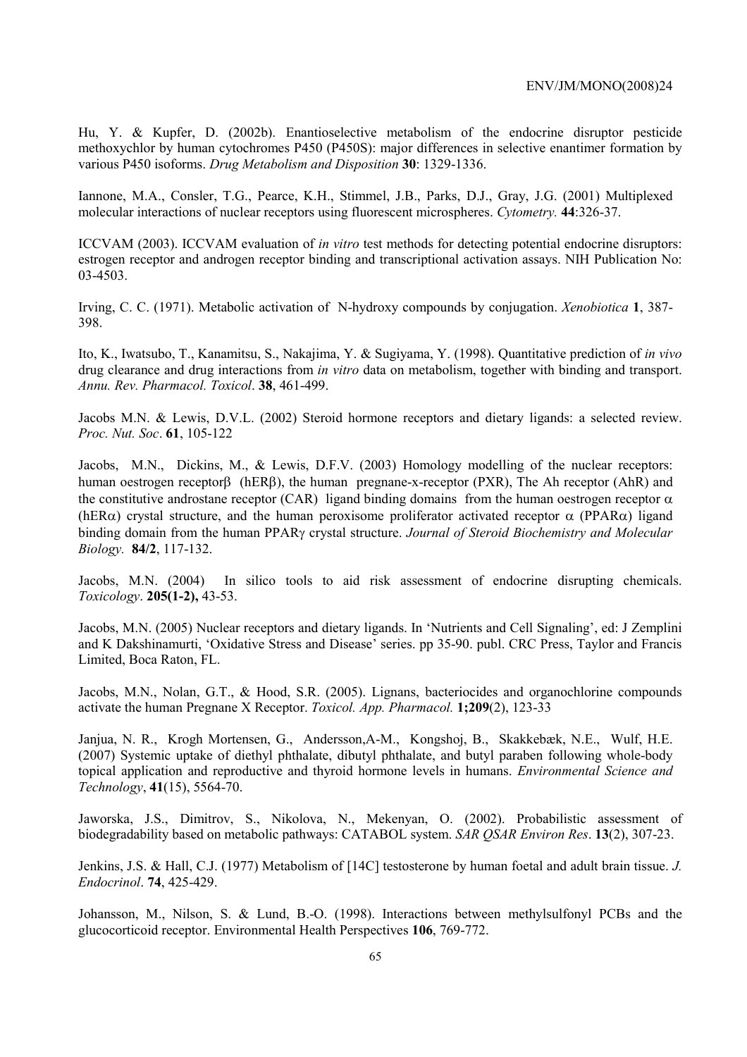Hu, Y. & Kupfer, D. (2002b). Enantioselective metabolism of the endocrine disruptor pesticide methoxychlor by human cytochromes P450 (P450S): major differences in selective enantimer formation by various P450 isoforms. *Drug Metabolism and Disposition* **30**: 1329-1336.

Iannone, M.A., Consler, T.G., Pearce, K.H., Stimmel, J.B., Parks, D.J., Gray, J.G. (2001) Multiplexed molecular interactions of nuclear receptors using fluorescent microspheres. *Cytometry.* **44**:326-37.

ICCVAM (2003). ICCVAM evaluation of *in vitro* test methods for detecting potential endocrine disruptors: estrogen receptor and androgen receptor binding and transcriptional activation assays. NIH Publication No: 03-4503.

Irving, C. C. (1971). Metabolic activation of N-hydroxy compounds by conjugation. *Xenobiotica* **1**, 387-398.

Ito, K., Iwatsubo, T., Kanamitsu, S., Nakajima, Y. & Sugiyama, Y. (1998). Quantitative prediction of *in vivo* drug clearance and drug interactions from *in vitro* data on metabolism, together with binding and transport. *Annu. Rev. Pharmacol. Toxicol*. **38**, 461-499.

Jacobs M.N. & Lewis, D.V.L. (2002) Steroid hormone receptors and dietary ligands: a selected review. *Proc. Nut. Soc*. **61**, 105-122

Jacobs, M.N., Dickins, M., & Lewis, D.F.V. (2003) Homology modelling of the nuclear receptors: human oestrogen receptor$\beta$ (hER$\beta$), the human pregnane-x-receptor (PXR), The Ah receptor (AhR) and the constitutive androstane receptor (CAR) ligand binding domains from the human oestrogen receptor $\alpha$ (hER$\alpha$) crystal structure, and the human peroxisome proliferator activated receptor $\alpha$ (PPAR$\alpha$) ligand binding domain from the human PPAR$\gamma$ crystal structure. *Journal of Steroid Biochemistry and Molecular Biology.* **84/2**, 117-132.

Jacobs, M.N. (2004) In silico tools to aid risk assessment of endocrine disrupting chemicals. *Toxicology*. **205(1-2),** 43-53.

Jacobs, M.N. (2005) Nuclear receptors and dietary ligands. In 'Nutrients and Cell Signaling', ed: J Zemplini and K Dakshinamurti, 'Oxidative Stress and Disease' series. pp 35-90. publ. CRC Press, Taylor and Francis Limited, Boca Raton, FL.

Jacobs, M.N., Nolan, G.T., & Hood, S.R. (2005). Lignans, bacteriocides and organochlorine compounds activate the human Pregnane X Receptor. *Toxicol. App. Pharmacol.* **1;209**(2), 123-33

Janjua, N. R., Krogh Mortensen, G., Andersson,A-M., Kongshoj, B., Skakkebæk, N.E., Wulf, H.E. (2007) Systemic uptake of diethyl phthalate, dibutyl phthalate, and butyl paraben following whole-body topical application and reproductive and thyroid hormone levels in humans. *Environmental Science and Technology*, **41**(15), 5564-70.

Jaworska, J.S., Dimitrov, S., Nikolova, N., Mekenyan, O. (2002). Probabilistic assessment of biodegradability based on metabolic pathways: CATABOL system. *SAR QSAR Environ Res*. **13**(2), 307-23.

Jenkins, J.S. & Hall, C.J. (1977) Metabolism of [14C] testosterone by human foetal and adult brain tissue. *J. Endocrinol*. **74**, 425-429.

Johansson, M., Nilson, S. & Lund, B.-O. (1998). Interactions between methylsulfonyl PCBs and the glucocorticoid receptor. Environmental Health Perspectives **106**, 769-772.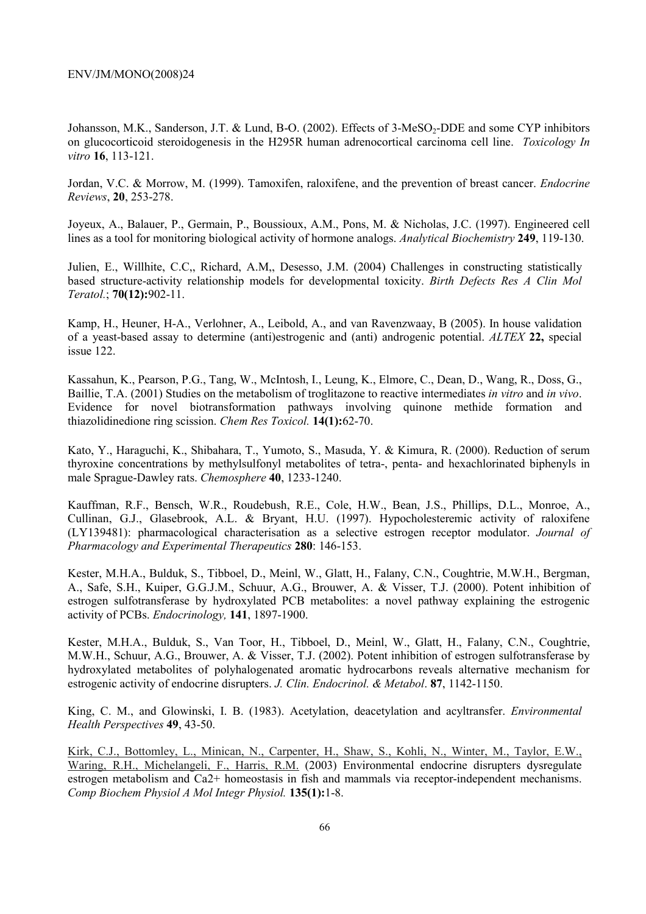Johansson, M.K., Sanderson, J.T. & Lund, B-O. (2002). Effects of 3-MeSO$_2$-DDE and some CYP inhibitors on glucocorticoid steroidogenesis in the H295R human adrenocortical carcinoma cell line. *Toxicology In vitro* **16**, 113-121.

Jordan, V.C. & Morrow, M. (1999). Tamoxifen, raloxifene, and the prevention of breast cancer. *Endocrine Reviews*, **20**, 253-278.

Joyeux, A., Balauer, P., Germain, P., Boussioux, A.M., Pons, M. & Nicholas, J.C. (1997). Engineered cell lines as a tool for monitoring biological activity of hormone analogs. *Analytical Biochemistry* **249**, 119-130.

Julien, E., Willhite, C.C,, Richard, A.M,, Desesso, J.M. (2004) Challenges in constructing statistically based structure-activity relationship models for developmental toxicity. *Birth Defects Res A Clin Mol Teratol.*; **70(12):**902-11.

Kamp, H., Heuner, H-A., Verlohner, A., Leibold, A., and van Ravenzwaay, B (2005). In house validation of a yeast-based assay to determine (anti)estrogenic and (anti) androgenic potential. *ALTEX* **22,** special issue 122.

Kassahun, K., Pearson, P.G., Tang, W., McIntosh, I., Leung, K., Elmore, C., Dean, D., Wang, R., Doss, G., Baillie, T.A. (2001) Studies on the metabolism of troglitazone to reactive intermediates *in vitro* and *in vivo*. Evidence for novel biotransformation pathways involving quinone methide formation and thiazolidinedione ring scission. *Chem Res Toxicol.* **14(1):**62-70.

Kato, Y., Haraguchi, K., Shibahara, T., Yumoto, S., Masuda, Y. & Kimura, R. (2000). Reduction of serum thyroxine concentrations by methylsulfonyl metabolites of tetra-, penta- and hexachlorinated biphenyls in male Sprague-Dawley rats. *Chemosphere* **40**, 1233-1240.

Kauffman, R.F., Bensch, W.R., Roudebush, R.E., Cole, H.W., Bean, J.S., Phillips, D.L., Monroe, A., Cullinan, G.J., Glasebrook, A.L. & Bryant, H.U. (1997). Hypocholesteremic activity of raloxifene (LY139481): pharmacological characterisation as a selective estrogen receptor modulator. *Journal of Pharmacology and Experimental Therapeutics* **280**: 146-153.

Kester, M.H.A., Bulduk, S., Tibboel, D., Meinl, W., Glatt, H., Falany, C.N., Coughtrie, M.W.H., Bergman, A., Safe, S.H., Kuiper, G.G.J.M., Schuur, A.G., Brouwer, A. & Visser, T.J. (2000). Potent inhibition of estrogen sulfotransferase by hydroxylated PCB metabolites: a novel pathway explaining the estrogenic activity of PCBs. *Endocrinology,* **141**, 1897-1900.

Kester, M.H.A., Bulduk, S., Van Toor, H., Tibboel, D., Meinl, W., Glatt, H., Falany, C.N., Coughtrie, M.W.H., Schuur, A.G., Brouwer, A. & Visser, T.J. (2002). Potent inhibition of estrogen sulfotransferase by hydroxylated metabolites of polyhalogenated aromatic hydrocarbons reveals alternative mechanism for estrogenic activity of endocrine disrupters. *J. Clin. Endocrinol. & Metabol*. **87**, 1142-1150.

King, C. M., and Glowinski, I. B. (1983). Acetylation, deacetylation and acyltransfer. *Environmental Health Perspectives* **49**, 43-50.

Kirk, C.J., Bottomley, L., Minican, N., Carpenter, H., Shaw, S., Kohli, N., Winter, M., Taylor, E.W., Waring, R.H., Michelangeli, F., Harris, R.M. (2003) Environmental endocrine disrupters dysregulate estrogen metabolism and Ca2+ homeostasis in fish and mammals via receptor-independent mechanisms. *Comp Biochem Physiol A Mol Integr Physiol.* **135(1):**1-8.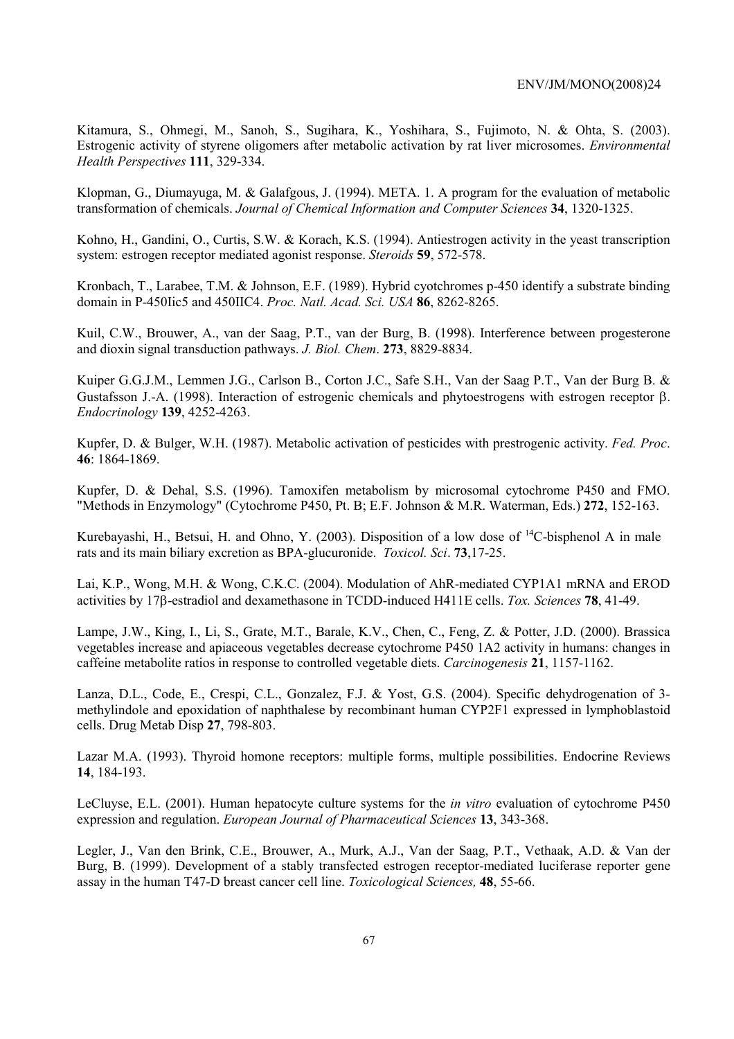Kitamura, S., Ohmegi, M., Sanoh, S., Sugihara, K., Yoshihara, S., Fujimoto, N. & Ohta, S. (2003). Estrogenic activity of styrene oligomers after metabolic activation by rat liver microsomes. *Environmental Health Perspectives* **111**, 329-334.

Klopman, G., Diumayuga, M. & Galafgous, J. (1994). META. 1. A program for the evaluation of metabolic transformation of chemicals. *Journal of Chemical Information and Computer Sciences* **34**, 1320-1325.

Kohno, H., Gandini, O., Curtis, S.W. & Korach, K.S. (1994). Antiestrogen activity in the yeast transcription system: estrogen receptor mediated agonist response. *Steroids* **59**, 572-578.

Kronbach, T., Larabee, T.M. & Johnson, E.F. (1989). Hybrid cyotchromes p-450 identify a substrate binding domain in P-450Iic5 and 450IIC4. *Proc. Natl. Acad. Sci. USA* **86**, 8262-8265.

Kuil, C.W., Brouwer, A., van der Saag, P.T., van der Burg, B. (1998). Interference between progesterone and dioxin signal transduction pathways. *J. Biol. Chem*. **273**, 8829-8834.

Kuiper G.G.J.M., Lemmen J.G., Carlson B., Corton J.C., Safe S.H., Van der Saag P.T., Van der Burg B. & Gustafsson J.-A. (1998). Interaction of estrogenic chemicals and phytoestrogens with estrogen receptor β. *Endocrinology* **139**, 4252-4263.

Kupfer, D. & Bulger, W.H. (1987). Metabolic activation of pesticides with prestrogenic activity. *Fed. Proc*. **46**: 1864-1869.

Kupfer, D. & Dehal, S.S. (1996). Tamoxifen metabolism by microsomal cytochrome P450 and FMO. "Methods in Enzymology" (Cytochrome P450, Pt. B; E.F. Johnson & M.R. Waterman, Eds.) **272**, 152-163.

Kurebayashi, H., Betsui, H. and Ohno, Y. (2003). Disposition of a low dose of $^{14}$C-bisphenol A in male rats and its main biliary excretion as BPA-glucuronide. *Toxicol. Sci*. **73**,17-25.

Lai, K.P., Wong, M.H. & Wong, C.K.C. (2004). Modulation of AhR-mediated CYP1A1 mRNA and EROD activities by 17β-estradiol and dexamethasone in TCDD-induced H411E cells. *Tox. Sciences* **78**, 41-49.

Lampe, J.W., King, I., Li, S., Grate, M.T., Barale, K.V., Chen, C., Feng, Z. & Potter, J.D. (2000). Brassica vegetables increase and apiaceous vegetables decrease cytochrome P450 1A2 activity in humans: changes in caffeine metabolite ratios in response to controlled vegetable diets. *Carcinogenesis* **21**, 1157-1162.

Lanza, D.L., Code, E., Crespi, C.L., Gonzalez, F.J. & Yost, G.S. (2004). Specific dehydrogenation of 3-methylindole and epoxidation of naphthalese by recombinant human CYP2F1 expressed in lymphoblastoid cells. Drug Metab Disp **27**, 798-803.

Lazar M.A. (1993). Thyroid homone receptors: multiple forms, multiple possibilities. Endocrine Reviews **14**, 184-193.

LeCluyse, E.L. (2001). Human hepatocyte culture systems for the *in vitro* evaluation of cytochrome P450 expression and regulation. *European Journal of Pharmaceutical Sciences* **13**, 343-368.

Legler, J., Van den Brink, C.E., Brouwer, A., Murk, A.J., Van der Saag, P.T., Vethaak, A.D. & Van der Burg, B. (1999). Development of a stably transfected estrogen receptor-mediated luciferase reporter gene assay in the human T47-D breast cancer cell line. *Toxicological Sciences,* **48**, 55-66.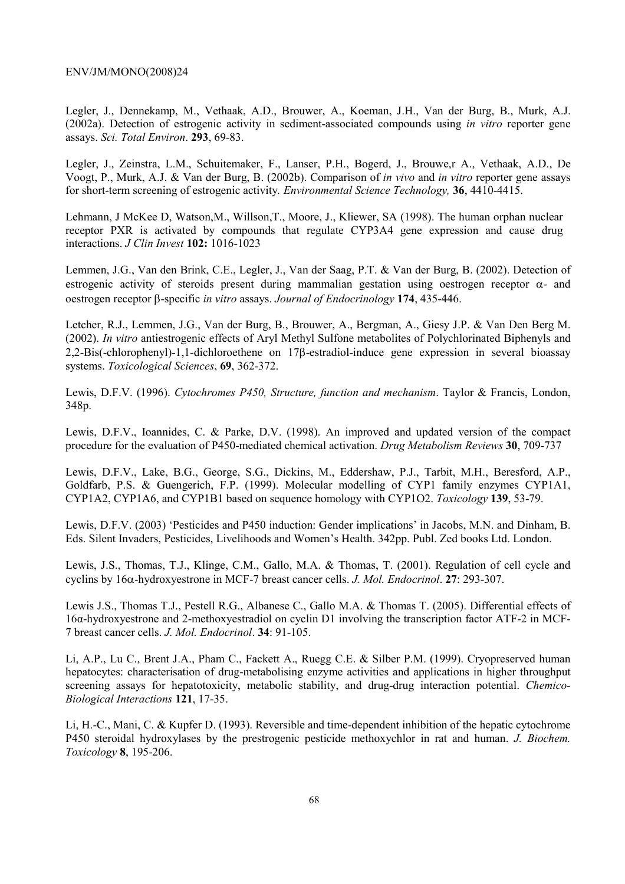Legler, J., Dennekamp, M., Vethaak, A.D., Brouwer, A., Koeman, J.H., Van der Burg, B., Murk, A.J. (2002a). Detection of estrogenic activity in sediment-associated compounds using *in vitro* reporter gene assays. *Sci. Total Environ*. **293**, 69-83.

Legler, J., Zeinstra, L.M., Schuitemaker, F., Lanser, P.H., Bogerd, J., Brouwe,r A., Vethaak, A.D., De Voogt, P., Murk, A.J. & Van der Burg, B. (2002b). Comparison of *in vivo* and *in vitro* reporter gene assays for short-term screening of estrogenic activity*. Environmental Science Technology,* **36**, 4410-4415.

Lehmann, J McKee D, Watson,M., Willson,T., Moore, J., Kliewer, SA (1998). The human orphan nuclear receptor PXR is activated by compounds that regulate CYP3A4 gene expression and cause drug interactions. *J Clin Invest* **102:** 1016-1023

Lemmen, J.G., Van den Brink, C.E., Legler, J., Van der Saag, P.T. & Van der Burg, B. (2002). Detection of estrogenic activity of steroids present during mammalian gestation using oestrogen receptor $\alpha$- and oestrogen receptor $\beta$-specific *in vitro* assays. *Journal of Endocrinology* **174**, 435-446.

Letcher, R.J., Lemmen, J.G., Van der Burg, B., Brouwer, A., Bergman, A., Giesy J.P. & Van Den Berg M. (2002). *In vitro* antiestrogenic effects of Aryl Methyl Sulfone metabolites of Polychlorinated Biphenyls and 2,2-Bis(-chlorophenyl)-1,1-dichloroethene on 17$\beta$-estradiol-induce gene expression in several bioassay systems. *Toxicological Sciences*, **69**, 362-372.

Lewis, D.F.V. (1996). *Cytochromes P450, Structure, function and mechanism*. Taylor & Francis, London, 348p.

Lewis, D.F.V., Ioannides, C. & Parke, D.V. (1998). An improved and updated version of the compact procedure for the evaluation of P450-mediated chemical activation. *Drug Metabolism Reviews* **30**, 709-737

Lewis, D.F.V., Lake, B.G., George, S.G., Dickins, M., Eddershaw, P.J., Tarbit, M.H., Beresford, A.P., Goldfarb, P.S. & Guengerich, F.P. (1999). Molecular modelling of CYP1 family enzymes CYP1A1, CYP1A2, CYP1A6, and CYP1B1 based on sequence homology with CYP1O2. *Toxicology* **139**, 53-79.

Lewis, D.F.V. (2003) 'Pesticides and P450 induction: Gender implications' in Jacobs, M.N. and Dinham, B. Eds. Silent Invaders, Pesticides, Livelihoods and Women's Health. 342pp. Publ. Zed books Ltd. London.

Lewis, J.S., Thomas, T.J., Klinge, C.M., Gallo, M.A. & Thomas, T. (2001). Regulation of cell cycle and cyclins by 16$\alpha$-hydroxyestrone in MCF-7 breast cancer cells. *J. Mol. Endocrinol*. **27**: 293-307.

Lewis J.S., Thomas T.J., Pestell R.G., Albanese C., Gallo M.A. & Thomas T. (2005). Differential effects of 16$\alpha$-hydroxyestrone and 2-methoxyestradiol on cyclin D1 involving the transcription factor ATF-2 in MCF-7 breast cancer cells. *J. Mol. Endocrinol*. **34**: 91-105.

Li, A.P., Lu C., Brent J.A., Pham C., Fackett A., Ruegg C.E. & Silber P.M. (1999). Cryopreserved human hepatocytes: characterisation of drug-metabolising enzyme activities and applications in higher throughput screening assays for hepatotoxicity, metabolic stability, and drug-drug interaction potential. *Chemico-Biological Interactions* **121**, 17-35.

Li, H.-C., Mani, C. & Kupfer D. (1993). Reversible and time-dependent inhibition of the hepatic cytochrome P450 steroidal hydroxylases by the prestrogenic pesticide methoxychlor in rat and human. *J. Biochem. Toxicology* **8**, 195-206.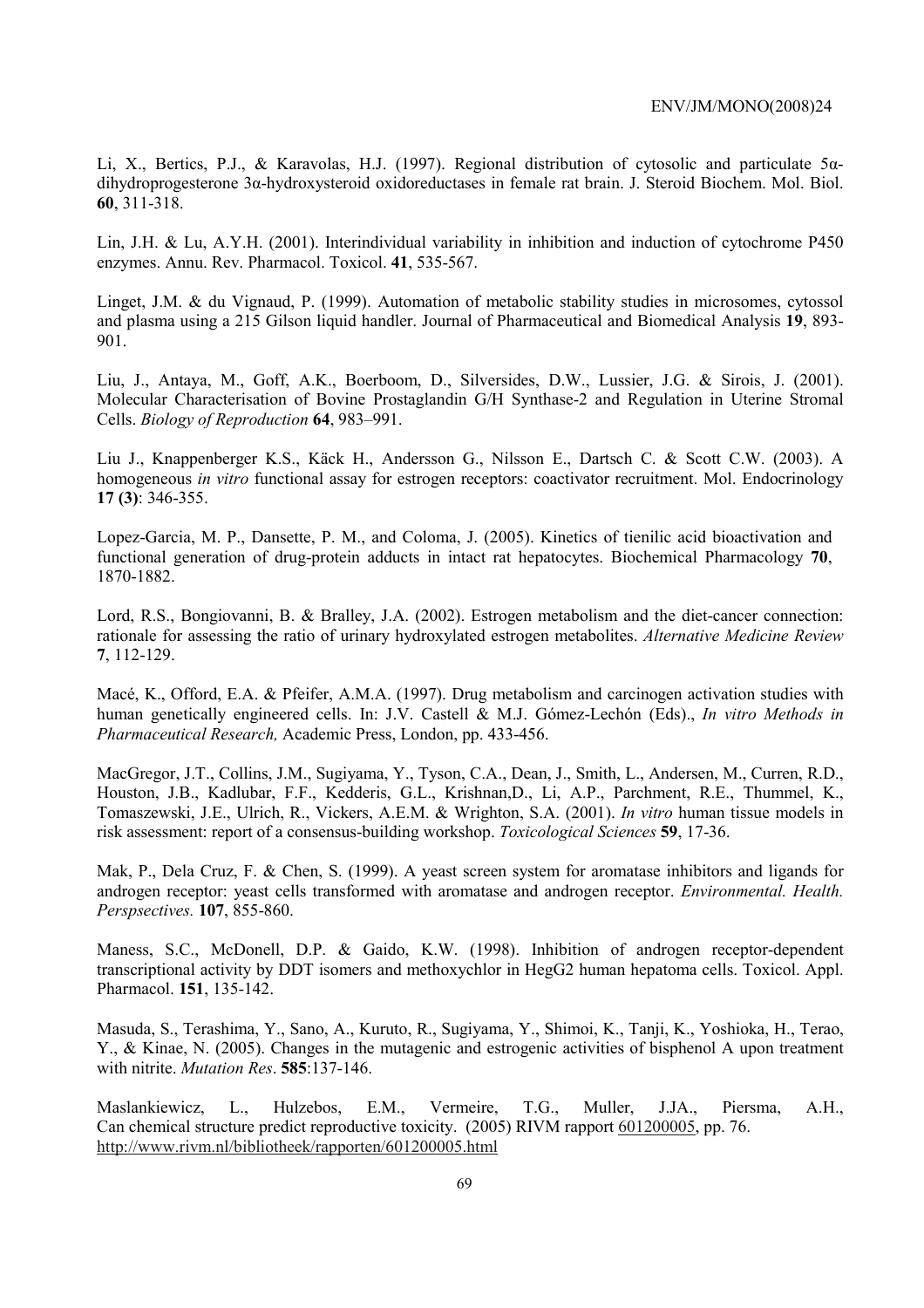Li, X., Bertics, P.J., & Karavolas, H.J. (1997). Regional distribution of cytosolic and particulate 5α-dihydroprogesterone 3α-hydroxysteroid oxidoreductases in female rat brain. J. Steroid Biochem. Mol. Biol. **60**, 311-318.

Lin, J.H. & Lu, A.Y.H. (2001). Interindividual variability in inhibition and induction of cytochrome P450 enzymes. Annu. Rev. Pharmacol. Toxicol. **41**, 535-567.

Linget, J.M. & du Vignaud, P. (1999). Automation of metabolic stability studies in microsomes, cytossol and plasma using a 215 Gilson liquid handler. Journal of Pharmaceutical and Biomedical Analysis **19**, 893-901.

Liu, J., Antaya, M., Goff, A.K., Boerboom, D., Silversides, D.W., Lussier, J.G. & Sirois, J. (2001). Molecular Characterisation of Bovine Prostaglandin G/H Synthase-2 and Regulation in Uterine Stromal Cells. *Biology of Reproduction* **64**, 983–991.

Liu J., Knappenberger K.S., Käck H., Andersson G., Nilsson E., Dartsch C. & Scott C.W. (2003). A homogeneous *in vitro* functional assay for estrogen receptors: coactivator recruitment. Mol. Endocrinology **17 (3)**: 346-355.

Lopez-Garcia, M. P., Dansette, P. M., and Coloma, J. (2005). Kinetics of tienilic acid bioactivation and functional generation of drug-protein adducts in intact rat hepatocytes. Biochemical Pharmacology **70**, 1870-1882.

Lord, R.S., Bongiovanni, B. & Bralley, J.A. (2002). Estrogen metabolism and the diet-cancer connection: rationale for assessing the ratio of urinary hydroxylated estrogen metabolites. *Alternative Medicine Review* **7**, 112-129.

Macé, K., Offord, E.A. & Pfeifer, A.M.A. (1997). Drug metabolism and carcinogen activation studies with human genetically engineered cells. In: J.V. Castell & M.J. Gómez-Lechón (Eds)., *In vitro Methods in Pharmaceutical Research,* Academic Press, London, pp. 433-456.

MacGregor, J.T., Collins, J.M., Sugiyama, Y., Tyson, C.A., Dean, J., Smith, L., Andersen, M., Curren, R.D., Houston, J.B., Kadlubar, F.F., Kedderis, G.L., Krishnan,D., Li, A.P., Parchment, R.E., Thummel, K., Tomaszewski, J.E., Ulrich, R., Vickers, A.E.M. & Wrighton, S.A. (2001). *In vitro* human tissue models in risk assessment: report of a consensus-building workshop. *Toxicological Sciences* **59**, 17-36.

Mak, P., Dela Cruz, F. & Chen, S. (1999). A yeast screen system for aromatase inhibitors and ligands for androgen receptor: yeast cells transformed with aromatase and androgen receptor. *Environmental. Health. Perspspectives.* **107**, 855-860.

Maness, S.C., McDonell, D.P. & Gaido, K.W. (1998). Inhibition of androgen receptor-dependent transcriptional activity by DDT isomers and methoxychlor in HegG2 human hepatoma cells. Toxicol. Appl. Pharmacol. **151**, 135-142.

Masuda, S., Terashima, Y., Sano, A., Kuruto, R., Sugiyama, Y., Shimoi, K., Tanji, K., Yoshioka, H., Terao, Y., & Kinae, N. (2005). Changes in the mutagenic and estrogenic activities of bisphenol A upon treatment with nitrite. *Mutation Res*. **585**:137-146.

Maslankiewicz, L., Hulzebos, E.M., Vermeire, T.G., Muller, J.JA., Piersma, A.H., Can chemical structure predict reproductive toxicity. (2005) RIVM rapport 601200005, pp. 76. http://www.rivm.nl/bibliotheek/rapporten/601200005.html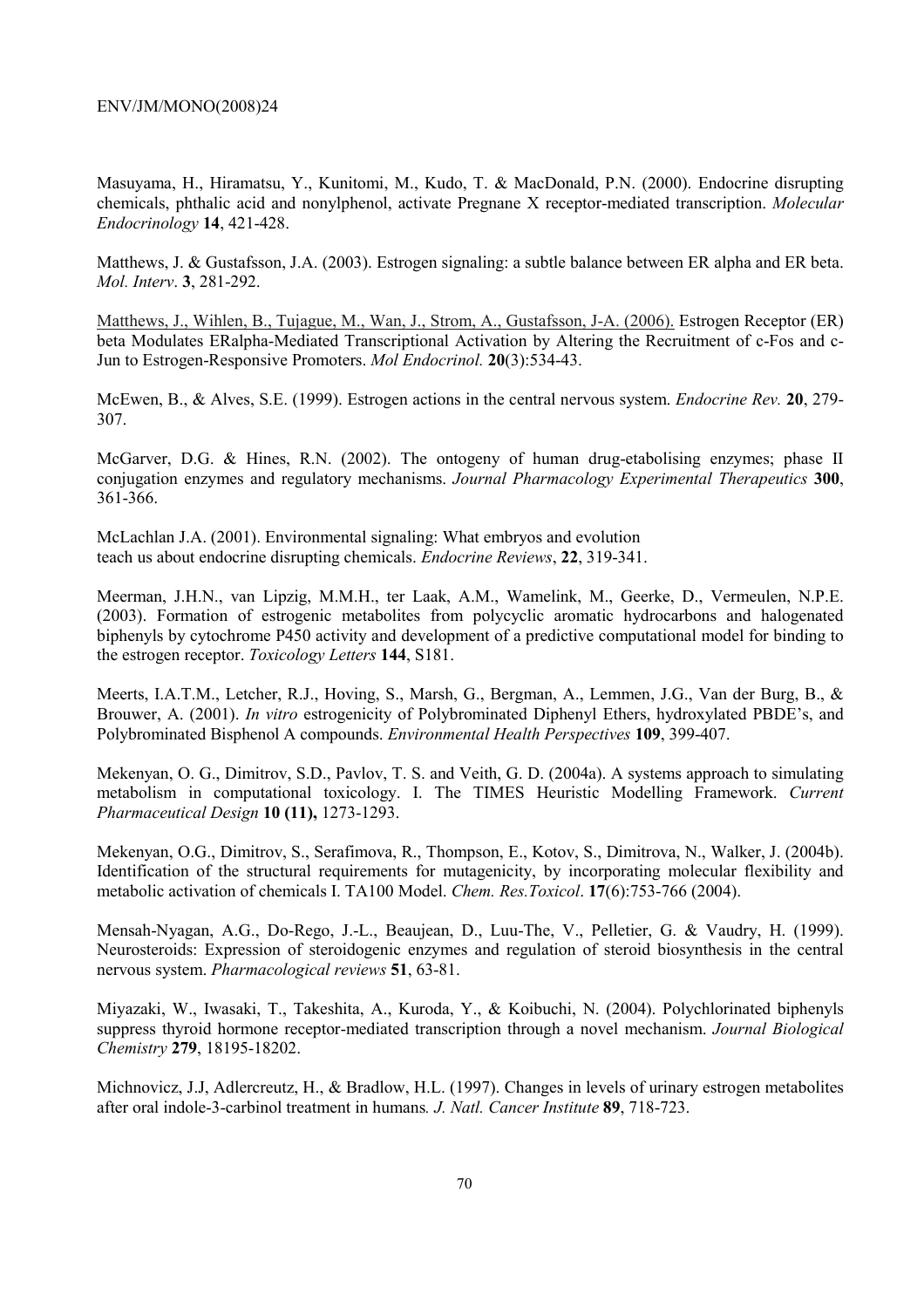Masuyama, H., Hiramatsu, Y., Kunitomi, M., Kudo, T. & MacDonald, P.N. (2000). Endocrine disrupting chemicals, phthalic acid and nonylphenol, activate Pregnane X receptor-mediated transcription. *Molecular Endocrinology* **14**, 421-428.

Matthews, J. & Gustafsson, J.A. (2003). Estrogen signaling: a subtle balance between ER alpha and ER beta. *Mol. Interv*. **3**, 281-292.

Matthews, J., Wihlen, B., Tujague, M., Wan, J., Strom, A., Gustafsson, J-A. (2006). Estrogen Receptor (ER) beta Modulates ERalpha-Mediated Transcriptional Activation by Altering the Recruitment of c-Fos and c-Jun to Estrogen-Responsive Promoters. *Mol Endocrinol.* **20**(3):534-43.

McEwen, B., & Alves, S.E. (1999). Estrogen actions in the central nervous system. *Endocrine Rev.* **20**, 279-307.

McGarver, D.G. & Hines, R.N. (2002). The ontogeny of human drug-etabolising enzymes; phase II conjugation enzymes and regulatory mechanisms. *Journal Pharmacology Experimental Therapeutics* **300**, 361-366.

McLachlan J.A. (2001). Environmental signaling: What embryos and evolution teach us about endocrine disrupting chemicals. *Endocrine Reviews*, **22**, 319-341.

Meerman, J.H.N., van Lipzig, M.M.H., ter Laak, A.M., Wamelink, M., Geerke, D., Vermeulen, N.P.E. (2003). Formation of estrogenic metabolites from polycyclic aromatic hydrocarbons and halogenated biphenyls by cytochrome P450 activity and development of a predictive computational model for binding to the estrogen receptor. *Toxicology Letters* **144**, S181.

Meerts, I.A.T.M., Letcher, R.J., Hoving, S., Marsh, G., Bergman, A., Lemmen, J.G., Van der Burg, B., & Brouwer, A. (2001). *In vitro* estrogenicity of Polybrominated Diphenyl Ethers, hydroxylated PBDE's, and Polybrominated Bisphenol A compounds. *Environmental Health Perspectives* **109**, 399-407.

Mekenyan, O. G., Dimitrov, S.D., Pavlov, T. S. and Veith, G. D. (2004a). A systems approach to simulating metabolism in computational toxicology. I. The TIMES Heuristic Modelling Framework. *Current Pharmaceutical Design* **10 (11),** 1273-1293.

Mekenyan, O.G., Dimitrov, S., Serafimova, R., Thompson, E., Kotov, S., Dimitrova, N., Walker, J. (2004b). Identification of the structural requirements for mutagenicity, by incorporating molecular flexibility and metabolic activation of chemicals I. TA100 Model. *Chem. Res.Toxicol*. **17**(6):753-766 (2004).

Mensah-Nyagan, A.G., Do-Rego, J.-L., Beaujean, D., Luu-The, V., Pelletier, G. & Vaudry, H. (1999). Neurosteroids: Expression of steroidogenic enzymes and regulation of steroid biosynthesis in the central nervous system. *Pharmacological reviews* **51**, 63-81.

Miyazaki, W., Iwasaki, T., Takeshita, A., Kuroda, Y., & Koibuchi, N. (2004). Polychlorinated biphenyls suppress thyroid hormone receptor-mediated transcription through a novel mechanism. *Journal Biological Chemistry* **279**, 18195-18202.

Michnovicz, J.J, Adlercreutz, H., & Bradlow, H.L. (1997). Changes in levels of urinary estrogen metabolites after oral indole-3-carbinol treatment in humans*. J. Natl. Cancer Institute* **89**, 718-723.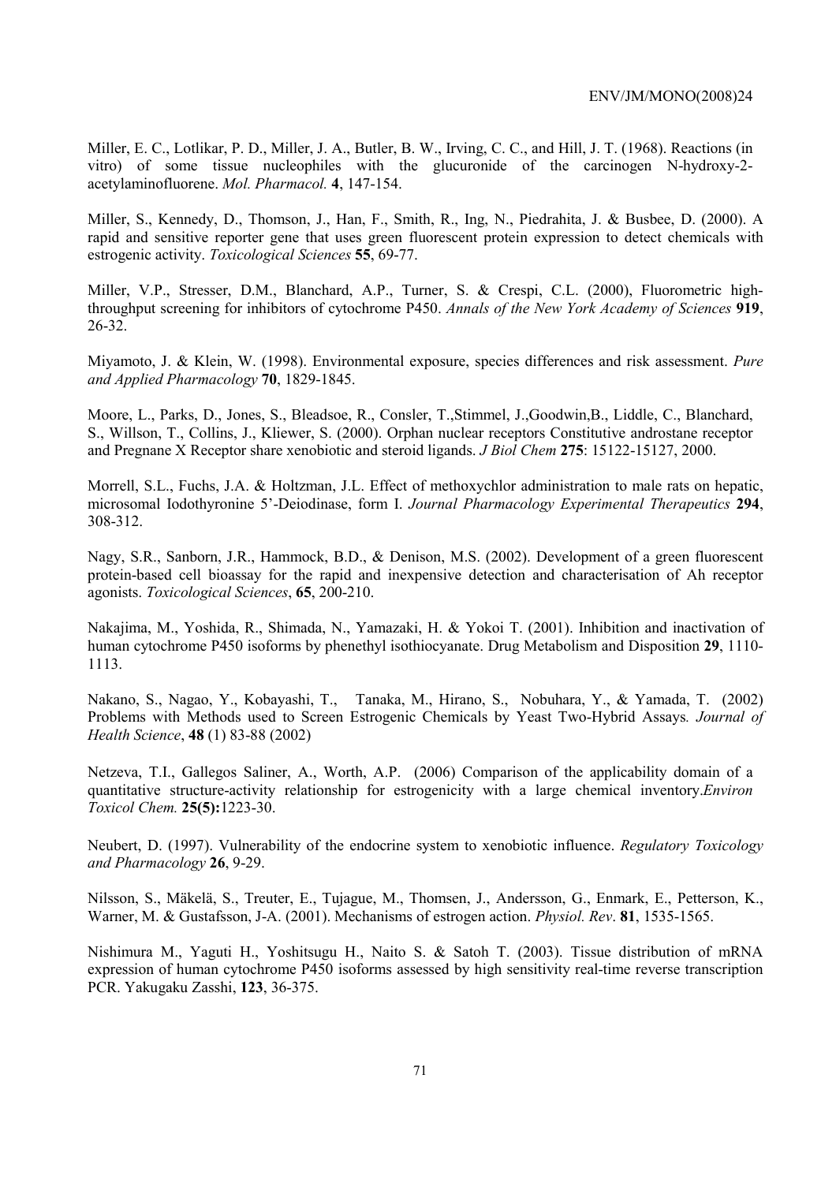Miller, E. C., Lotlikar, P. D., Miller, J. A., Butler, B. W., Irving, C. C., and Hill, J. T. (1968). Reactions (in vitro) of some tissue nucleophiles with the glucuronide of the carcinogen N-hydroxy-2-acetylaminofluorene. *Mol. Pharmacol.* **4**, 147-154.

Miller, S., Kennedy, D., Thomson, J., Han, F., Smith, R., Ing, N., Piedrahita, J. & Busbee, D. (2000). A rapid and sensitive reporter gene that uses green fluorescent protein expression to detect chemicals with estrogenic activity. *Toxicological Sciences* **55**, 69-77.

Miller, V.P., Stresser, D.M., Blanchard, A.P., Turner, S. & Crespi, C.L. (2000), Fluorometric high-throughput screening for inhibitors of cytochrome P450. *Annals of the New York Academy of Sciences* **919**, 26-32.

Miyamoto, J. & Klein, W. (1998). Environmental exposure, species differences and risk assessment. *Pure and Applied Pharmacology* **70**, 1829-1845.

Moore, L., Parks, D., Jones, S., Bleadsoe, R., Consler, T.,Stimmel, J.,Goodwin,B., Liddle, C., Blanchard, S., Willson, T., Collins, J., Kliewer, S. (2000). Orphan nuclear receptors Constitutive androstane receptor and Pregnane X Receptor share xenobiotic and steroid ligands. *J Biol Chem* **275**: 15122-15127, 2000.

Morrell, S.L., Fuchs, J.A. & Holtzman, J.L. Effect of methoxychlor administration to male rats on hepatic, microsomal Iodothyronine 5'-Deiodinase, form I. *Journal Pharmacology Experimental Therapeutics* **294**, 308-312.

Nagy, S.R., Sanborn, J.R., Hammock, B.D., & Denison, M.S. (2002). Development of a green fluorescent protein-based cell bioassay for the rapid and inexpensive detection and characterisation of Ah receptor agonists. *Toxicological Sciences*, **65**, 200-210.

Nakajima, M., Yoshida, R., Shimada, N., Yamazaki, H. & Yokoi T. (2001). Inhibition and inactivation of human cytochrome P450 isoforms by phenethyl isothiocyanate. Drug Metabolism and Disposition **29**, 1110-1113.

Nakano, S., Nagao, Y., Kobayashi, T., Tanaka, M., Hirano, S., Nobuhara, Y., & Yamada, T. (2002) Problems with Methods used to Screen Estrogenic Chemicals by Yeast Two-Hybrid Assays*. Journal of Health Science*, **48** (1) 83-88 (2002)

Netzeva, T.I., Gallegos Saliner, A., Worth, A.P. (2006) Comparison of the applicability domain of a quantitative structure-activity relationship for estrogenicity with a large chemical inventory.*Environ Toxicol Chem.* **25(5):**1223-30.

Neubert, D. (1997). Vulnerability of the endocrine system to xenobiotic influence. *Regulatory Toxicology and Pharmacology* **26**, 9-29.

Nilsson, S., Mäkelä, S., Treuter, E., Tujague, M., Thomsen, J., Andersson, G., Enmark, E., Petterson, K., Warner, M. & Gustafsson, J-A. (2001). Mechanisms of estrogen action. *Physiol. Rev*. **81**, 1535-1565.

Nishimura M., Yaguti H., Yoshitsugu H., Naito S. & Satoh T. (2003). Tissue distribution of mRNA expression of human cytochrome P450 isoforms assessed by high sensitivity real-time reverse transcription PCR. Yakugaku Zasshi, **123**, 36-375.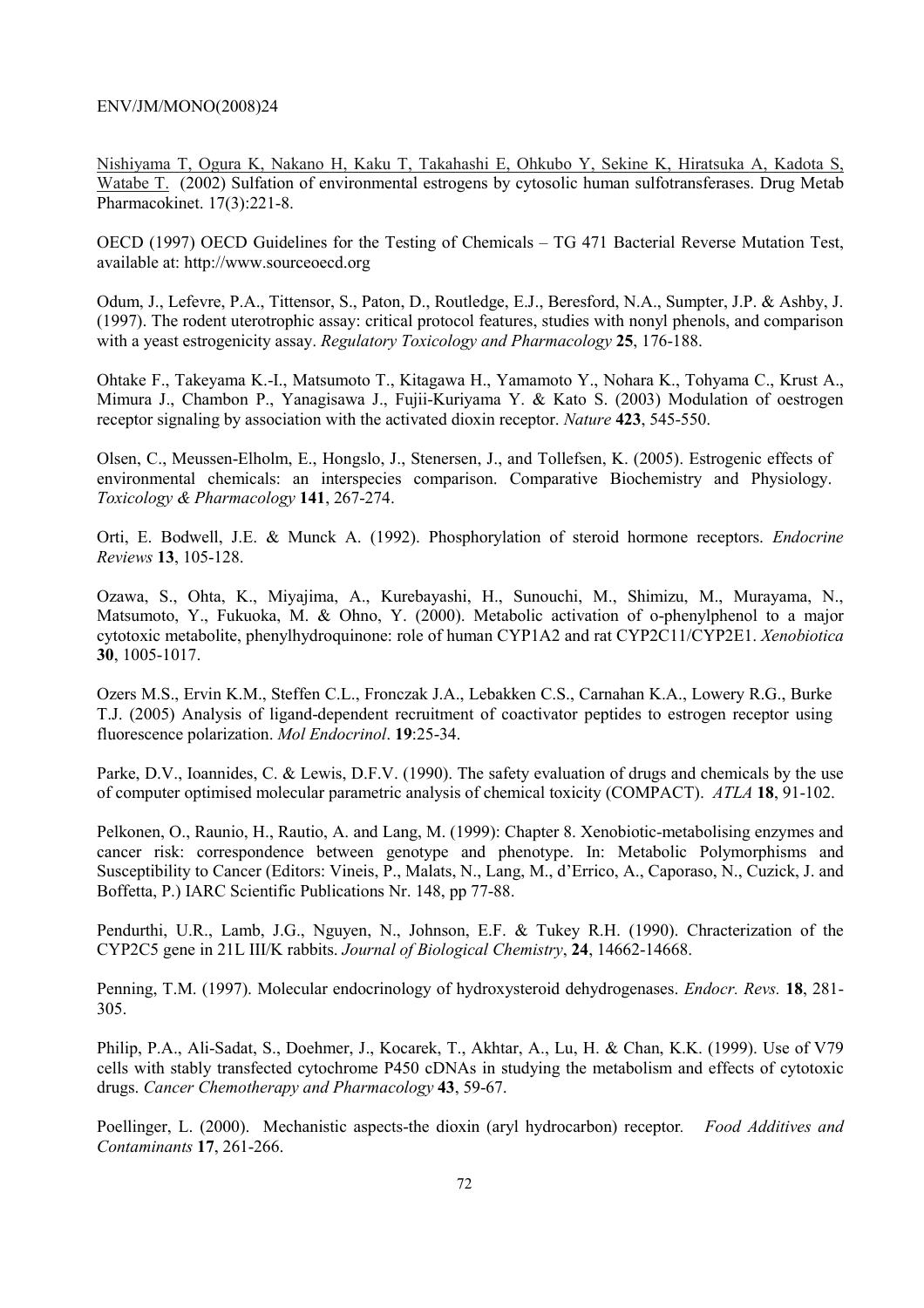Nishiyama T, Ogura K, Nakano H, Kaku T, Takahashi E, Ohkubo Y, Sekine K, Hiratsuka A, Kadota S, Watabe T. (2002) Sulfation of environmental estrogens by cytosolic human sulfotransferases. Drug Metab Pharmacokinet. 17(3):221-8.

OECD (1997) OECD Guidelines for the Testing of Chemicals – TG 471 Bacterial Reverse Mutation Test, available at: http://www.sourceoecd.org

Odum, J., Lefevre, P.A., Tittensor, S., Paton, D., Routledge, E.J., Beresford, N.A., Sumpter, J.P. & Ashby, J. (1997). The rodent uterotrophic assay: critical protocol features, studies with nonyl phenols, and comparison with a yeast estrogenicity assay. *Regulatory Toxicology and Pharmacology* **25**, 176-188.

Ohtake F., Takeyama K.-I., Matsumoto T., Kitagawa H., Yamamoto Y., Nohara K., Tohyama C., Krust A., Mimura J., Chambon P., Yanagisawa J., Fujii-Kuriyama Y. & Kato S. (2003) Modulation of oestrogen receptor signaling by association with the activated dioxin receptor. *Nature* **423**, 545-550.

Olsen, C., Meussen-Elholm, E., Hongslo, J., Stenersen, J., and Tollefsen, K. (2005). Estrogenic effects of environmental chemicals: an interspecies comparison. Comparative Biochemistry and Physiology. *Toxicology & Pharmacology* **141**, 267-274.

Orti, E. Bodwell, J.E. & Munck A. (1992). Phosphorylation of steroid hormone receptors. *Endocrine Reviews* **13**, 105-128.

Ozawa, S., Ohta, K., Miyajima, A., Kurebayashi, H., Sunouchi, M., Shimizu, M., Murayama, N., Matsumoto, Y., Fukuoka, M. & Ohno, Y. (2000). Metabolic activation of o-phenylphenol to a major cytotoxic metabolite, phenylhydroquinone: role of human CYP1A2 and rat CYP2C11/CYP2E1. *Xenobiotica* **30**, 1005-1017.

Ozers M.S., Ervin K.M., Steffen C.L., Fronczak J.A., Lebakken C.S., Carnahan K.A., Lowery R.G., Burke T.J. (2005) Analysis of ligand-dependent recruitment of coactivator peptides to estrogen receptor using fluorescence polarization. *Mol Endocrinol*. **19**:25-34.

Parke, D.V., Ioannides, C. & Lewis, D.F.V. (1990). The safety evaluation of drugs and chemicals by the use of computer optimised molecular parametric analysis of chemical toxicity (COMPACT). *ATLA* **18**, 91-102.

Pelkonen, O., Raunio, H., Rautio, A. and Lang, M. (1999): Chapter 8. Xenobiotic-metabolising enzymes and cancer risk: correspondence between genotype and phenotype. In: Metabolic Polymorphisms and Susceptibility to Cancer (Editors: Vineis, P., Malats, N., Lang, M., d'Errico, A., Caporaso, N., Cuzick, J. and Boffetta, P.) IARC Scientific Publications Nr. 148, pp 77-88.

Pendurthi, U.R., Lamb, J.G., Nguyen, N., Johnson, E.F. & Tukey R.H. (1990). Chracterization of the CYP2C5 gene in 21L III/K rabbits. *Journal of Biological Chemistry*, **24**, 14662-14668.

Penning, T.M. (1997). Molecular endocrinology of hydroxysteroid dehydrogenases. *Endocr. Revs.* **18**, 281-305.

Philip, P.A., Ali-Sadat, S., Doehmer, J., Kocarek, T., Akhtar, A., Lu, H. & Chan, K.K. (1999). Use of V79 cells with stably transfected cytochrome P450 cDNAs in studying the metabolism and effects of cytotoxic drugs. *Cancer Chemotherapy and Pharmacology* **43**, 59-67.

Poellinger, L. (2000). Mechanistic aspects-the dioxin (aryl hydrocarbon) receptor. *Food Additives and Contaminants* **17**, 261-266.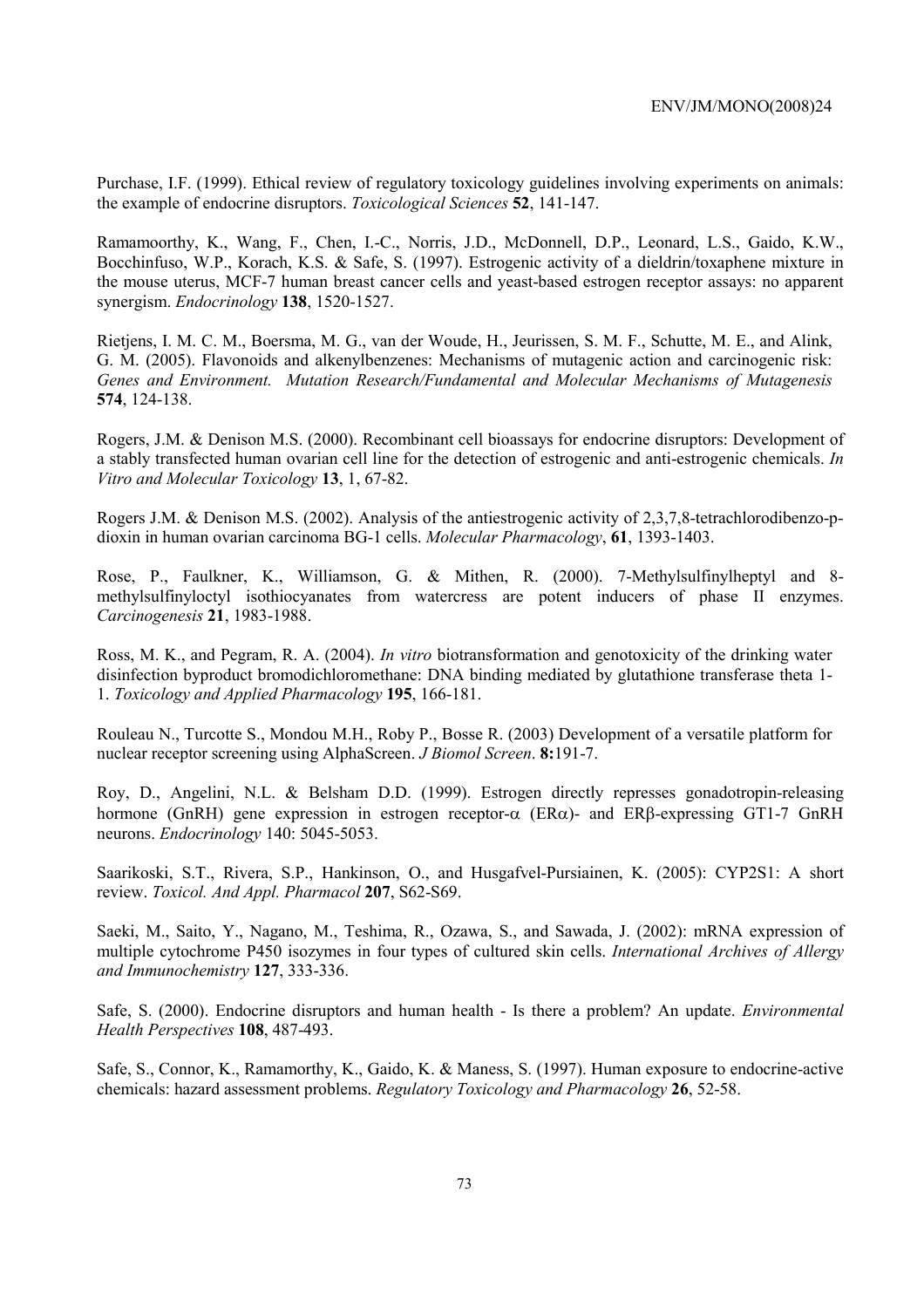Purchase, I.F. (1999). Ethical review of regulatory toxicology guidelines involving experiments on animals: the example of endocrine disruptors. *Toxicological Sciences* **52**, 141-147.

Ramamoorthy, K., Wang, F., Chen, I.-C., Norris, J.D., McDonnell, D.P., Leonard, L.S., Gaido, K.W., Bocchinfuso, W.P., Korach, K.S. & Safe, S. (1997). Estrogenic activity of a dieldrin/toxaphene mixture in the mouse uterus, MCF-7 human breast cancer cells and yeast-based estrogen receptor assays: no apparent synergism. *Endocrinology* **138**, 1520-1527.

Rietjens, I. M. C. M., Boersma, M. G., van der Woude, H., Jeurissen, S. M. F., Schutte, M. E., and Alink, G. M. (2005). Flavonoids and alkenylbenzenes: Mechanisms of mutagenic action and carcinogenic risk: *Genes and Environment. Mutation Research/Fundamental and Molecular Mechanisms of Mutagenesis* **574**, 124-138.

Rogers, J.M. & Denison M.S. (2000). Recombinant cell bioassays for endocrine disruptors: Development of a stably transfected human ovarian cell line for the detection of estrogenic and anti-estrogenic chemicals. *In Vitro and Molecular Toxicology* **13**, 1, 67-82.

Rogers J.M. & Denison M.S. (2002). Analysis of the antiestrogenic activity of 2,3,7,8-tetrachlorodibenzo-p-dioxin in human ovarian carcinoma BG-1 cells. *Molecular Pharmacology*, **61**, 1393-1403.

Rose, P., Faulkner, K., Williamson, G. & Mithen, R. (2000). 7-Methylsulfinylheptyl and 8-methylsulfinyloctyl isothiocyanates from watercress are potent inducers of phase II enzymes. *Carcinogenesis* **21**, 1983-1988.

Ross, M. K., and Pegram, R. A. (2004). *In vitro* biotransformation and genotoxicity of the drinking water disinfection byproduct bromodichloromethane: DNA binding mediated by glutathione transferase theta 1-1. *Toxicology and Applied Pharmacology* **195**, 166-181.

Rouleau N., Turcotte S., Mondou M.H., Roby P., Bosse R. (2003) Development of a versatile platform for nuclear receptor screening using AlphaScreen. *J Biomol Screen*. **8:**191-7.

Roy, D., Angelini, N.L. & Belsham D.D. (1999). Estrogen directly represses gonadotropin-releasing hormone (GnRH) gene expression in estrogen receptor-$\alpha$ (ER$\alpha$)- and ER$\beta$-expressing GT1-7 GnRH neurons. *Endocrinology* 140: 5045-5053.

Saarikoski, S.T., Rivera, S.P., Hankinson, O., and Husgafvel-Pursiainen, K. (2005): CYP2S1: A short review. *Toxicol. And Appl. Pharmacol* **207**, S62-S69.

Saeki, M., Saito, Y., Nagano, M., Teshima, R., Ozawa, S., and Sawada, J. (2002): mRNA expression of multiple cytochrome P450 isozymes in four types of cultured skin cells. *International Archives of Allergy and Immunochemistry* **127**, 333-336.

Safe, S. (2000). Endocrine disruptors and human health - Is there a problem? An update. *Environmental Health Perspectives* **108**, 487-493.

Safe, S., Connor, K., Ramamorthy, K., Gaido, K. & Maness, S. (1997). Human exposure to endocrine-active chemicals: hazard assessment problems. *Regulatory Toxicology and Pharmacology* **26**, 52-58.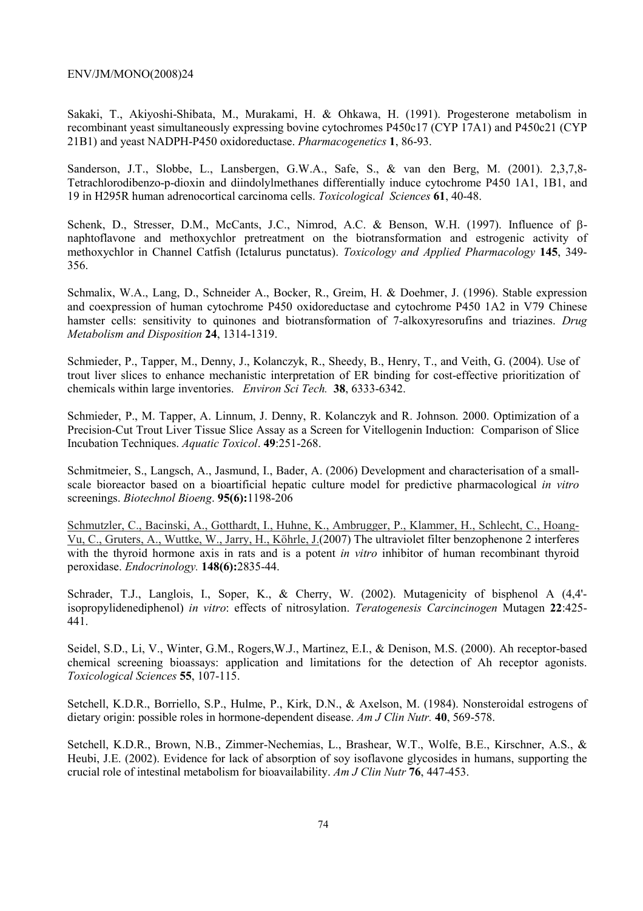Sakaki, T., Akiyoshi-Shibata, M., Murakami, H. & Ohkawa, H. (1991). Progesterone metabolism in recombinant yeast simultaneously expressing bovine cytochromes P450c17 (CYP 17A1) and P450c21 (CYP 21B1) and yeast NADPH-P450 oxidoreductase. *Pharmacogenetics* **1**, 86-93.

Sanderson, J.T., Slobbe, L., Lansbergen, G.W.A., Safe, S., & van den Berg, M. (2001). 2,3,7,8-Tetrachlorodibenzo-p-dioxin and diindolylmethanes differentially induce cytochrome P450 1A1, 1B1, and 19 in H295R human adrenocortical carcinoma cells. *Toxicological Sciences* **61**, 40-48.

Schenk, D., Stresser, D.M., McCants, J.C., Nimrod, A.C. & Benson, W.H. (1997). Influence of β-naphtoflavone and methoxychlor pretreatment on the biotransformation and estrogenic activity of methoxychlor in Channel Catfish (Ictalurus punctatus). *Toxicology and Applied Pharmacology* **145**, 349-356.

Schmalix, W.A., Lang, D., Schneider A., Bocker, R., Greim, H. & Doehmer, J. (1996). Stable expression and coexpression of human cytochrome P450 oxidoreductase and cytochrome P450 1A2 in V79 Chinese hamster cells: sensitivity to quinones and biotransformation of 7-alkoxyresorufins and triazines. *Drug Metabolism and Disposition* **24**, 1314-1319.

Schmieder, P., Tapper, M., Denny, J., Kolanczyk, R., Sheedy, B., Henry, T., and Veith, G. (2004). Use of trout liver slices to enhance mechanistic interpretation of ER binding for cost-effective prioritization of chemicals within large inventories. *Environ Sci Tech.* **38**, 6333-6342.

Schmieder, P., M. Tapper, A. Linnum, J. Denny, R. Kolanczyk and R. Johnson. 2000. Optimization of a Precision-Cut Trout Liver Tissue Slice Assay as a Screen for Vitellogenin Induction: Comparison of Slice Incubation Techniques. *Aquatic Toxicol*. **49**:251-268.

Schmitmeier, S., Langsch, A., Jasmund, I., Bader, A. (2006) Development and characterisation of a small-scale bioreactor based on a bioartificial hepatic culture model for predictive pharmacological *in vitro* screenings. *Biotechnol Bioeng*. **95(6):**1198-206

Schmutzler, C., Bacinski, A., Gotthardt, I., Huhne, K., Ambrugger, P., Klammer, H., Schlecht, C., Hoang-Vu, C., Gruters, A., Wuttke, W., Jarry, H., Köhrle, J.(2007) The ultraviolet filter benzophenone 2 interferes with the thyroid hormone axis in rats and is a potent *in vitro* inhibitor of human recombinant thyroid peroxidase. *Endocrinology.* **148(6):**2835-44.

Schrader, T.J., Langlois, I., Soper, K., & Cherry, W. (2002). Mutagenicity of bisphenol A (4,4'-isopropylidenediphenol) *in vitro*: effects of nitrosylation. *Teratogenesis Carcincinogen* Mutagen **22**:425-441.

Seidel, S.D., Li, V., Winter, G.M., Rogers,W.J., Martinez, E.I., & Denison, M.S. (2000). Ah receptor-based chemical screening bioassays: application and limitations for the detection of Ah receptor agonists. *Toxicological Sciences* **55**, 107-115.

Setchell, K.D.R., Borriello, S.P., Hulme, P., Kirk, D.N., & Axelson, M. (1984). Nonsteroidal estrogens of dietary origin: possible roles in hormone-dependent disease. *Am J Clin Nutr.* **40**, 569-578.

Setchell, K.D.R., Brown, N.B., Zimmer-Nechemias, L., Brashear, W.T., Wolfe, B.E., Kirschner, A.S., & Heubi, J.E. (2002). Evidence for lack of absorption of soy isoflavone glycosides in humans, supporting the crucial role of intestinal metabolism for bioavailability. *Am J Clin Nutr* **76**, 447-453.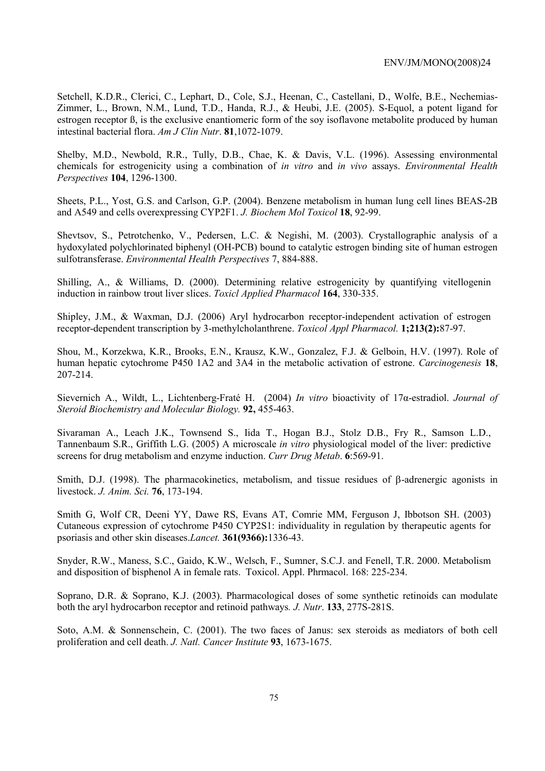Setchell, K.D.R., Clerici, C., Lephart, D., Cole, S.J., Heenan, C., Castellani, D., Wolfe, B.E., Nechemias-Zimmer, L., Brown, N.M., Lund, T.D., Handa, R.J., & Heubi, J.E. (2005). S-Equol, a potent ligand for estrogen receptor ß, is the exclusive enantiomeric form of the soy isoflavone metabolite produced by human intestinal bacterial flora. *Am J Clin Nutr*. **81**,1072-1079.

Shelby, M.D., Newbold, R.R., Tully, D.B., Chae, K. & Davis, V.L. (1996). Assessing environmental chemicals for estrogenicity using a combination of *in vitro* and *in vivo* assays. *Environmental Health Perspectives* **104**, 1296-1300.

Sheets, P.L., Yost, G.S. and Carlson, G.P. (2004). Benzene metabolism in human lung cell lines BEAS-2B and A549 and cells overexpressing CYP2F1. *J. Biochem Mol Toxicol* **18**, 92-99.

Shevtsov, S., Petrotchenko, V., Pedersen, L.C. & Negishi, M. (2003). Crystallographic analysis of a hydoxylated polychlorinated biphenyl (OH-PCB) bound to catalytic estrogen binding site of human estrogen sulfotransferase. *Environmental Health Perspectives* 7, 884-888.

Shilling, A., & Williams, D. (2000). Determining relative estrogenicity by quantifying vitellogenin induction in rainbow trout liver slices. *Toxicl Applied Pharmacol* **164**, 330-335.

Shipley, J.M., & Waxman, D.J. (2006) Aryl hydrocarbon receptor-independent activation of estrogen receptor-dependent transcription by 3-methylcholanthrene. *Toxicol Appl Pharmacol.* **1;213(2):**87-97.

Shou, M., Korzekwa, K.R., Brooks, E.N., Krausz, K.W., Gonzalez, F.J. & Gelboin, H.V. (1997). Role of human hepatic cytochrome P450 1A2 and 3A4 in the metabolic activation of estrone. *Carcinogenesis* **18**, 207-214.

Sievernich A., Wildt, L., Lichtenberg-Fraté H. (2004) *In vitro* bioactivity of 17α-estradiol. *Journal of Steroid Biochemistry and Molecular Biology.* **92,** 455-463.

Sivaraman A., Leach J.K., Townsend S., Iida T., Hogan B.J., Stolz D.B., Fry R., Samson L.D., Tannenbaum S.R., Griffith L.G. (2005) A microscale *in vitro* physiological model of the liver: predictive screens for drug metabolism and enzyme induction. *Curr Drug Metab*. **6**:569-91.

Smith, D.J. (1998). The pharmacokinetics, metabolism, and tissue residues of β-adrenergic agonists in livestock. *J. Anim. Sci.* **76**, 173-194.

Smith G, Wolf CR, Deeni YY, Dawe RS, Evans AT, Comrie MM, Ferguson J, Ibbotson SH. (2003) Cutaneous expression of cytochrome P450 CYP2S1: individuality in regulation by therapeutic agents for psoriasis and other skin diseases.*Lancet.* **361(9366):**1336-43.

Snyder, R.W., Maness, S.C., Gaido, K.W., Welsch, F., Sumner, S.C.J. and Fenell, T.R. 2000. Metabolism and disposition of bisphenol A in female rats. Toxicol. Appl. Phrmacol. 168: 225-234.

Soprano, D.R. & Soprano, K.J. (2003). Pharmacological doses of some synthetic retinoids can modulate both the aryl hydrocarbon receptor and retinoid pathways*. J. Nutr*. **133**, 277S-281S.

Soto, A.M. & Sonnenschein, C. (2001). The two faces of Janus: sex steroids as mediators of both cell proliferation and cell death. *J. Natl. Cancer Institute* **93**, 1673-1675.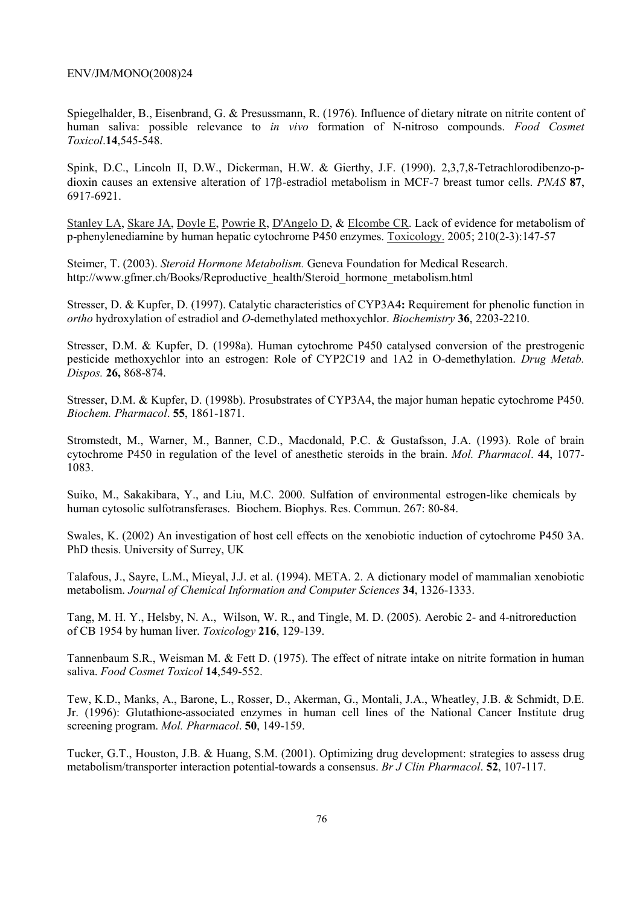Spiegelhalder, B., Eisenbrand, G. & Presussmann, R. (1976). Influence of dietary nitrate on nitrite content of human saliva: possible relevance to *in vivo* formation of N-nitroso compounds. *Food Cosmet Toxicol*.**14**,545-548.

Spink, D.C., Lincoln II, D.W., Dickerman, H.W. & Gierthy, J.F. (1990). 2,3,7,8-Tetrachlorodibenzo-p-dioxin causes an extensive alteration of 17β-estradiol metabolism in MCF-7 breast tumor cells. *PNAS* **87**, 6917-6921.

Stanley LA, Skare JA, Doyle E, Powrie R, D'Angelo D, & Elcombe CR. Lack of evidence for metabolism of p-phenylenediamine by human hepatic cytochrome P450 enzymes. Toxicology. 2005; 210(2-3):147-57

Steimer, T. (2003). *Steroid Hormone Metabolism.* Geneva Foundation for Medical Research. http://www.gfmer.ch/Books/Reproductive_health/Steroid_hormone_metabolism.html

Stresser, D. & Kupfer, D. (1997). Catalytic characteristics of CYP3A4**:** Requirement for phenolic function in *ortho* hydroxylation of estradiol and *O*-demethylated methoxychlor. *Biochemistry* **36**, 2203-2210.

Stresser, D.M. & Kupfer, D. (1998a). Human cytochrome P450 catalysed conversion of the prestrogenic pesticide methoxychlor into an estrogen: Role of CYP2C19 and 1A2 in O-demethylation. *Drug Metab. Dispos.* **26,** 868-874.

Stresser, D.M. & Kupfer, D. (1998b). Prosubstrates of CYP3A4, the major human hepatic cytochrome P450. *Biochem. Pharmacol*. **55**, 1861-1871.

Stromstedt, M., Warner, M., Banner, C.D., Macdonald, P.C. & Gustafsson, J.A. (1993). Role of brain cytochrome P450 in regulation of the level of anesthetic steroids in the brain. *Mol. Pharmacol*. **44**, 1077-1083.

Suiko, M., Sakakibara, Y., and Liu, M.C. 2000. Sulfation of environmental estrogen-like chemicals by human cytosolic sulfotransferases. Biochem. Biophys. Res. Commun. 267: 80-84.

Swales, K. (2002) An investigation of host cell effects on the xenobiotic induction of cytochrome P450 3A. PhD thesis. University of Surrey, UK

Talafous, J., Sayre, L.M., Mieyal, J.J. et al. (1994). META. 2. A dictionary model of mammalian xenobiotic metabolism. *Journal of Chemical Information and Computer Sciences* **34**, 1326-1333.

Tang, M. H. Y., Helsby, N. A., Wilson, W. R., and Tingle, M. D. (2005). Aerobic 2- and 4-nitroreduction of CB 1954 by human liver. *Toxicology* **216**, 129-139.

Tannenbaum S.R., Weisman M. & Fett D. (1975). The effect of nitrate intake on nitrite formation in human saliva. *Food Cosmet Toxicol* **14**,549-552.

Tew, K.D., Manks, A., Barone, L., Rosser, D., Akerman, G., Montali, J.A., Wheatley, J.B. & Schmidt, D.E. Jr. (1996): Glutathione-associated enzymes in human cell lines of the National Cancer Institute drug screening program. *Mol. Pharmacol*. **50**, 149-159.

Tucker, G.T., Houston, J.B. & Huang, S.M. (2001). Optimizing drug development: strategies to assess drug metabolism/transporter interaction potential-towards a consensus. *Br J Clin Pharmacol*. **52**, 107-117.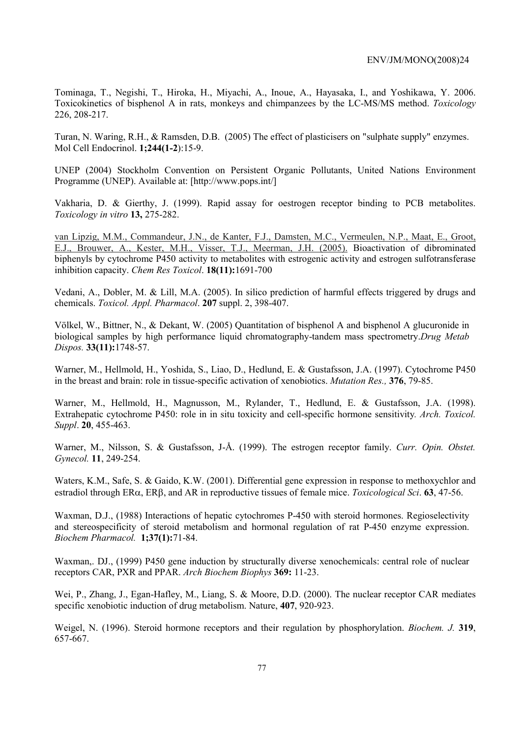Tominaga, T., Negishi, T., Hiroka, H., Miyachi, A., Inoue, A., Hayasaka, I., and Yoshikawa, Y. 2006. Toxicokinetics of bisphenol A in rats, monkeys and chimpanzees by the LC-MS/MS method. *Toxicology* 226, 208-217.

Turan, N. Waring, R.H., & Ramsden, D.B. (2005) The effect of plasticisers on "sulphate supply" enzymes. Mol Cell Endocrinol. **1;244(1-2**):15-9.

UNEP (2004) Stockholm Convention on Persistent Organic Pollutants, United Nations Environment Programme (UNEP). Available at: [http://www.pops.int/]

Vakharia, D. & Gierthy, J. (1999). Rapid assay for oestrogen receptor binding to PCB metabolites. *Toxicology in vitro* **13,** 275-282.

van Lipzig, M.M., Commandeur, J.N., de Kanter, F.J., Damsten, M.C., Vermeulen, N.P., Maat, E., Groot, E.J., Brouwer, A., Kester, M.H., Visser, T.J., Meerman, J.H. (2005). Bioactivation of dibrominated biphenyls by cytochrome P450 activity to metabolites with estrogenic activity and estrogen sulfotransferase inhibition capacity. *Chem Res Toxicol*. **18(11):**1691-700

Vedani, A., Dobler, M. & Lill, M.A. (2005). In silico prediction of harmful effects triggered by drugs and chemicals. *Toxicol. Appl. Pharmacol*. **207** suppl. 2, 398-407.

Völkel, W., Bittner, N., & Dekant, W. (2005) Quantitation of bisphenol A and bisphenol A glucuronide in biological samples by high performance liquid chromatography-tandem mass spectrometry.*Drug Metab Dispos.* **33(11):**1748-57.

Warner, M., Hellmold, H., Yoshida, S., Liao, D., Hedlund, E. & Gustafsson, J.A. (1997). Cytochrome P450 in the breast and brain: role in tissue-specific activation of xenobiotics. *Mutation Res.,* **376**, 79-85.

Warner, M., Hellmold, H., Magnusson, M., Rylander, T., Hedlund, E. & Gustafsson, J.A. (1998). Extrahepatic cytochrome P450: role in in situ toxicity and cell-specific hormone sensitivity. *Arch. Toxicol. Suppl*. **20**, 455-463.

Warner, M., Nilsson, S. & Gustafsson, J-Å. (1999). The estrogen receptor family. *Curr. Opin. Obstet. Gynecol.* **11**, 249-254.

Waters, K.M., Safe, S. & Gaido, K.W. (2001). Differential gene expression in response to methoxychlor and estradiol through ERα, ERβ, and AR in reproductive tissues of female mice. *Toxicological Sci*. **63**, 47-56.

Waxman, D.J., (1988) Interactions of hepatic cytochromes P-450 with steroid hormones. Regioselectivity and stereospecificity of steroid metabolism and hormonal regulation of rat P-450 enzyme expression. *Biochem Pharmacol.* **1;37(1):**71-84.

Waxman,. DJ., (1999) P450 gene induction by structurally diverse xenochemicals: central role of nuclear receptors CAR, PXR and PPAR. *Arch Biochem Biophys* **369:** 11-23.

Wei, P., Zhang, J., Egan-Hafley, M., Liang, S. & Moore, D.D. (2000). The nuclear receptor CAR mediates specific xenobiotic induction of drug metabolism. Nature, **407**, 920-923.

Weigel, N. (1996). Steroid hormone receptors and their regulation by phosphorylation. *Biochem. J.* **319**, 657-667.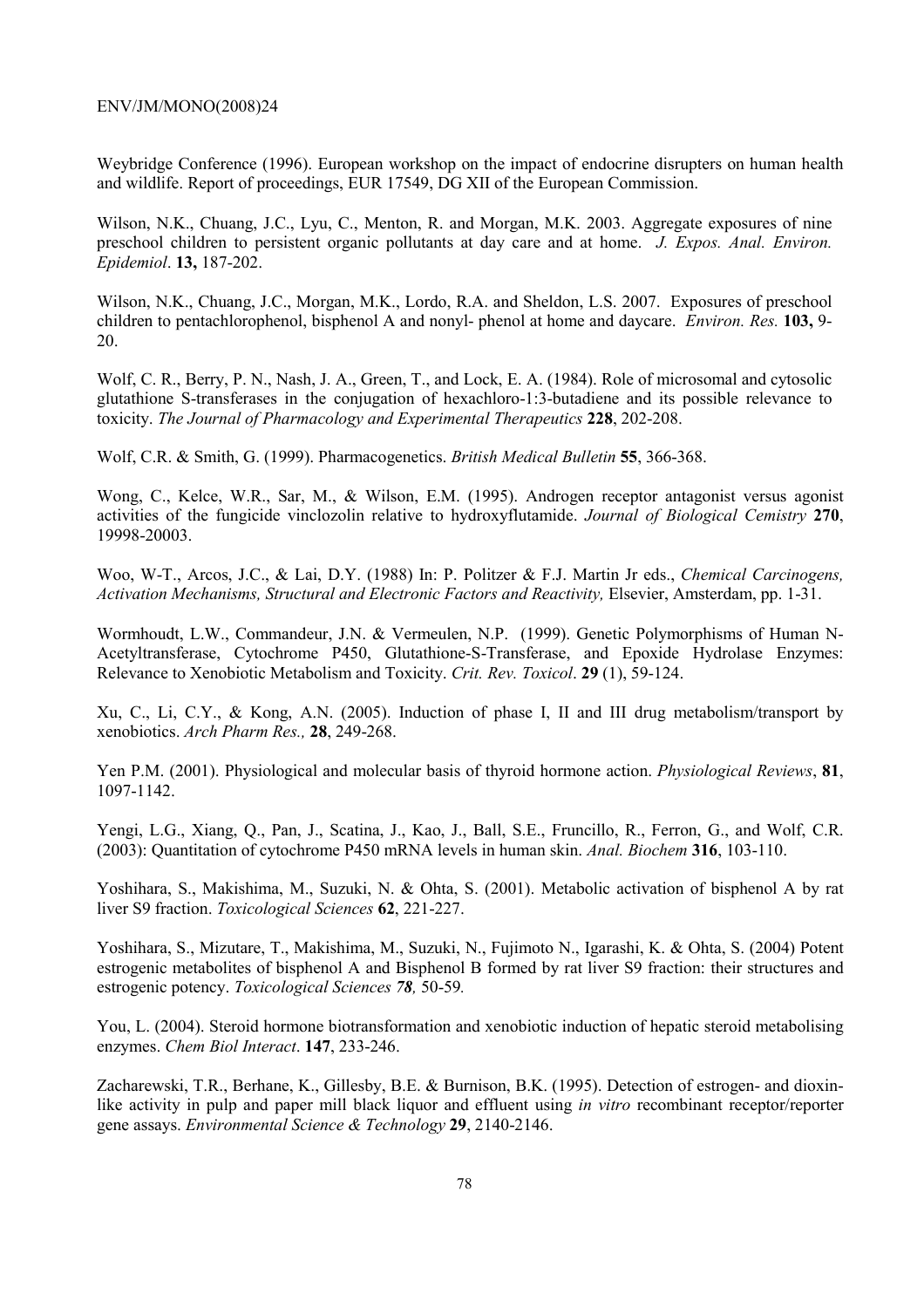Weybridge Conference (1996). European workshop on the impact of endocrine disrupters on human health and wildlife. Report of proceedings, EUR 17549, DG XII of the European Commission.

Wilson, N.K., Chuang, J.C., Lyu, C., Menton, R. and Morgan, M.K. 2003. Aggregate exposures of nine preschool children to persistent organic pollutants at day care and at home. *J. Expos. Anal. Environ. Epidemiol*. **13,** 187-202.

Wilson, N.K., Chuang, J.C., Morgan, M.K., Lordo, R.A. and Sheldon, L.S. 2007. Exposures of preschool children to pentachlorophenol, bisphenol A and nonyl- phenol at home and daycare. *Environ. Res.* **103,** 9-20.

Wolf, C. R., Berry, P. N., Nash, J. A., Green, T., and Lock, E. A. (1984). Role of microsomal and cytosolic glutathione S-transferases in the conjugation of hexachloro-1:3-butadiene and its possible relevance to toxicity. *The Journal of Pharmacology and Experimental Therapeutics* **228**, 202-208.

Wolf, C.R. & Smith, G. (1999). Pharmacogenetics. *British Medical Bulletin* **55**, 366-368.

Wong, C., Kelce, W.R., Sar, M., & Wilson, E.M. (1995). Androgen receptor antagonist versus agonist activities of the fungicide vinclozolin relative to hydroxyflutamide. *Journal of Biological Cemistry* **270**, 19998-20003.

Woo, W-T., Arcos, J.C., & Lai, D.Y. (1988) In: P. Politzer & F.J. Martin Jr eds., *Chemical Carcinogens, Activation Mechanisms, Structural and Electronic Factors and Reactivity,* Elsevier, Amsterdam, pp. 1-31.

Wormhoudt, L.W., Commandeur, J.N. & Vermeulen, N.P. (1999). Genetic Polymorphisms of Human N-Acetyltransferase, Cytochrome P450, Glutathione-S-Transferase, and Epoxide Hydrolase Enzymes: Relevance to Xenobiotic Metabolism and Toxicity. *Crit. Rev. Toxicol*. **29** (1), 59-124.

Xu, C., Li, C.Y., & Kong, A.N. (2005). Induction of phase I, II and III drug metabolism/transport by xenobiotics. *Arch Pharm Res.,* **28**, 249-268.

Yen P.M. (2001). Physiological and molecular basis of thyroid hormone action. *Physiological Reviews*, **81**, 1097-1142.

Yengi, L.G., Xiang, Q., Pan, J., Scatina, J., Kao, J., Ball, S.E., Fruncillo, R., Ferron, G., and Wolf, C.R. (2003): Quantitation of cytochrome P450 mRNA levels in human skin. *Anal. Biochem* **316**, 103-110.

Yoshihara, S., Makishima, M., Suzuki, N. & Ohta, S. (2001). Metabolic activation of bisphenol A by rat liver S9 fraction. *Toxicological Sciences* **62**, 221-227.

Yoshihara, S., Mizutare, T., Makishima, M., Suzuki, N., Fujimoto N., Igarashi, K. & Ohta, S. (2004) Potent estrogenic metabolites of bisphenol A and Bisphenol B formed by rat liver S9 fraction: their structures and estrogenic potency. *Toxicological Sciences **78**, 50-59.*

You, L. (2004). Steroid hormone biotransformation and xenobiotic induction of hepatic steroid metabolising enzymes. *Chem Biol Interact*. **147**, 233-246.

Zacharewski, T.R., Berhane, K., Gillesby, B.E. & Burnison, B.K. (1995). Detection of estrogen- and dioxin-like activity in pulp and paper mill black liquor and effluent using *in vitro* recombinant receptor/reporter gene assays. *Environmental Science & Technology* **29**, 2140-2146.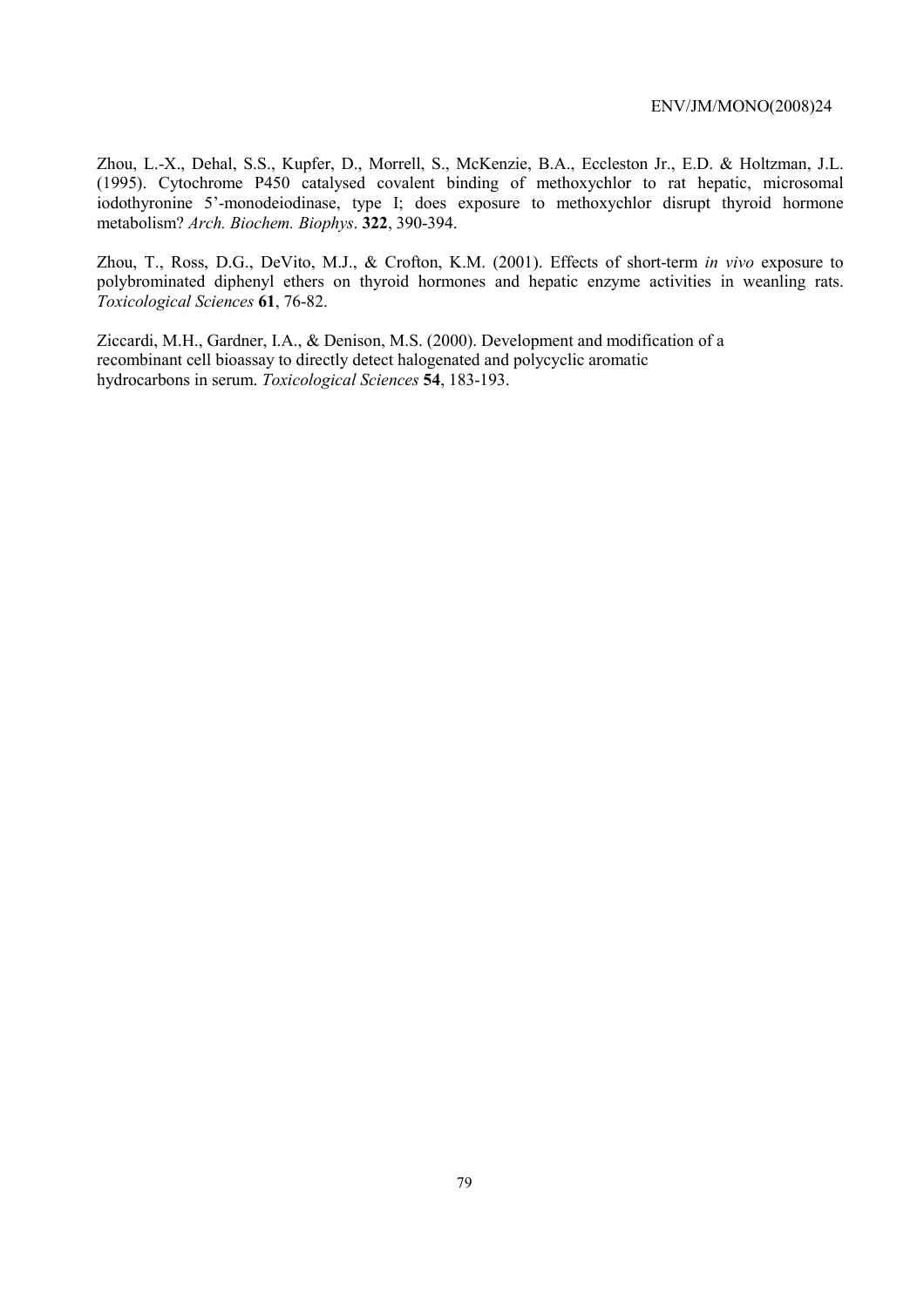Zhou, L.-X., Dehal, S.S., Kupfer, D., Morrell, S., McKenzie, B.A., Eccleston Jr., E.D. & Holtzman, J.L. (1995). Cytochrome P450 catalysed covalent binding of methoxychlor to rat hepatic, microsomal iodothyronine 5'-monodeiodinase, type I; does exposure to methoxychlor disrupt thyroid hormone metabolism? *Arch. Biochem. Biophys*. **322**, 390-394.

Zhou, T., Ross, D.G., DeVito, M.J., & Crofton, K.M. (2001). Effects of short-term *in vivo* exposure to polybrominated diphenyl ethers on thyroid hormones and hepatic enzyme activities in weanling rats. *Toxicological Sciences* **61**, 76-82.

Ziccardi, M.H., Gardner, I.A., & Denison, M.S. (2000). Development and modification of a recombinant cell bioassay to directly detect halogenated and polycyclic aromatic hydrocarbons in serum. *Toxicological Sciences* **54**, 183-193.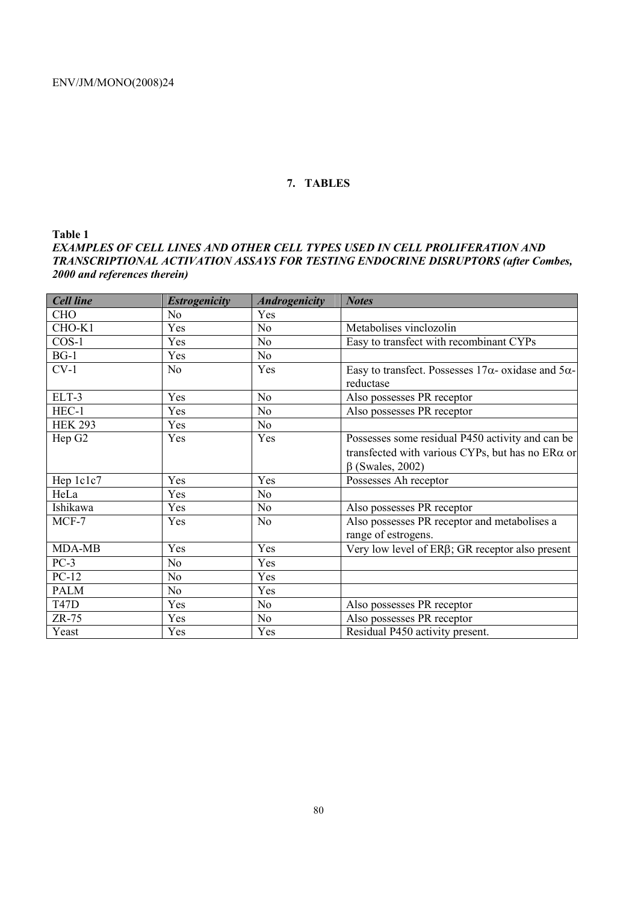## 7. TABLES

**Table 1**

***EXAMPLES OF CELL LINES AND OTHER CELL TYPES USED IN CELL PROLIFERATION AND TRANSCRIPTIONAL ACTIVATION ASSAYS FOR TESTING ENDOCRINE DISRUPTORS (after Combes, 2000 and references therein)***

| *Cell line* | *Estrogenicity* | *Androgenicity* | *Notes* |
|---|---|---|---|
| CHO | No | Yes | |
| CHO-K1 | Yes | No | Metabolises vinclozolin |
| COS-1 | Yes | No | Easy to transfect with recombinant CYPs |
| BG-1 | Yes | No | |
| CV-1 | No | Yes | Easy to transfect. Possesses 17$\alpha$- oxidase and 5$\alpha$-reductase |
| ELT-3 | Yes | No | Also possesses PR receptor |
| HEC-1 | Yes | No | Also possesses PR receptor |
| HEK 293 | Yes | No | |
| Hep G2 | Yes | Yes | Possesses some residual P450 activity and can be transfected with various CYPs, but has no ER$\alpha$ or $\beta$ (Swales, 2002) |
| Hep 1c1c7 | Yes | Yes | Possesses Ah receptor |
| HeLa | Yes | No | |
| Ishikawa | Yes | No | Also possesses PR receptor |
| MCF-7 | Yes | No | Also possesses PR receptor and metabolises a range of estrogens. |
| MDA-MB | Yes | Yes | Very low level of ER$\beta$; GR receptor also present |
| PC-3 | No | Yes | |
| PC-12 | No | Yes | |
| PALM | No | Yes | |
| T47D | Yes | No | Also possesses PR receptor |
| ZR-75 | Yes | No | Also possesses PR receptor |
| Yeast | Yes | Yes | Residual P450 activity present. |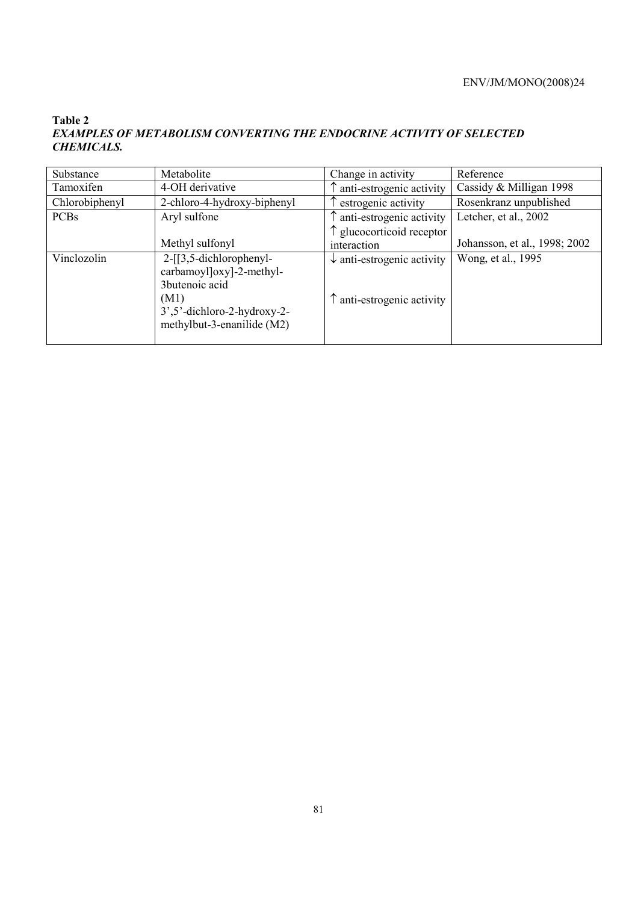**Table 2**
***EXAMPLES OF METABOLISM CONVERTING THE ENDOCRINE ACTIVITY OF SELECTED CHEMICALS.***

| Substance | Metabolite | Change in activity | Reference |
|---|---|---|---|
| Tamoxifen | 4-OH derivative | ↑ anti-estrogenic activity | Cassidy & Milligan 1998 |
| Chlorobiphenyl | 2-chloro-4-hydroxy-biphenyl | ↑ estrogenic activity | Rosenkranz unpublished |
| PCBs | Aryl sulfone<br><br>Methyl sulfonyl | ↑ anti-estrogenic activity<br>↑ glucocorticoid receptor interaction | Letcher, et al., 2002<br><br>Johansson, et al., 1998; 2002 |
| Vinclozolin | 2-[[3,5-dichlorophenyl-carbamoyl]oxy]-2-methyl-3butenoic acid (M1)<br>3',5'-dichloro-2-hydroxy-2-methylbut-3-enanilide (M2) | ↓ anti-estrogenic activity<br><br>↑ anti-estrogenic activity | Wong, et al., 1995 |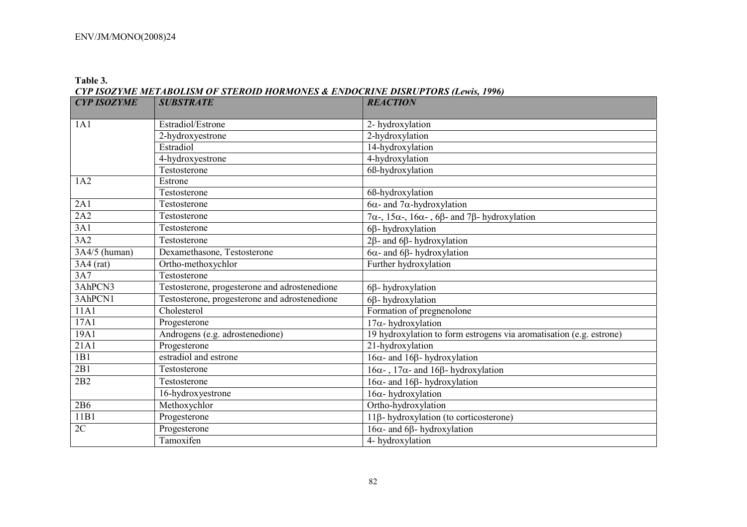**Table 3.**
***CYP ISOZYME METABOLISM OF STEROID HORMONES & ENDOCRINE DISRUPTORS (Lewis, 1996)***

| ***CYP ISOZYME*** | ***SUBSTRATE*** | ***REACTION*** |
|---|---|---|
| 1A1 | Estradiol/Estrone | 2- hydroxylation |
| | 2-hydroxyestrone | 2-hydroxylation |
| | Estradiol | 14-hydroxylation |
| | 4-hydroxyestrone | 4-hydroxylation |
| | Testosterone | 6ß-hydroxylation |
| 1A2 | Estrone | |
| | Testosterone | 6ß-hydroxylation |
| 2A1 | Testosterone | 6α- and 7α-hydroxylation |
| 2A2 | Testosterone | 7α-, 15α-, 16α- , 6β- and 7β- hydroxylation |
| 3A1 | Testosterone | 6β- hydroxylation |
| 3A2 | Testosterone | 2β- and 6β- hydroxylation |
| 3A4/5 (human) | Dexamethasone, Testosterone | 6α- and 6β- hydroxylation |
| 3A4 (rat) | Ortho-methoxychlor | Further hydroxylation |
| 3A7 | Testosterone | |
| 3AhPCN3 | Testosterone, progesterone and adrostenedione | 6β- hydroxylation |
| 3AhPCN1 | Testosterone, progesterone and adrostenedione | 6β- hydroxylation |
| 11A1 | Cholesterol | Formation of pregnenolone |
| 17A1 | Progesterone | 17α- hydroxylation |
| 19A1 | Androgens (e.g. adrostenedione) | 19 hydroxylation to form estrogens via aromatisation (e.g. estrone) |
| 21A1 | Progesterone | 21-hydroxylation |
| 1B1 | estradiol and estrone | 16α- and 16β- hydroxylation |
| 2B1 | Testosterone | 16α- , 17α- and 16β- hydroxylation |
| 2B2 | Testosterone | 16α- and 16β- hydroxylation |
| | 16-hydroxyestrone | 16α- hydroxylation |
| 2B6 | Methoxychlor | Ortho-hydroxylation |
| 11B1 | Progesterone | 11β- hydroxylation (to corticosterone) |
| 2C | Progesterone | 16α- and 6β- hydroxylation |
| | Tamoxifen | 4- hydroxylation |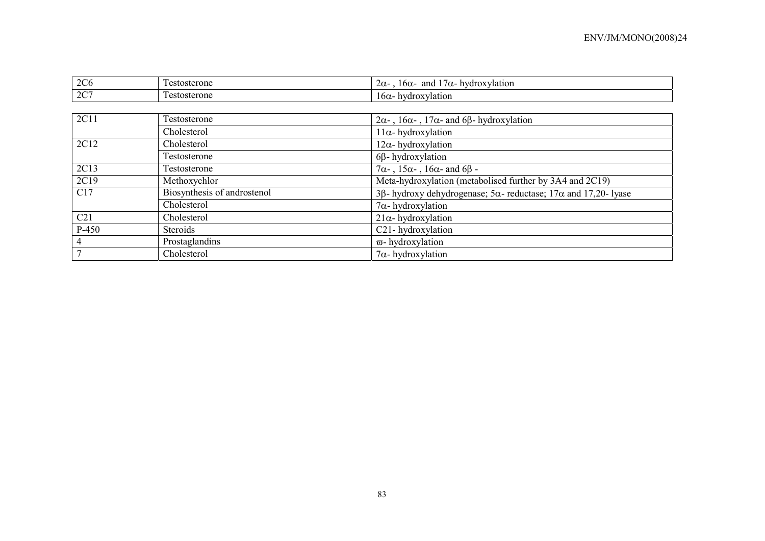| | | |
|---|---|---|
| 2C6 | Testosterone | 2α- , 16α- and 17α- hydroxylation |
| 2C7 | Testosterone | 16α- hydroxylation |

| | | |
|---|---|---|
| 2C11 | Testosterone | 2α- , 16α- , 17α- and 6β- hydroxylation |
| | Cholesterol | 11α- hydroxylation |
| 2C12 | Cholesterol | 12α- hydroxylation |
| | Testosterone | 6β- hydroxylation |
| 2C13 | Testosterone | 7α- , 15α- , 16α- and 6β - |
| 2C19 | Methoxychlor | Meta-hydroxylation (metabolised further by 3A4 and 2C19) |
| C17 | Biosynthesis of androstenol | 3β- hydroxy dehydrogenase; 5α- reductase; 17α and 17,20- lyase |
| | Cholesterol | 7α- hydroxylation |
| C21 | Cholesterol | 21α- hydroxylation |
| P-450 | Steroids | C21- hydroxylation |
| 4 | Prostaglandins | ϖ- hydroxylation |
| 7 | Cholesterol | 7α- hydroxylation |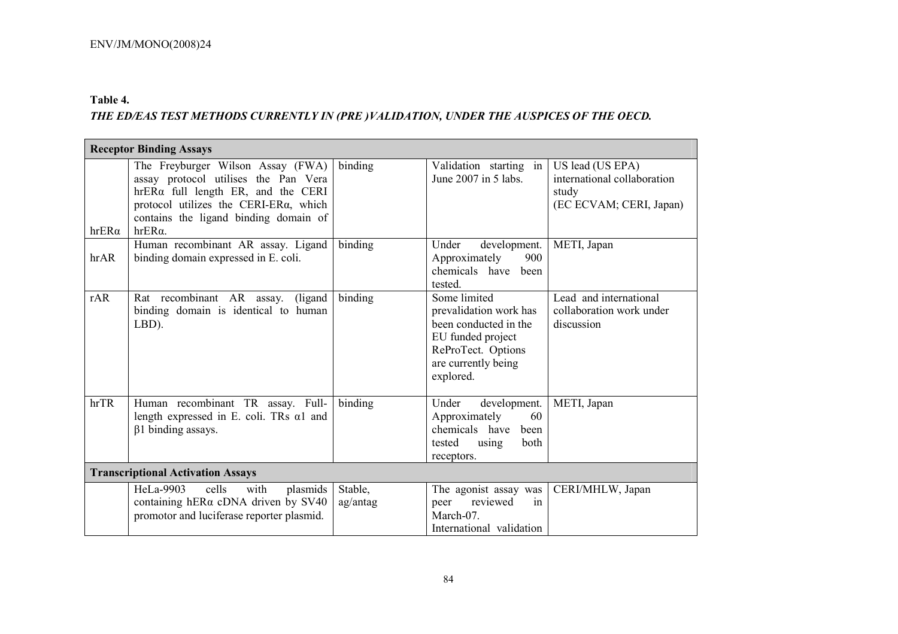**Table 4.**

***THE ED/EAS TEST METHODS CURRENTLY IN (PRE )VALIDATION, UNDER THE AUSPICES OF THE OECD.***

| **Receptor Binding Assays** | | | | |
|---|---|---|---|---|
| hrERα | The Freyburger Wilson Assay (FWA) assay protocol utilises the Pan Vera hrERα full length ER, and the CERI protocol utilizes the CERI-ERα, which contains the ligand binding domain of hrERα. | binding | Validation starting in June 2007 in 5 labs. | US lead (US EPA) international collaboration study (EC ECVAM; CERI, Japan) |
| hrAR | Human recombinant AR assay. Ligand binding domain expressed in E. coli. | binding | Under development. Approximately 900 chemicals have been tested. | METI, Japan |
| rAR | Rat recombinant AR assay. (ligand binding domain is identical to human LBD). | binding | Some limited prevalidation work has been conducted in the EU funded project ReProTect. Options are currently being explored. | Lead and international collaboration work under discussion |
| hrTR | Human recombinant TR assay. Full-length expressed in E. coli. TRs α1 and β1 binding assays. | binding | Under development. Approximately 60 chemicals have been tested using both receptors. | METI, Japan |
| **Transcriptional Activation Assays** | | | | |
| | HeLa-9903 cells with plasmids containing hERα cDNA driven by SV40 promotor and luciferase reporter plasmid. | Stable, ag/antag | The agonist assay was peer reviewed in March-07. International validation | CERI/MHLW, Japan |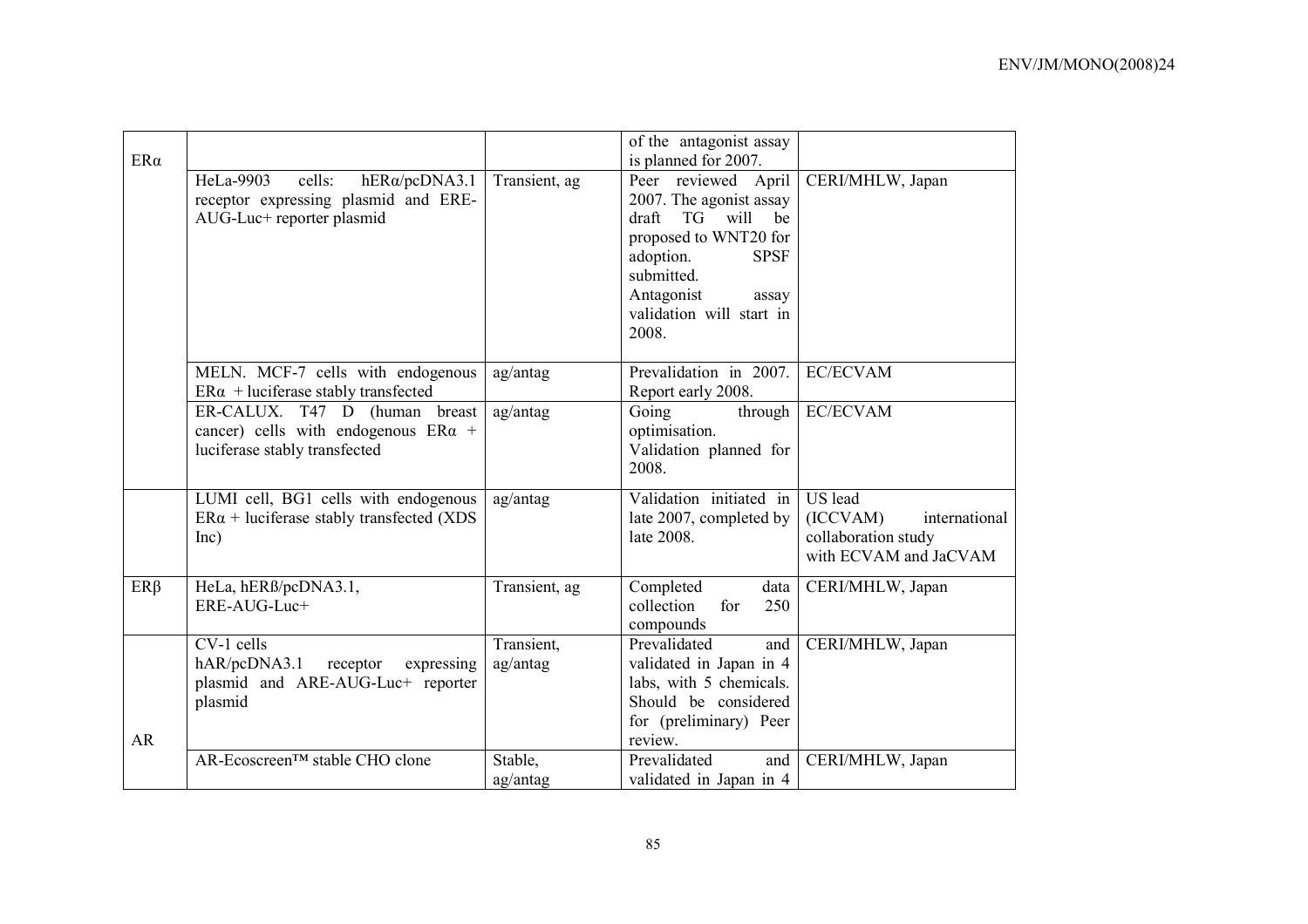| | | | | |
|---|---|---|---|---|
| ERα | | | of the antagonist assay is planned for 2007. | |
| | HeLa-9903 cells: hERα/pcDNA3.1 receptor expressing plasmid and ERE-AUG-Luc+ reporter plasmid | Transient, ag | Peer reviewed April 2007. The agonist assay draft TG will be proposed to WNT20 for adoption. SPSF submitted. Antagonist assay validation will start in 2008. | CERI/MHLW, Japan |
| | MELN. MCF-7 cells with endogenous ERα + luciferase stably transfected | ag/antag | Prevalidation in 2007. Report early 2008. | EC/ECVAM |
| | ER-CALUX. T47 D (human breast cancer) cells with endogenous ERα + luciferase stably transfected | ag/antag | Going through optimisation. Validation planned for 2008. | EC/ECVAM |
| | LUMI cell, BG1 cells with endogenous ERα + luciferase stably transfected (XDS Inc) | ag/antag | Validation initiated in late 2007, completed by late 2008. | US lead (ICCVAM) international collaboration study with ECVAM and JaCVAM |
| ERβ | HeLa, hERß/pcDNA3.1, ERE-AUG-Luc+ | Transient, ag | Completed data collection for 250 compounds | CERI/MHLW, Japan |
| AR | CV-1 cells hAR/pcDNA3.1 receptor expressing plasmid and ARE-AUG-Luc+ reporter plasmid | Transient, ag/antag | Prevalidated and validated in Japan in 4 labs, with 5 chemicals. Should be considered for (preliminary) Peer review. | CERI/MHLW, Japan |
| | AR-Ecoscreen™ stable CHO clone | Stable, ag/antag | Prevalidated and validated in Japan in 4 | CERI/MHLW, Japan |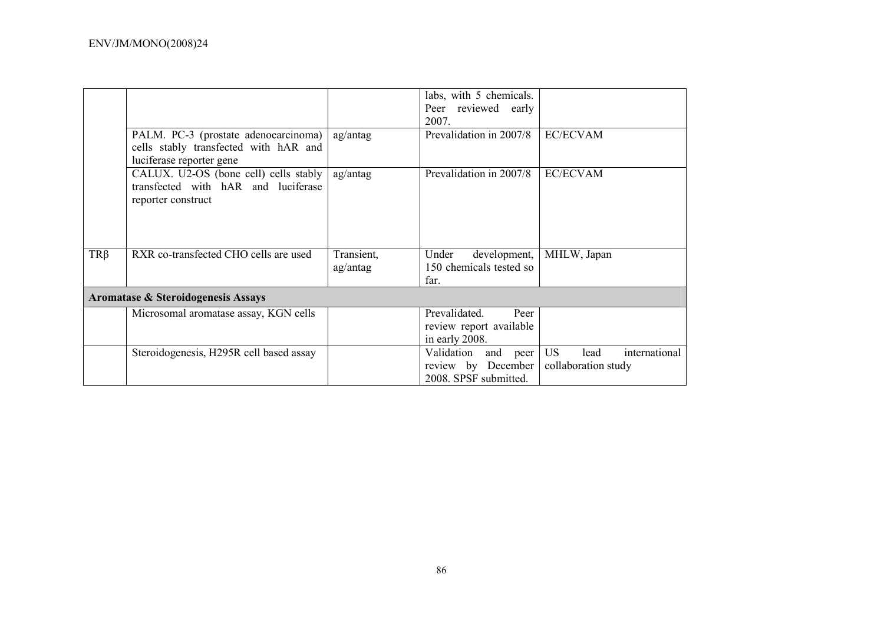| | | | | |
|---|---|---|---|---|
| | | | labs, with 5 chemicals. Peer reviewed early 2007. | |
| | PALM. PC-3 (prostate adenocarcinoma) cells stably transfected with hAR and luciferase reporter gene | ag/antag | Prevalidation in 2007/8 | EC/ECVAM |
| | CALUX. U2-OS (bone cell) cells stably transfected with hAR and luciferase reporter construct | ag/antag | Prevalidation in 2007/8 | EC/ECVAM |
| TRβ | RXR co-transfected CHO cells are used | Transient, ag/antag | Under development, 150 chemicals tested so far. | MHLW, Japan |
| **Aromatase & Steroidogenesis Assays** | | | | |
| | Microsomal aromatase assay, KGN cells | | Prevalidated. Peer review report available in early 2008. | |
| | Steroidogenesis, H295R cell based assay | | Validation and peer review by December 2008. SPSF submitted. | US lead international collaboration study |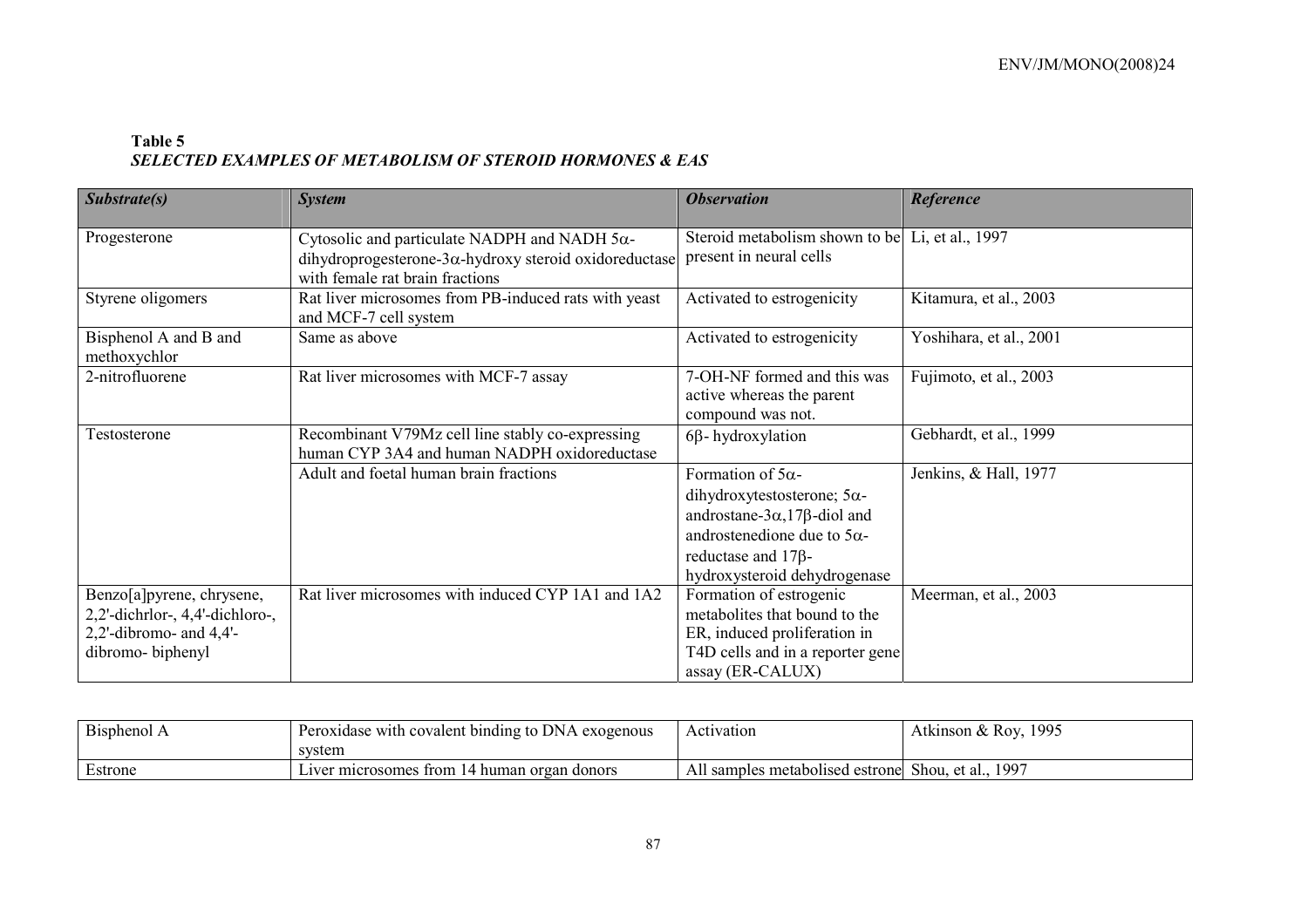**Table 5**
***SELECTED EXAMPLES OF METABOLISM OF STEROID HORMONES & EAS***

| *Substrate(s)* | *System* | *Observation* | *Reference* |
|---|---|---|---|
| Progesterone | Cytosolic and particulate NADPH and NADH 5α-dihydroprogesterone-3α-hydroxy steroid oxidoreductase with female rat brain fractions | Steroid metabolism shown to be present in neural cells | Li, et al., 1997 |
| Styrene oligomers | Rat liver microsomes from PB-induced rats with yeast and MCF-7 cell system | Activated to estrogenicity | Kitamura, et al., 2003 |
| Bisphenol A and B and methoxychlor | Same as above | Activated to estrogenicity | Yoshihara, et al., 2001 |
| 2-nitrofluorene | Rat liver microsomes with MCF-7 assay | 7-OH-NF formed and this was active whereas the parent compound was not. | Fujimoto, et al., 2003 |
| Testosterone | Recombinant V79Mz cell line stably co-expressing human CYP 3A4 and human NADPH oxidoreductase | 6β- hydroxylation | Gebhardt, et al., 1999 |
| | Adult and foetal human brain fractions | Formation of 5α-dihydroxytestosterone; 5α-androstane-3α,17β-diol and androstenedione due to 5α-reductase and 17β-hydroxysteroid dehydrogenase | Jenkins, & Hall, 1977 |
| Benzo[a]pyrene, chrysene, 2,2'-dichrlor-, 4,4'-dichloro-, 2,2'-dibromo- and 4,4'-dibromo- biphenyl | Rat liver microsomes with induced CYP 1A1 and 1A2 | Formation of estrogenic metabolites that bound to the ER, induced proliferation in T4D cells and in a reporter gene assay (ER-CALUX) | Meerman, et al., 2003 |
| Bisphenol A | Peroxidase with covalent binding to DNA exogenous system | Activation | Atkinson & Roy, 1995 |
| Estrone | Liver microsomes from 14 human organ donors | All samples metabolised estrone | Shou, et al., 1997 |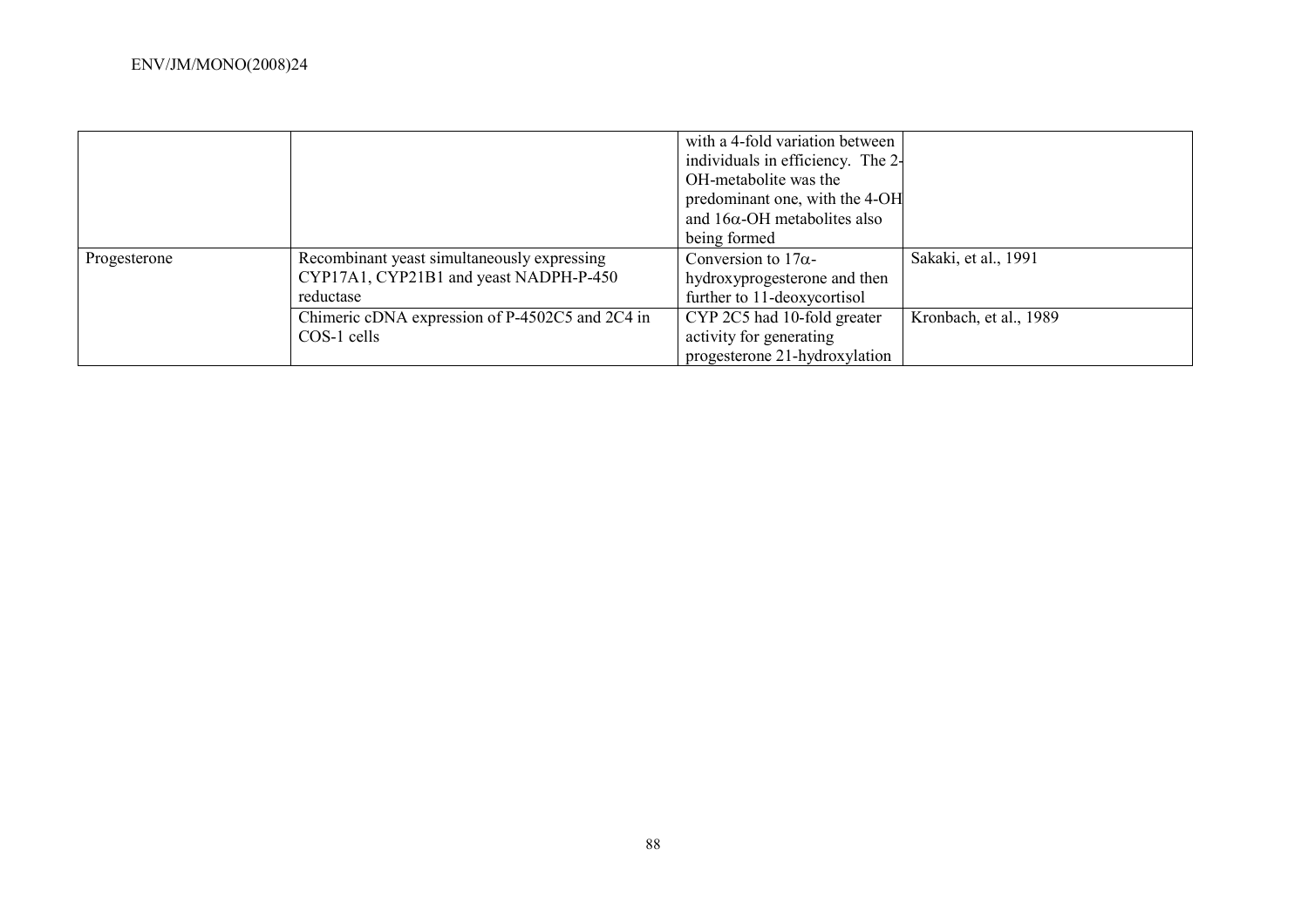| | | | |
|---|---|---|---|
| | | with a 4-fold variation between individuals in efficiency. The 2-OH-metabolite was the predominant one, with the 4-OH and 16α-OH metabolites also being formed | |
| Progesterone | Recombinant yeast simultaneously expressing CYP17A1, CYP21B1 and yeast NADPH-P-450 reductase | Conversion to 17α-hydroxyprogesterone and then further to 11-deoxycortisol | Sakaki, et al., 1991 |
| | Chimeric cDNA expression of P-4502C5 and 2C4 in COS-1 cells | CYP 2C5 had 10-fold greater activity for generating progesterone 21-hydroxylation | Kronbach, et al., 1989 |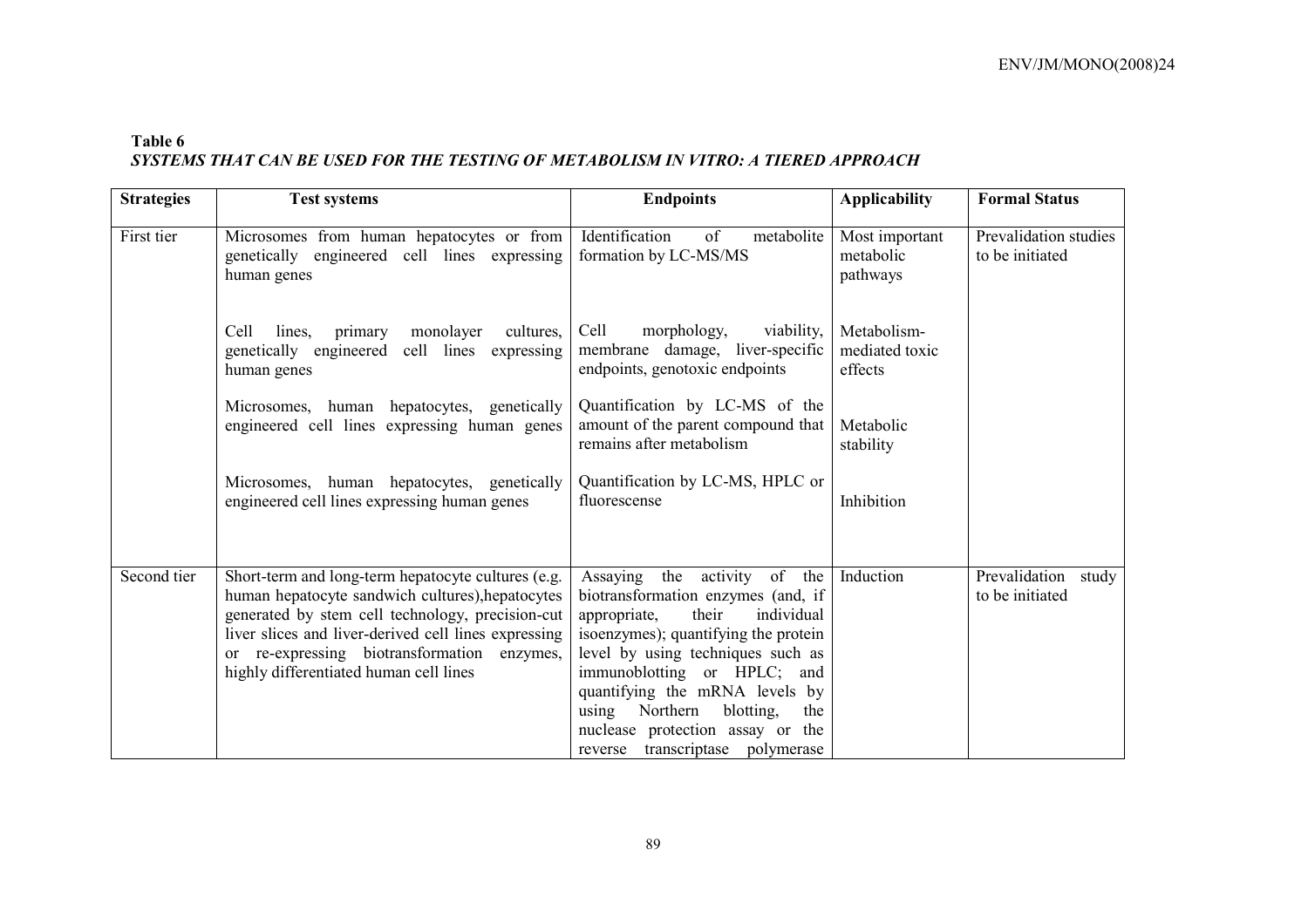**Table 6**
***SYSTEMS THAT CAN BE USED FOR THE TESTING OF METABOLISM IN VITRO: A TIERED APPROACH***

| Strategies | Test systems | Endpoints | Applicability | Formal Status |
|---|---|---|---|---|
| First tier | Microsomes from human hepatocytes or from genetically engineered cell lines expressing human genes | Identification of metabolite formation by LC-MS/MS | Most important metabolic pathways | Prevalidation studies to be initiated |
| | Cell lines, primary monolayer cultures, genetically engineered cell lines expressing human genes | Cell morphology, viability, membrane damage, liver-specific endpoints, genotoxic endpoints | Metabolism-mediated toxic effects | |
| | Microsomes, human hepatocytes, genetically engineered cell lines expressing human genes | Quantification by LC-MS of the amount of the parent compound that remains after metabolism | Metabolic stability | |
| | Microsomes, human hepatocytes, genetically engineered cell lines expressing human genes | Quantification by LC-MS, HPLC or fluorescense | Inhibition | |
| Second tier | Short-term and long-term hepatocyte cultures (e.g. human hepatocyte sandwich cultures),hepatocytes generated by stem cell technology, precision-cut liver slices and liver-derived cell lines expressing or re-expressing biotransformation enzymes, highly differentiated human cell lines | Assaying the activity of the biotransformation enzymes (and, if appropriate, their individual isoenzymes); quantifying the protein level by using techniques such as immunoblotting or HPLC; and quantifying the mRNA levels by using Northern blotting, the nuclease protection assay or the reverse transcriptase polymerase | Induction | Prevalidation study to be initiated |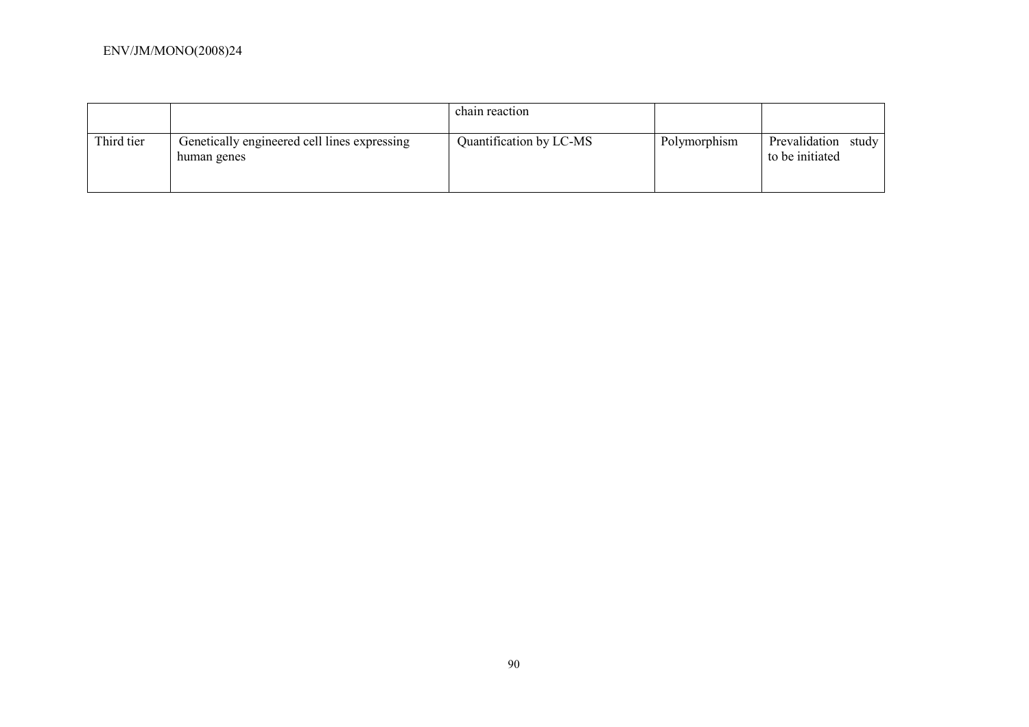| | | | | |
|---|---|---|---|---|
| | | chain reaction | | |
| Third tier | Genetically engineered cell lines expressing human genes | Quantification by LC-MS | Polymorphism | Prevalidation study to be initiated |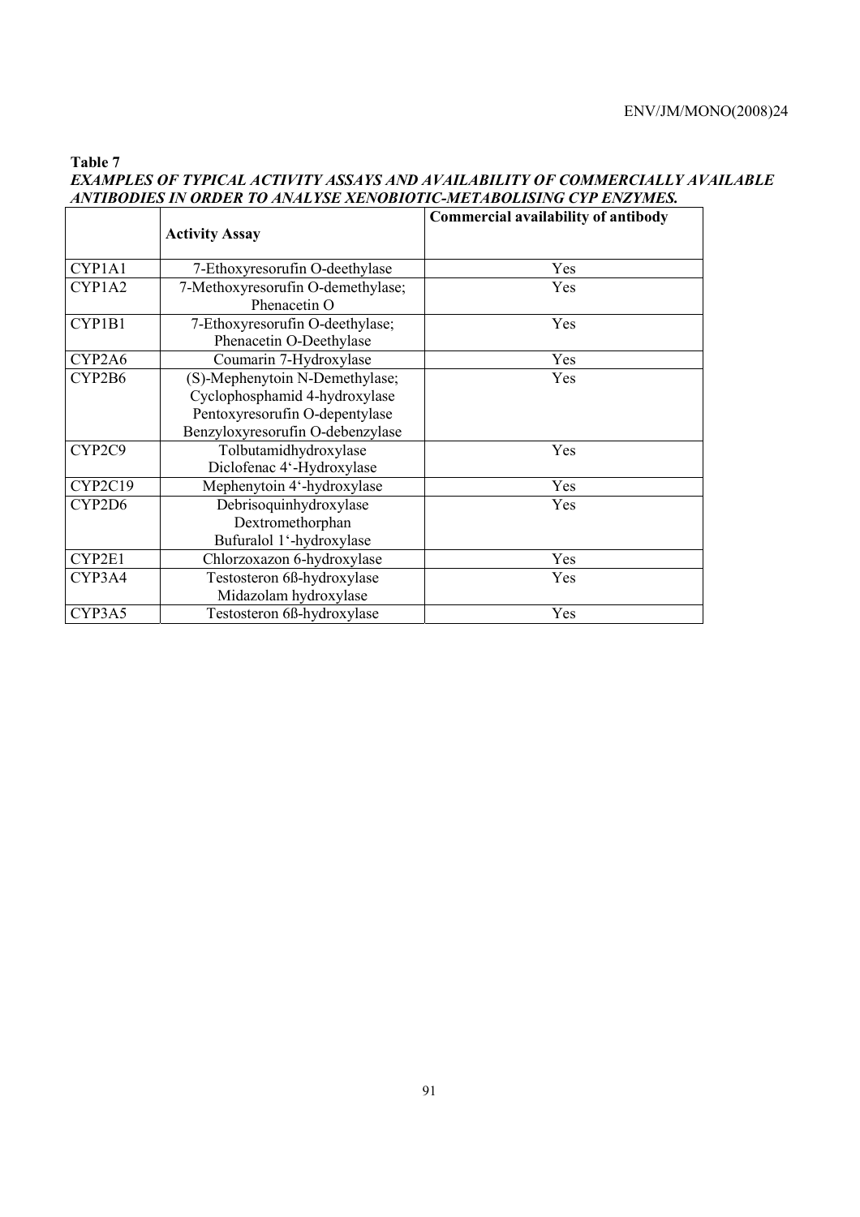**Table 7**

***EXAMPLES OF TYPICAL ACTIVITY ASSAYS AND AVAILABILITY OF COMMERCIALLY AVAILABLE ANTIBODIES IN ORDER TO ANALYSE XENOBIOTIC-METABOLISING CYP ENZYMES.***

| | **Activity Assay** | **Commercial availability of antibody** |
|---|---|---|
| CYP1A1 | 7-Ethoxyresorufin O-deethylase | Yes |
| CYP1A2 | 7-Methoxyresorufin O-demethylase; Phenacetin O | Yes |
| CYP1B1 | 7-Ethoxyresorufin O-deethylase; Phenacetin O-Deethylase | Yes |
| CYP2A6 | Coumarin 7-Hydroxylase | Yes |
| CYP2B6 | (S)-Mephenytoin N-Demethylase; Cyclophosphamid 4-hydroxylase Pentoxyresorufin O-depentylase Benzyloxyresorufin O-debenzylase | Yes |
| CYP2C9 | Tolbutamidhydroxylase Diclofenac 4'-Hydroxylase | Yes |
| CYP2C19 | Mephenytoin 4'-hydroxylase | Yes |
| CYP2D6 | Debrisoquinhydroxylase Dextromethorphan Bufuralol 1'-hydroxylase | Yes |
| CYP2E1 | Chlorzoxazon 6-hydroxylase | Yes |
| CYP3A4 | Testosteron 6ß-hydroxylase Midazolam hydroxylase | Yes |
| CYP3A5 | Testosteron 6ß-hydroxylase | Yes |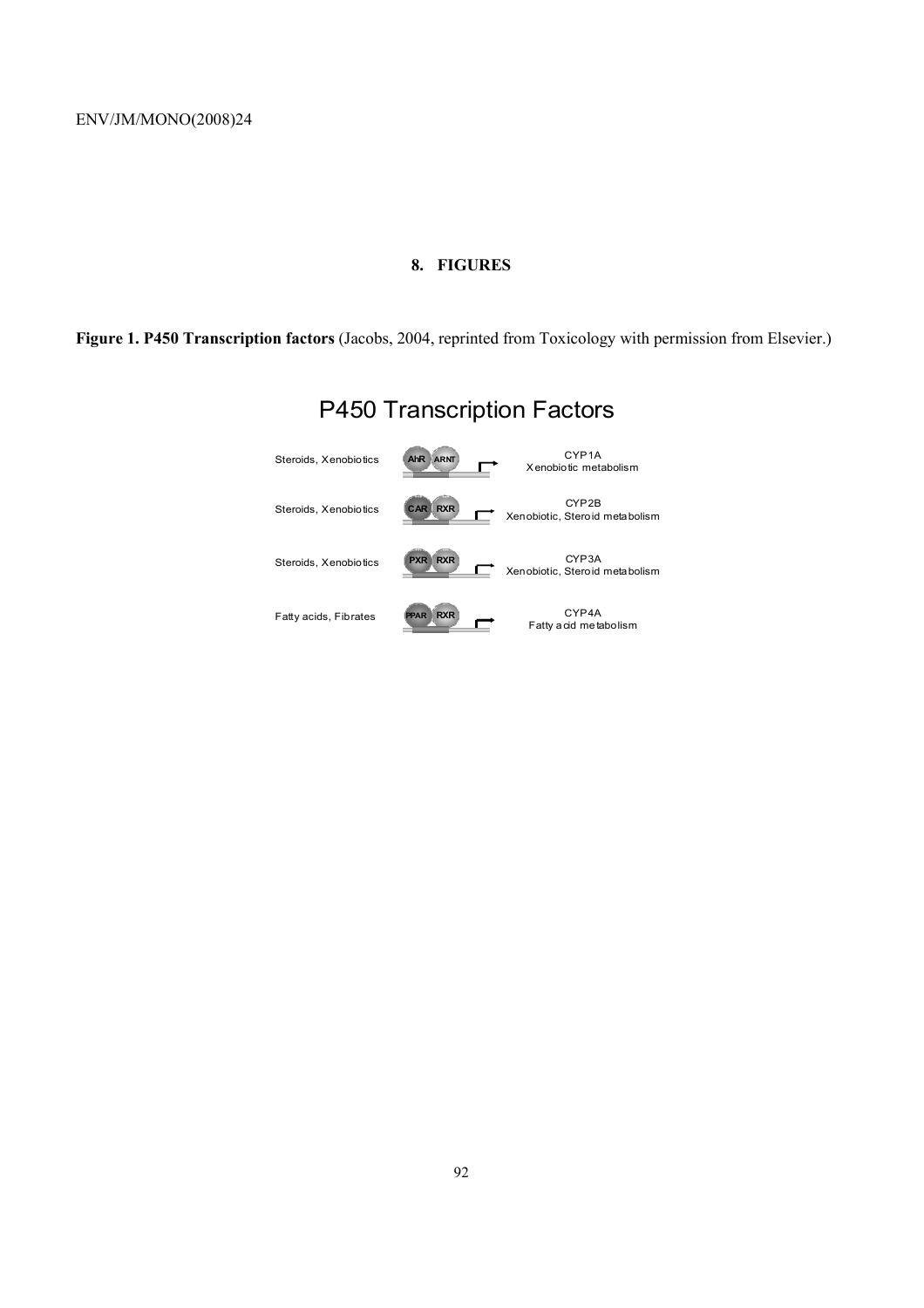## 8. FIGURES

**Figure 1. P450 Transcription factors** (Jacobs, 2004, reprinted from Toxicology with permission from Elsevier.)

P450 Transcription Factors

Steroids, Xenobiotics — AhR ARNT — CYP1A Xenobiotic metabolism

Steroids, Xenobiotics — CAR RXR — CYP2B Xenobiotic, Steroid metabolism

Steroids, Xenobiotics — PXR RXR — CYP3A Xenobiotic, Steroid metabolism

Fatty acids, Fibrates — PPAR RXR — CYP4A Fatty acid metabolism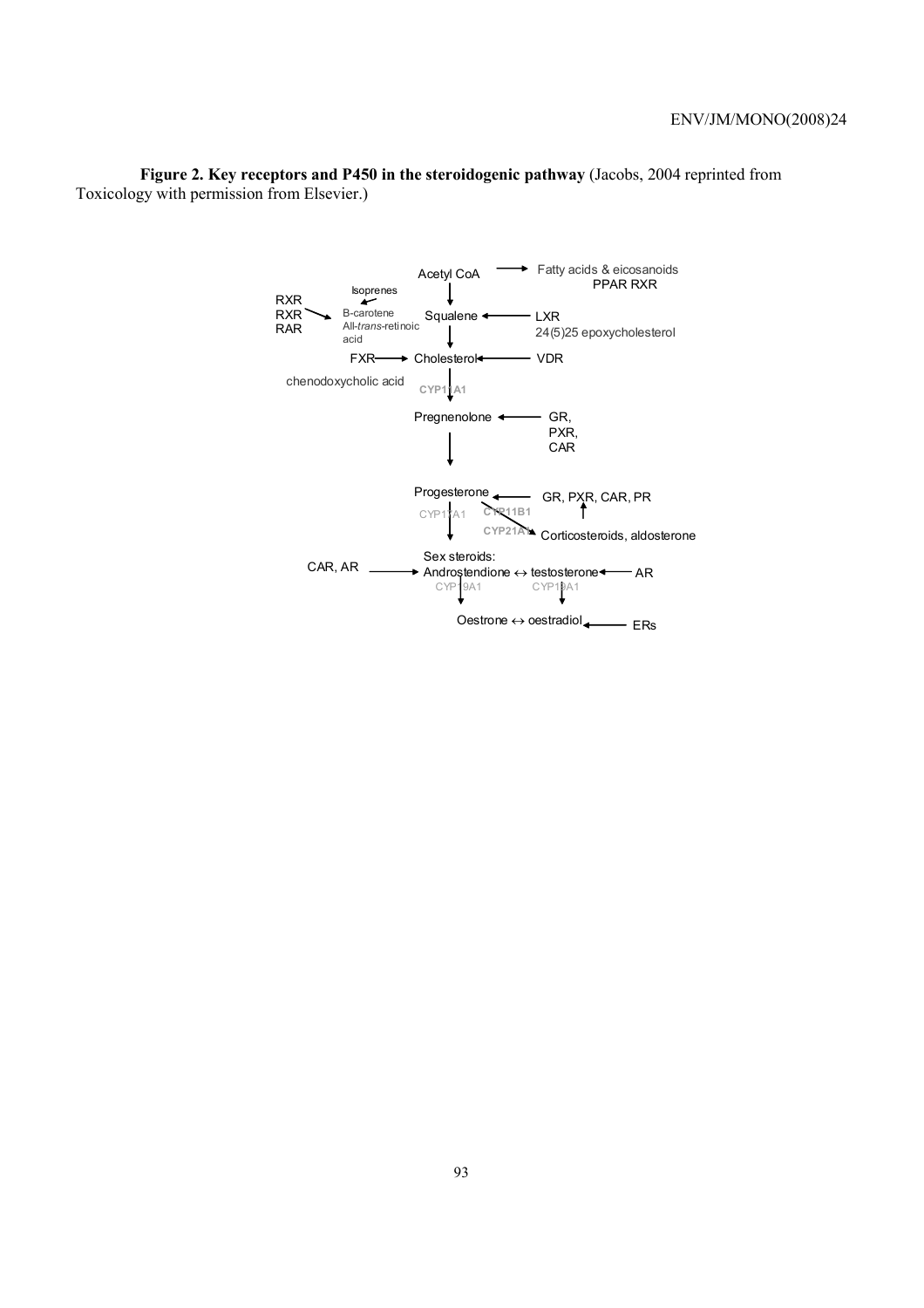**Figure 2. Key receptors and P450 in the steroidogenic pathway** (Jacobs, 2004 reprinted from Toxicology with permission from Elsevier.)

Acetyl CoA → Fatty acids & eicosanoids
PPAR RXR

Isoprenes

RXR
RXR → B-carotene
RAR
All-*trans*-retinoic acid

Squalene ← LXR
24(5)25 epoxycholesterol

FXR → Cholesterol ← VDR

chenodoxycholic acid

CYP11A1

Pregnenolone ← GR, PXR, CAR

Progesterone ← GR, PXR, CAR, PR

CYP17A1 CYP11B1
CYP21A1 → Corticosteroids, aldosterone

Sex steroids:
CAR, AR → Androstendione ↔ testosterone ← AR

CYP19A1 CYP19A1

Oestrone ↔ oestradiol ← ERs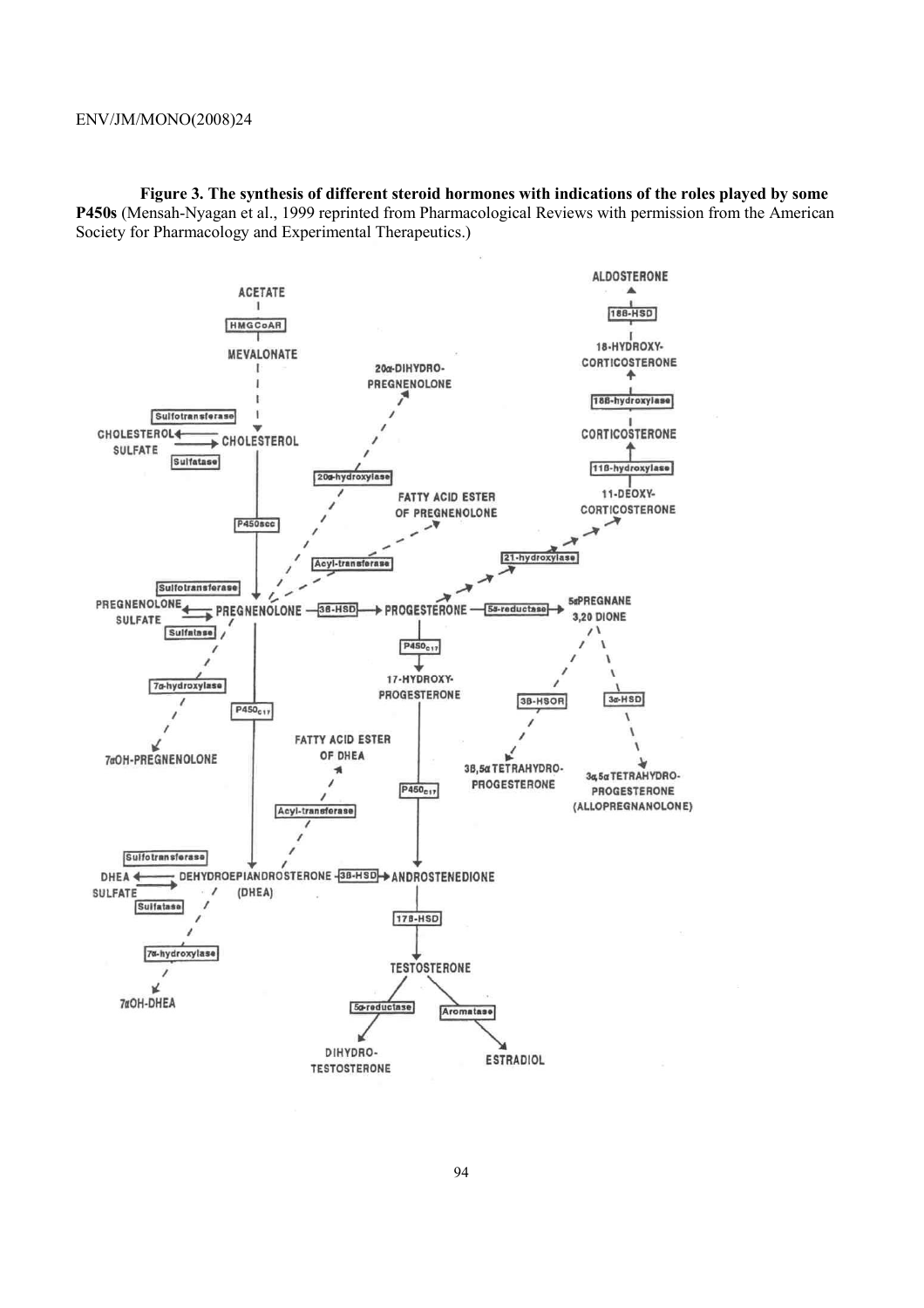**Figure 3. The synthesis of different steroid hormones with indications of the roles played by some P450s** (Mensah-Nyagan et al., 1999 reprinted from Pharmacological Reviews with permission from the American Society for Pharmacology and Experimental Therapeutics.)

ACETATE
HMGCoAR
MEVALONATE
Sulfotransferase
CHOLESTEROL SULFATE
CHOLESTEROL
Sulfatase
P450scc
$20\alpha$-DIHYDRO-PREGNENOLONE
$20\alpha$-hydroxylase
FATTY ACID ESTER OF PREGNENOLONE
Acyl-transferase
Sulfotransferase
PREGNENOLONE SULFATE
PREGNENOLONE
Sulfatase
$3\beta$-HSD
PROGESTERONE
$5\alpha$-reductase
$5\alpha$PREGNANE 3,20 DIONE
$7\alpha$-hydroxylase
$7\alpha$OH-PREGNENOLONE
$P450_{c17}$
$P450_{c17}$
17-HYDROXY-PROGESTERONE
$3\beta$-HSOR
$3\alpha$-HSD
$3\beta,5\alpha$ TETRAHYDRO-PROGESTERONE
$3\alpha,5\alpha$ TETRAHYDRO-PROGESTERONE (ALLOPREGNANOLONE)
21-hydroxylase
11-DEOXY-CORTICOSTERONE
$11\beta$-hydroxylase
CORTICOSTERONE
$18\beta$-hydroxylase
18-HYDROXY-CORTICOSTERONE
$18\beta$-HSD
ALDOSTERONE
FATTY ACID ESTER OF DHEA
Acyl-transferase
$P450_{c17}$
Sulfotransferase
DHEA SULFATE
DEHYDROEPIANDROSTERONE (DHEA)
Sulfatase
$3\beta$-HSD
ANDROSTENEDIONE
$17\beta$-HSD
TESTOSTERONE
$7\alpha$-hydroxylase
$7\alpha$OH-DHEA
$5\alpha$-reductase
Aromatase
DIHYDRO-TESTOSTERONE
ESTRADIOL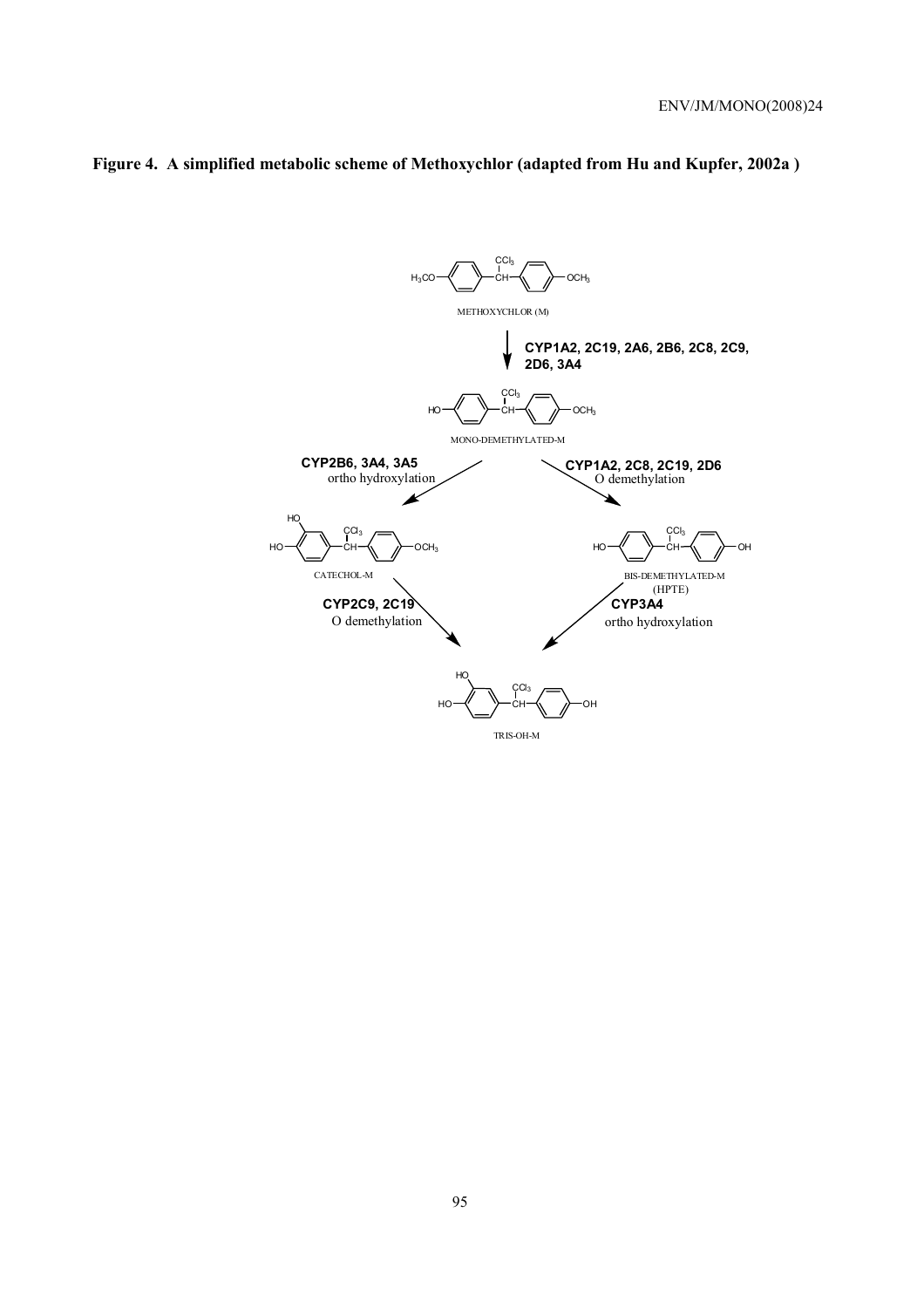**Figure 4. A simplified metabolic scheme of Methoxychlor (adapted from Hu and Kupfer, 2002a )**

METHOXYCHLOR (M)

CYP1A2, 2C19, 2A6, 2B6, 2C8, 2C9, 2D6, 3A4

MONO-DEMETHYLATED-M

CYP2B6, 3A4, 3A5
ortho hydroxylation

CYP1A2, 2C8, 2C19, 2D6
O demethylation

CATECHOL-M

BIS-DEMETHYLATED-M (HPTE)

CYP2C9, 2C19
O demethylation

CYP3A4
ortho hydroxylation

TRIS-OH-M